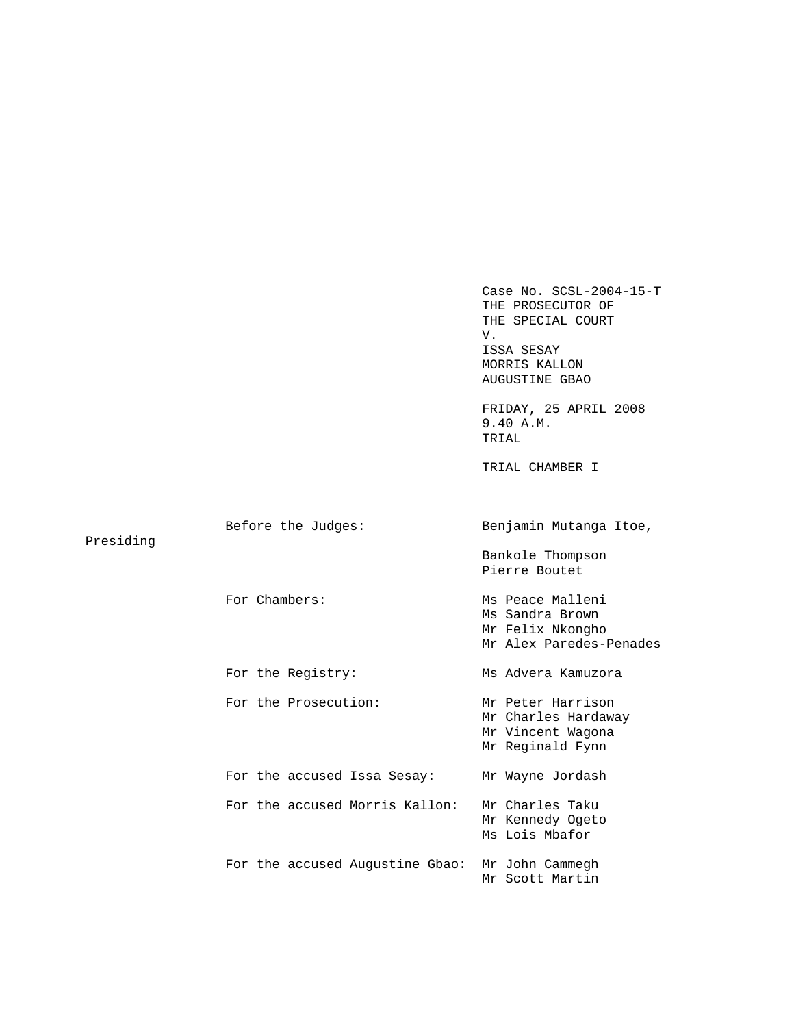Case No. SCSL-2004-15-T
THE PROSECUTOR OF
THE SPECIAL COURT
V.
ISSA SESAY
MORRIS KALLON
AUGUSTINE GBAO

FRIDAY, 25 APRIL 2008
9.40 A.M.
TRIAL

TRIAL CHAMBER I

| | |
|---|---|
| Before the Judges: | Benjamin Mutanga Itoe, Presiding |
| | Bankole Thompson |
| | Pierre Boutet |
| For Chambers: | Ms Peace Malleni |
| | Ms Sandra Brown |
| | Mr Felix Nkongho |
| | Mr Alex Paredes-Penades |
| For the Registry: | Ms Advera Kamuzora |
| For the Prosecution: | Mr Peter Harrison |
| | Mr Charles Hardaway |
| | Mr Vincent Wagona |
| | Mr Reginald Fynn |
| For the accused Issa Sesay: | Mr Wayne Jordash |
| For the accused Morris Kallon: | Mr Charles Taku |
| | Mr Kennedy Ogeto |
| | Ms Lois Mbafor |
| For the accused Augustine Gbao: | Mr John Cammegh |
| | Mr Scott Martin |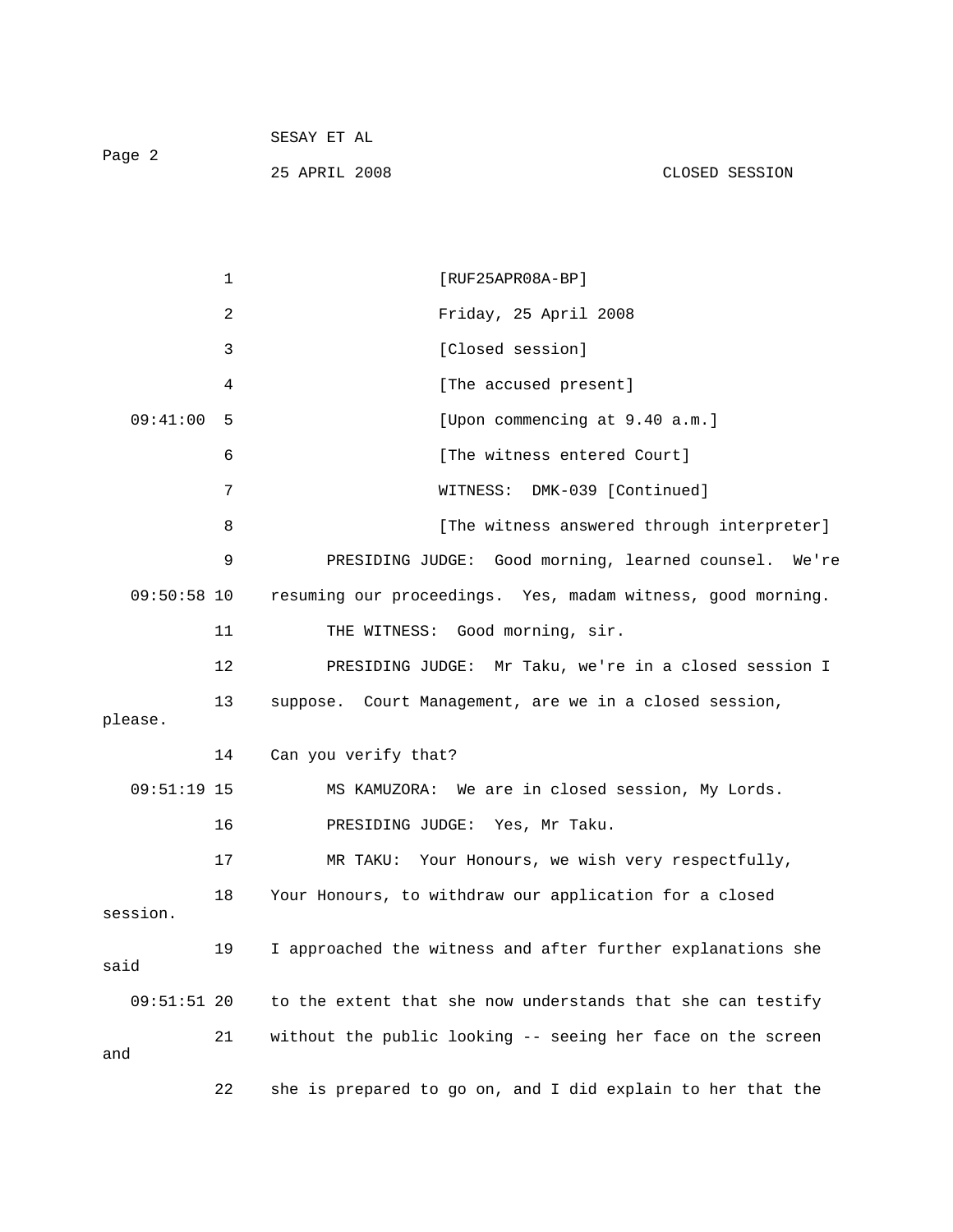[RUF25APR08A-BP]

Friday, 25 April 2008

[Closed session]

[The accused present]

[Upon commencing at 9.40 a.m.]

[The witness entered Court]

WITNESS: DMK-039 [Continued]

[The witness answered through interpreter]

PRESIDING JUDGE: Good morning, learned counsel. We're resuming our proceedings. Yes, madam witness, good morning.

THE WITNESS: Good morning, sir.

PRESIDING JUDGE: Mr Taku, we're in a closed session I suppose. Court Management, are we in a closed session, please. Can you verify that?

MS KAMUZORA: We are in closed session, My Lords.

PRESIDING JUDGE: Yes, Mr Taku.

MR TAKU: Your Honours, we wish very respectfully, Your Honours, to withdraw our application for a closed session. I approached the witness and after further explanations she said to the extent that she now understands that she can testify without the public looking -- seeing her face on the screen and she is prepared to go on, and I did explain to her that the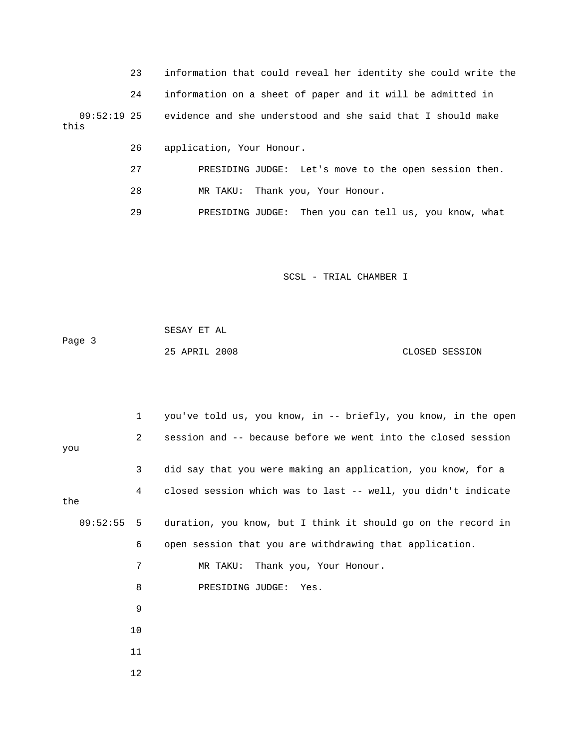information that could reveal her identity she could write the information on a sheet of paper and it will be admitted in evidence and she understood and she said that I should make this application, Your Honour.

PRESIDING JUDGE: Let's move to the open session then.

MR TAKU: Thank you, Your Honour.

PRESIDING JUDGE: Then you can tell us, you know, what you've told us, you know, in -- briefly, you know, in the open session and -- because before we went into the closed session you did say that you were making an application, you know, for a closed session which was to last -- well, you didn't indicate the duration, you know, but I think it should go on the record in open session that you are withdrawing that application.

MR TAKU: Thank you, Your Honour.

PRESIDING JUDGE: Yes.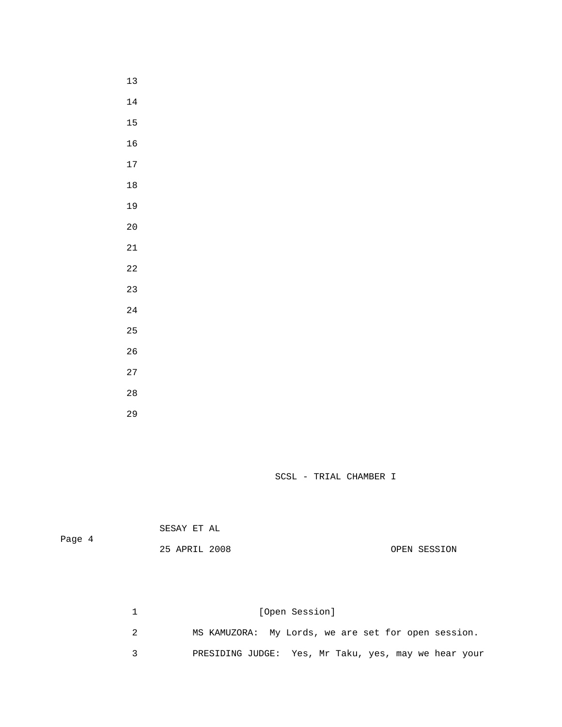[Open Session]

MS KAMUZORA: My Lords, we are set for open session.

PRESIDING JUDGE: Yes, Mr Taku, yes, may we hear your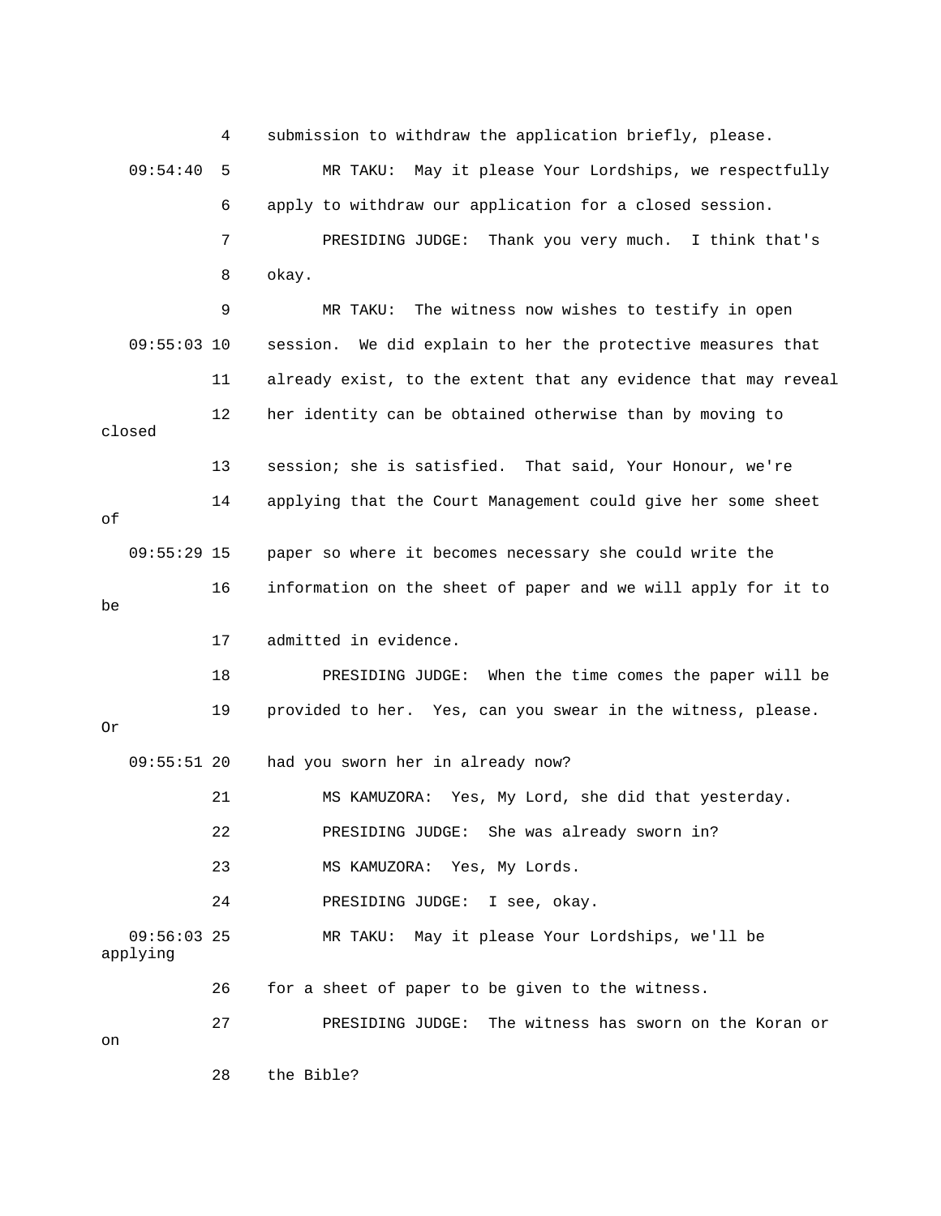4 submission to withdraw the application briefly, please.

09:54:40 5 MR TAKU: May it please Your Lordships, we respectfully

6 apply to withdraw our application for a closed session.

7 PRESIDING JUDGE: Thank you very much. I think that's

8 okay.

9 MR TAKU: The witness now wishes to testify in open

09:55:03 10 session. We did explain to her the protective measures that

11 already exist, to the extent that any evidence that may reveal

12 her identity can be obtained otherwise than by moving to closed

13 session; she is satisfied. That said, Your Honour, we're

14 applying that the Court Management could give her some sheet of

09:55:29 15 paper so where it becomes necessary she could write the

16 information on the sheet of paper and we will apply for it to be

17 admitted in evidence.

18 PRESIDING JUDGE: When the time comes the paper will be

19 provided to her. Yes, can you swear in the witness, please. Or

09:55:51 20 had you sworn her in already now?

21 MS KAMUZORA: Yes, My Lord, she did that yesterday.

22 PRESIDING JUDGE: She was already sworn in?

23 MS KAMUZORA: Yes, My Lords.

24 PRESIDING JUDGE: I see, okay.

09:56:03 25 MR TAKU: May it please Your Lordships, we'll be applying

26 for a sheet of paper to be given to the witness.

27 PRESIDING JUDGE: The witness has sworn on the Koran or on

28 the Bible?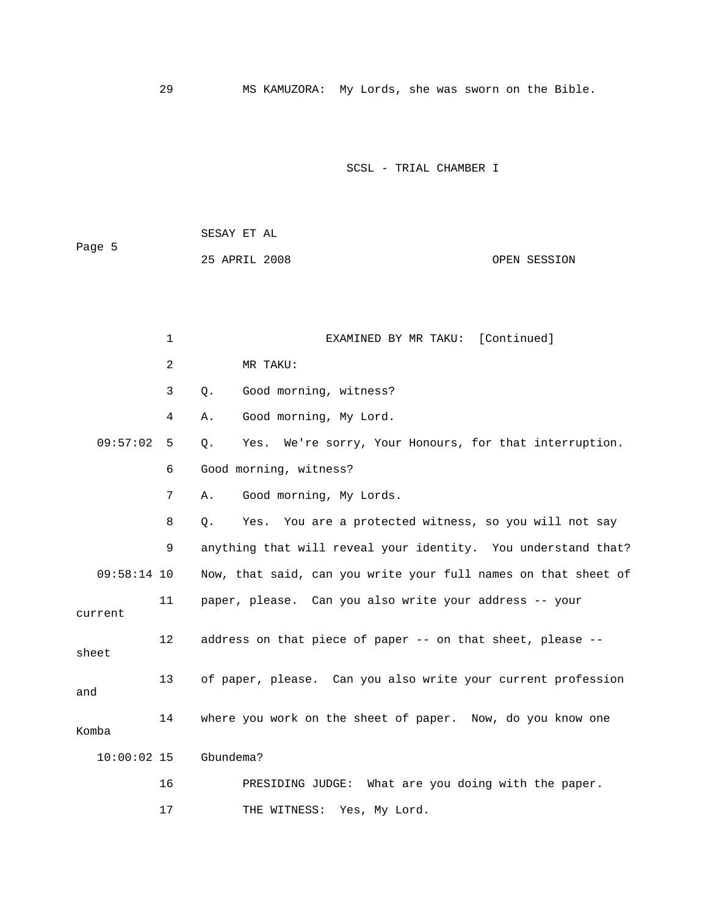29 MS KAMUZORA: My Lords, she was sworn on the Bible.

SCSL - TRIAL CHAMBER I

SESAY ET AL

Page 5

25 APRIL 2008 OPEN SESSION

1 EXAMINED BY MR TAKU: [Continued]

2 MR TAKU:

3 Q. Good morning, witness?

4 A. Good morning, My Lord.

09:57:02 5 Q. Yes. We're sorry, Your Honours, for that interruption.

6 Good morning, witness?

7 A. Good morning, My Lords.

8 Q. Yes. You are a protected witness, so you will not say

9 anything that will reveal your identity. You understand that?

09:58:14 10 Now, that said, can you write your full names on that sheet of

11 paper, please. Can you also write your address -- your current

12 address on that piece of paper -- on that sheet, please -- sheet

13 of paper, please. Can you also write your current profession and

14 where you work on the sheet of paper. Now, do you know one Komba

10:00:02 15 Gbundema?

16 PRESIDING JUDGE: What are you doing with the paper.

17 THE WITNESS: Yes, My Lord.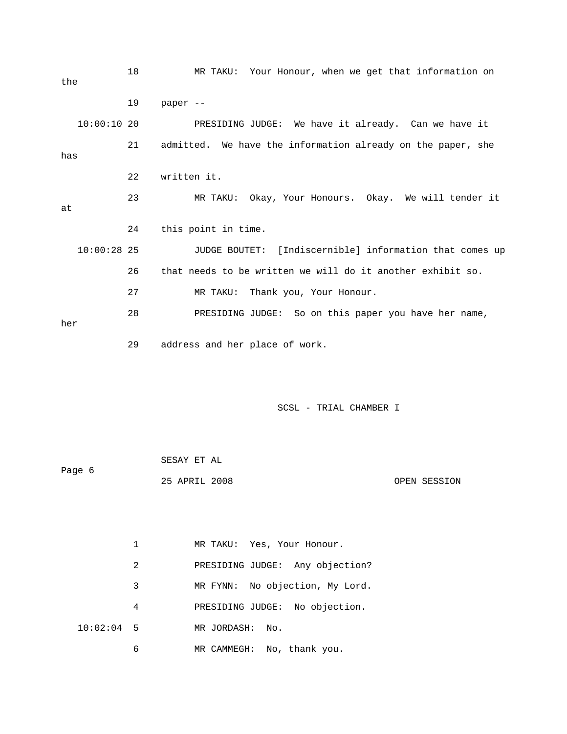18 MR TAKU: Your Honour, when we get that information on the

19 paper --

10:00:10 20 PRESIDING JUDGE: We have it already. Can we have it

21 admitted. We have the information already on the paper, she has

22 written it.

23 MR TAKU: Okay, Your Honours. Okay. We will tender it at

24 this point in time.

10:00:28 25 JUDGE BOUTET: [Indiscernible] information that comes up

26 that needs to be written we will do it another exhibit so.

27 MR TAKU: Thank you, Your Honour.

28 PRESIDING JUDGE: So on this paper you have her name, her

29 address and her place of work.

1 MR TAKU: Yes, Your Honour.

2 PRESIDING JUDGE: Any objection?

3 MR FYNN: No objection, My Lord.

4 PRESIDING JUDGE: No objection.

10:02:04 5 MR JORDASH: No.

6 MR CAMMEGH: No, thank you.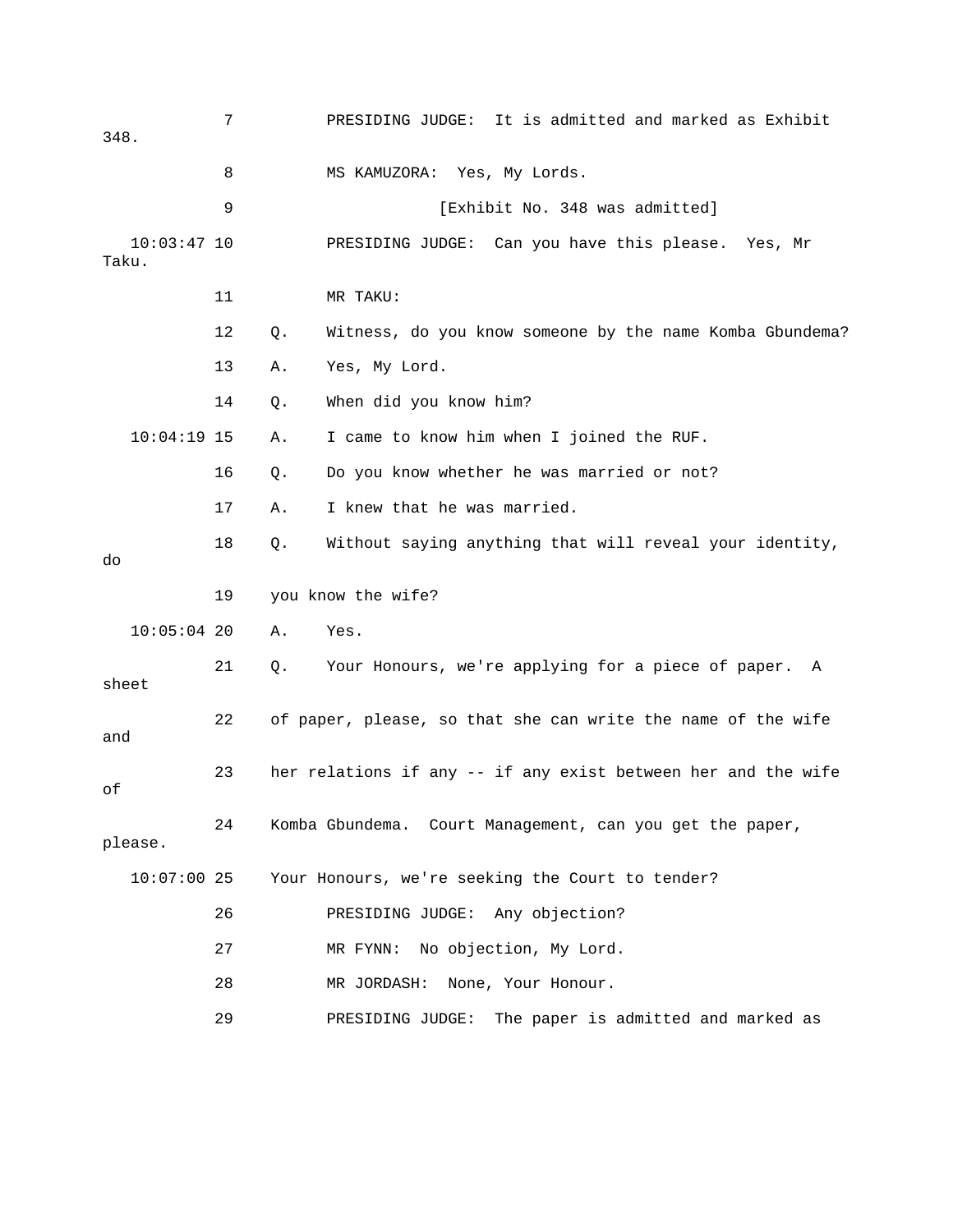7 PRESIDING JUDGE: It is admitted and marked as Exhibit 348.

8 MS KAMUZORA: Yes, My Lords.

9 [Exhibit No. 348 was admitted]

10:03:47 10 PRESIDING JUDGE: Can you have this please. Yes, Mr Taku.

11 MR TAKU:

12 Q. Witness, do you know someone by the name Komba Gbundema?

13 A. Yes, My Lord.

14 Q. When did you know him?

10:04:19 15 A. I came to know him when I joined the RUF.

16 Q. Do you know whether he was married or not?

17 A. I knew that he was married.

18 Q. Without saying anything that will reveal your identity, do

19 you know the wife?

10:05:04 20 A. Yes.

21 Q. Your Honours, we're applying for a piece of paper. A sheet

22 of paper, please, so that she can write the name of the wife and

23 her relations if any -- if any exist between her and the wife of

24 Komba Gbundema. Court Management, can you get the paper, please.

10:07:00 25 Your Honours, we're seeking the Court to tender?

26 PRESIDING JUDGE: Any objection?

27 MR FYNN: No objection, My Lord.

28 MR JORDASH: None, Your Honour.

29 PRESIDING JUDGE: The paper is admitted and marked as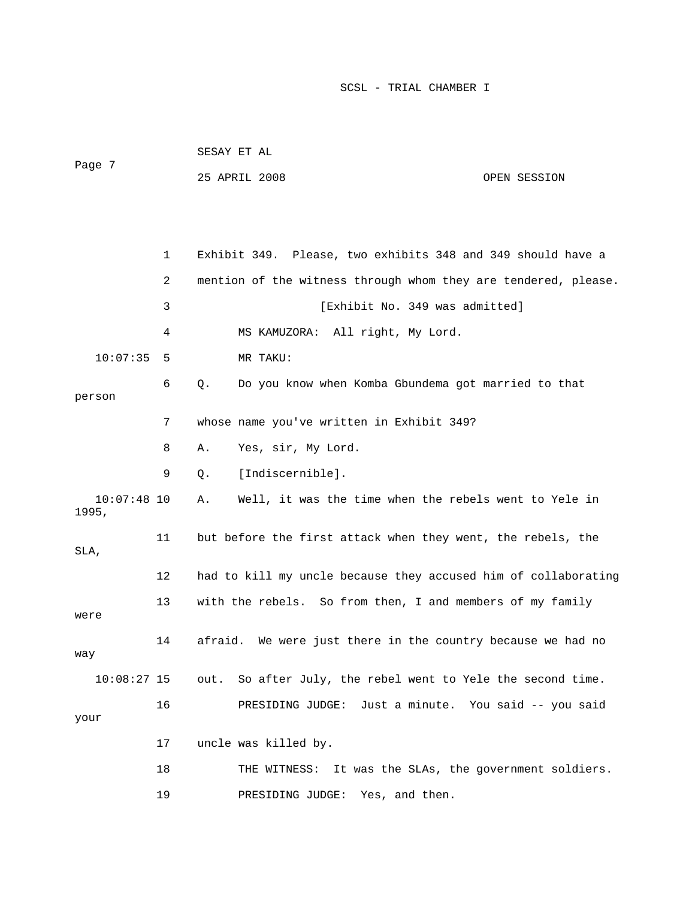Exhibit 349. Please, two exhibits 348 and 349 should have a mention of the witness through whom they are tendered, please.

[Exhibit No. 349 was admitted]

MS KAMUZORA: All right, My Lord.

MR TAKU:

Q. Do you know when Komba Gbundema got married to that person whose name you've written in Exhibit 349?

A. Yes, sir, My Lord.

Q. [Indiscernible].

A. Well, it was the time when the rebels went to Yele in 1995, but before the first attack when they went, the rebels, the SLA, had to kill my uncle because they accused him of collaborating with the rebels. So from then, I and members of my family were afraid. We were just there in the country because we had no way out. So after July, the rebel went to Yele the second time.

PRESIDING JUDGE: Just a minute. You said -- you said your uncle was killed by.

THE WITNESS: It was the SLAs, the government soldiers.

PRESIDING JUDGE: Yes, and then.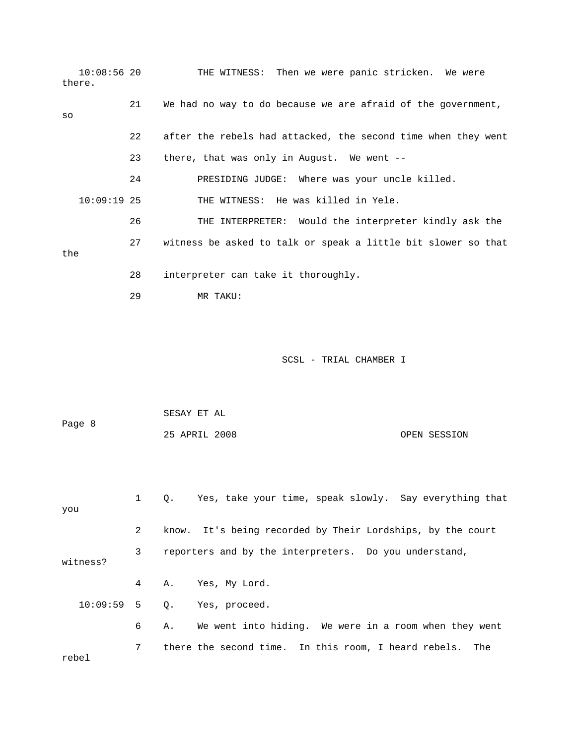10:08:56 20 THE WITNESS: Then we were panic stricken. We were there.

21 We had no way to do because we are afraid of the government, so

22 after the rebels had attacked, the second time when they went

23 there, that was only in August. We went --

24 PRESIDING JUDGE: Where was your uncle killed.

10:09:19 25 THE WITNESS: He was killed in Yele.

26 THE INTERPRETER: Would the interpreter kindly ask the

27 witness be asked to talk or speak a little bit slower so that the

28 interpreter can take it thoroughly.

29 MR TAKU:

1 Q. Yes, take your time, speak slowly. Say everything that you

2 know. It's being recorded by Their Lordships, by the court

3 reporters and by the interpreters. Do you understand, witness?

4 A. Yes, My Lord.

10:09:59 5 Q. Yes, proceed.

6 A. We went into hiding. We were in a room when they went

7 there the second time. In this room, I heard rebels. The rebel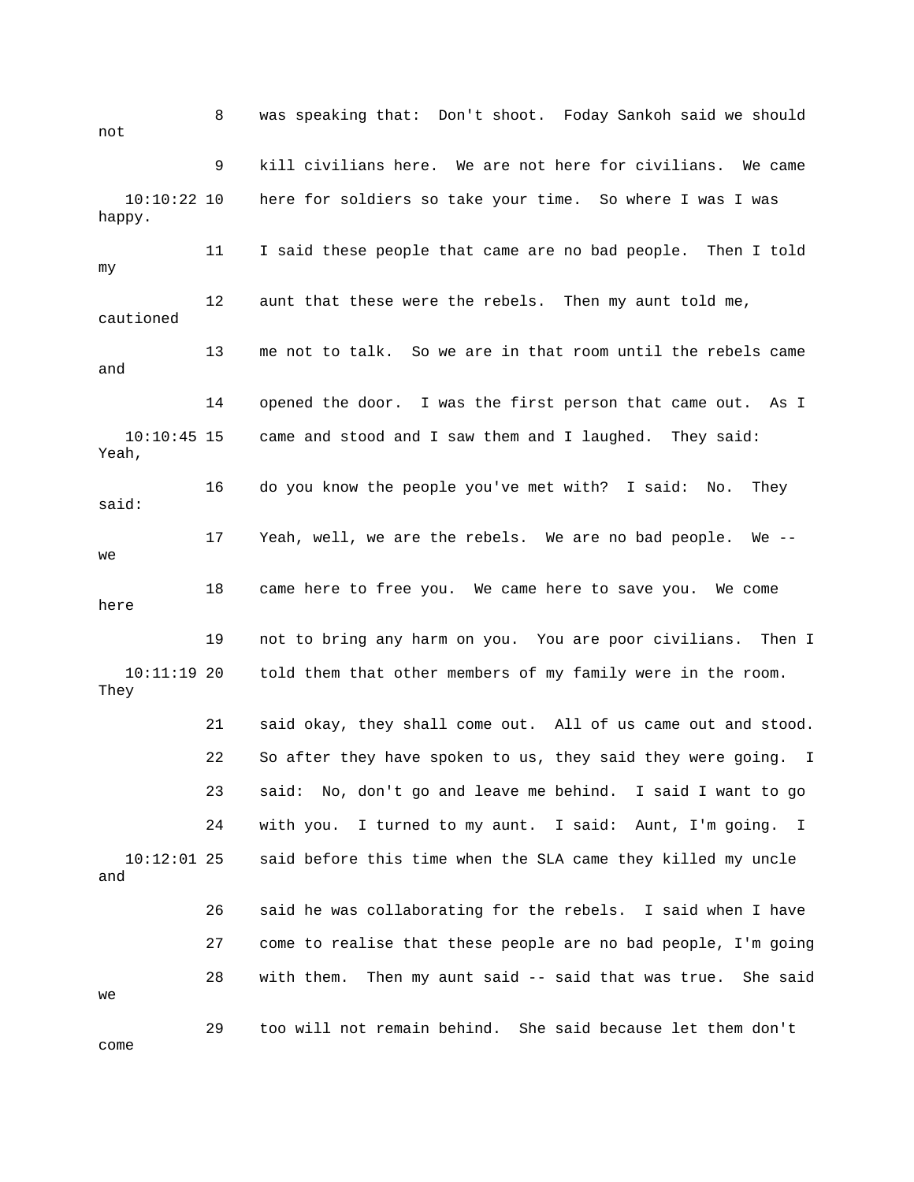8 was speaking that: Don't shoot. Foday Sankoh said we should not

9 kill civilians here. We are not here for civilians. We came

10:10:22 10 here for soldiers so take your time. So where I was I was happy.

11 I said these people that came are no bad people. Then I told my

12 aunt that these were the rebels. Then my aunt told me, cautioned

13 me not to talk. So we are in that room until the rebels came and

14 opened the door. I was the first person that came out. As I

10:10:45 15 came and stood and I saw them and I laughed. They said: Yeah,

16 do you know the people you've met with? I said: No. They said:

17 Yeah, well, we are the rebels. We are no bad people. We -- we

18 came here to free you. We came here to save you. We come here

19 not to bring any harm on you. You are poor civilians. Then I

10:11:19 20 told them that other members of my family were in the room. They

21 said okay, they shall come out. All of us came out and stood.

22 So after they have spoken to us, they said they were going. I

23 said: No, don't go and leave me behind. I said I want to go

24 with you. I turned to my aunt. I said: Aunt, I'm going. I

10:12:01 25 said before this time when the SLA came they killed my uncle and

26 said he was collaborating for the rebels. I said when I have

27 come to realise that these people are no bad people, I'm going

28 with them. Then my aunt said -- said that was true. She said we

29 too will not remain behind. She said because let them don't come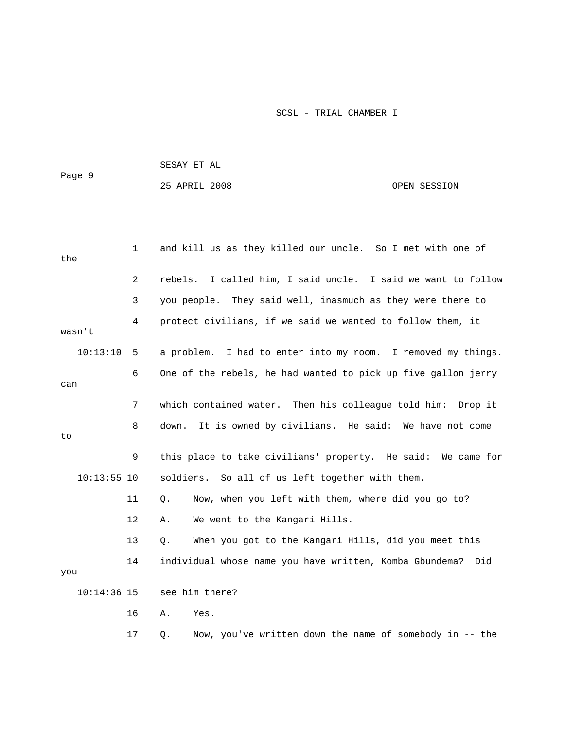1 and kill us as they killed our uncle. So I met with one of the

2 rebels. I called him, I said uncle. I said we want to follow

3 you people. They said well, inasmuch as they were there to

4 protect civilians, if we said we wanted to follow them, it wasn't

10:13:10 5 a problem. I had to enter into my room. I removed my things.

6 One of the rebels, he had wanted to pick up five gallon jerry can

7 which contained water. Then his colleague told him: Drop it

8 down. It is owned by civilians. He said: We have not come to

9 this place to take civilians' property. He said: We came for

10:13:55 10 soldiers. So all of us left together with them.

11 Q. Now, when you left with them, where did you go to?

12 A. We went to the Kangari Hills.

13 Q. When you got to the Kangari Hills, did you meet this

14 individual whose name you have written, Komba Gbundema? Did you

10:14:36 15 see him there?

16 A. Yes.

17 Q. Now, you've written down the name of somebody in -- the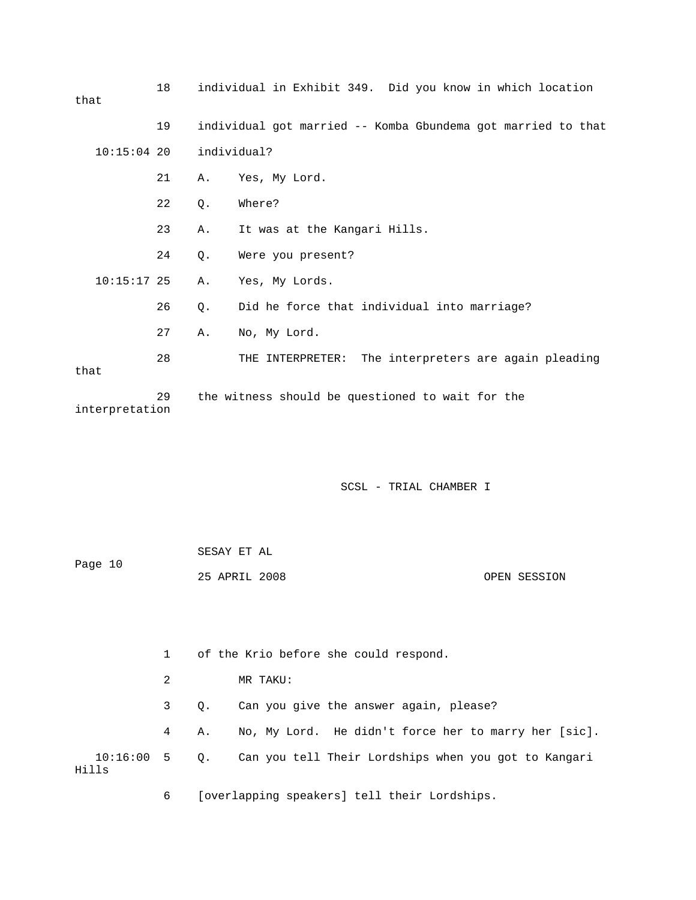18 individual in Exhibit 349. Did you know in which location that

19 individual got married -- Komba Gbundema got married to that

10:15:04 20 individual?

21 A. Yes, My Lord.

22 Q. Where?

23 A. It was at the Kangari Hills.

24 Q. Were you present?

10:15:17 25 A. Yes, My Lords.

26 Q. Did he force that individual into marriage?

27 A. No, My Lord.

28 THE INTERPRETER: The interpreters are again pleading that

29 the witness should be questioned to wait for the interpretation

1 of the Krio before she could respond.

2 MR TAKU:

3 Q. Can you give the answer again, please?

4 A. No, My Lord. He didn't force her to marry her [sic].

10:16:00 5 Q. Can you tell Their Lordships when you got to Kangari Hills

6 [overlapping speakers] tell their Lordships.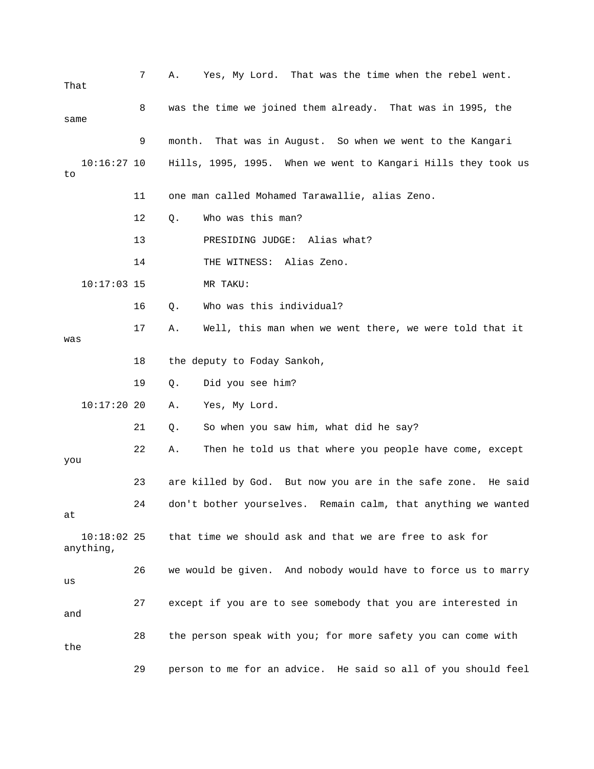7 A. Yes, My Lord. That was the time when the rebel went. That

8 was the time we joined them already. That was in 1995, the same

9 month. That was in August. So when we went to the Kangari

10:16:27 10 Hills, 1995, 1995. When we went to Kangari Hills they took us to

11 one man called Mohamed Tarawallie, alias Zeno.

12 Q. Who was this man?

13 PRESIDING JUDGE: Alias what?

14 THE WITNESS: Alias Zeno.

10:17:03 15 MR TAKU:

16 Q. Who was this individual?

17 A. Well, this man when we went there, we were told that it was

18 the deputy to Foday Sankoh,

19 Q. Did you see him?

10:17:20 20 A. Yes, My Lord.

21 Q. So when you saw him, what did he say?

22 A. Then he told us that where you people have come, except you

23 are killed by God. But now you are in the safe zone. He said

24 don't bother yourselves. Remain calm, that anything we wanted at

10:18:02 25 that time we should ask and that we are free to ask for anything,

26 we would be given. And nobody would have to force us to marry us

27 except if you are to see somebody that you are interested in and

28 the person speak with you; for more safety you can come with the

29 person to me for an advice. He said so all of you should feel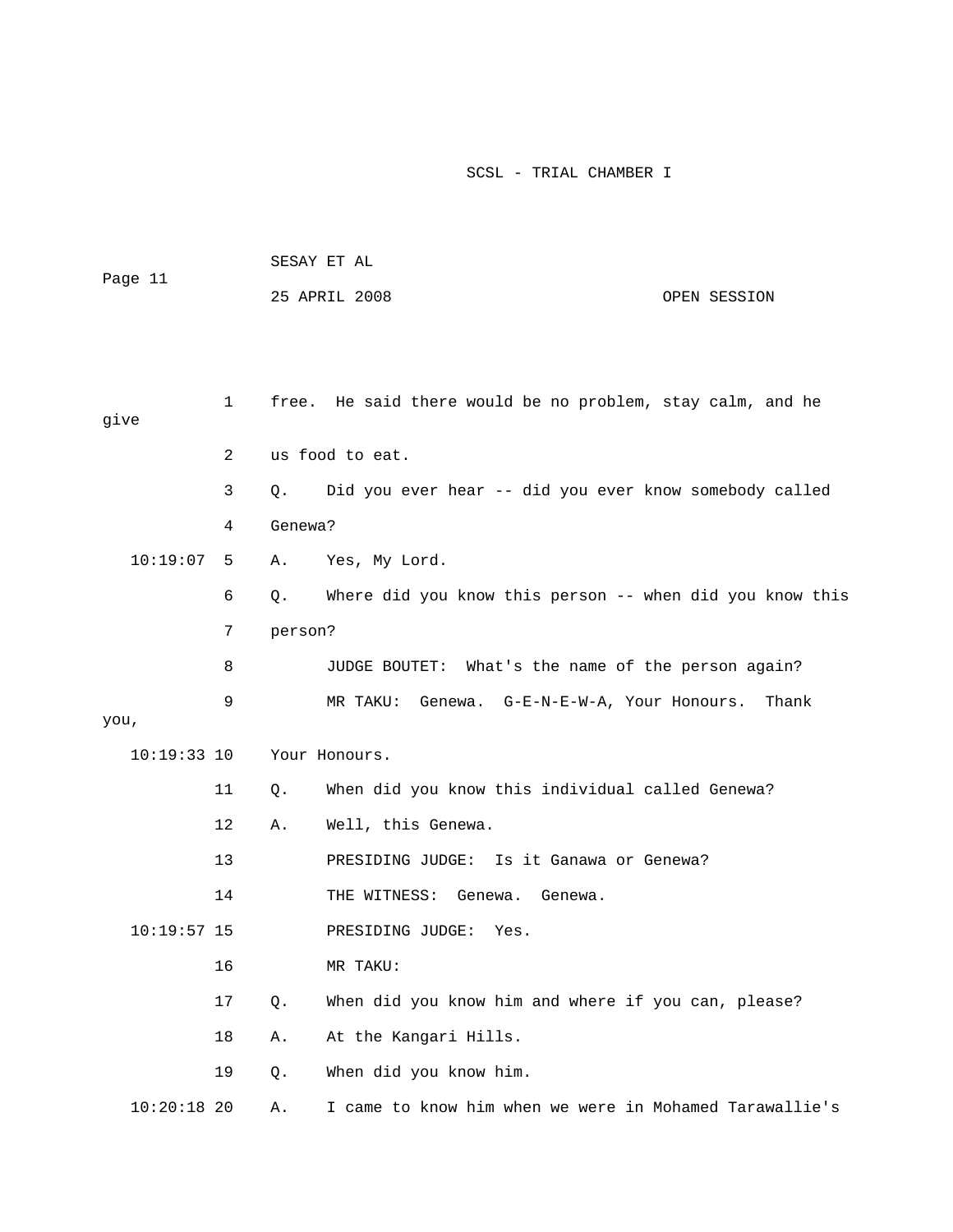1 free. He said there would be no problem, stay calm, and he give

2 us food to eat.

3 Q. Did you ever hear -- did you ever know somebody called

4 Genewa?

10:19:07 5 A. Yes, My Lord.

6 Q. Where did you know this person -- when did you know this

7 person?

8 JUDGE BOUTET: What's the name of the person again?

9 MR TAKU: Genewa. G-E-N-E-W-A, Your Honours. Thank you,

10:19:33 10 Your Honours.

11 Q. When did you know this individual called Genewa?

12 A. Well, this Genewa.

13 PRESIDING JUDGE: Is it Ganawa or Genewa?

14 THE WITNESS: Genewa. Genewa.

10:19:57 15 PRESIDING JUDGE: Yes.

16 MR TAKU:

17 Q. When did you know him and where if you can, please?

18 A. At the Kangari Hills.

19 Q. When did you know him.

10:20:18 20 A. I came to know him when we were in Mohamed Tarawallie's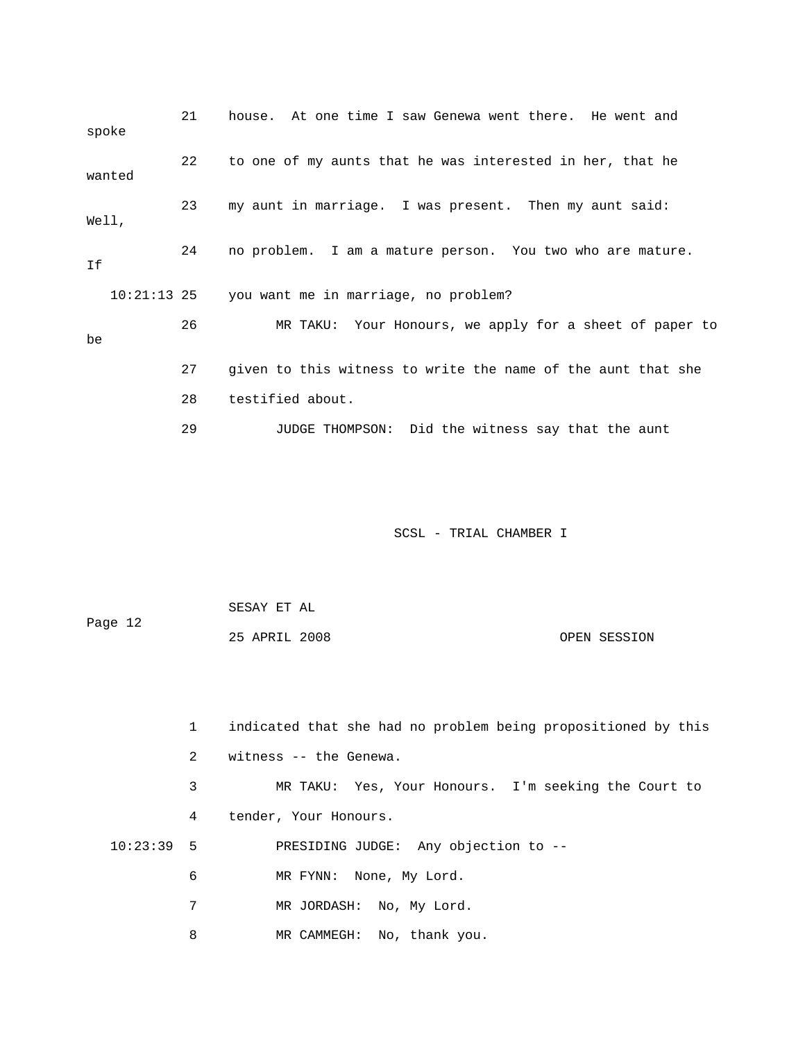21 house. At one time I saw Genewa went there. He went and spoke

22 to one of my aunts that he was interested in her, that he wanted

23 my aunt in marriage. I was present. Then my aunt said: Well,

24 no problem. I am a mature person. You two who are mature. If

10:21:13 25 you want me in marriage, no problem?

26 MR TAKU: Your Honours, we apply for a sheet of paper to be

27 given to this witness to write the name of the aunt that she

28 testified about.

29 JUDGE THOMPSON: Did the witness say that the aunt

1 indicated that she had no problem being propositioned by this

2 witness -- the Genewa.

3 MR TAKU: Yes, Your Honours. I'm seeking the Court to

4 tender, Your Honours.

10:23:39 5 PRESIDING JUDGE: Any objection to --

6 MR FYNN: None, My Lord.

7 MR JORDASH: No, My Lord.

8 MR CAMMEGH: No, thank you.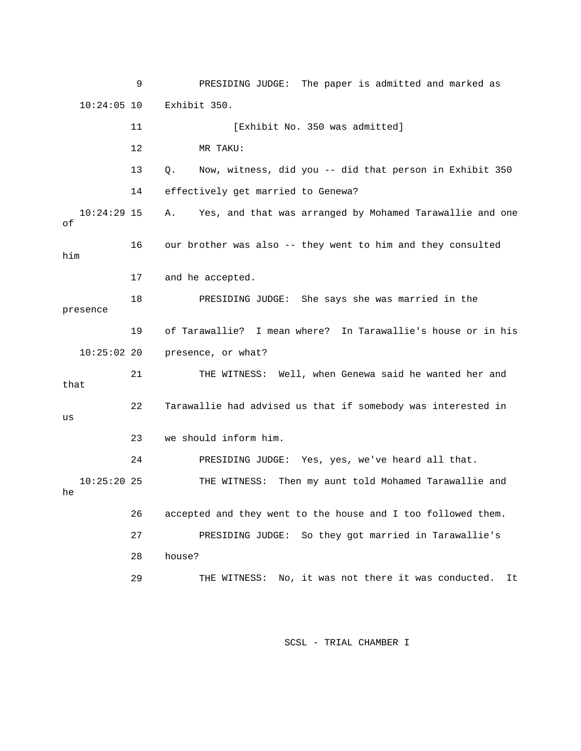9 PRESIDING JUDGE: The paper is admitted and marked as

10:24:05 10 Exhibit 350.

11 [Exhibit No. 350 was admitted]

12 MR TAKU:

13 Q. Now, witness, did you -- did that person in Exhibit 350

14 effectively get married to Genewa?

10:24:29 15 A. Yes, and that was arranged by Mohamed Tarawallie and one of

16 our brother was also -- they went to him and they consulted him

17 and he accepted.

18 PRESIDING JUDGE: She says she was married in the presence

19 of Tarawallie? I mean where? In Tarawallie's house or in his

10:25:02 20 presence, or what?

21 THE WITNESS: Well, when Genewa said he wanted her and that

22 Tarawallie had advised us that if somebody was interested in us

23 we should inform him.

24 PRESIDING JUDGE: Yes, yes, we've heard all that.

10:25:20 25 THE WITNESS: Then my aunt told Mohamed Tarawallie and he

26 accepted and they went to the house and I too followed them.

27 PRESIDING JUDGE: So they got married in Tarawallie's

28 house?

29 THE WITNESS: No, it was not there it was conducted. It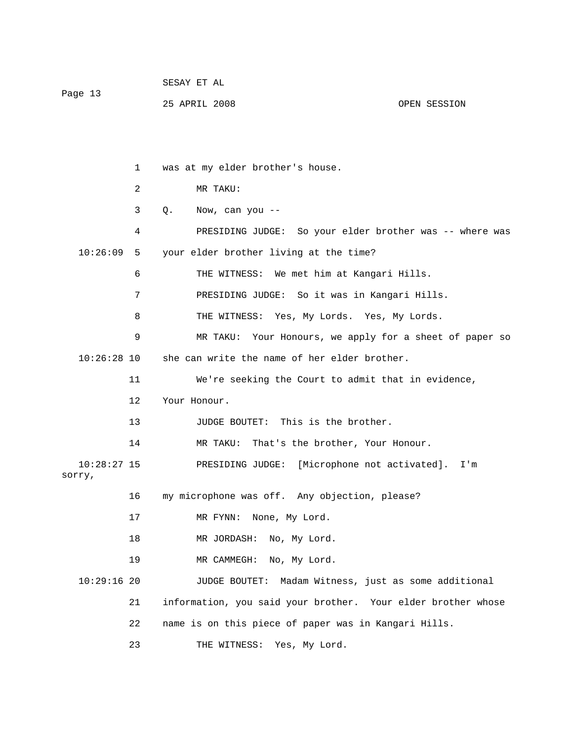1 was at my elder brother's house.

2 MR TAKU:

3 Q. Now, can you --

4 PRESIDING JUDGE: So your elder brother was -- where was

10:26:09 5 your elder brother living at the time?

6 THE WITNESS: We met him at Kangari Hills.

7 PRESIDING JUDGE: So it was in Kangari Hills.

8 THE WITNESS: Yes, My Lords. Yes, My Lords.

9 MR TAKU: Your Honours, we apply for a sheet of paper so

10:26:28 10 she can write the name of her elder brother.

11 We're seeking the Court to admit that in evidence,

12 Your Honour.

13 JUDGE BOUTET: This is the brother.

14 MR TAKU: That's the brother, Your Honour.

10:28:27 15 PRESIDING JUDGE: [Microphone not activated]. I'm sorry,

16 my microphone was off. Any objection, please?

17 MR FYNN: None, My Lord.

18 MR JORDASH: No, My Lord.

19 MR CAMMEGH: No, My Lord.

10:29:16 20 JUDGE BOUTET: Madam Witness, just as some additional

21 information, you said your brother. Your elder brother whose

22 name is on this piece of paper was in Kangari Hills.

23 THE WITNESS: Yes, My Lord.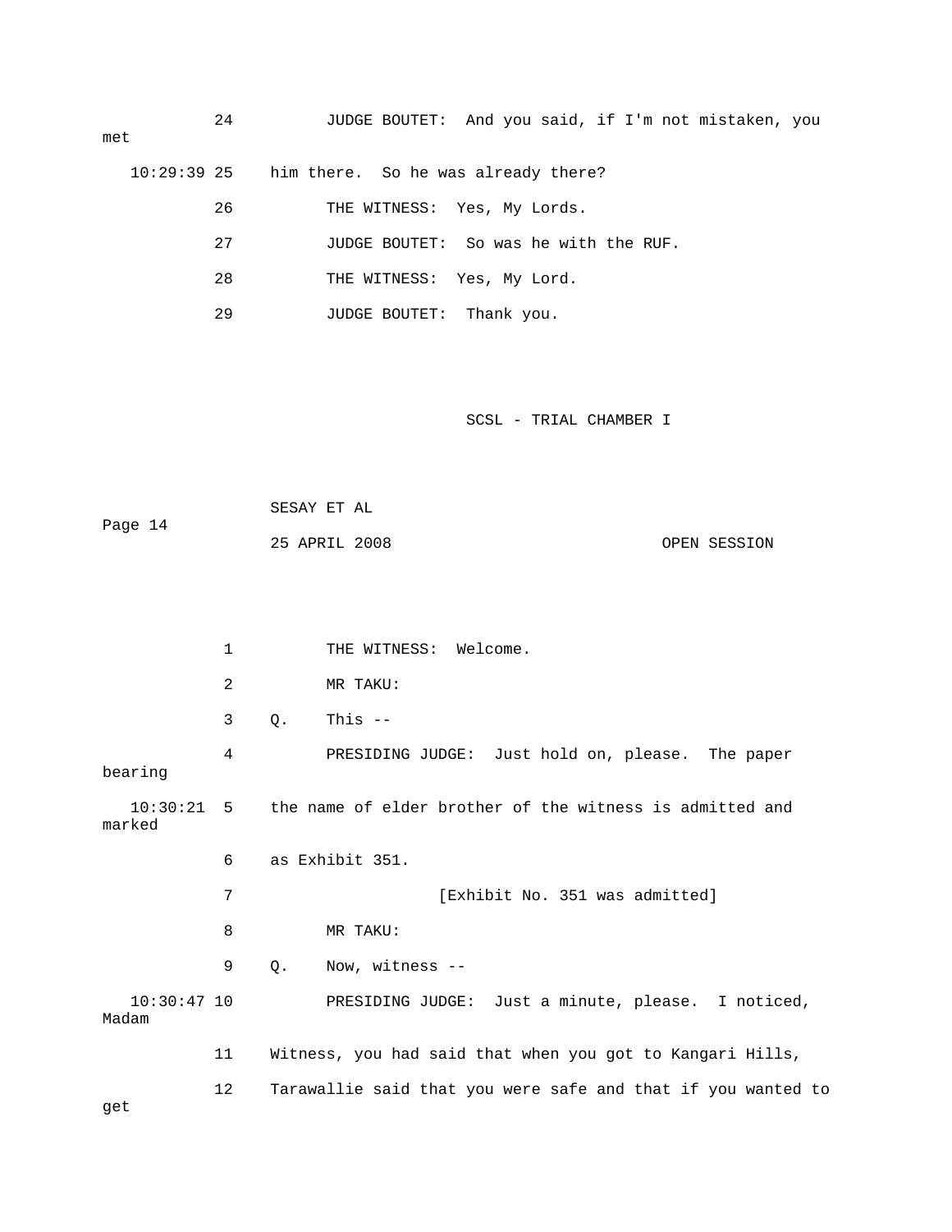24 JUDGE BOUTET: And you said, if I'm not mistaken, you met

10:29:39 25 him there. So he was already there?

26 THE WITNESS: Yes, My Lords.

27 JUDGE BOUTET: So was he with the RUF.

28 THE WITNESS: Yes, My Lord.

29 JUDGE BOUTET: Thank you.

1 THE WITNESS: Welcome.

2 MR TAKU:

3 Q. This --

4 PRESIDING JUDGE: Just hold on, please. The paper bearing

10:30:21 5 the name of elder brother of the witness is admitted and marked

6 as Exhibit 351.

7 [Exhibit No. 351 was admitted]

8 MR TAKU:

9 Q. Now, witness --

10:30:47 10 PRESIDING JUDGE: Just a minute, please. I noticed, Madam

11 Witness, you had said that when you got to Kangari Hills,

12 Tarawallie said that you were safe and that if you wanted to get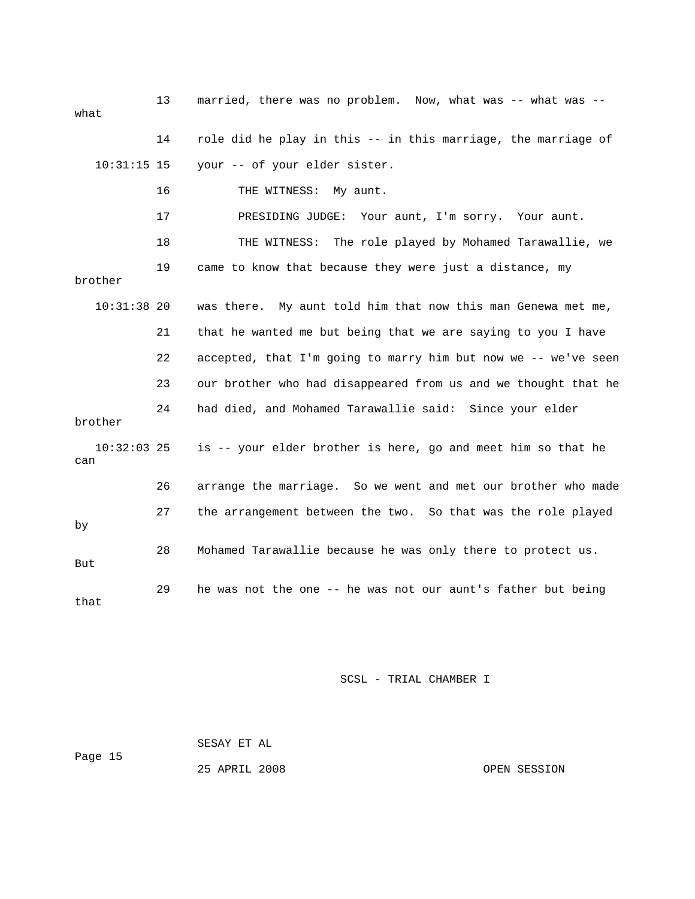13 married, there was no problem. Now, what was -- what was -- what

14 role did he play in this -- in this marriage, the marriage of

10:31:15 15 your -- of your elder sister.

16 THE WITNESS: My aunt.

17 PRESIDING JUDGE: Your aunt, I'm sorry. Your aunt.

18 THE WITNESS: The role played by Mohamed Tarawallie, we

19 came to know that because they were just a distance, my brother

10:31:38 20 was there. My aunt told him that now this man Genewa met me,

21 that he wanted me but being that we are saying to you I have

22 accepted, that I'm going to marry him but now we -- we've seen

23 our brother who had disappeared from us and we thought that he

24 had died, and Mohamed Tarawallie said: Since your elder brother

10:32:03 25 is -- your elder brother is here, go and meet him so that he can

26 arrange the marriage. So we went and met our brother who made

27 the arrangement between the two. So that was the role played by

28 Mohamed Tarawallie because he was only there to protect us. But

29 he was not the one -- he was not our aunt's father but being that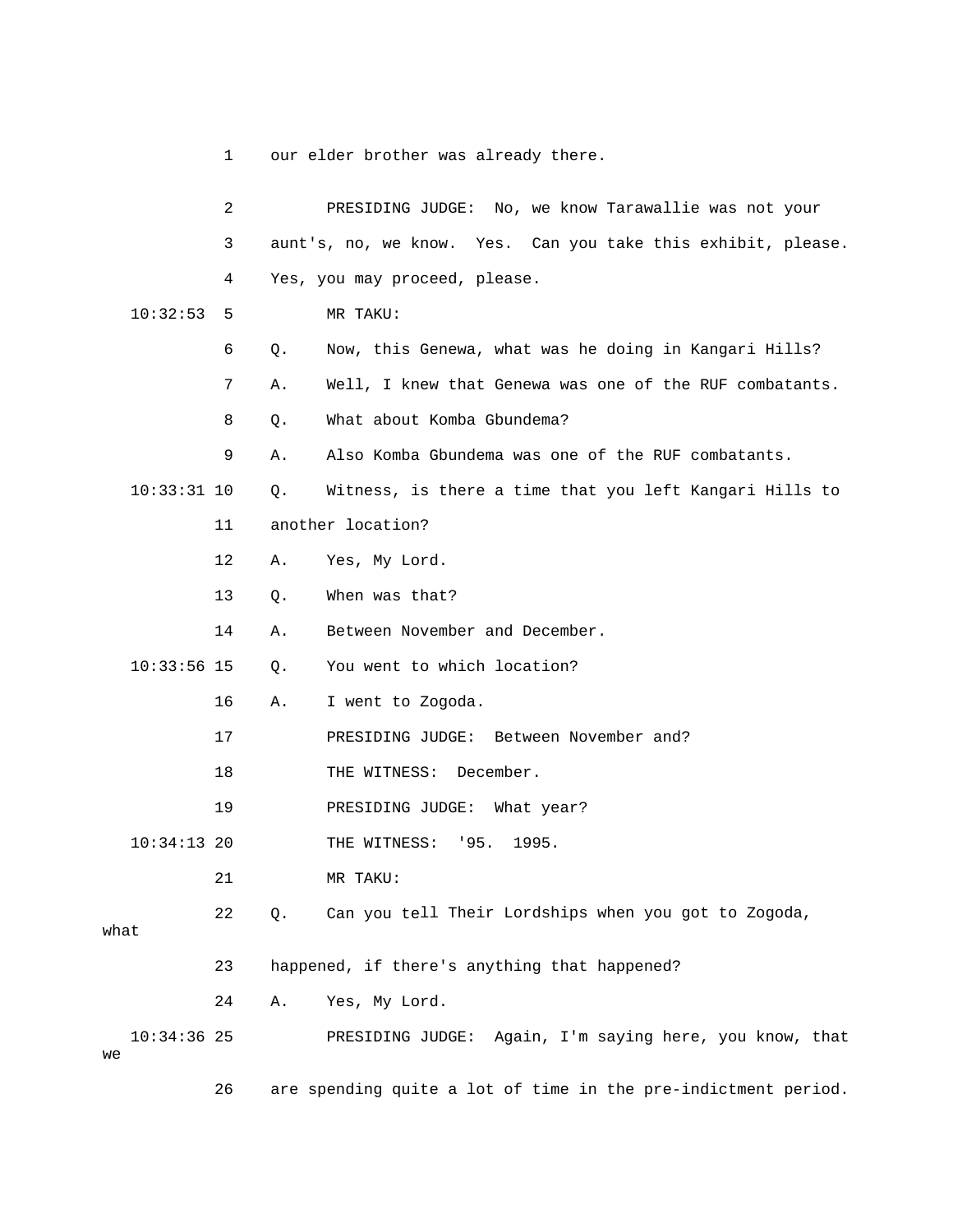1 our elder brother was already there.

2 PRESIDING JUDGE: No, we know Tarawallie was not your

3 aunt's, no, we know. Yes. Can you take this exhibit, please.

4 Yes, you may proceed, please.

10:32:53 5 MR TAKU:

6 Q. Now, this Genewa, what was he doing in Kangari Hills?

7 A. Well, I knew that Genewa was one of the RUF combatants.

8 Q. What about Komba Gbundema?

9 A. Also Komba Gbundema was one of the RUF combatants.

10:33:31 10 Q. Witness, is there a time that you left Kangari Hills to

11 another location?

12 A. Yes, My Lord.

13 Q. When was that?

14 A. Between November and December.

10:33:56 15 Q. You went to which location?

16 A. I went to Zogoda.

17 PRESIDING JUDGE: Between November and?

18 THE WITNESS: December.

19 PRESIDING JUDGE: What year?

10:34:13 20 THE WITNESS: '95. 1995.

21 MR TAKU:

22 Q. Can you tell Their Lordships when you got to Zogoda, what

23 happened, if there's anything that happened?

24 A. Yes, My Lord.

10:34:36 25 PRESIDING JUDGE: Again, I'm saying here, you know, that we

26 are spending quite a lot of time in the pre-indictment period.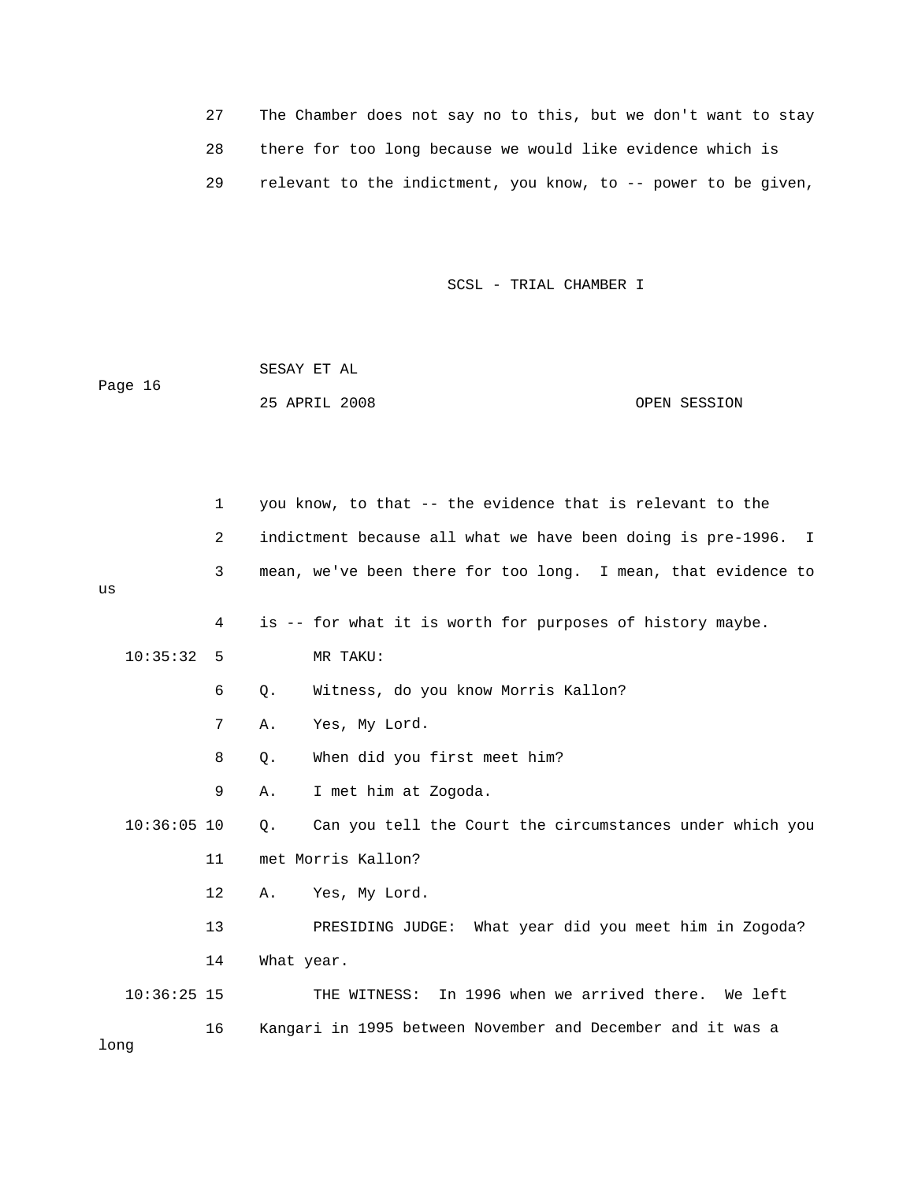27 The Chamber does not say no to this, but we don't want to stay

28 there for too long because we would like evidence which is

29 relevant to the indictment, you know, to -- power to be given,

1 you know, to that -- the evidence that is relevant to the

2 indictment because all what we have been doing is pre-1996. I

3 mean, we've been there for too long. I mean, that evidence to us

4 is -- for what it is worth for purposes of history maybe.

10:35:32 5 MR TAKU:

6 Q. Witness, do you know Morris Kallon?

7 A. Yes, My Lord.

8 Q. When did you first meet him?

9 A. I met him at Zogoda.

10:36:05 10 Q. Can you tell the Court the circumstances under which you

11 met Morris Kallon?

12 A. Yes, My Lord.

13 PRESIDING JUDGE: What year did you meet him in Zogoda?

14 What year.

10:36:25 15 THE WITNESS: In 1996 when we arrived there. We left

16 Kangari in 1995 between November and December and it was a long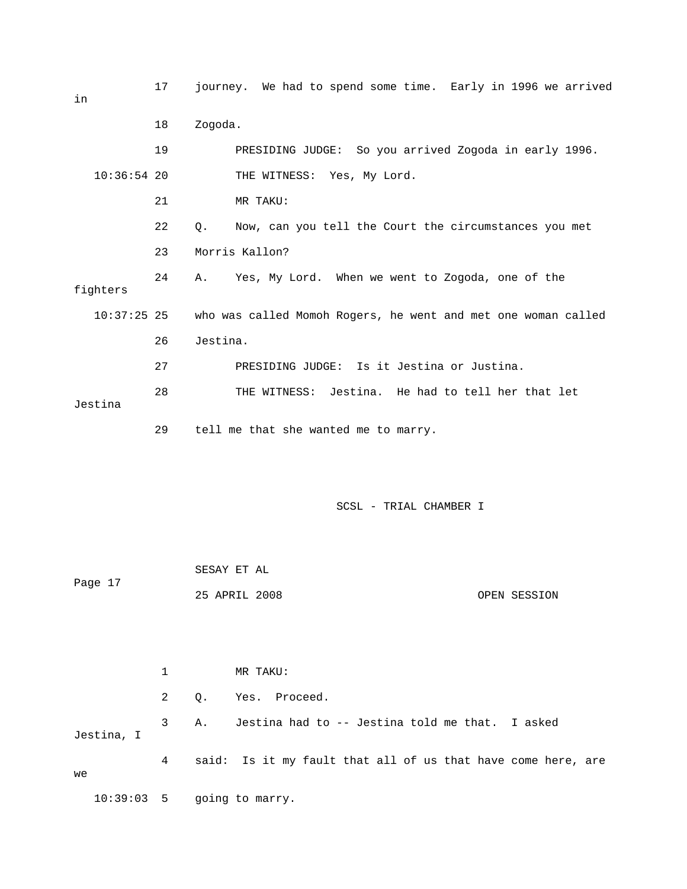17 journey. We had to spend some time. Early in 1996 we arrived in

18 Zogoda.

19 PRESIDING JUDGE: So you arrived Zogoda in early 1996.

10:36:54 20 THE WITNESS: Yes, My Lord.

21 MR TAKU:

22 Q. Now, can you tell the Court the circumstances you met

23 Morris Kallon?

24 A. Yes, My Lord. When we went to Zogoda, one of the fighters

10:37:25 25 who was called Momoh Rogers, he went and met one woman called

26 Jestina.

27 PRESIDING JUDGE: Is it Jestina or Justina.

28 THE WITNESS: Jestina. He had to tell her that let Jestina

29 tell me that she wanted me to marry.

1 MR TAKU:

2 Q. Yes. Proceed.

3 A. Jestina had to -- Jestina told me that. I asked Jestina, I

4 said: Is it my fault that all of us that have come here, are we

10:39:03 5 going to marry.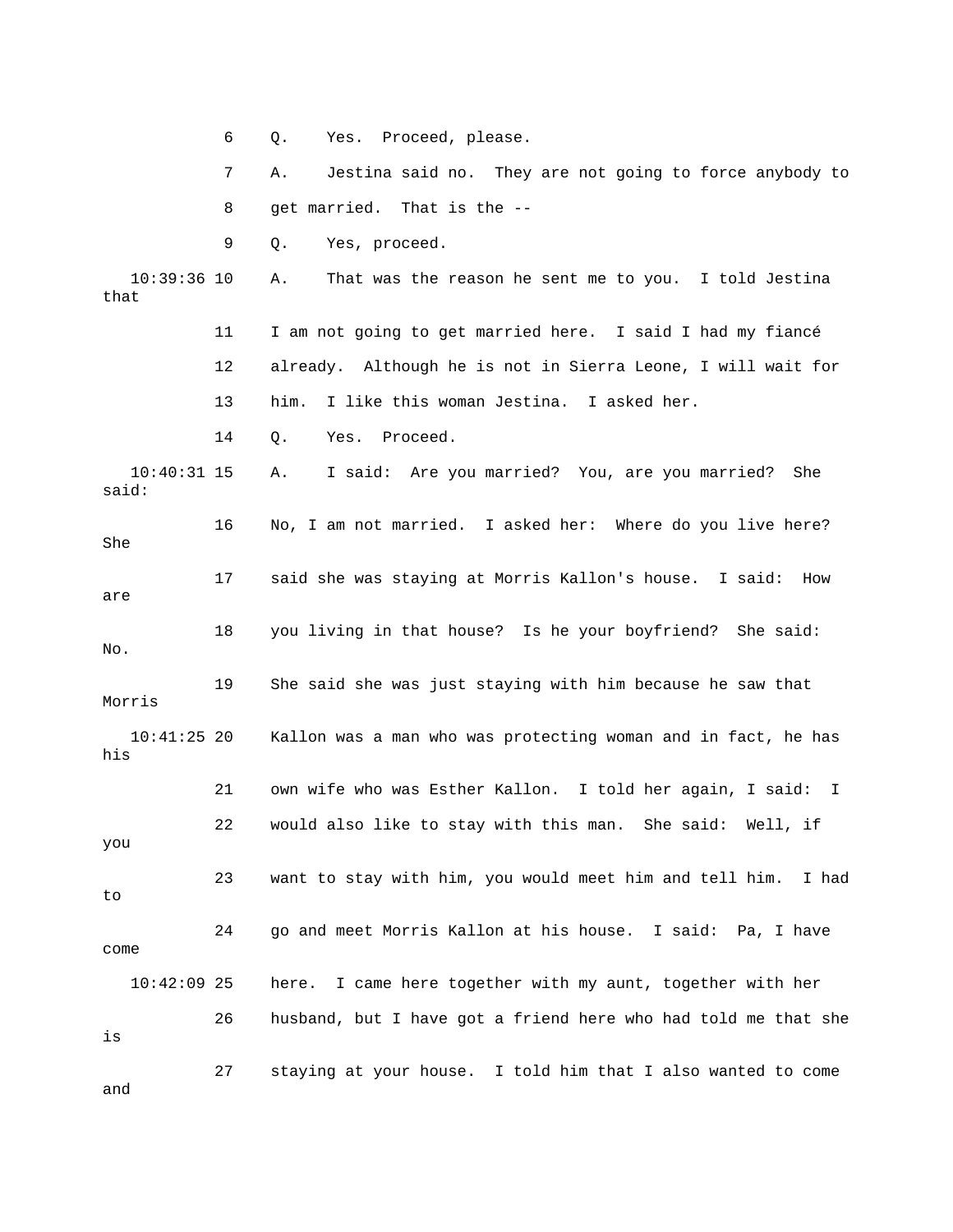6 Q. Yes. Proceed, please.

7 A. Jestina said no. They are not going to force anybody to

8 get married. That is the --

9 Q. Yes, proceed.

10:39:36 10 A. That was the reason he sent me to you. I told Jestina that

11 I am not going to get married here. I said I had my fiancé

12 already. Although he is not in Sierra Leone, I will wait for

13 him. I like this woman Jestina. I asked her.

14 Q. Yes. Proceed.

10:40:31 15 A. I said: Are you married? You, are you married? She said:

16 No, I am not married. I asked her: Where do you live here? She

17 said she was staying at Morris Kallon's house. I said: How are

18 you living in that house? Is he your boyfriend? She said: No.

19 She said she was just staying with him because he saw that Morris

10:41:25 20 Kallon was a man who was protecting woman and in fact, he has his

21 own wife who was Esther Kallon. I told her again, I said: I

22 would also like to stay with this man. She said: Well, if you

23 want to stay with him, you would meet him and tell him. I had to

24 go and meet Morris Kallon at his house. I said: Pa, I have come

10:42:09 25 here. I came here together with my aunt, together with her

26 husband, but I have got a friend here who had told me that she is

27 staying at your house. I told him that I also wanted to come and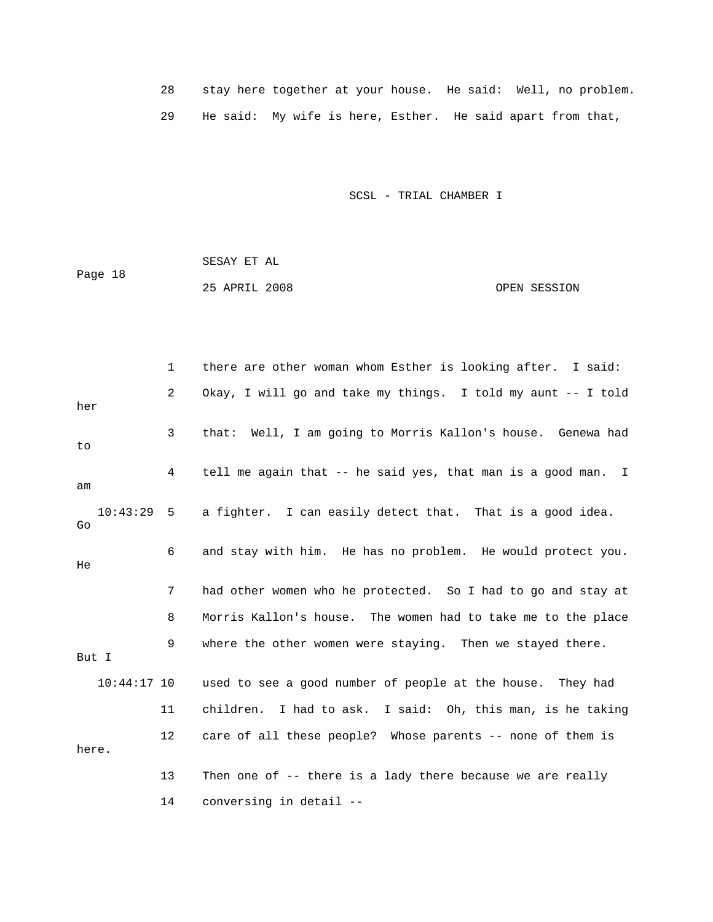28 stay here together at your house. He said: Well, no problem.

29 He said: My wife is here, Esther. He said apart from that,

1 there are other woman whom Esther is looking after. I said:

2 Okay, I will go and take my things. I told my aunt -- I told her

3 that: Well, I am going to Morris Kallon's house. Genewa had to

4 tell me again that -- he said yes, that man is a good man. I am

10:43:29 5 a fighter. I can easily detect that. That is a good idea. Go

6 and stay with him. He has no problem. He would protect you. He

7 had other women who he protected. So I had to go and stay at

8 Morris Kallon's house. The women had to take me to the place

9 where the other women were staying. Then we stayed there. But I

10:44:17 10 used to see a good number of people at the house. They had

11 children. I had to ask. I said: Oh, this man, is he taking

12 care of all these people? Whose parents -- none of them is here.

13 Then one of -- there is a lady there because we are really

14 conversing in detail --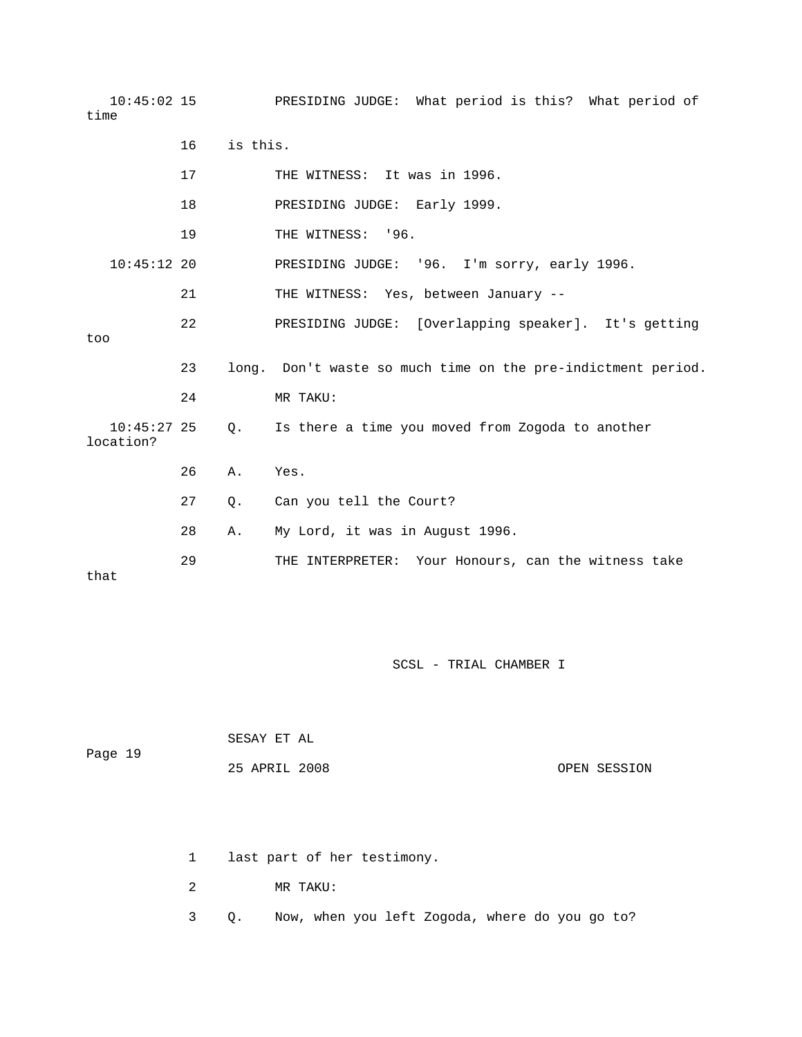10:45:02 15 PRESIDING JUDGE: What period is this? What period of time

16 is this.

17 THE WITNESS: It was in 1996.

18 PRESIDING JUDGE: Early 1999.

19 THE WITNESS: '96.

10:45:12 20 PRESIDING JUDGE: '96. I'm sorry, early 1996.

21 THE WITNESS: Yes, between January --

22 PRESIDING JUDGE: [Overlapping speaker]. It's getting too

23 long. Don't waste so much time on the pre-indictment period.

24 MR TAKU:

10:45:27 25 Q. Is there a time you moved from Zogoda to another location?

26 A. Yes.

27 Q. Can you tell the Court?

28 A. My Lord, it was in August 1996.

29 THE INTERPRETER: Your Honours, can the witness take that

1 last part of her testimony.

2 MR TAKU:

3 Q. Now, when you left Zogoda, where do you go to?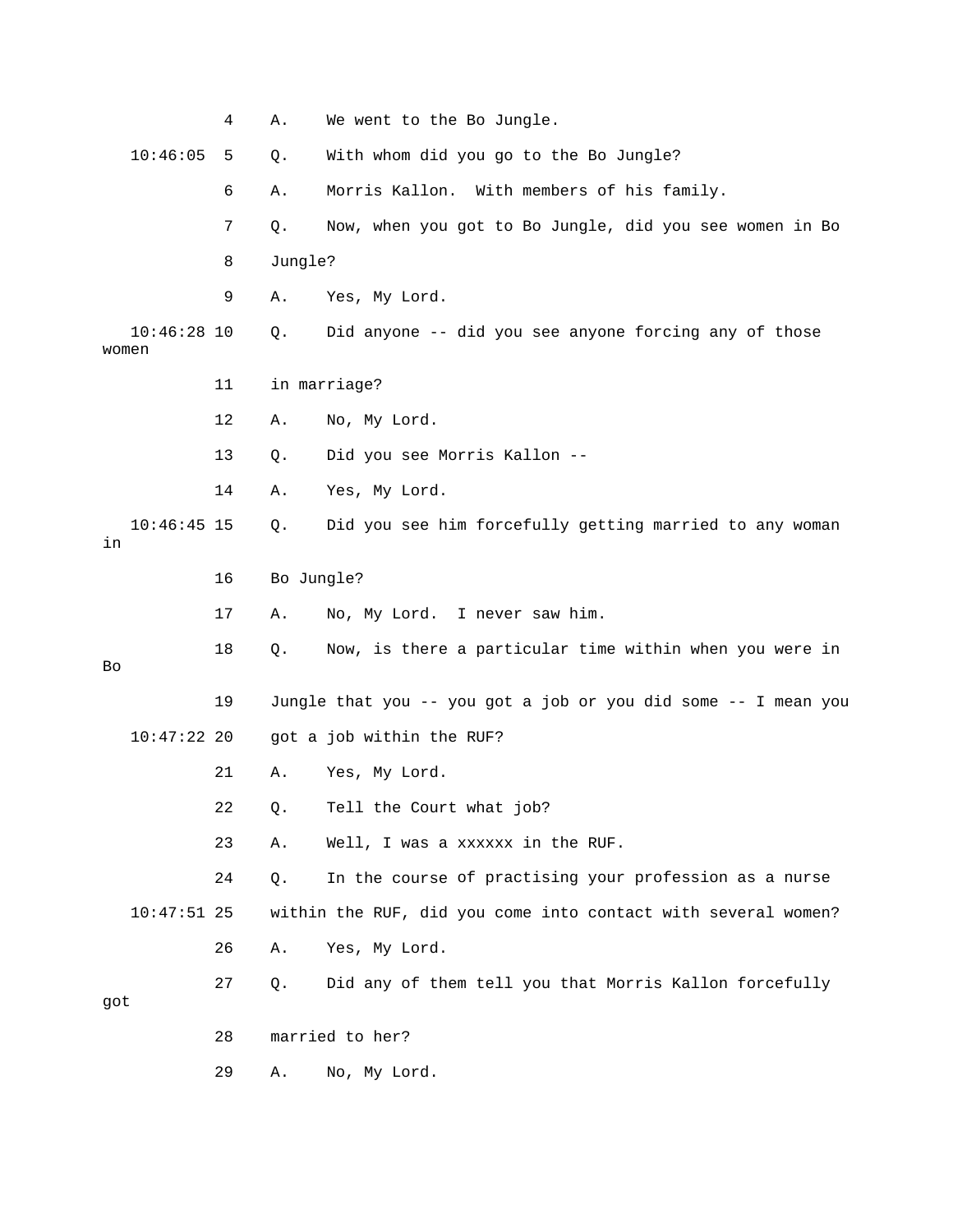4 A. We went to the Bo Jungle.

10:46:05 5 Q. With whom did you go to the Bo Jungle?

6 A. Morris Kallon. With members of his family.

7 Q. Now, when you got to Bo Jungle, did you see women in Bo

8 Jungle?

9 A. Yes, My Lord.

10:46:28 10 Q. Did anyone -- did you see anyone forcing any of those women

11 in marriage?

12 A. No, My Lord.

13 Q. Did you see Morris Kallon --

14 A. Yes, My Lord.

10:46:45 15 Q. Did you see him forcefully getting married to any woman in

16 Bo Jungle?

17 A. No, My Lord. I never saw him.

18 Q. Now, is there a particular time within when you were in Bo

19 Jungle that you -- you got a job or you did some -- I mean you

10:47:22 20 got a job within the RUF?

21 A. Yes, My Lord.

22 Q. Tell the Court what job?

23 A. Well, I was a xxxxxx in the RUF.

24 Q. In the course of practising your profession as a nurse

10:47:51 25 within the RUF, did you come into contact with several women?

26 A. Yes, My Lord.

27 Q. Did any of them tell you that Morris Kallon forcefully got

28 married to her?

29 A. No, My Lord.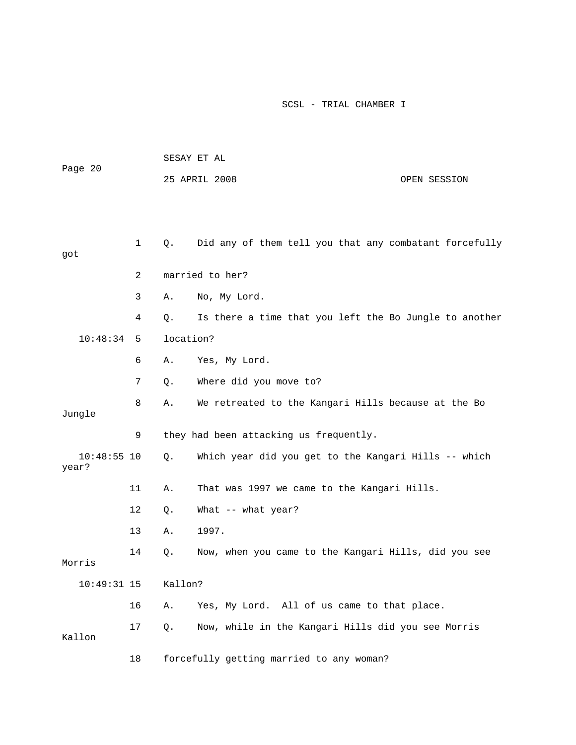1 Q. Did any of them tell you that any combatant forcefully got

2 married to her?

3 A. No, My Lord.

4 Q. Is there a time that you left the Bo Jungle to another

10:48:34 5 location?

6 A. Yes, My Lord.

7 Q. Where did you move to?

8 A. We retreated to the Kangari Hills because at the Bo Jungle

9 they had been attacking us frequently.

10:48:55 10 Q. Which year did you get to the Kangari Hills -- which year?

11 A. That was 1997 we came to the Kangari Hills.

12 Q. What -- what year?

13 A. 1997.

14 Q. Now, when you came to the Kangari Hills, did you see Morris

10:49:31 15 Kallon?

16 A. Yes, My Lord. All of us came to that place.

17 Q. Now, while in the Kangari Hills did you see Morris Kallon

18 forcefully getting married to any woman?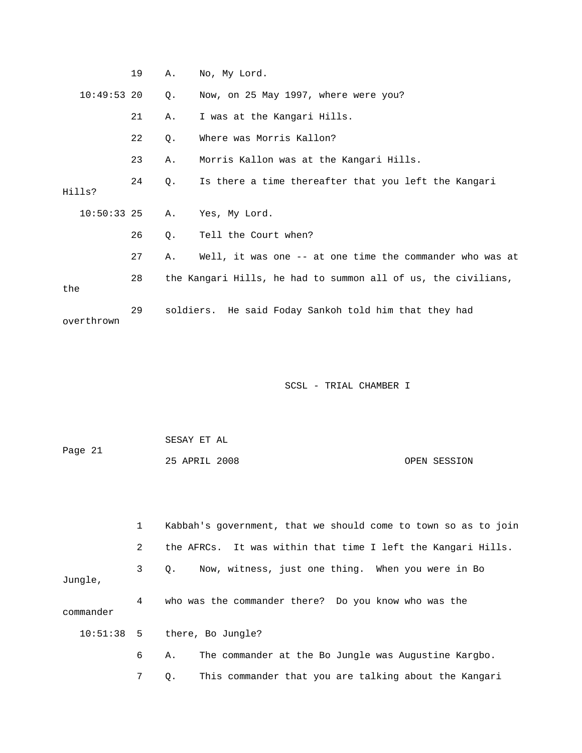19 A. No, My Lord.

10:49:53 20 Q. Now, on 25 May 1997, where were you?

21 A. I was at the Kangari Hills.

22 Q. Where was Morris Kallon?

23 A. Morris Kallon was at the Kangari Hills.

24 Q. Is there a time thereafter that you left the Kangari Hills?

10:50:33 25 A. Yes, My Lord.

26 Q. Tell the Court when?

27 A. Well, it was one -- at one time the commander who was at

28 the Kangari Hills, he had to summon all of us, the civilians, the

29 soldiers. He said Foday Sankoh told him that they had overthrown

1 Kabbah's government, that we should come to town so as to join

2 the AFRCs. It was within that time I left the Kangari Hills.

3 Q. Now, witness, just one thing. When you were in Bo Jungle,

4 who was the commander there? Do you know who was the commander

10:51:38 5 there, Bo Jungle?

6 A. The commander at the Bo Jungle was Augustine Kargbo.

7 Q. This commander that you are talking about the Kangari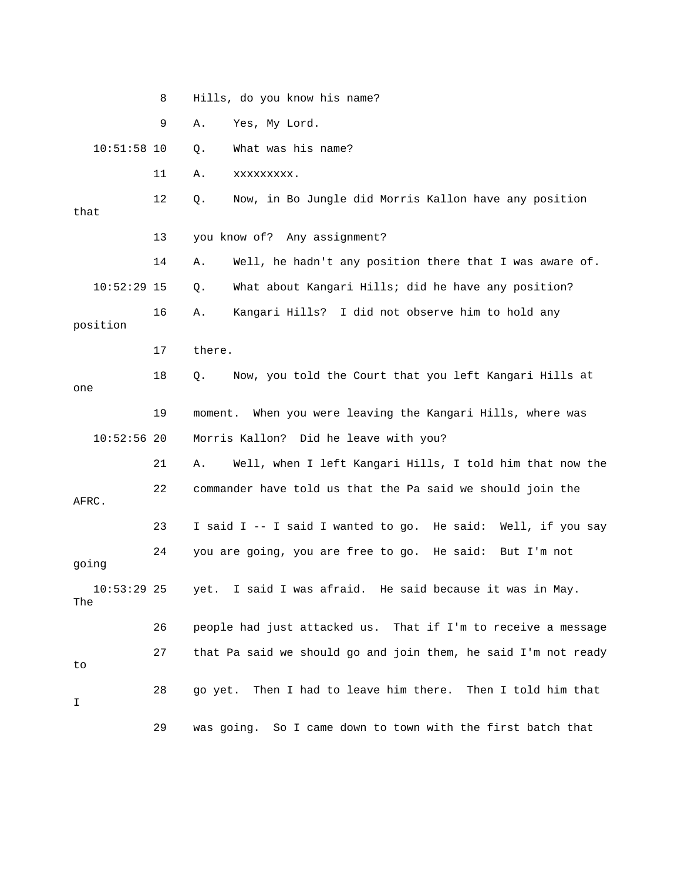8 Hills, do you know his name?

9 A. Yes, My Lord.

10:51:58 10 Q. What was his name?

11 A. xxxxxxxxx.

12 Q. Now, in Bo Jungle did Morris Kallon have any position that

13 you know of? Any assignment?

14 A. Well, he hadn't any position there that I was aware of.

10:52:29 15 Q. What about Kangari Hills; did he have any position?

16 A. Kangari Hills? I did not observe him to hold any position

17 there.

18 Q. Now, you told the Court that you left Kangari Hills at one

19 moment. When you were leaving the Kangari Hills, where was

10:52:56 20 Morris Kallon? Did he leave with you?

21 A. Well, when I left Kangari Hills, I told him that now the

22 commander have told us that the Pa said we should join the AFRC.

23 I said I -- I said I wanted to go. He said: Well, if you say

24 you are going, you are free to go. He said: But I'm not going

10:53:29 25 yet. I said I was afraid. He said because it was in May. The

26 people had just attacked us. That if I'm to receive a message

27 that Pa said we should go and join them, he said I'm not ready to

28 go yet. Then I had to leave him there. Then I told him that I

29 was going. So I came down to town with the first batch that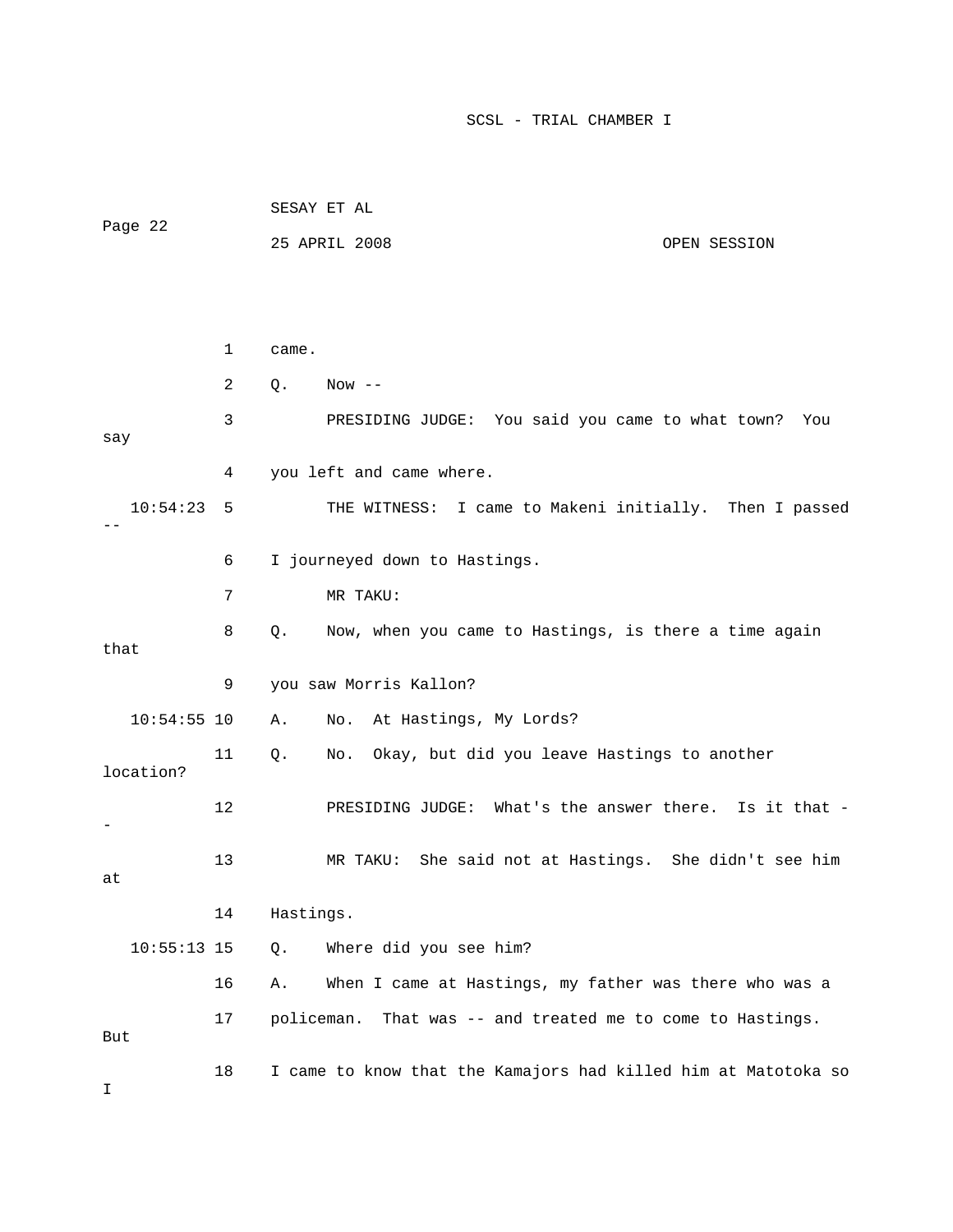1 came.

2 Q. Now --

3 PRESIDING JUDGE: You said you came to what town? You say

4 you left and came where.

10:54:23 5 THE WITNESS: I came to Makeni initially. Then I passed --

6 I journeyed down to Hastings.

7 MR TAKU:

8 Q. Now, when you came to Hastings, is there a time again that

9 you saw Morris Kallon?

10:54:55 10 A. No. At Hastings, My Lords?

11 Q. No. Okay, but did you leave Hastings to another location?

12 PRESIDING JUDGE: What's the answer there. Is it that --

13 MR TAKU: She said not at Hastings. She didn't see him at

14 Hastings.

10:55:13 15 Q. Where did you see him?

16 A. When I came at Hastings, my father was there who was a

17 policeman. That was -- and treated me to come to Hastings. But

18 I came to know that the Kamajors had killed him at Matotoka so I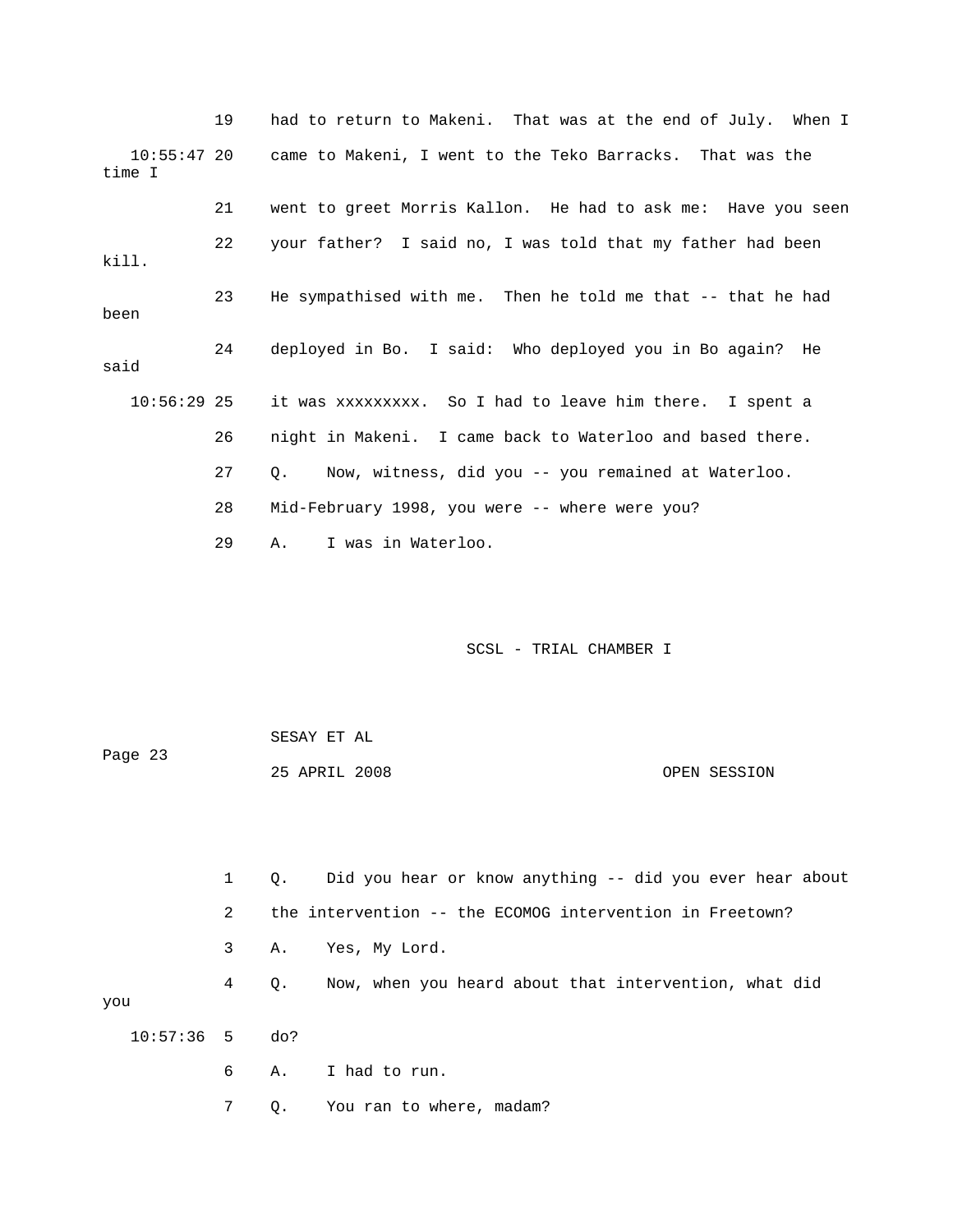19 had to return to Makeni. That was at the end of July. When I

10:55:47 20 came to Makeni, I went to the Teko Barracks. That was the time I

21 went to greet Morris Kallon. He had to ask me: Have you seen

22 your father? I said no, I was told that my father had been kill.

23 He sympathised with me. Then he told me that -- that he had been

24 deployed in Bo. I said: Who deployed you in Bo again? He said

10:56:29 25 it was xxxxxxxxx. So I had to leave him there. I spent a

26 night in Makeni. I came back to Waterloo and based there.

27 Q. Now, witness, did you -- you remained at Waterloo.

28 Mid-February 1998, you were -- where were you?

29 A. I was in Waterloo.

1 Q. Did you hear or know anything -- did you ever hear about

2 the intervention -- the ECOMOG intervention in Freetown?

3 A. Yes, My Lord.

4 Q. Now, when you heard about that intervention, what did you

10:57:36 5 do?

6 A. I had to run.

7 Q. You ran to where, madam?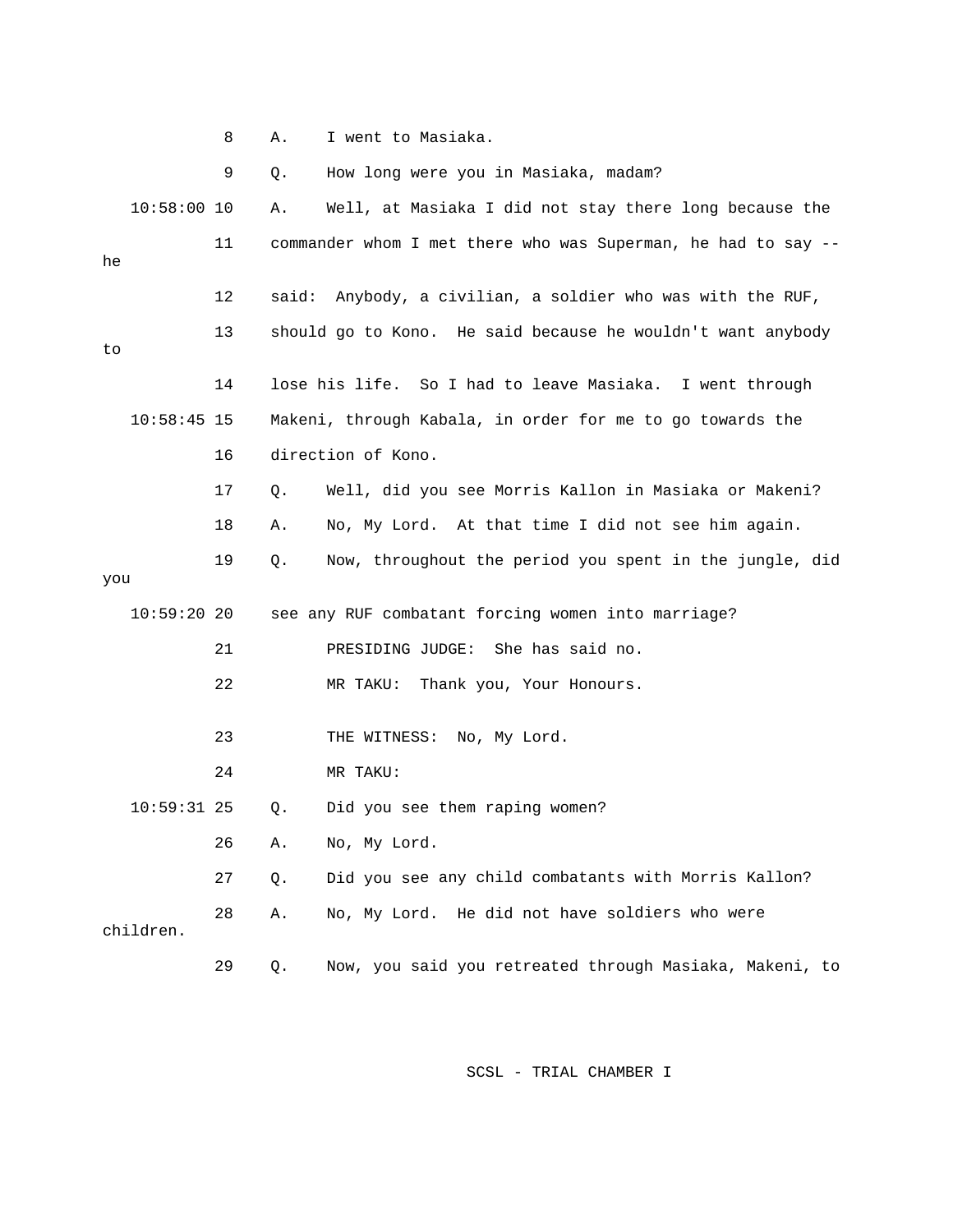8 A. I went to Masiaka.

9 Q. How long were you in Masiaka, madam?

10:58:00 10 A. Well, at Masiaka I did not stay there long because the

11 commander whom I met there who was Superman, he had to say -- he

12 said: Anybody, a civilian, a soldier who was with the RUF,

13 should go to Kono. He said because he wouldn't want anybody to

14 lose his life. So I had to leave Masiaka. I went through

10:58:45 15 Makeni, through Kabala, in order for me to go towards the

16 direction of Kono.

17 Q. Well, did you see Morris Kallon in Masiaka or Makeni?

18 A. No, My Lord. At that time I did not see him again.

19 Q. Now, throughout the period you spent in the jungle, did you

10:59:20 20 see any RUF combatant forcing women into marriage?

21 PRESIDING JUDGE: She has said no.

22 MR TAKU: Thank you, Your Honours.

23 THE WITNESS: No, My Lord.

24 MR TAKU:

10:59:31 25 Q. Did you see them raping women?

26 A. No, My Lord.

27 Q. Did you see any child combatants with Morris Kallon?

28 A. No, My Lord. He did not have soldiers who were children.

29 Q. Now, you said you retreated through Masiaka, Makeni, to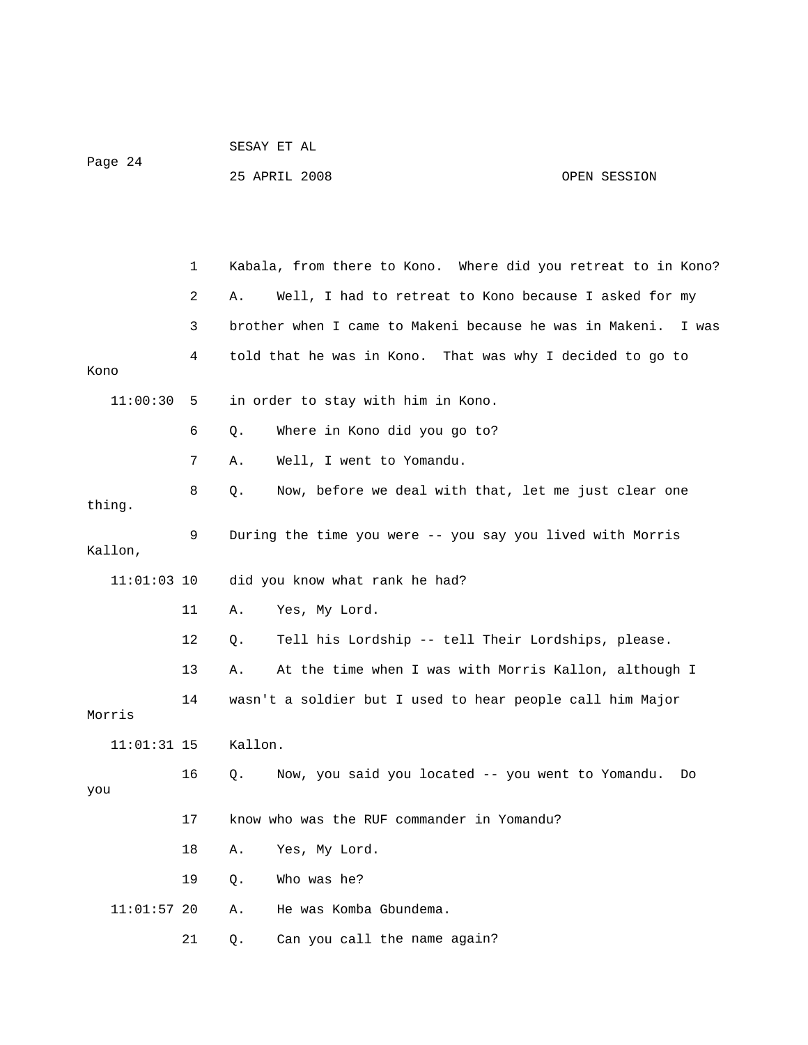1 Kabala, from there to Kono. Where did you retreat to in Kono?

2 A. Well, I had to retreat to Kono because I asked for my

3 brother when I came to Makeni because he was in Makeni. I was

4 told that he was in Kono. That was why I decided to go to Kono

11:00:30 5 in order to stay with him in Kono.

6 Q. Where in Kono did you go to?

7 A. Well, I went to Yomandu.

8 Q. Now, before we deal with that, let me just clear one thing.

9 During the time you were -- you say you lived with Morris Kallon,

11:01:03 10 did you know what rank he had?

11 A. Yes, My Lord.

12 Q. Tell his Lordship -- tell Their Lordships, please.

13 A. At the time when I was with Morris Kallon, although I

14 wasn't a soldier but I used to hear people call him Major Morris

11:01:31 15 Kallon.

16 Q. Now, you said you located -- you went to Yomandu. Do you

17 know who was the RUF commander in Yomandu?

18 A. Yes, My Lord.

19 Q. Who was he?

11:01:57 20 A. He was Komba Gbundema.

21 Q. Can you call the name again?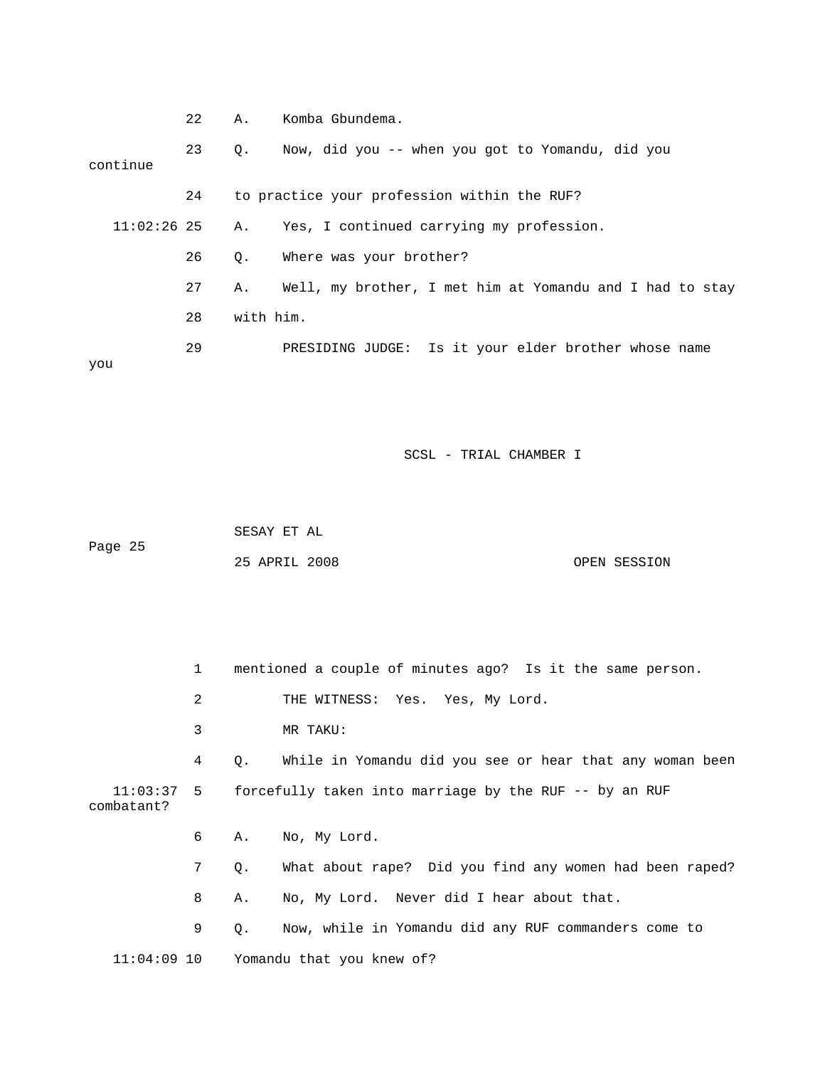22 A. Komba Gbundema.

23 Q. Now, did you -- when you got to Yomandu, did you continue

24 to practice your profession within the RUF?

11:02:26 25 A. Yes, I continued carrying my profession.

26 Q. Where was your brother?

27 A. Well, my brother, I met him at Yomandu and I had to stay

28 with him.

29 PRESIDING JUDGE: Is it your elder brother whose name you

1 mentioned a couple of minutes ago? Is it the same person.

2 THE WITNESS: Yes. Yes, My Lord.

3 MR TAKU:

4 Q. While in Yomandu did you see or hear that any woman been

11:03:37 5 forcefully taken into marriage by the RUF -- by an RUF combatant?

6 A. No, My Lord.

7 Q. What about rape? Did you find any women had been raped?

8 A. No, My Lord. Never did I hear about that.

9 Q. Now, while in Yomandu did any RUF commanders come to

11:04:09 10 Yomandu that you knew of?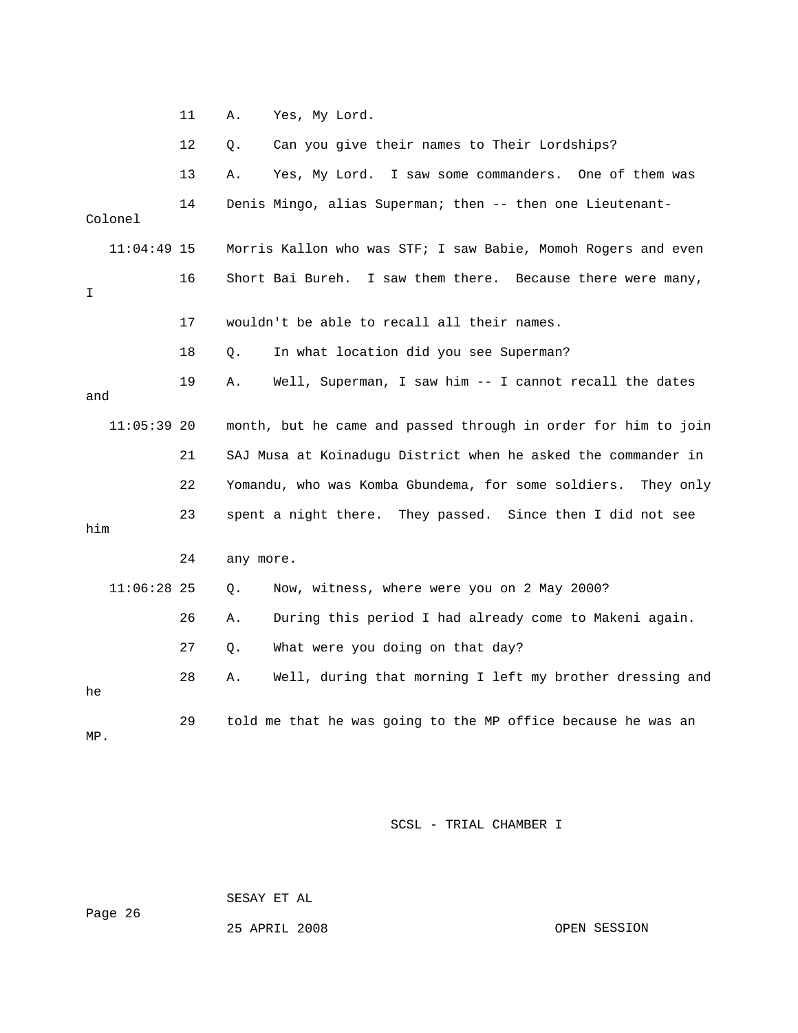11 A. Yes, My Lord.

12 Q. Can you give their names to Their Lordships?

13 A. Yes, My Lord. I saw some commanders. One of them was

14 Denis Mingo, alias Superman; then -- then one Lieutenant-Colonel

11:04:49 15 Morris Kallon who was STF; I saw Babie, Momoh Rogers and even

16 Short Bai Bureh. I saw them there. Because there were many, I

17 wouldn't be able to recall all their names.

18 Q. In what location did you see Superman?

19 A. Well, Superman, I saw him -- I cannot recall the dates and

11:05:39 20 month, but he came and passed through in order for him to join

21 SAJ Musa at Koinadugu District when he asked the commander in

22 Yomandu, who was Komba Gbundema, for some soldiers. They only

23 spent a night there. They passed. Since then I did not see him

24 any more.

11:06:28 25 Q. Now, witness, where were you on 2 May 2000?

26 A. During this period I had already come to Makeni again.

27 Q. What were you doing on that day?

28 A. Well, during that morning I left my brother dressing and he

29 told me that he was going to the MP office because he was an MP.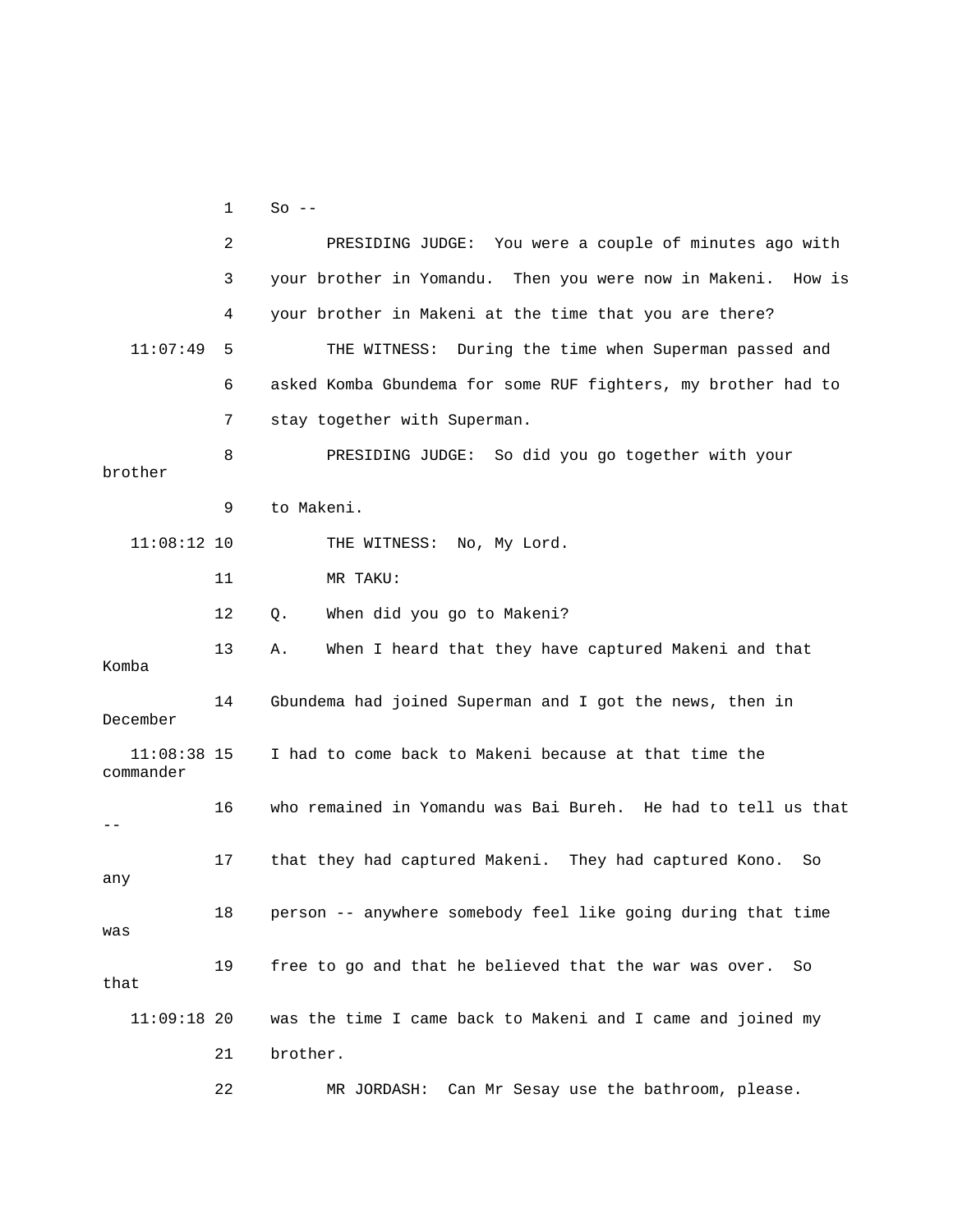So --

PRESIDING JUDGE: You were a couple of minutes ago with your brother in Yomandu. Then you were now in Makeni. How is your brother in Makeni at the time that you are there?

THE WITNESS: During the time when Superman passed and asked Komba Gbundema for some RUF fighters, my brother had to stay together with Superman.

PRESIDING JUDGE: So did you go together with your brother to Makeni.

THE WITNESS: No, My Lord.

MR TAKU:

Q. When did you go to Makeni?

A. When I heard that they have captured Makeni and that Komba Gbundema had joined Superman and I got the news, then in December I had to come back to Makeni because at that time the commander who remained in Yomandu was Bai Bureh. He had to tell us that -- that they had captured Makeni. They had captured Kono. So any person -- anywhere somebody feel like going during that time was free to go and that he believed that the war was over. So that was the time I came back to Makeni and I came and joined my brother.

MR JORDASH: Can Mr Sesay use the bathroom, please.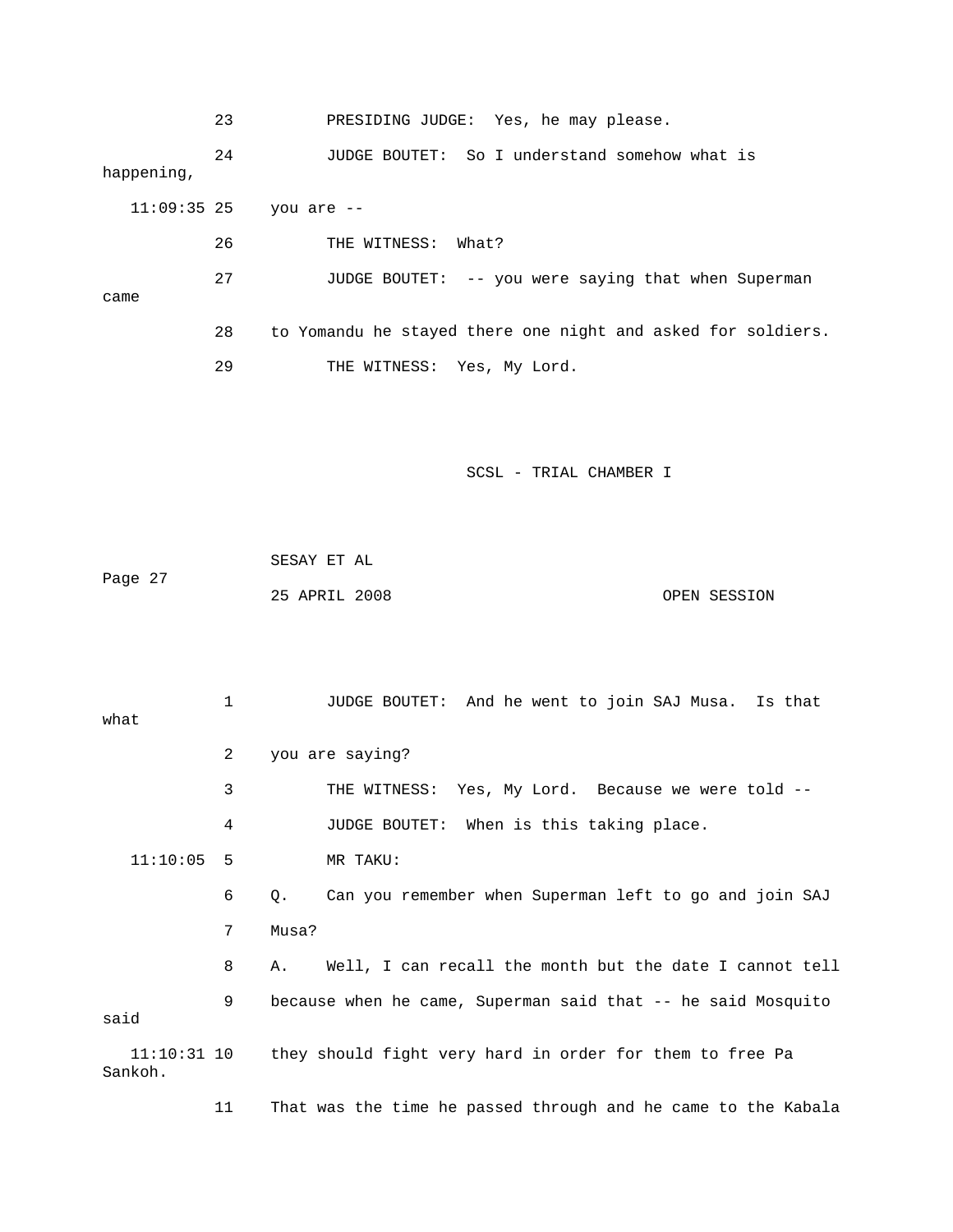23 PRESIDING JUDGE: Yes, he may please.

24 JUDGE BOUTET: So I understand somehow what is happening,

11:09:35 25 you are --

26 THE WITNESS: What?

27 JUDGE BOUTET: -- you were saying that when Superman came

28 to Yomandu he stayed there one night and asked for soldiers.

29 THE WITNESS: Yes, My Lord.

1 JUDGE BOUTET: And he went to join SAJ Musa. Is that what

2 you are saying?

3 THE WITNESS: Yes, My Lord. Because we were told --

4 JUDGE BOUTET: When is this taking place.

11:10:05 5 MR TAKU:

6 Q. Can you remember when Superman left to go and join SAJ

7 Musa?

8 A. Well, I can recall the month but the date I cannot tell

9 because when he came, Superman said that -- he said Mosquito said

11:10:31 10 they should fight very hard in order for them to free Pa Sankoh.

11 That was the time he passed through and he came to the Kabala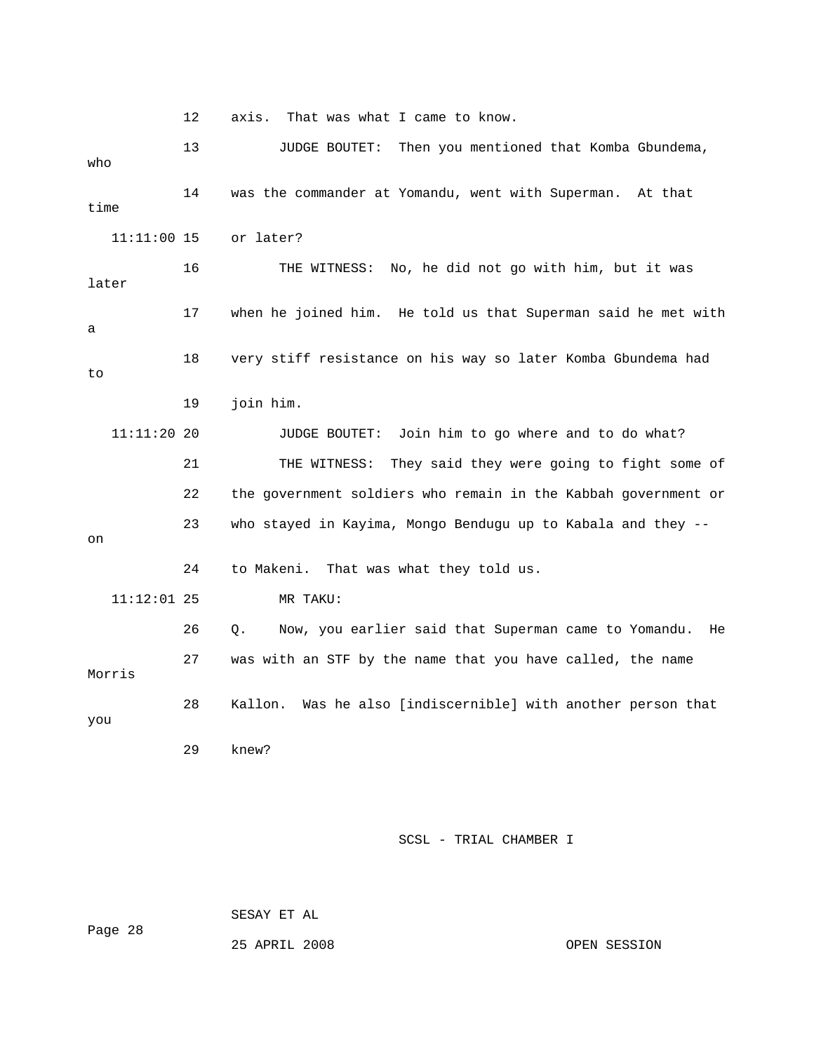12 axis. That was what I came to know.

13 JUDGE BOUTET: Then you mentioned that Komba Gbundema, who

14 was the commander at Yomandu, went with Superman. At that time

11:11:00 15 or later?

16 THE WITNESS: No, he did not go with him, but it was later

17 when he joined him. He told us that Superman said he met with a

18 very stiff resistance on his way so later Komba Gbundema had to

19 join him.

11:11:20 20 JUDGE BOUTET: Join him to go where and to do what?

21 THE WITNESS: They said they were going to fight some of

22 the government soldiers who remain in the Kabbah government or

23 who stayed in Kayima, Mongo Bendugu up to Kabala and they -- on

24 to Makeni. That was what they told us.

11:12:01 25 MR TAKU:

26 Q. Now, you earlier said that Superman came to Yomandu. He

27 was with an STF by the name that you have called, the name Morris

28 Kallon. Was he also [indiscernible] with another person that you

29 knew?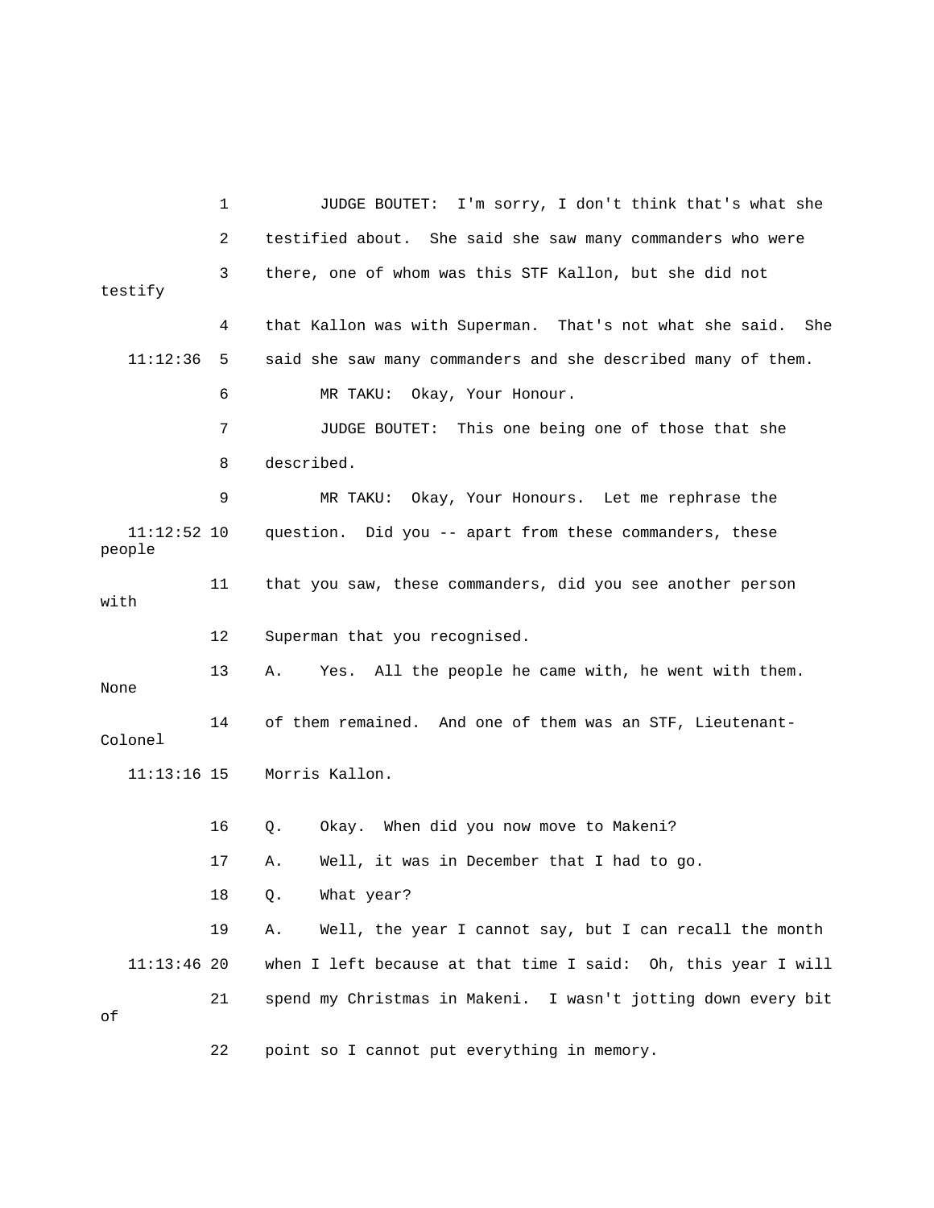JUDGE BOUTET: I'm sorry, I don't think that's what she testified about. She said she saw many commanders who were there, one of whom was this STF Kallon, but she did not testify that Kallon was with Superman. That's not what she said. She said she saw many commanders and she described many of them.

MR TAKU: Okay, Your Honour.

JUDGE BOUTET: This one being one of those that she described.

MR TAKU: Okay, Your Honours. Let me rephrase the question. Did you -- apart from these commanders, these people that you saw, these commanders, did you see another person with Superman that you recognised.

A. Yes. All the people he came with, he went with them. None of them remained. And one of them was an STF, Lieutenant-Colonel Morris Kallon.

Q. Okay. When did you now move to Makeni?

A. Well, it was in December that I had to go.

Q. What year?

A. Well, the year I cannot say, but I can recall the month when I left because at that time I said: Oh, this year I will spend my Christmas in Makeni. I wasn't jotting down every bit of point so I cannot put everything in memory.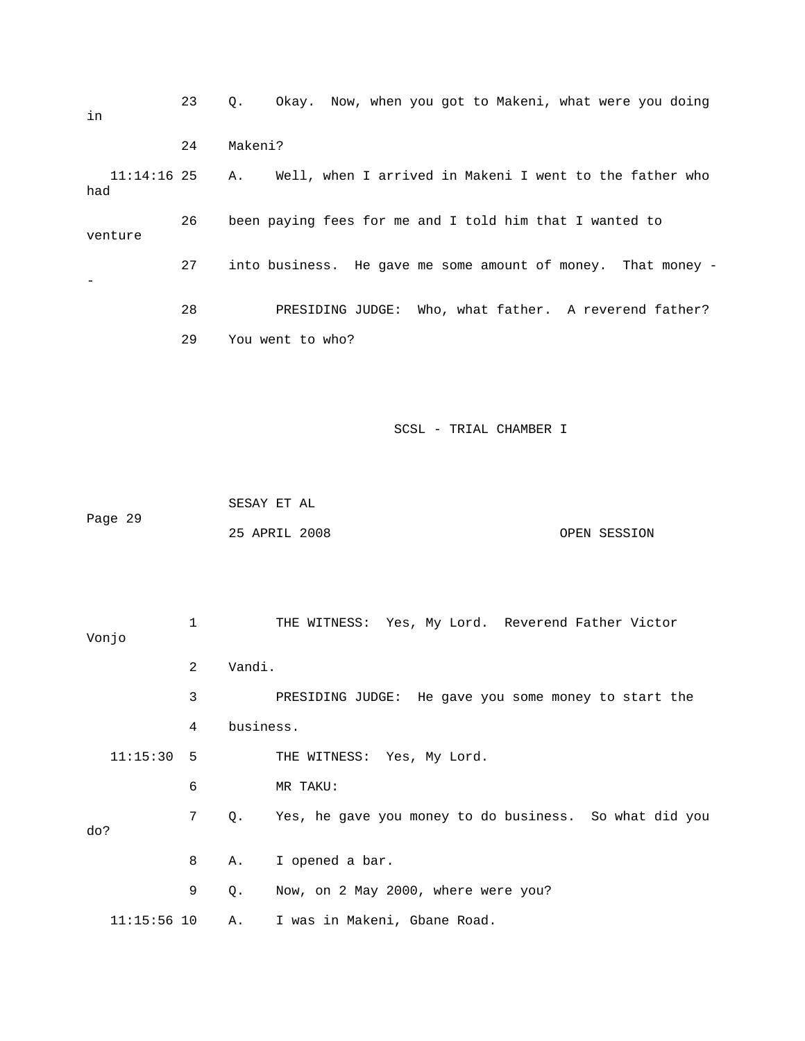23 Q. Okay. Now, when you got to Makeni, what were you doing in

24 Makeni?

11:14:16 25 A. Well, when I arrived in Makeni I went to the father who had

26 been paying fees for me and I told him that I wanted to venture

27 into business. He gave me some amount of money. That money --

28 PRESIDING JUDGE: Who, what father. A reverend father?

29 You went to who?

1 THE WITNESS: Yes, My Lord. Reverend Father Victor Vonjo

2 Vandi.

3 PRESIDING JUDGE: He gave you some money to start the

4 business.

11:15:30 5 THE WITNESS: Yes, My Lord.

6 MR TAKU:

7 Q. Yes, he gave you money to do business. So what did you do?

8 A. I opened a bar.

9 Q. Now, on 2 May 2000, where were you?

11:15:56 10 A. I was in Makeni, Gbane Road.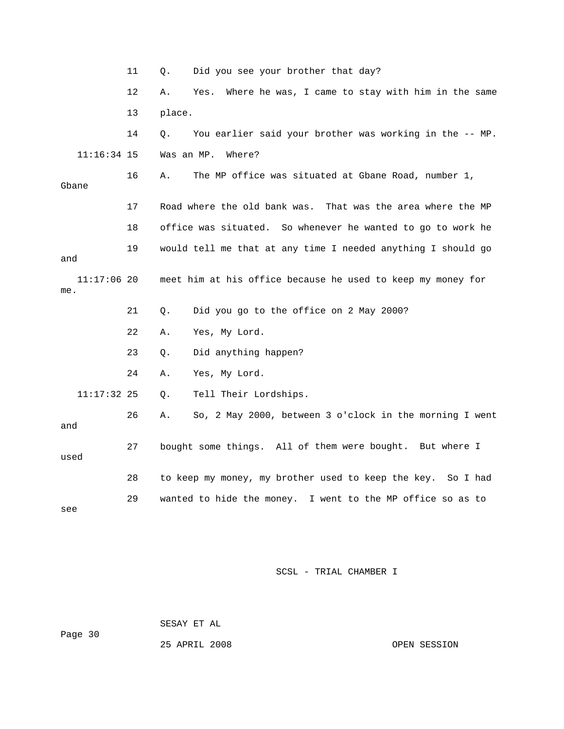11 Q. Did you see your brother that day?

12 A. Yes. Where he was, I came to stay with him in the same

13 place.

14 Q. You earlier said your brother was working in the -- MP.

11:16:34 15 Was an MP. Where?

16 A. The MP office was situated at Gbane Road, number 1, Gbane

17 Road where the old bank was. That was the area where the MP

18 office was situated. So whenever he wanted to go to work he

19 would tell me that at any time I needed anything I should go and

11:17:06 20 meet him at his office because he used to keep my money for me.

21 Q. Did you go to the office on 2 May 2000?

22 A. Yes, My Lord.

23 Q. Did anything happen?

24 A. Yes, My Lord.

11:17:32 25 Q. Tell Their Lordships.

26 A. So, 2 May 2000, between 3 o'clock in the morning I went and

27 bought some things. All of them were bought. But where I used

28 to keep my money, my brother used to keep the key. So I had

29 wanted to hide the money. I went to the MP office so as to see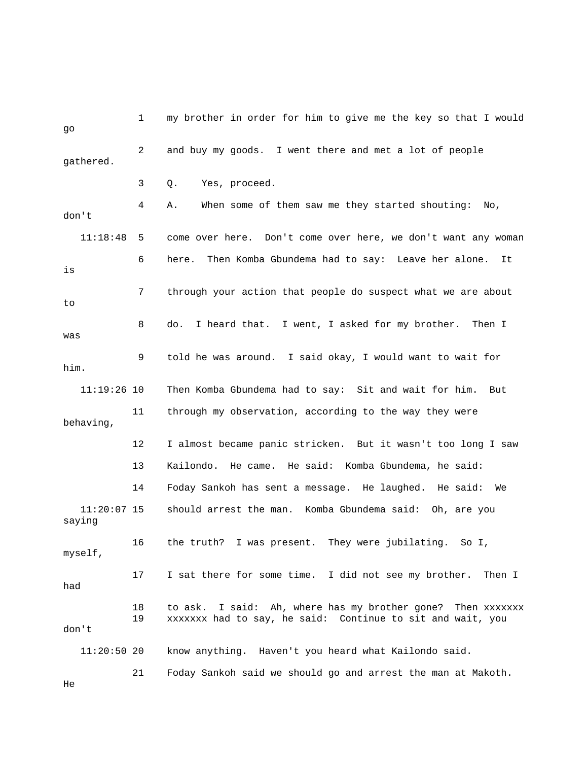1 my brother in order for him to give me the key so that I would go

2 and buy my goods. I went there and met a lot of people gathered.

3 Q. Yes, proceed.

4 A. When some of them saw me they started shouting: No, don't

11:18:48 5 come over here. Don't come over here, we don't want any woman

6 here. Then Komba Gbundema had to say: Leave her alone. It is

7 through your action that people do suspect what we are about to

8 do. I heard that. I went, I asked for my brother. Then I was

9 told he was around. I said okay, I would want to wait for him.

11:19:26 10 Then Komba Gbundema had to say: Sit and wait for him. But

11 through my observation, according to the way they were behaving,

12 I almost became panic stricken. But it wasn't too long I saw

13 Kailondo. He came. He said: Komba Gbundema, he said:

14 Foday Sankoh has sent a message. He laughed. He said: We

11:20:07 15 should arrest the man. Komba Gbundema said: Oh, are you saying

16 the truth? I was present. They were jubilating. So I, myself,

17 I sat there for some time. I did not see my brother. Then I had

18 to ask. I said: Ah, where has my brother gone? Then xxxxxxx

19 xxxxxxx had to say, he said: Continue to sit and wait, you don't

11:20:50 20 know anything. Haven't you heard what Kailondo said.

21 Foday Sankoh said we should go and arrest the man at Makoth. He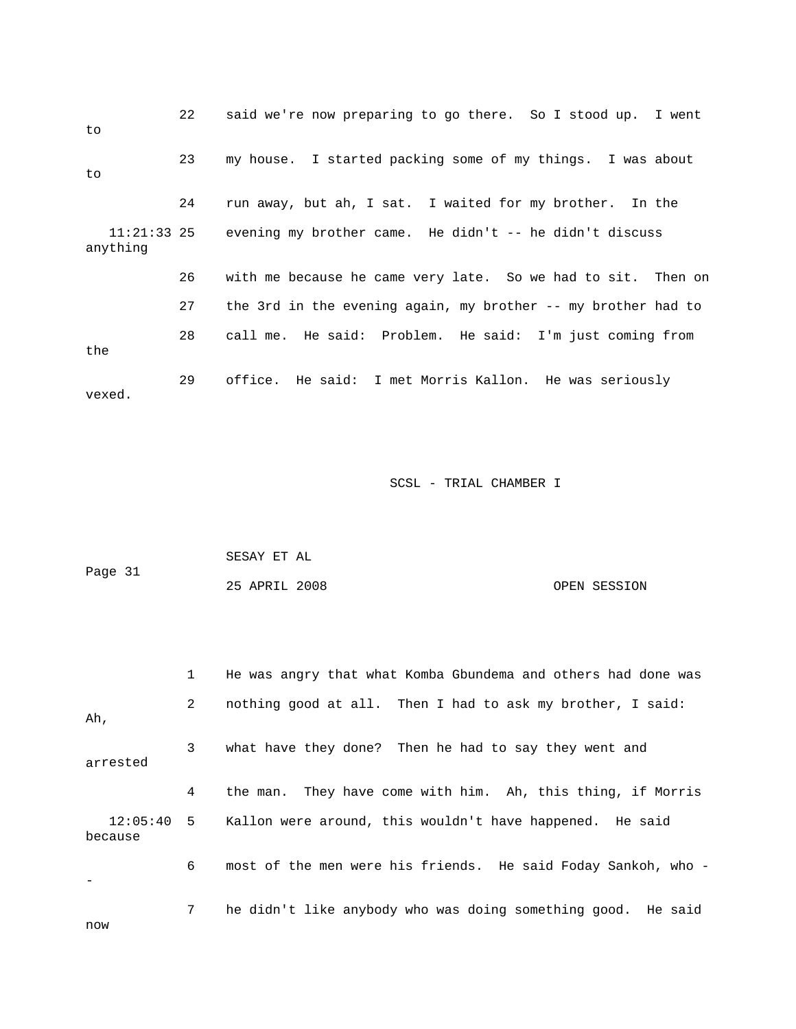22 said we're now preparing to go there. So I stood up. I went to

23 my house. I started packing some of my things. I was about to

24 run away, but ah, I sat. I waited for my brother. In the

11:21:33 25 evening my brother came. He didn't -- he didn't discuss anything

26 with me because he came very late. So we had to sit. Then on

27 the 3rd in the evening again, my brother -- my brother had to

28 call me. He said: Problem. He said: I'm just coming from the

29 office. He said: I met Morris Kallon. He was seriously vexed.

1 He was angry that what Komba Gbundema and others had done was

2 nothing good at all. Then I had to ask my brother, I said: Ah,

3 what have they done? Then he had to say they went and arrested

4 the man. They have come with him. Ah, this thing, if Morris

12:05:40 5 Kallon were around, this wouldn't have happened. He said because

6 most of the men were his friends. He said Foday Sankoh, who --

7 he didn't like anybody who was doing something good. He said now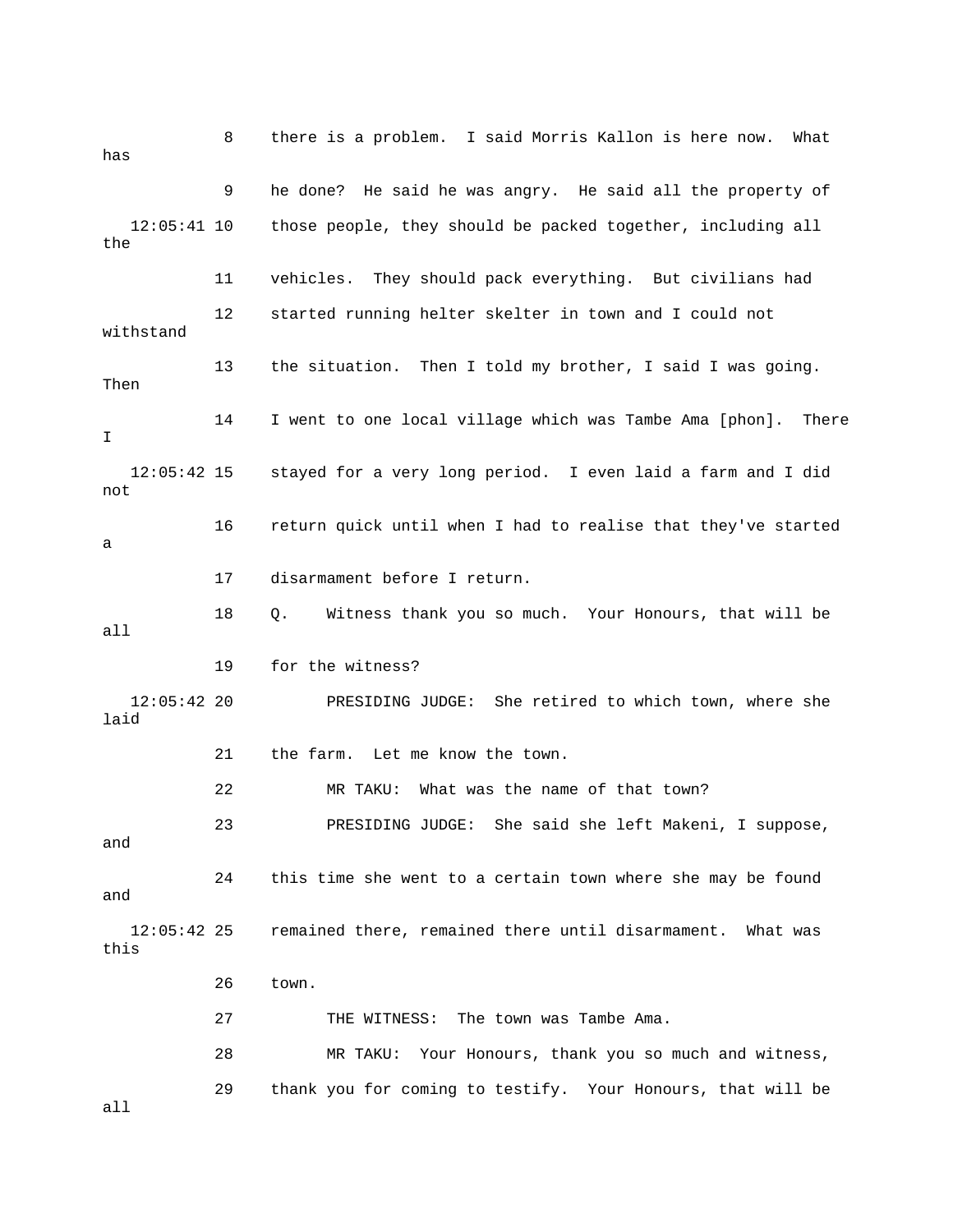8 there is a problem. I said Morris Kallon is here now. What has

9 he done? He said he was angry. He said all the property of

12:05:41 10 those people, they should be packed together, including all the

11 vehicles. They should pack everything. But civilians had

12 started running helter skelter in town and I could not withstand

13 the situation. Then I told my brother, I said I was going. Then

14 I went to one local village which was Tambe Ama [phon]. There I

12:05:42 15 stayed for a very long period. I even laid a farm and I did not

16 return quick until when I had to realise that they've started a

17 disarmament before I return.

18 Q. Witness thank you so much. Your Honours, that will be all

19 for the witness?

12:05:42 20 PRESIDING JUDGE: She retired to which town, where she laid

21 the farm. Let me know the town.

22 MR TAKU: What was the name of that town?

23 PRESIDING JUDGE: She said she left Makeni, I suppose, and

24 this time she went to a certain town where she may be found and

12:05:42 25 remained there, remained there until disarmament. What was this

26 town.

27 THE WITNESS: The town was Tambe Ama.

28 MR TAKU: Your Honours, thank you so much and witness,

29 thank you for coming to testify. Your Honours, that will be all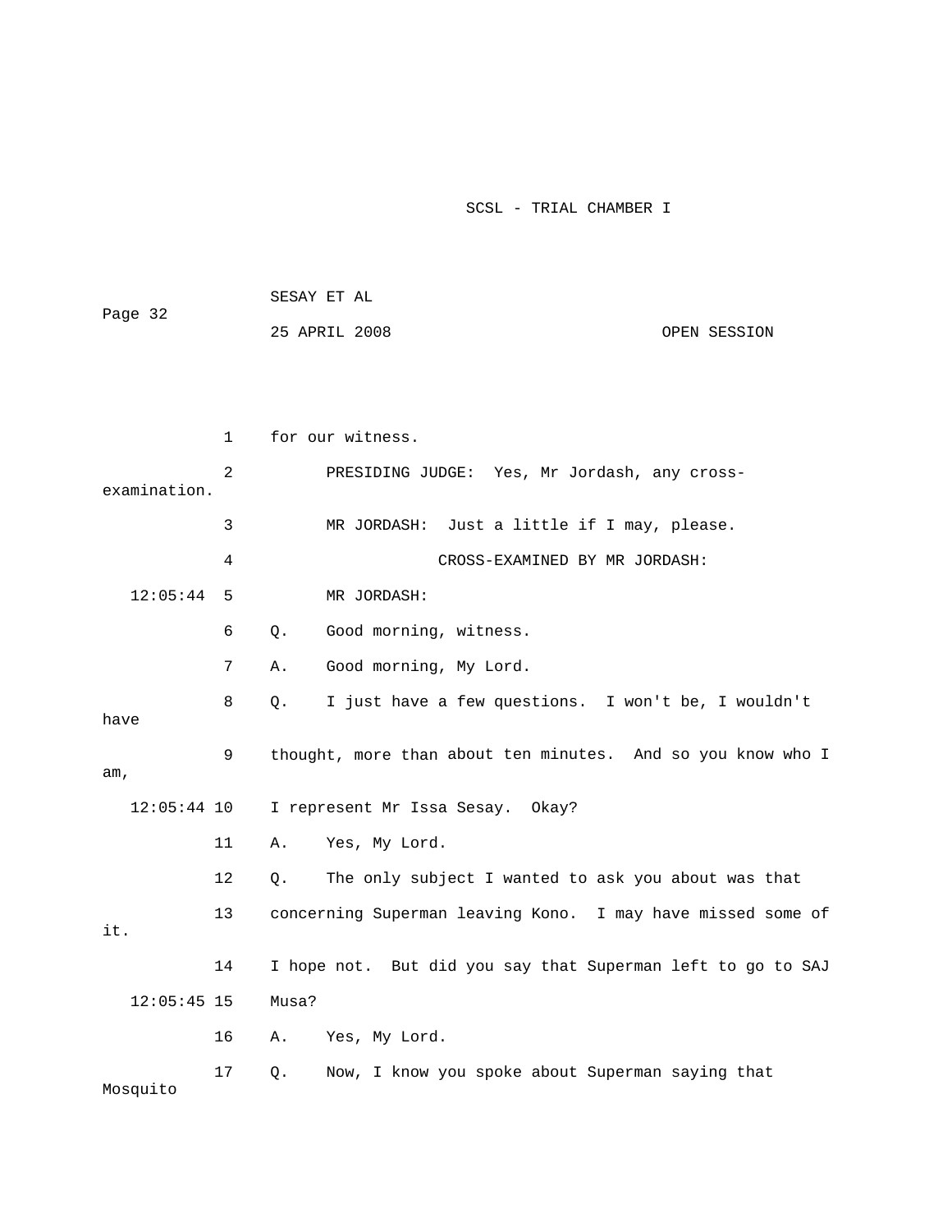1 for our witness.

2 PRESIDING JUDGE: Yes, Mr Jordash, any cross-examination.

3 MR JORDASH: Just a little if I may, please.

4 CROSS-EXAMINED BY MR JORDASH:

12:05:44 5 MR JORDASH:

6 Q. Good morning, witness.

7 A. Good morning, My Lord.

8 Q. I just have a few questions. I won't be, I wouldn't have

9 thought, more than about ten minutes. And so you know who I am,

12:05:44 10 I represent Mr Issa Sesay. Okay?

11 A. Yes, My Lord.

12 Q. The only subject I wanted to ask you about was that

13 concerning Superman leaving Kono. I may have missed some of it.

14 I hope not. But did you say that Superman left to go to SAJ

12:05:45 15 Musa?

16 A. Yes, My Lord.

17 Q. Now, I know you spoke about Superman saying that Mosquito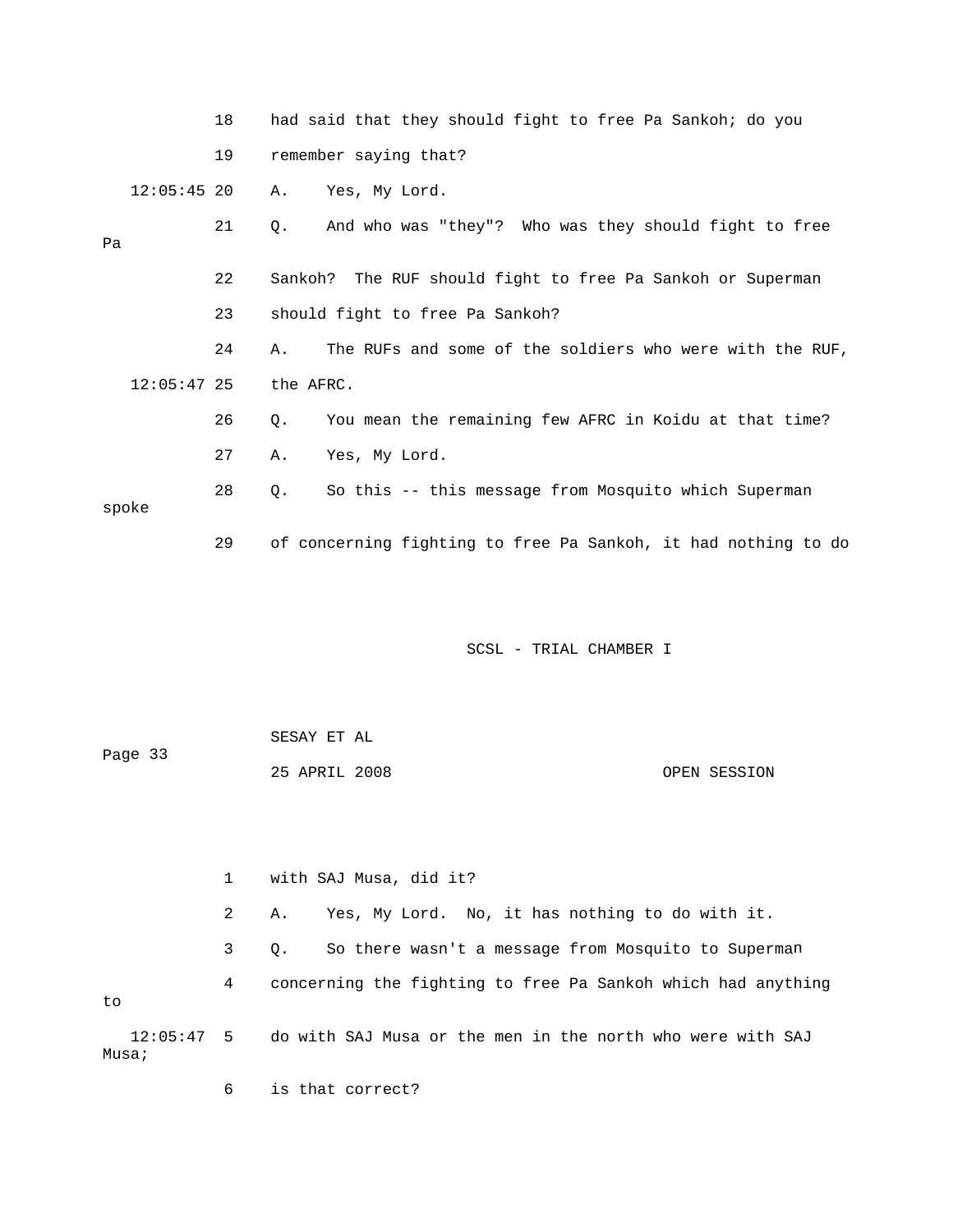18 had said that they should fight to free Pa Sankoh; do you

19 remember saying that?

12:05:45 20 A. Yes, My Lord.

21 Q. And who was "they"? Who was they should fight to free Pa

22 Sankoh? The RUF should fight to free Pa Sankoh or Superman

23 should fight to free Pa Sankoh?

24 A. The RUFs and some of the soldiers who were with the RUF,

12:05:47 25 the AFRC.

26 Q. You mean the remaining few AFRC in Koidu at that time?

27 A. Yes, My Lord.

28 Q. So this -- this message from Mosquito which Superman spoke

29 of concerning fighting to free Pa Sankoh, it had nothing to do

1 with SAJ Musa, did it?

2 A. Yes, My Lord. No, it has nothing to do with it.

3 Q. So there wasn't a message from Mosquito to Superman

4 concerning the fighting to free Pa Sankoh which had anything to

12:05:47 5 do with SAJ Musa or the men in the north who were with SAJ Musa;

6 is that correct?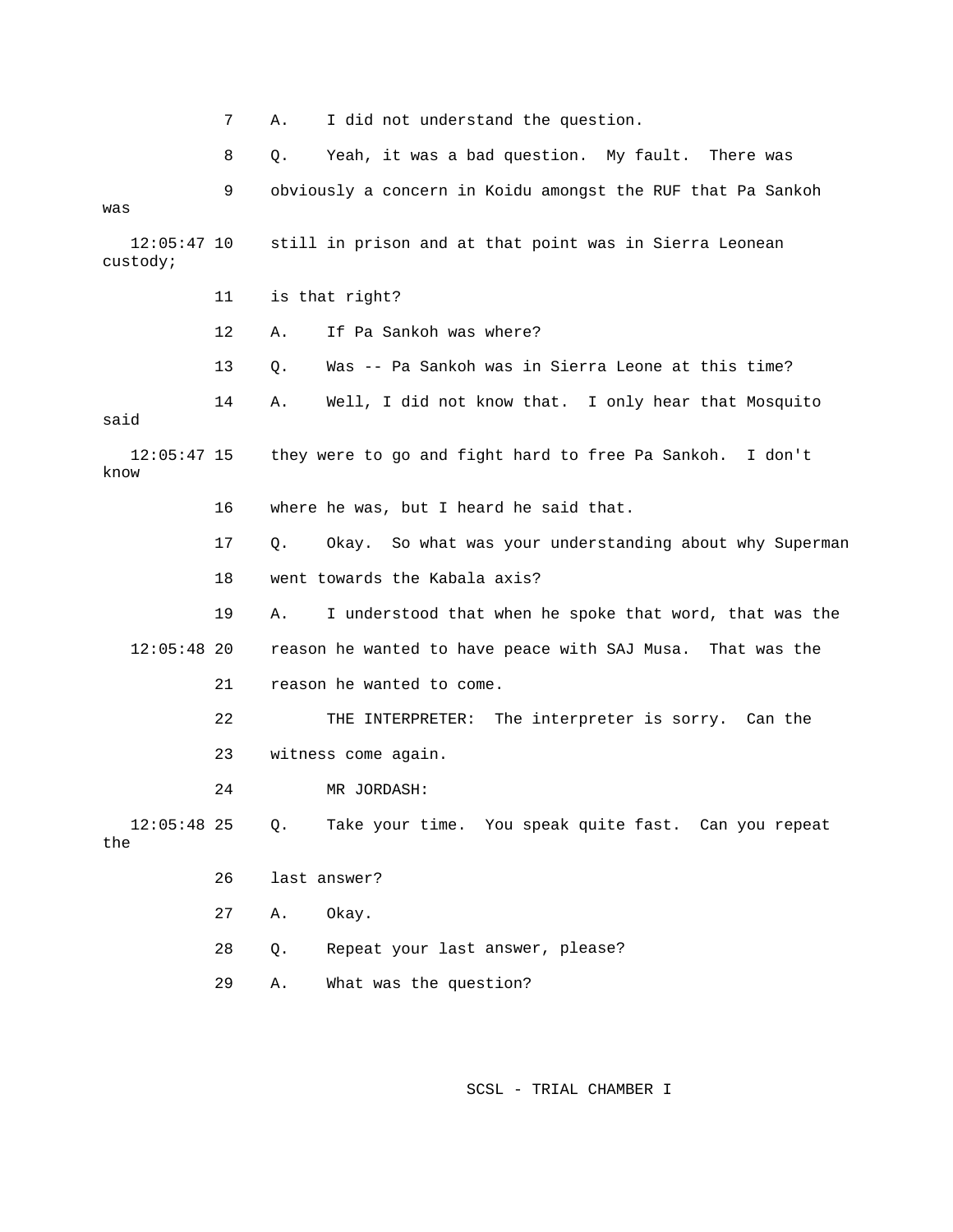7 A. I did not understand the question.

8 Q. Yeah, it was a bad question. My fault. There was

9 obviously a concern in Koidu amongst the RUF that Pa Sankoh was

12:05:47 10 still in prison and at that point was in Sierra Leonean custody;

11 is that right?

12 A. If Pa Sankoh was where?

13 Q. Was -- Pa Sankoh was in Sierra Leone at this time?

14 A. Well, I did not know that. I only hear that Mosquito said

12:05:47 15 they were to go and fight hard to free Pa Sankoh. I don't know

16 where he was, but I heard he said that.

17 Q. Okay. So what was your understanding about why Superman

18 went towards the Kabala axis?

19 A. I understood that when he spoke that word, that was the

12:05:48 20 reason he wanted to have peace with SAJ Musa. That was the

21 reason he wanted to come.

22 THE INTERPRETER: The interpreter is sorry. Can the

23 witness come again.

24 MR JORDASH:

12:05:48 25 Q. Take your time. You speak quite fast. Can you repeat the

26 last answer?

27 A. Okay.

28 Q. Repeat your last answer, please?

29 A. What was the question?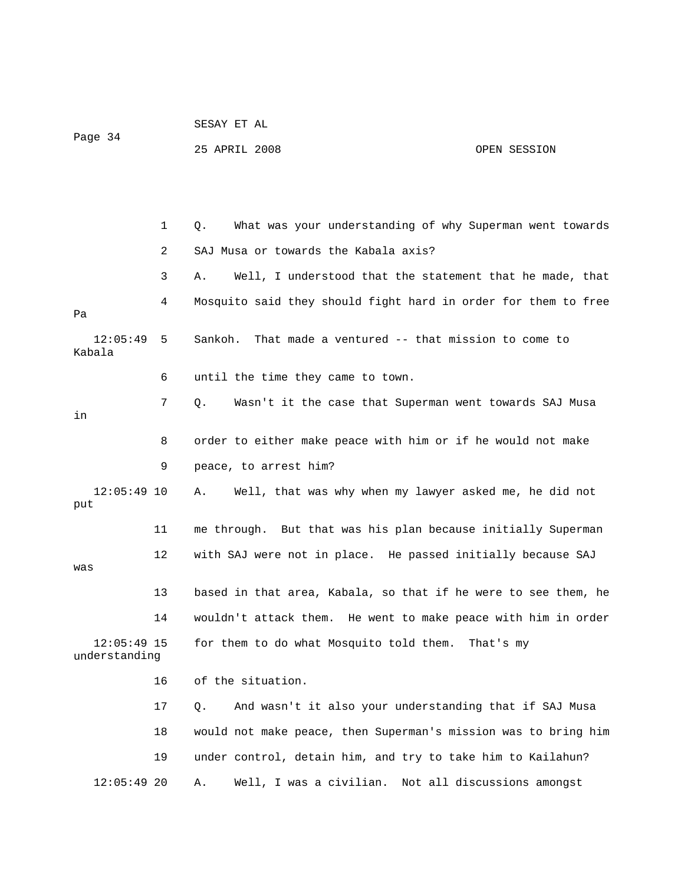1 Q. What was your understanding of why Superman went towards

2 SAJ Musa or towards the Kabala axis?

3 A. Well, I understood that the statement that he made, that

4 Mosquito said they should fight hard in order for them to free Pa

12:05:49 5 Sankoh. That made a ventured -- that mission to come to Kabala

6 until the time they came to town.

7 Q. Wasn't it the case that Superman went towards SAJ Musa in

8 order to either make peace with him or if he would not make

9 peace, to arrest him?

12:05:49 10 A. Well, that was why when my lawyer asked me, he did not put

11 me through. But that was his plan because initially Superman

12 with SAJ were not in place. He passed initially because SAJ was

13 based in that area, Kabala, so that if he were to see them, he

14 wouldn't attack them. He went to make peace with him in order

12:05:49 15 for them to do what Mosquito told them. That's my understanding

16 of the situation.

17 Q. And wasn't it also your understanding that if SAJ Musa

18 would not make peace, then Superman's mission was to bring him

19 under control, detain him, and try to take him to Kailahun?

12:05:49 20 A. Well, I was a civilian. Not all discussions amongst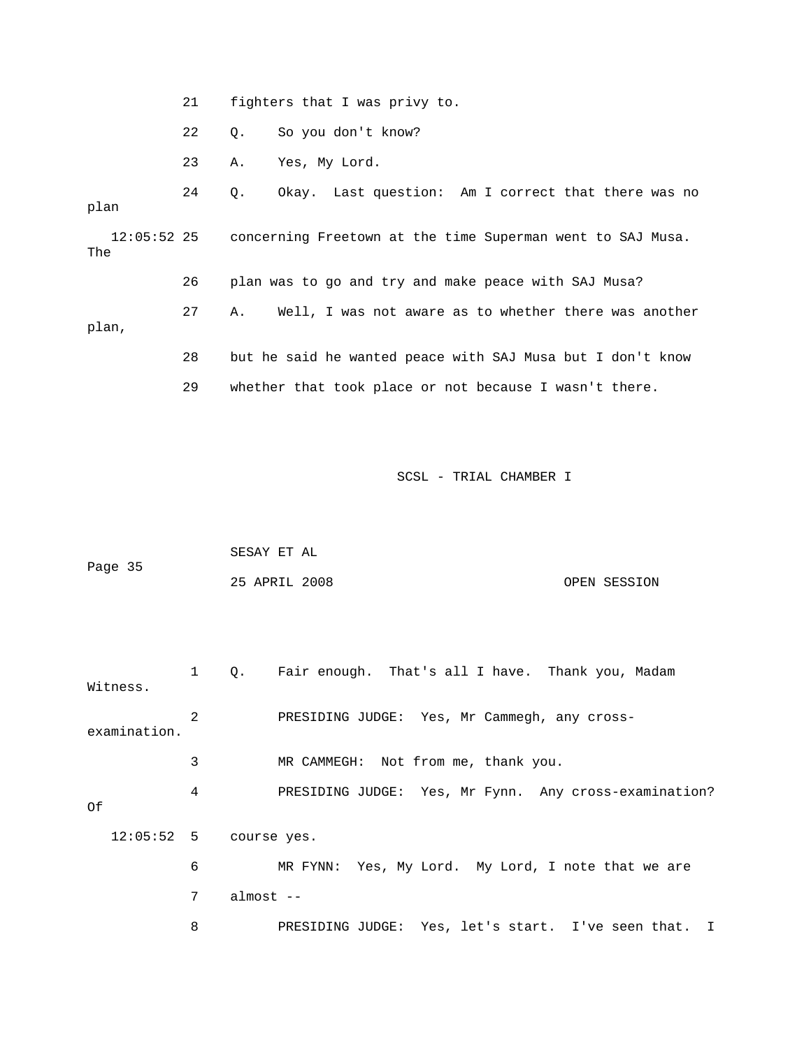21 fighters that I was privy to.

22 Q. So you don't know?

23 A. Yes, My Lord.

24 Q. Okay. Last question: Am I correct that there was no plan

12:05:52 25 concerning Freetown at the time Superman went to SAJ Musa. The

26 plan was to go and try and make peace with SAJ Musa?

27 A. Well, I was not aware as to whether there was another plan,

28 but he said he wanted peace with SAJ Musa but I don't know

29 whether that took place or not because I wasn't there.

1 Q. Fair enough. That's all I have. Thank you, Madam Witness.

2 PRESIDING JUDGE: Yes, Mr Cammegh, any cross-examination.

3 MR CAMMEGH: Not from me, thank you.

4 PRESIDING JUDGE: Yes, Mr Fynn. Any cross-examination? Of

12:05:52 5 course yes.

6 MR FYNN: Yes, My Lord. My Lord, I note that we are

7 almost --

8 PRESIDING JUDGE: Yes, let's start. I've seen that. I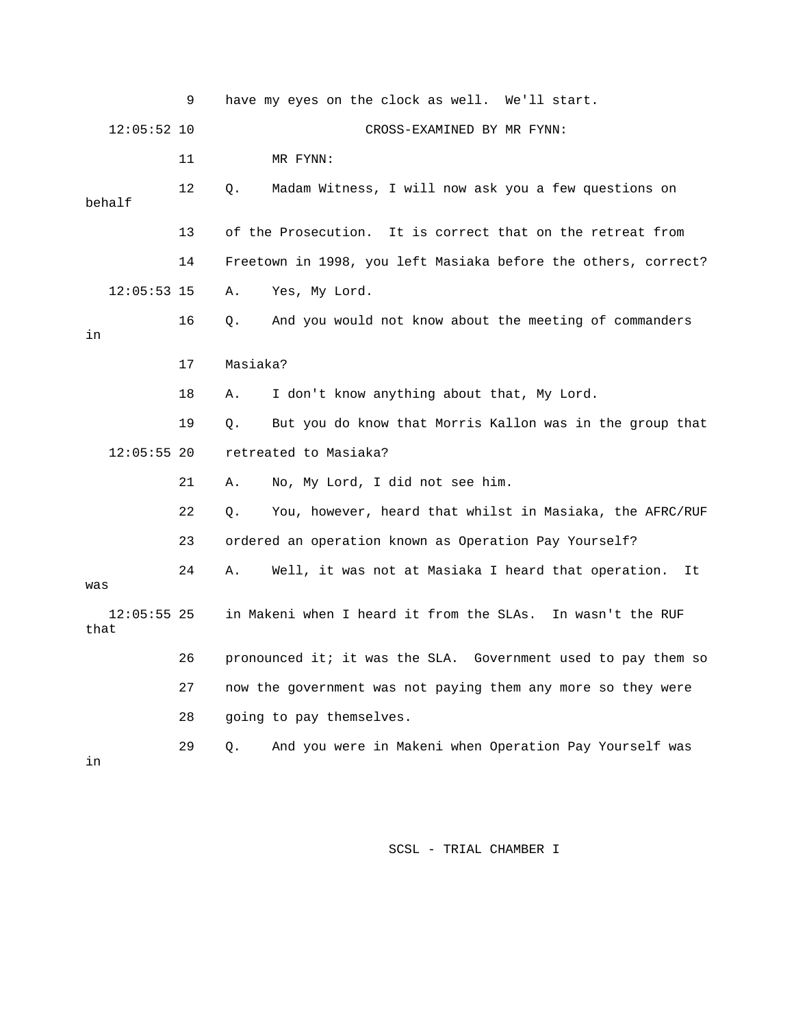9 have my eyes on the clock as well. We'll start.

12:05:52 10 CROSS-EXAMINED BY MR FYNN:

11 MR FYNN:

12 Q. Madam Witness, I will now ask you a few questions on behalf

13 of the Prosecution. It is correct that on the retreat from

14 Freetown in 1998, you left Masiaka before the others, correct?

12:05:53 15 A. Yes, My Lord.

16 Q. And you would not know about the meeting of commanders in

17 Masiaka?

18 A. I don't know anything about that, My Lord.

19 Q. But you do know that Morris Kallon was in the group that

12:05:55 20 retreated to Masiaka?

21 A. No, My Lord, I did not see him.

22 Q. You, however, heard that whilst in Masiaka, the AFRC/RUF

23 ordered an operation known as Operation Pay Yourself?

24 A. Well, it was not at Masiaka I heard that operation. It was

12:05:55 25 in Makeni when I heard it from the SLAs. In wasn't the RUF that

26 pronounced it; it was the SLA. Government used to pay them so

27 now the government was not paying them any more so they were

28 going to pay themselves.

29 Q. And you were in Makeni when Operation Pay Yourself was in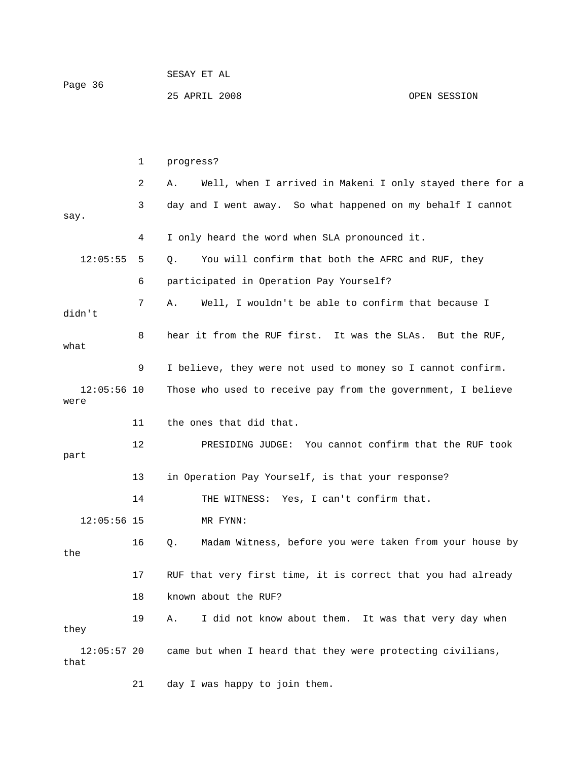progress?

A. Well, when I arrived in Makeni I only stayed there for a day and I went away. So what happened on my behalf I cannot say. I only heard the word when SLA pronounced it.

Q. You will confirm that both the AFRC and RUF, they participated in Operation Pay Yourself?

A. Well, I wouldn't be able to confirm that because I didn't hear it from the RUF first. It was the SLAs. But the RUF, what I believe, they were not used to money so I cannot confirm. Those who used to receive pay from the government, I believe were the ones that did that.

PRESIDING JUDGE: You cannot confirm that the RUF took part in Operation Pay Yourself, is that your response?

THE WITNESS: Yes, I can't confirm that.

MR FYNN:

Q. Madam Witness, before you were taken from your house by the RUF that very first time, it is correct that you had already known about the RUF?

A. I did not know about them. It was that very day when they came but when I heard that they were protecting civilians, that day I was happy to join them.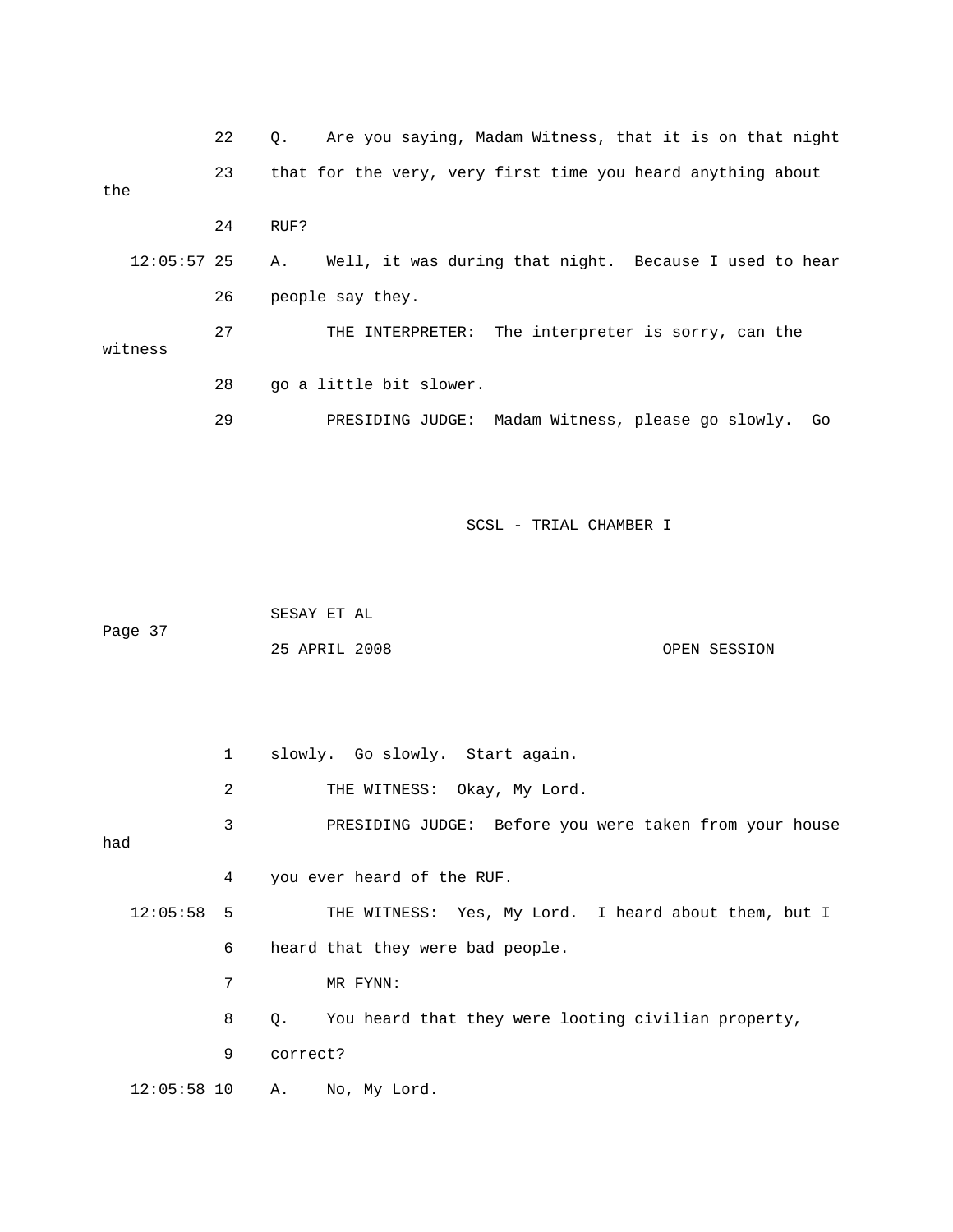22 Q. Are you saying, Madam Witness, that it is on that night

23 that for the very, very first time you heard anything about the

24 RUF?

12:05:57 25 A. Well, it was during that night. Because I used to hear

26 people say they.

27 THE INTERPRETER: The interpreter is sorry, can the witness

28 go a little bit slower.

29 PRESIDING JUDGE: Madam Witness, please go slowly. Go

1 slowly. Go slowly. Start again.

2 THE WITNESS: Okay, My Lord.

3 PRESIDING JUDGE: Before you were taken from your house had

4 you ever heard of the RUF.

12:05:58 5 THE WITNESS: Yes, My Lord. I heard about them, but I

6 heard that they were bad people.

7 MR FYNN:

8 Q. You heard that they were looting civilian property,

9 correct?

12:05:58 10 A. No, My Lord.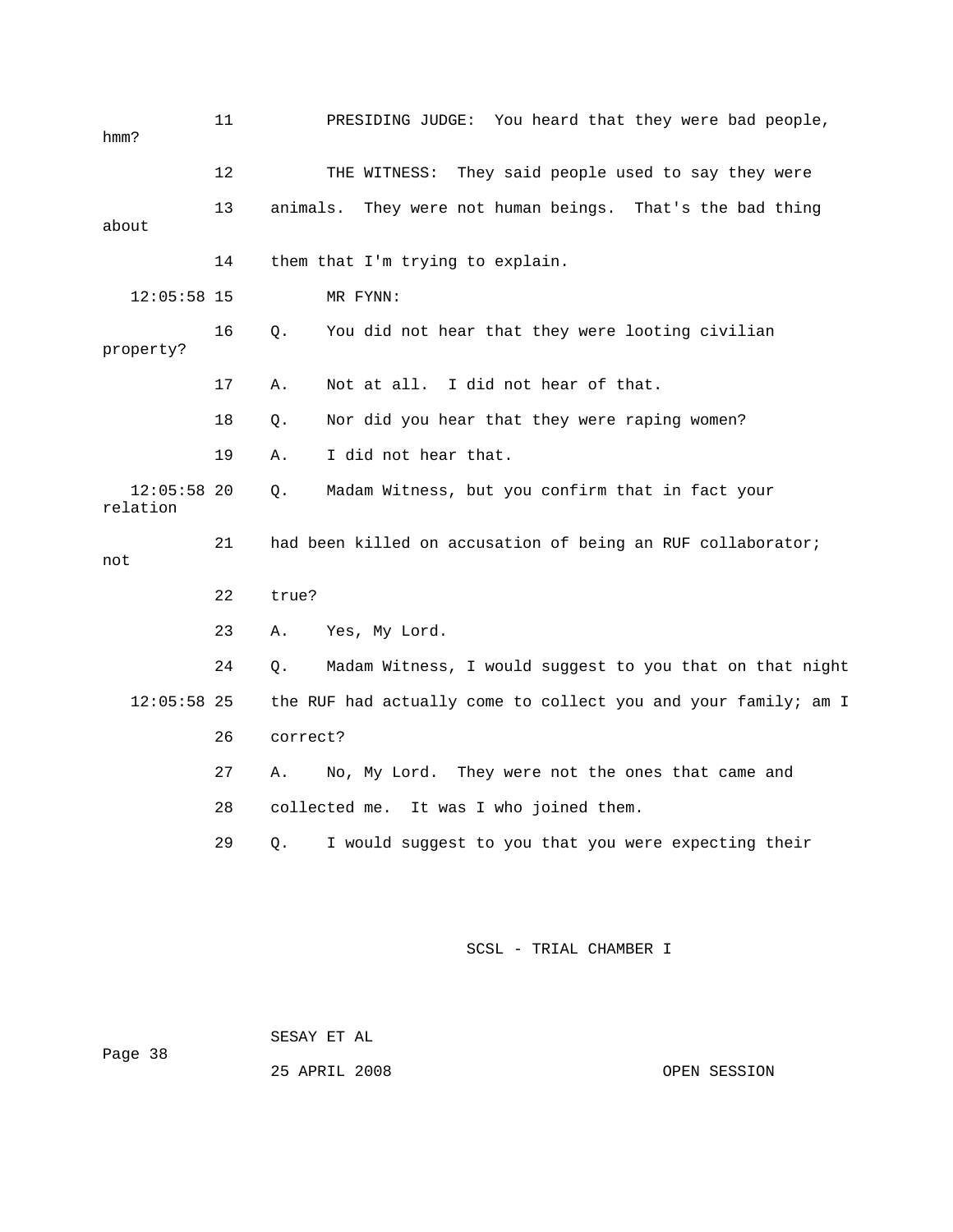11 PRESIDING JUDGE: You heard that they were bad people, hmm?

12 THE WITNESS: They said people used to say they were

13 animals. They were not human beings. That's the bad thing about

14 them that I'm trying to explain.

12:05:58 15 MR FYNN:

16 Q. You did not hear that they were looting civilian property?

17 A. Not at all. I did not hear of that.

18 Q. Nor did you hear that they were raping women?

19 A. I did not hear that.

12:05:58 20 Q. Madam Witness, but you confirm that in fact your relation

21 had been killed on accusation of being an RUF collaborator; not

22 true?

23 A. Yes, My Lord.

24 Q. Madam Witness, I would suggest to you that on that night

12:05:58 25 the RUF had actually come to collect you and your family; am I

26 correct?

27 A. No, My Lord. They were not the ones that came and

28 collected me. It was I who joined them.

29 Q. I would suggest to you that you were expecting their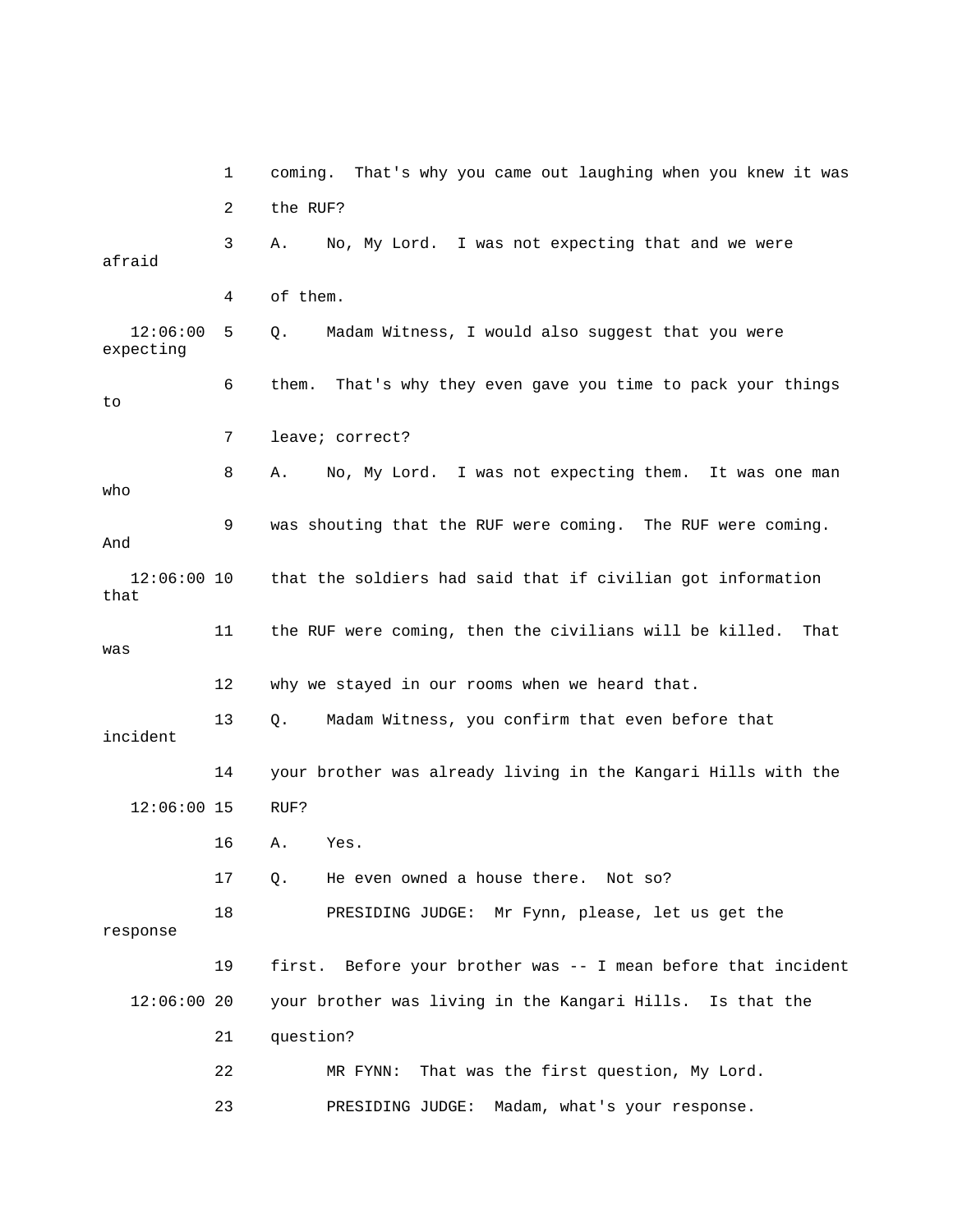1 coming. That's why you came out laughing when you knew it was

2 the RUF?

3 A. No, My Lord. I was not expecting that and we were afraid

4 of them.

12:06:00 5 Q. Madam Witness, I would also suggest that you were expecting

6 them. That's why they even gave you time to pack your things to

7 leave; correct?

8 A. No, My Lord. I was not expecting them. It was one man who

9 was shouting that the RUF were coming. The RUF were coming. And

12:06:00 10 that the soldiers had said that if civilian got information that

11 the RUF were coming, then the civilians will be killed. That was

12 why we stayed in our rooms when we heard that.

13 Q. Madam Witness, you confirm that even before that incident

14 your brother was already living in the Kangari Hills with the

12:06:00 15 RUF?

16 A. Yes.

17 Q. He even owned a house there. Not so?

18 PRESIDING JUDGE: Mr Fynn, please, let us get the response

19 first. Before your brother was -- I mean before that incident

12:06:00 20 your brother was living in the Kangari Hills. Is that the

21 question?

22 MR FYNN: That was the first question, My Lord.

23 PRESIDING JUDGE: Madam, what's your response.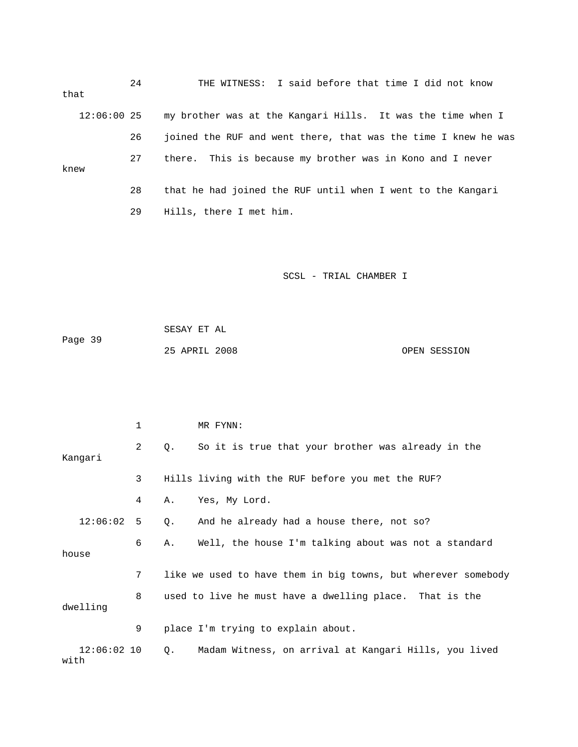24 THE WITNESS: I said before that time I did not know that

12:06:00 25 my brother was at the Kangari Hills. It was the time when I

26 joined the RUF and went there, that was the time I knew he was

27 there. This is because my brother was in Kono and I never knew

28 that he had joined the RUF until when I went to the Kangari

29 Hills, there I met him.

1 MR FYNN:

2 Q. So it is true that your brother was already in the Kangari

3 Hills living with the RUF before you met the RUF?

4 A. Yes, My Lord.

12:06:02 5 Q. And he already had a house there, not so?

6 A. Well, the house I'm talking about was not a standard house

7 like we used to have them in big towns, but wherever somebody

8 used to live he must have a dwelling place. That is the dwelling

9 place I'm trying to explain about.

12:06:02 10 Q. Madam Witness, on arrival at Kangari Hills, you lived with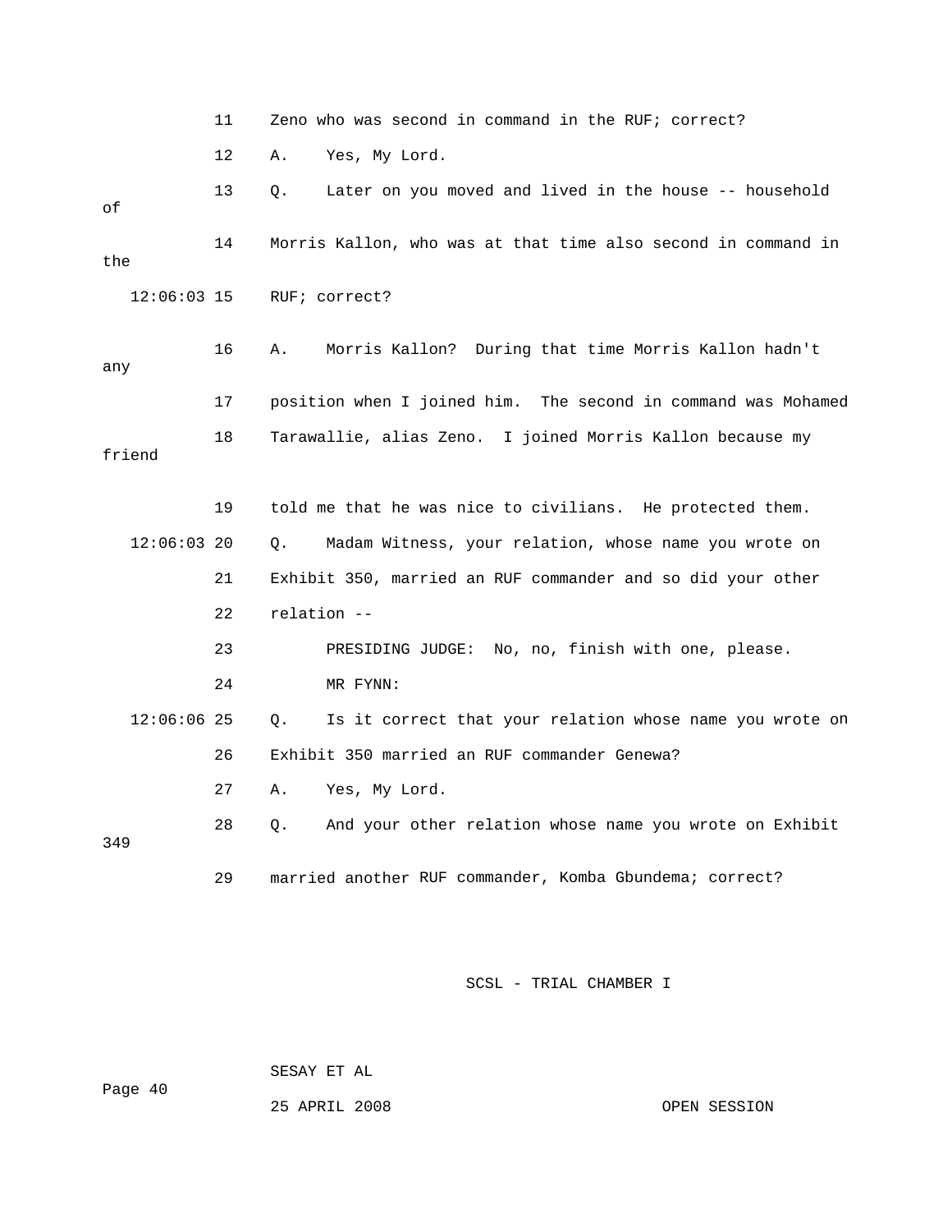11 Zeno who was second in command in the RUF; correct?

12 A. Yes, My Lord.

13 Q. Later on you moved and lived in the house -- household of

14 Morris Kallon, who was at that time also second in command in the

12:06:03 15 RUF; correct?

16 A. Morris Kallon? During that time Morris Kallon hadn't any

17 position when I joined him. The second in command was Mohamed

18 Tarawallie, alias Zeno. I joined Morris Kallon because my friend

19 told me that he was nice to civilians. He protected them.

12:06:03 20 Q. Madam Witness, your relation, whose name you wrote on

21 Exhibit 350, married an RUF commander and so did your other

22 relation --

23 PRESIDING JUDGE: No, no, finish with one, please.

24 MR FYNN:

12:06:06 25 Q. Is it correct that your relation whose name you wrote on

26 Exhibit 350 married an RUF commander Genewa?

27 A. Yes, My Lord.

28 Q. And your other relation whose name you wrote on Exhibit 349

29 married another RUF commander, Komba Gbundema; correct?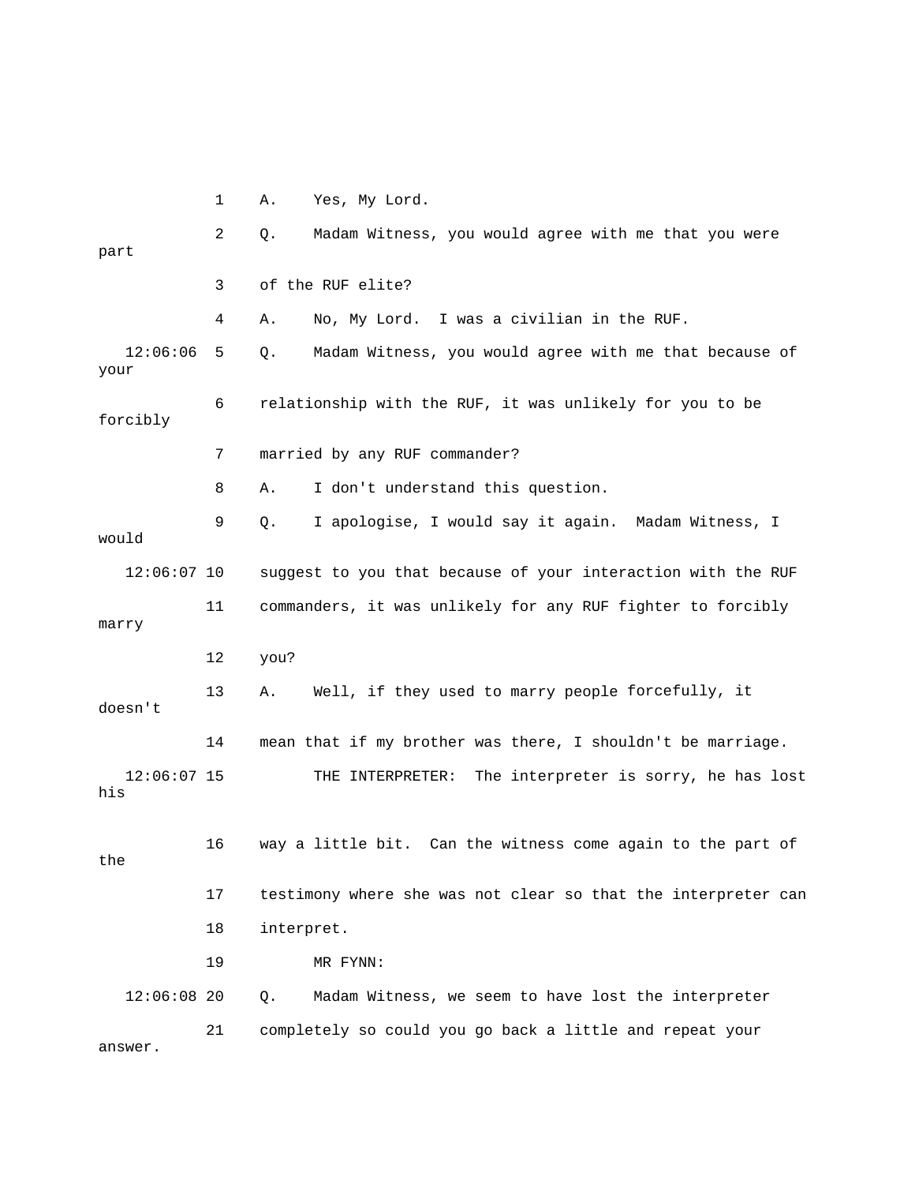1 A. Yes, My Lord.

2 Q. Madam Witness, you would agree with me that you were part

3 of the RUF elite?

4 A. No, My Lord. I was a civilian in the RUF.

12:06:06 5 Q. Madam Witness, you would agree with me that because of your

6 relationship with the RUF, it was unlikely for you to be forcibly

7 married by any RUF commander?

8 A. I don't understand this question.

9 Q. I apologise, I would say it again. Madam Witness, I would

12:06:07 10 suggest to you that because of your interaction with the RUF

11 commanders, it was unlikely for any RUF fighter to forcibly marry

12 you?

13 A. Well, if they used to marry people forcefully, it doesn't

14 mean that if my brother was there, I shouldn't be marriage.

12:06:07 15 THE INTERPRETER: The interpreter is sorry, he has lost his

16 way a little bit. Can the witness come again to the part of the

17 testimony where she was not clear so that the interpreter can

18 interpret.

19 MR FYNN:

12:06:08 20 Q. Madam Witness, we seem to have lost the interpreter

21 completely so could you go back a little and repeat your answer.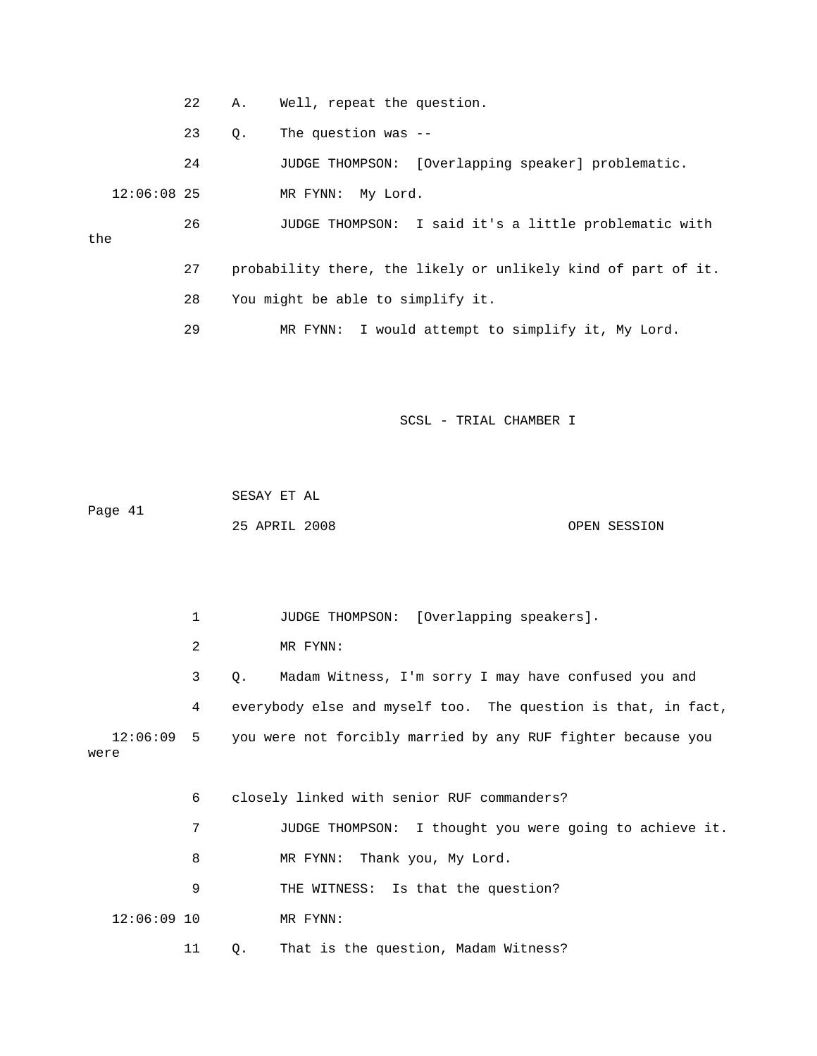22 A. Well, repeat the question.

23 Q. The question was --

24 JUDGE THOMPSON: [Overlapping speaker] problematic.

12:06:08 25 MR FYNN: My Lord.

26 JUDGE THOMPSON: I said it's a little problematic with the

27 probability there, the likely or unlikely kind of part of it.

28 You might be able to simplify it.

29 MR FYNN: I would attempt to simplify it, My Lord.

1 JUDGE THOMPSON: [Overlapping speakers].

2 MR FYNN:

3 Q. Madam Witness, I'm sorry I may have confused you and

4 everybody else and myself too. The question is that, in fact,

12:06:09 5 you were not forcibly married by any RUF fighter because you were

6 closely linked with senior RUF commanders?

7 JUDGE THOMPSON: I thought you were going to achieve it.

8 MR FYNN: Thank you, My Lord.

9 THE WITNESS: Is that the question?

12:06:09 10 MR FYNN:

11 Q. That is the question, Madam Witness?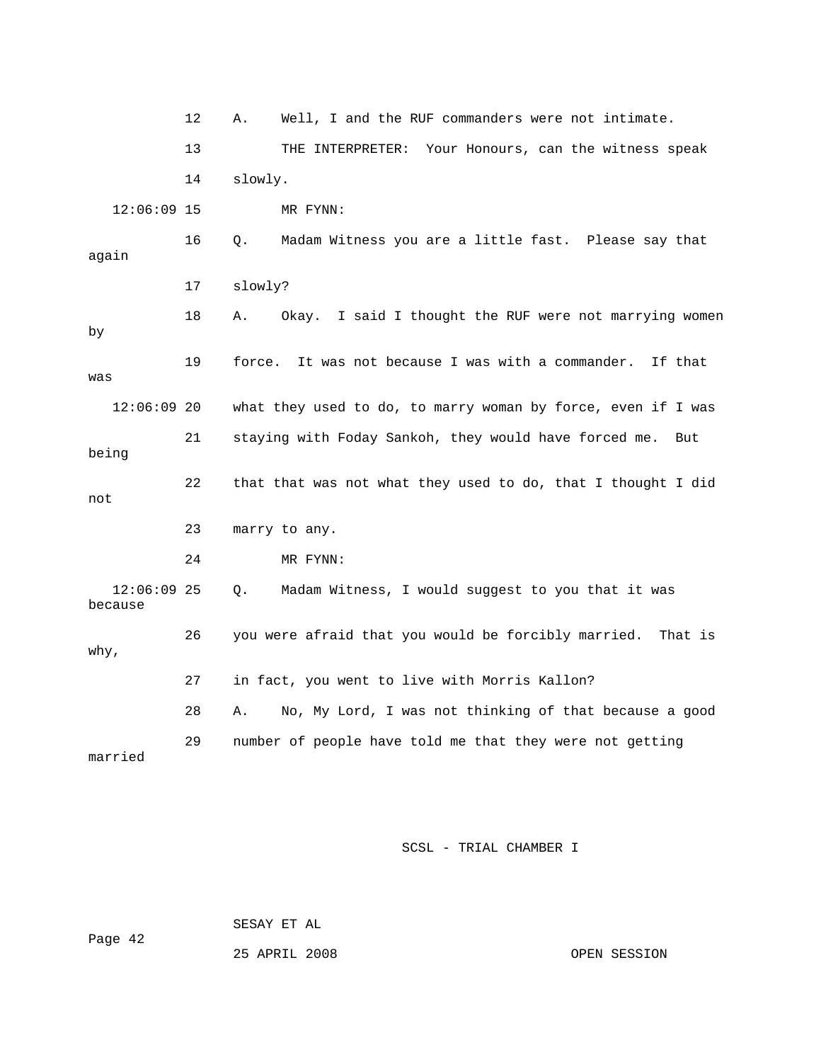12 A. Well, I and the RUF commanders were not intimate.

13 THE INTERPRETER: Your Honours, can the witness speak

14 slowly.

12:06:09 15 MR FYNN:

16 Q. Madam Witness you are a little fast. Please say that again

17 slowly?

18 A. Okay. I said I thought the RUF were not marrying women by

19 force. It was not because I was with a commander. If that was

12:06:09 20 what they used to do, to marry woman by force, even if I was

21 staying with Foday Sankoh, they would have forced me. But being

22 that that was not what they used to do, that I thought I did not

23 marry to any.

24 MR FYNN:

12:06:09 25 Q. Madam Witness, I would suggest to you that it was because

26 you were afraid that you would be forcibly married. That is why,

27 in fact, you went to live with Morris Kallon?

28 A. No, My Lord, I was not thinking of that because a good

29 number of people have told me that they were not getting married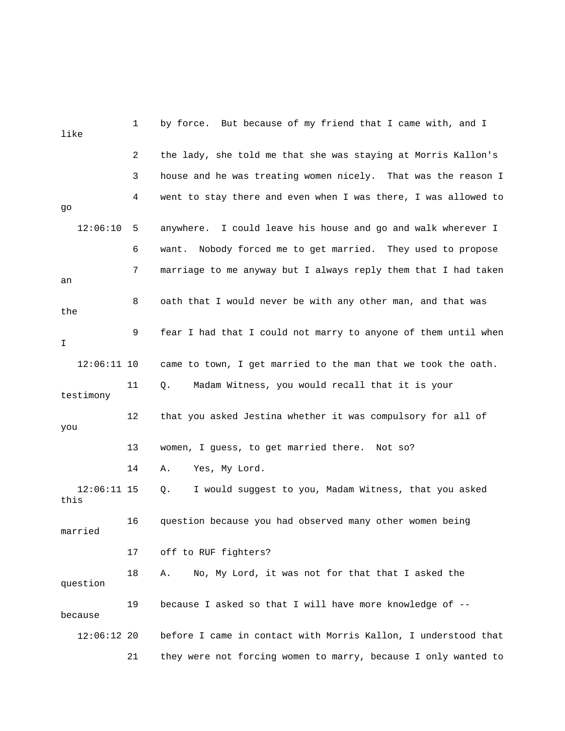1 by force. But because of my friend that I came with, and I like

2 the lady, she told me that she was staying at Morris Kallon's

3 house and he was treating women nicely. That was the reason I

4 went to stay there and even when I was there, I was allowed to go

12:06:10 5 anywhere. I could leave his house and go and walk wherever I

6 want. Nobody forced me to get married. They used to propose

7 marriage to me anyway but I always reply them that I had taken an

8 oath that I would never be with any other man, and that was the

9 fear I had that I could not marry to anyone of them until when I

12:06:11 10 came to town, I get married to the man that we took the oath.

11 Q. Madam Witness, you would recall that it is your testimony

12 that you asked Jestina whether it was compulsory for all of you

13 women, I guess, to get married there. Not so?

14 A. Yes, My Lord.

12:06:11 15 Q. I would suggest to you, Madam Witness, that you asked this

16 question because you had observed many other women being married

17 off to RUF fighters?

18 A. No, My Lord, it was not for that that I asked the question

19 because I asked so that I will have more knowledge of -- because

12:06:12 20 before I came in contact with Morris Kallon, I understood that

21 they were not forcing women to marry, because I only wanted to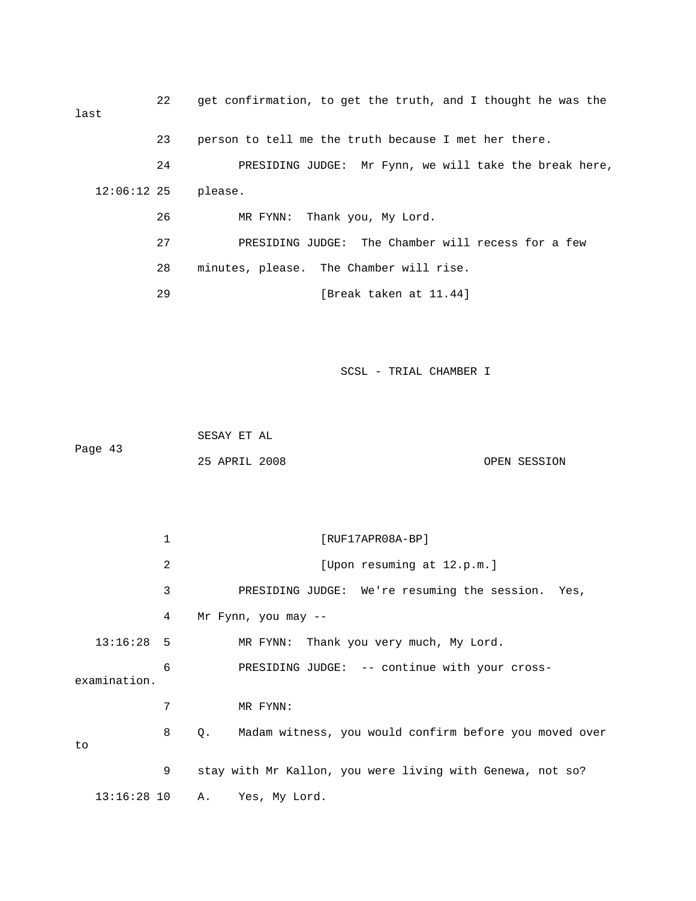22 get confirmation, to get the truth, and I thought he was the last

23 person to tell me the truth because I met her there.

24 PRESIDING JUDGE: Mr Fynn, we will take the break here,

12:06:12 25 please.

26 MR FYNN: Thank you, My Lord.

27 PRESIDING JUDGE: The Chamber will recess for a few

28 minutes, please. The Chamber will rise.

29 [Break taken at 11.44]

1 [RUF17APR08A-BP]

2 [Upon resuming at 12.p.m.]

3 PRESIDING JUDGE: We're resuming the session. Yes,

4 Mr Fynn, you may --

13:16:28 5 MR FYNN: Thank you very much, My Lord.

6 PRESIDING JUDGE: -- continue with your cross-examination.

7 MR FYNN:

8 Q. Madam witness, you would confirm before you moved over to

9 stay with Mr Kallon, you were living with Genewa, not so?

13:16:28 10 A. Yes, My Lord.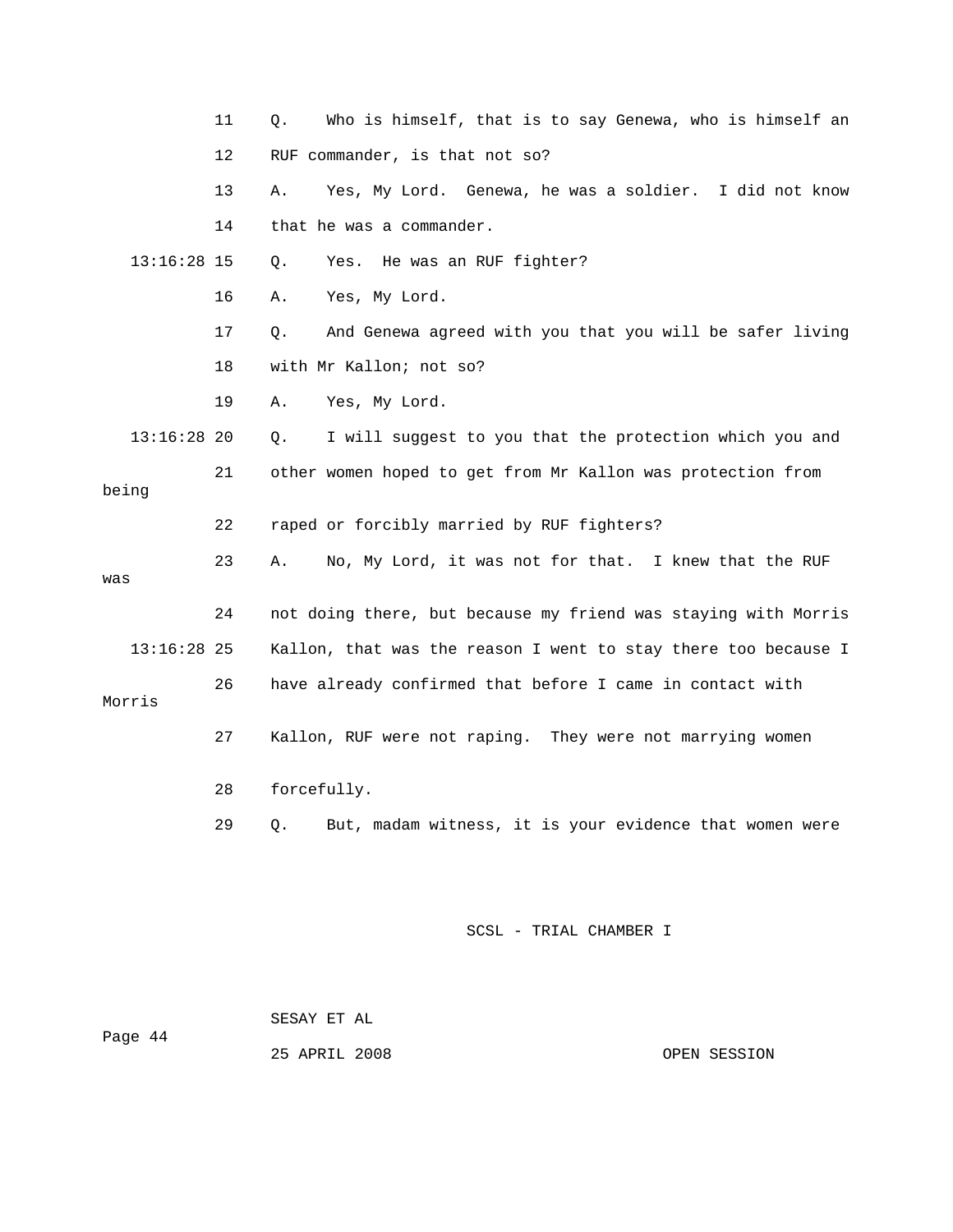11 Q. Who is himself, that is to say Genewa, who is himself an

12 RUF commander, is that not so?

13 A. Yes, My Lord. Genewa, he was a soldier. I did not know

14 that he was a commander.

13:16:28 15 Q. Yes. He was an RUF fighter?

16 A. Yes, My Lord.

17 Q. And Genewa agreed with you that you will be safer living

18 with Mr Kallon; not so?

19 A. Yes, My Lord.

13:16:28 20 Q. I will suggest to you that the protection which you and

21 other women hoped to get from Mr Kallon was protection from being

22 raped or forcibly married by RUF fighters?

23 A. No, My Lord, it was not for that. I knew that the RUF was

24 not doing there, but because my friend was staying with Morris

13:16:28 25 Kallon, that was the reason I went to stay there too because I

26 have already confirmed that before I came in contact with Morris

27 Kallon, RUF were not raping. They were not marrying women

28 forcefully.

29 Q. But, madam witness, it is your evidence that women were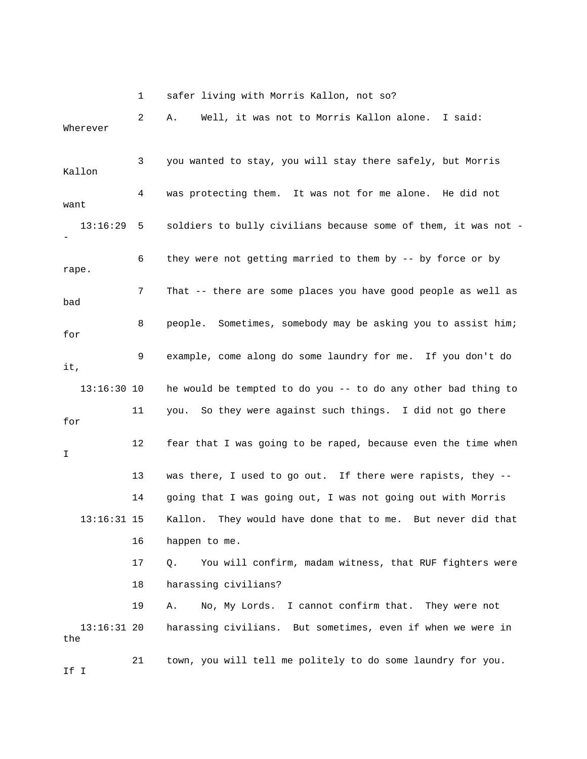1 safer living with Morris Kallon, not so?

2 A. Well, it was not to Morris Kallon alone. I said: Wherever

3 you wanted to stay, you will stay there safely, but Morris Kallon

4 was protecting them. It was not for me alone. He did not want

13:16:29 5 soldiers to bully civilians because some of them, it was not --

6 they were not getting married to them by -- by force or by rape.

7 That -- there are some places you have good people as well as bad

8 people. Sometimes, somebody may be asking you to assist him; for

9 example, come along do some laundry for me. If you don't do it,

13:16:30 10 he would be tempted to do you -- to do any other bad thing to

11 you. So they were against such things. I did not go there for

12 fear that I was going to be raped, because even the time when I

13 was there, I used to go out. If there were rapists, they --

14 going that I was going out, I was not going out with Morris

13:16:31 15 Kallon. They would have done that to me. But never did that

16 happen to me.

17 Q. You will confirm, madam witness, that RUF fighters were

18 harassing civilians?

19 A. No, My Lords. I cannot confirm that. They were not

13:16:31 20 harassing civilians. But sometimes, even if when we were in the

21 town, you will tell me politely to do some laundry for you. If I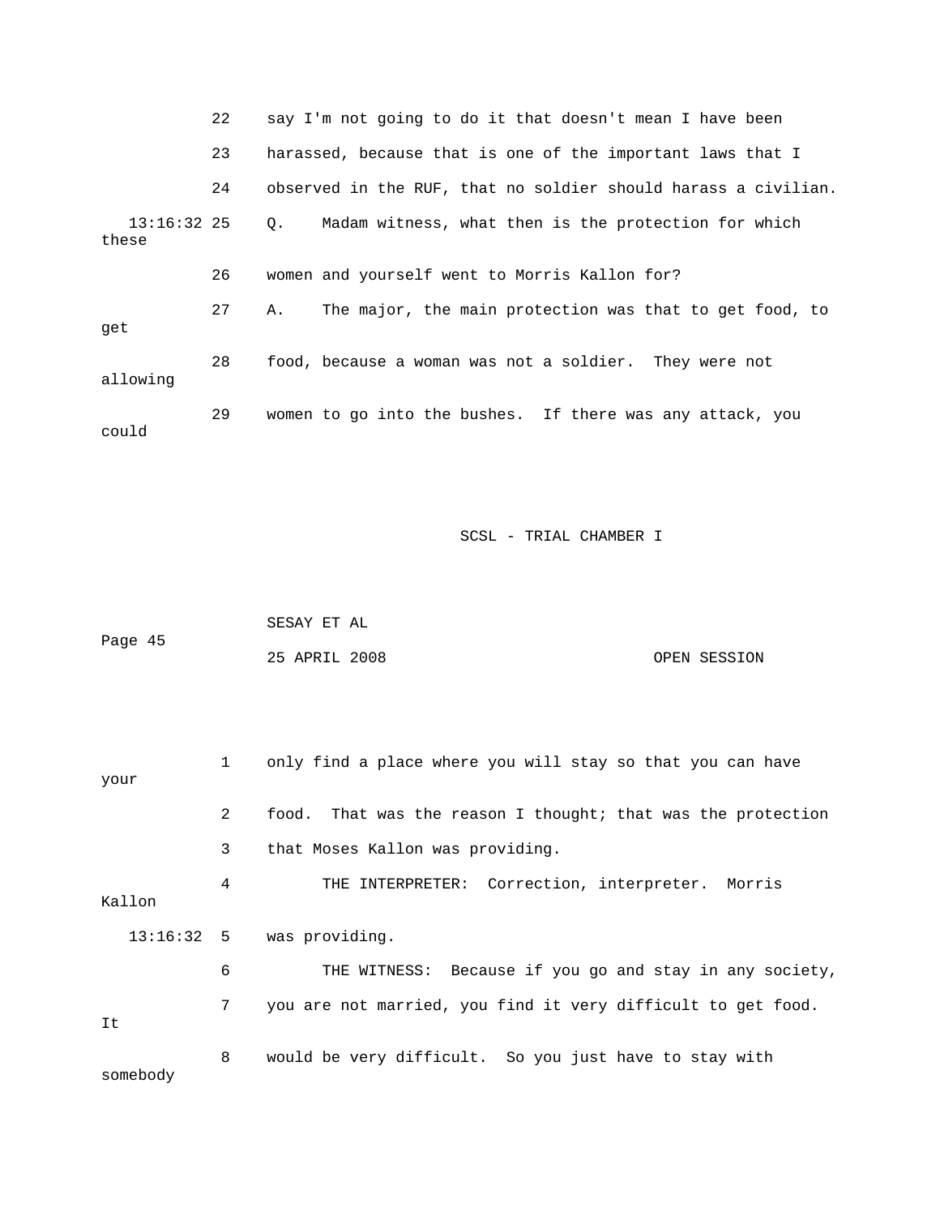22 say I'm not going to do it that doesn't mean I have been

23 harassed, because that is one of the important laws that I

24 observed in the RUF, that no soldier should harass a civilian.

13:16:32 25 Q. Madam witness, what then is the protection for which these

26 women and yourself went to Morris Kallon for?

27 A. The major, the main protection was that to get food, to get

28 food, because a woman was not a soldier. They were not allowing

29 women to go into the bushes. If there was any attack, you could

1 only find a place where you will stay so that you can have your

2 food. That was the reason I thought; that was the protection

3 that Moses Kallon was providing.

4 THE INTERPRETER: Correction, interpreter. Morris Kallon

13:16:32 5 was providing.

6 THE WITNESS: Because if you go and stay in any society,

7 you are not married, you find it very difficult to get food. It

8 would be very difficult. So you just have to stay with somebody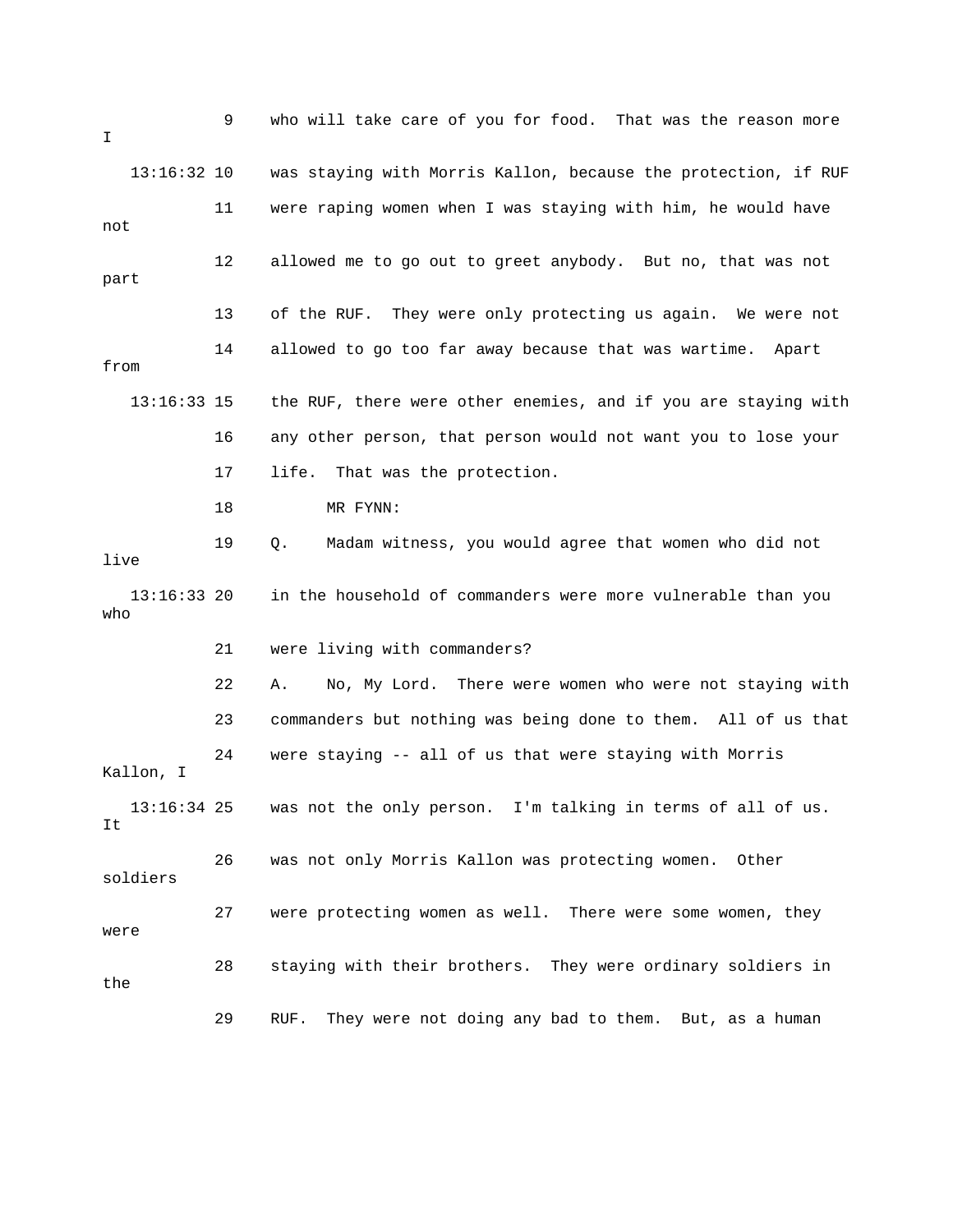9 who will take care of you for food. That was the reason more I

13:16:32 10 was staying with Morris Kallon, because the protection, if RUF

11 were raping women when I was staying with him, he would have not

12 allowed me to go out to greet anybody. But no, that was not part

13 of the RUF. They were only protecting us again. We were not

14 allowed to go too far away because that was wartime. Apart from

13:16:33 15 the RUF, there were other enemies, and if you are staying with

16 any other person, that person would not want you to lose your

17 life. That was the protection.

18 MR FYNN:

19 Q. Madam witness, you would agree that women who did not live

13:16:33 20 in the household of commanders were more vulnerable than you who

21 were living with commanders?

22 A. No, My Lord. There were women who were not staying with

23 commanders but nothing was being done to them. All of us that

24 were staying -- all of us that were staying with Morris Kallon, I

13:16:34 25 was not the only person. I'm talking in terms of all of us. It

26 was not only Morris Kallon was protecting women. Other soldiers

27 were protecting women as well. There were some women, they were

28 staying with their brothers. They were ordinary soldiers in the

29 RUF. They were not doing any bad to them. But, as a human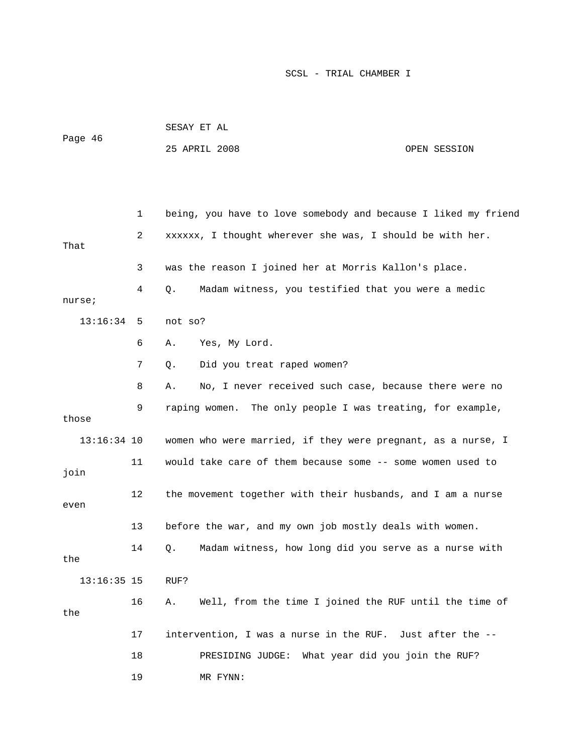1 being, you have to love somebody and because I liked my friend
2 xxxxxx, I thought wherever she was, I should be with her. That
3 was the reason I joined her at Morris Kallon's place.
4 Q. Madam witness, you testified that you were a medic nurse;
13:16:34 5 not so?
6 A. Yes, My Lord.
7 Q. Did you treat raped women?
8 A. No, I never received such case, because there were no
9 raping women. The only people I was treating, for example, those
13:16:34 10 women who were married, if they were pregnant, as a nurse, I
11 would take care of them because some -- some women used to join
12 the movement together with their husbands, and I am a nurse even
13 before the war, and my own job mostly deals with women.
14 Q. Madam witness, how long did you serve as a nurse with the
13:16:35 15 RUF?
16 A. Well, from the time I joined the RUF until the time of the
17 intervention, I was a nurse in the RUF. Just after the --
18 PRESIDING JUDGE: What year did you join the RUF?
19 MR FYNN: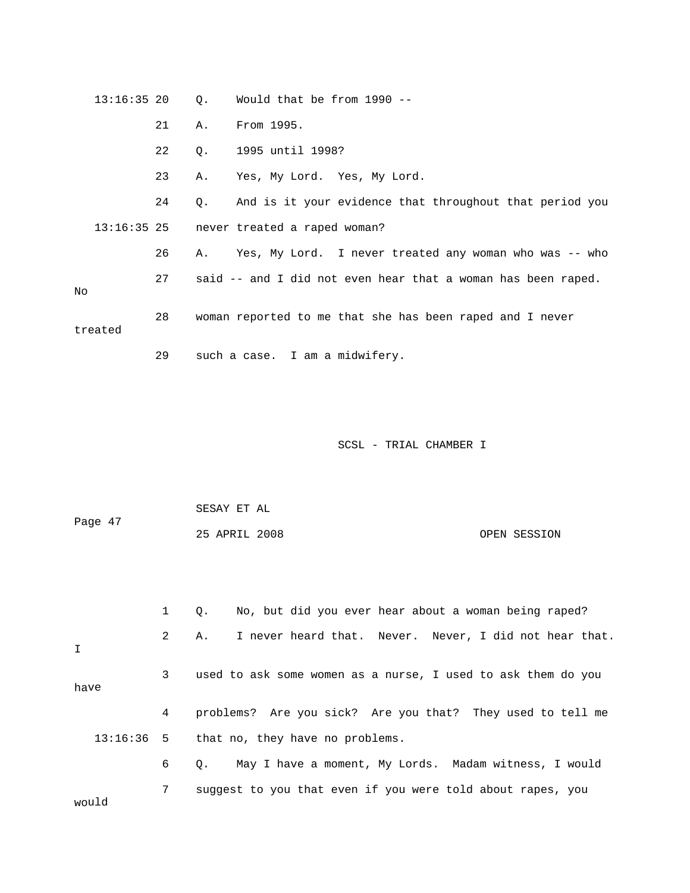13:16:35 20 Q. Would that be from 1990 --

21 A. From 1995.

22 Q. 1995 until 1998?

23 A. Yes, My Lord. Yes, My Lord.

24 Q. And is it your evidence that throughout that period you

13:16:35 25 never treated a raped woman?

26 A. Yes, My Lord. I never treated any woman who was -- who

27 said -- and I did not even hear that a woman has been raped. No

28 woman reported to me that she has been raped and I never treated

29 such a case. I am a midwifery.

1 Q. No, but did you ever hear about a woman being raped?

2 A. I never heard that. Never. Never, I did not hear that. I

3 used to ask some women as a nurse, I used to ask them do you have

4 problems? Are you sick? Are you that? They used to tell me

13:16:36 5 that no, they have no problems.

6 Q. May I have a moment, My Lords. Madam witness, I would

7 suggest to you that even if you were told about rapes, you would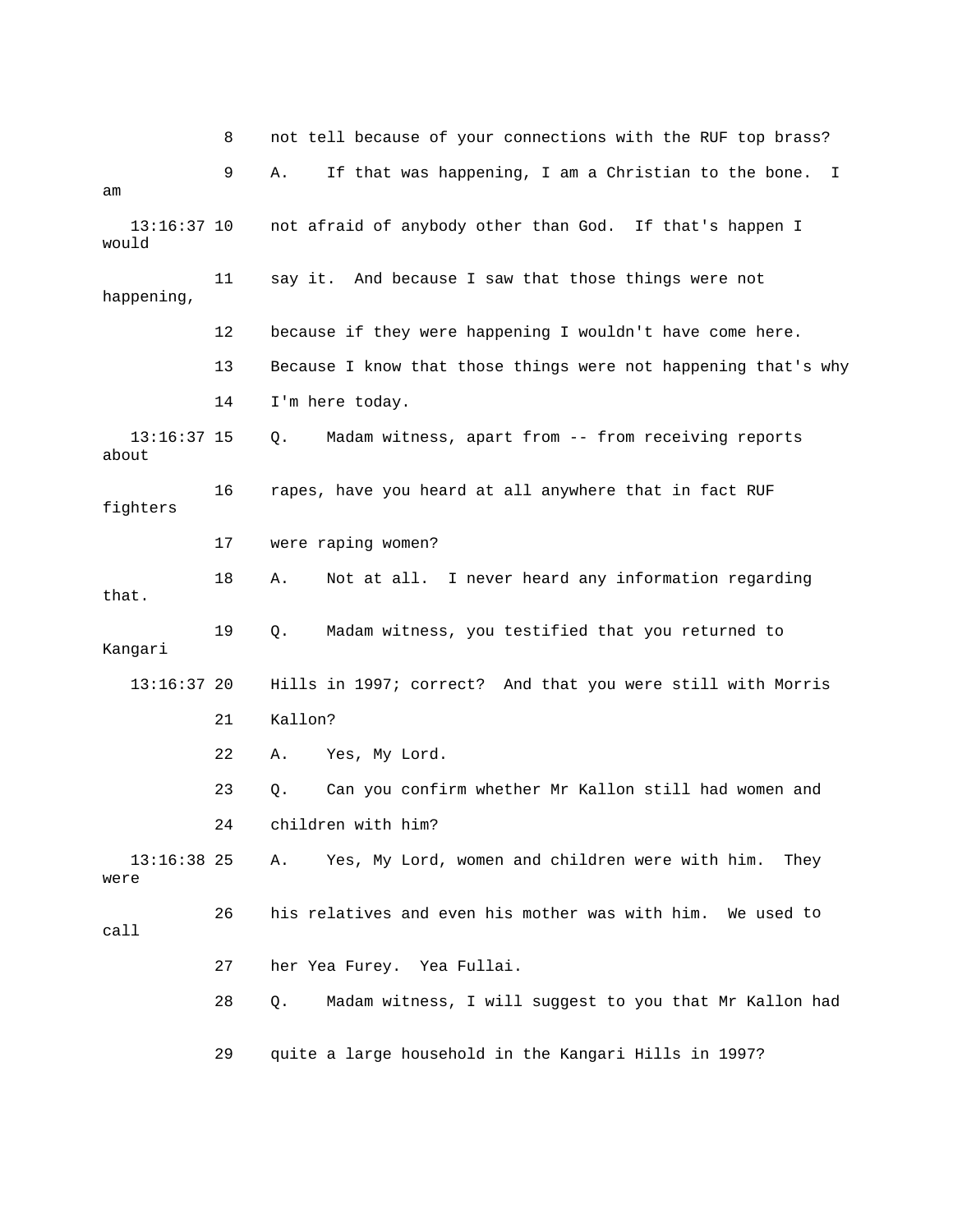8 not tell because of your connections with the RUF top brass?

9 A. If that was happening, I am a Christian to the bone. I am

13:16:37 10 not afraid of anybody other than God. If that's happen I would

11 say it. And because I saw that those things were not happening,

12 because if they were happening I wouldn't have come here.

13 Because I know that those things were not happening that's why

14 I'm here today.

13:16:37 15 Q. Madam witness, apart from -- from receiving reports about

16 rapes, have you heard at all anywhere that in fact RUF fighters

17 were raping women?

18 A. Not at all. I never heard any information regarding that.

19 Q. Madam witness, you testified that you returned to Kangari

13:16:37 20 Hills in 1997; correct? And that you were still with Morris

21 Kallon?

22 A. Yes, My Lord.

23 Q. Can you confirm whether Mr Kallon still had women and

24 children with him?

13:16:38 25 A. Yes, My Lord, women and children were with him. They were

26 his relatives and even his mother was with him. We used to call

27 her Yea Furey. Yea Fullai.

28 Q. Madam witness, I will suggest to you that Mr Kallon had

29 quite a large household in the Kangari Hills in 1997?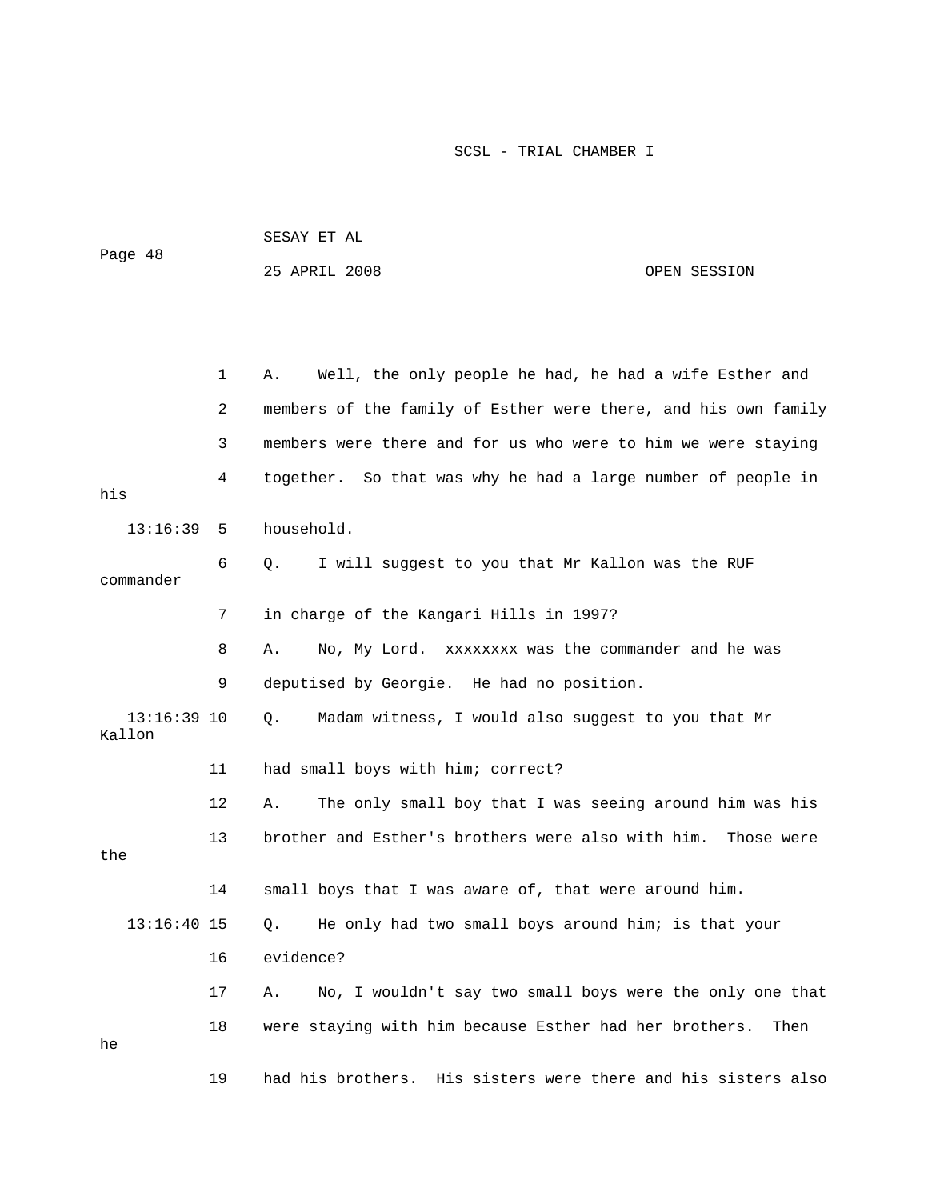1 A. Well, the only people he had, he had a wife Esther and
2 members of the family of Esther were there, and his own family
3 members were there and for us who were to him we were staying
4 together. So that was why he had a large number of people in his
13:16:39 5 household.
6 Q. I will suggest to you that Mr Kallon was the RUF commander
7 in charge of the Kangari Hills in 1997?
8 A. No, My Lord. xxxxxxxx was the commander and he was
9 deputised by Georgie. He had no position.
13:16:39 10 Q. Madam witness, I would also suggest to you that Mr Kallon
11 had small boys with him; correct?
12 A. The only small boy that I was seeing around him was his
13 brother and Esther's brothers were also with him. Those were the
14 small boys that I was aware of, that were around him.
13:16:40 15 Q. He only had two small boys around him; is that your
16 evidence?
17 A. No, I wouldn't say two small boys were the only one that
18 were staying with him because Esther had her brothers. Then he
19 had his brothers. His sisters were there and his sisters also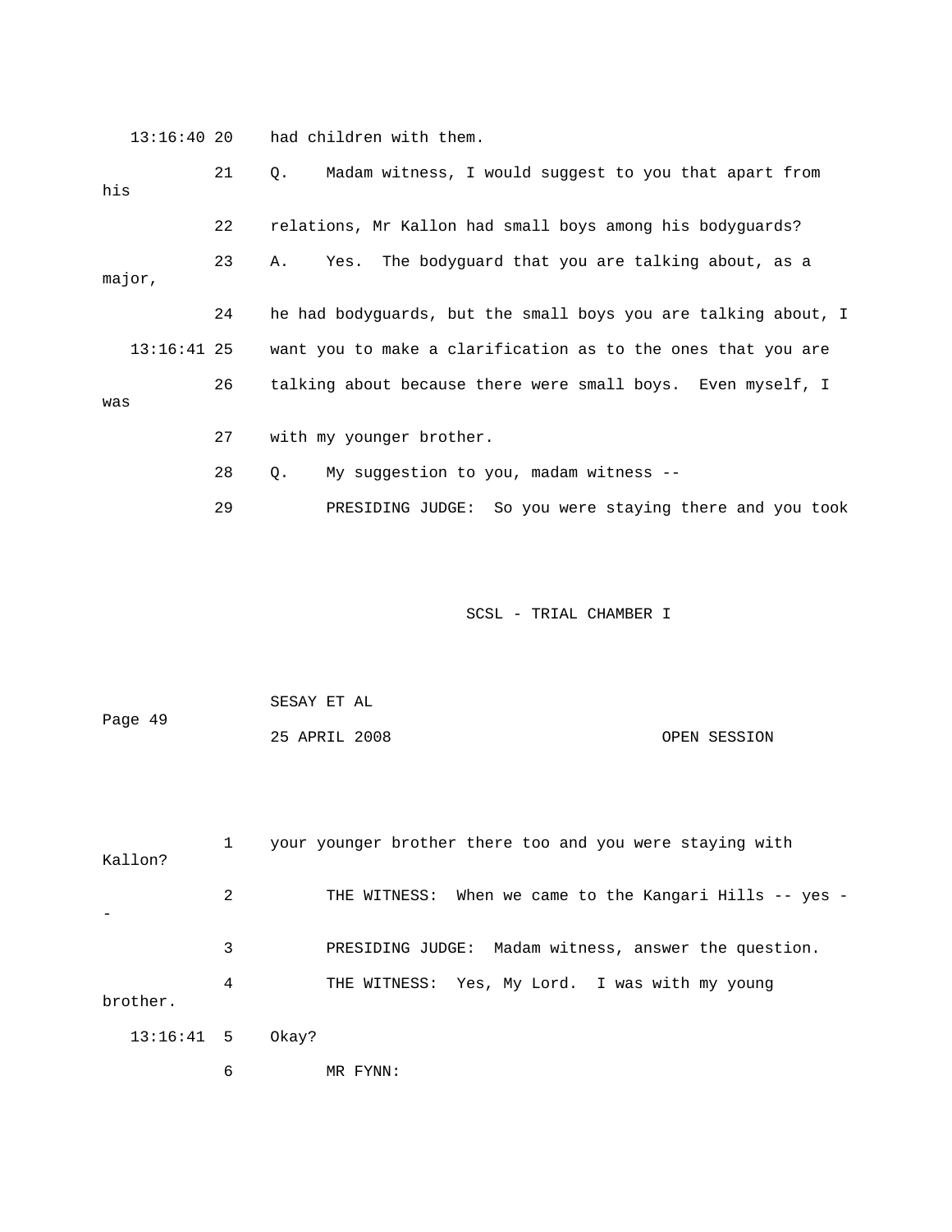13:16:40 20 had children with them.

21 Q. Madam witness, I would suggest to you that apart from his

22 relations, Mr Kallon had small boys among his bodyguards?

23 A. Yes. The bodyguard that you are talking about, as a major,

24 he had bodyguards, but the small boys you are talking about, I

13:16:41 25 want you to make a clarification as to the ones that you are

26 talking about because there were small boys. Even myself, I was

27 with my younger brother.

28 Q. My suggestion to you, madam witness --

29 PRESIDING JUDGE: So you were staying there and you took

1 your younger brother there too and you were staying with Kallon?

2 THE WITNESS: When we came to the Kangari Hills -- yes --

3 PRESIDING JUDGE: Madam witness, answer the question.

4 THE WITNESS: Yes, My Lord. I was with my young brother.

13:16:41 5 Okay?

6 MR FYNN: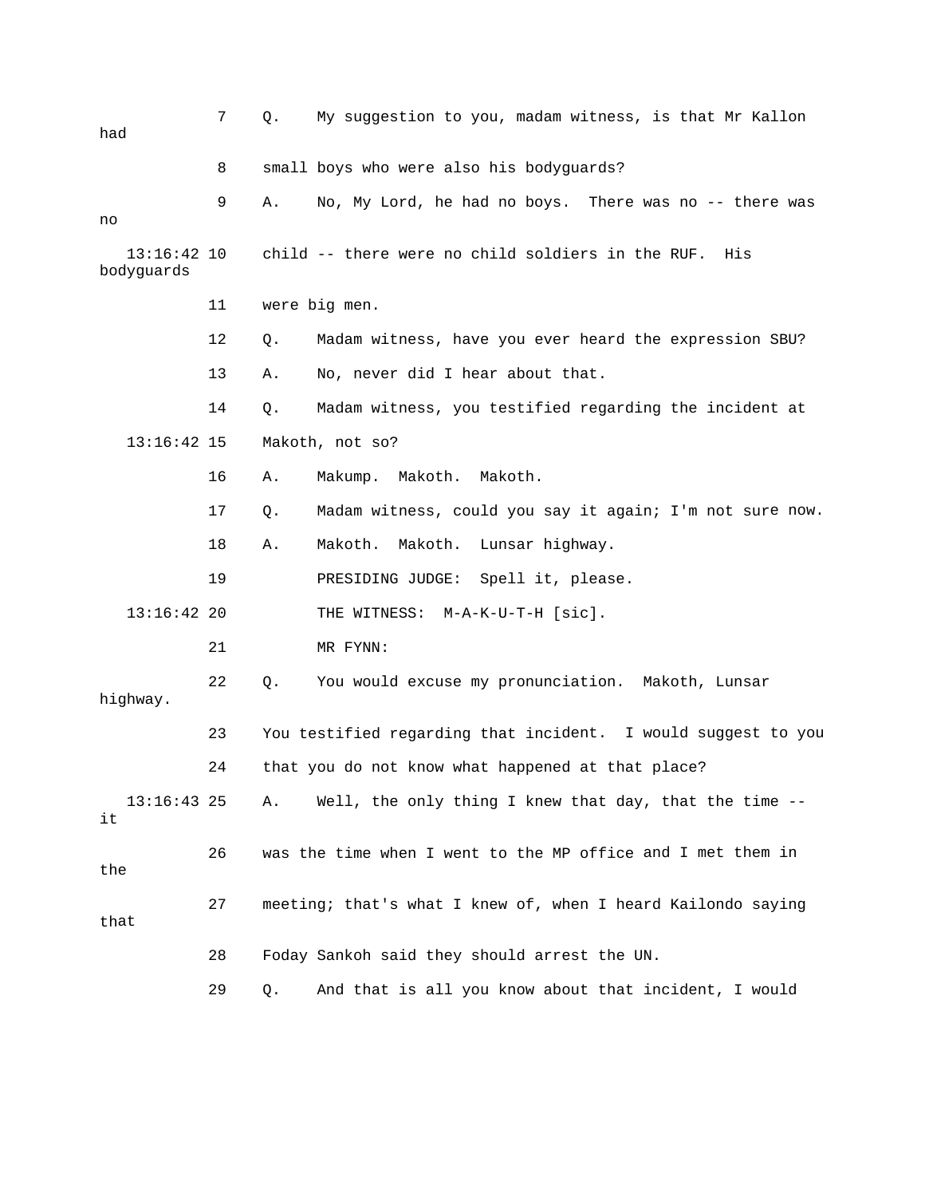7 Q. My suggestion to you, madam witness, is that Mr Kallon had

8 small boys who were also his bodyguards?

9 A. No, My Lord, he had no boys. There was no -- there was no

13:16:42 10 child -- there were no child soldiers in the RUF. His bodyguards

11 were big men.

12 Q. Madam witness, have you ever heard the expression SBU?

13 A. No, never did I hear about that.

14 Q. Madam witness, you testified regarding the incident at

13:16:42 15 Makoth, not so?

16 A. Makump. Makoth. Makoth.

17 Q. Madam witness, could you say it again; I'm not sure now.

18 A. Makoth. Makoth. Lunsar highway.

19 PRESIDING JUDGE: Spell it, please.

13:16:42 20 THE WITNESS: M-A-K-U-T-H [sic].

21 MR FYNN:

22 Q. You would excuse my pronunciation. Makoth, Lunsar highway.

23 You testified regarding that incident. I would suggest to you

24 that you do not know what happened at that place?

13:16:43 25 A. Well, the only thing I knew that day, that the time -- it

26 was the time when I went to the MP office and I met them in the

27 meeting; that's what I knew of, when I heard Kailondo saying that

28 Foday Sankoh said they should arrest the UN.

29 Q. And that is all you know about that incident, I would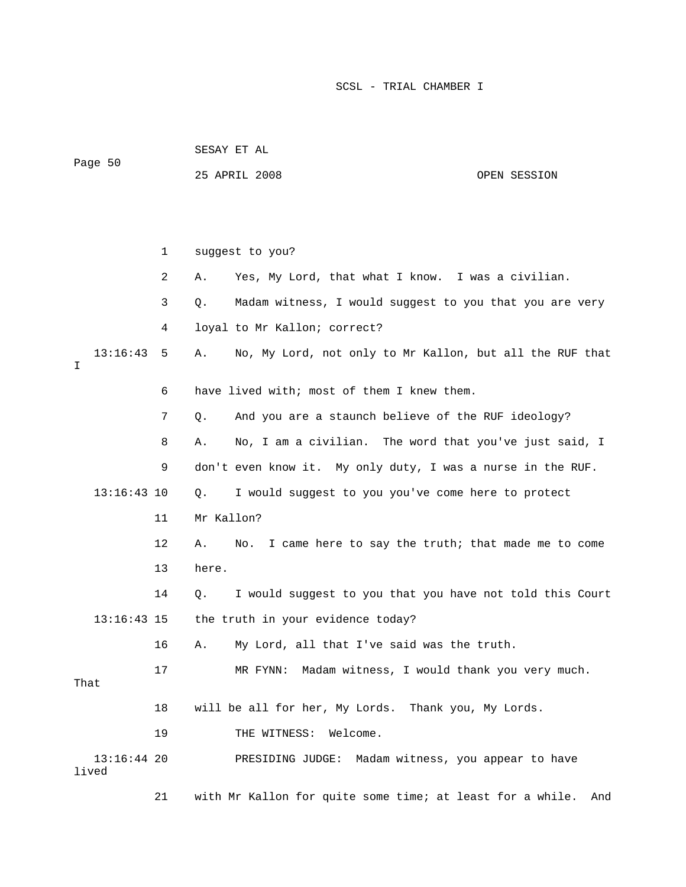1 suggest to you?

2 A. Yes, My Lord, that what I know. I was a civilian.

3 Q. Madam witness, I would suggest to you that you are very

4 loyal to Mr Kallon; correct?

13:16:43 5 A. No, My Lord, not only to Mr Kallon, but all the RUF that I

6 have lived with; most of them I knew them.

7 Q. And you are a staunch believe of the RUF ideology?

8 A. No, I am a civilian. The word that you've just said, I

9 don't even know it. My only duty, I was a nurse in the RUF.

13:16:43 10 Q. I would suggest to you you've come here to protect

11 Mr Kallon?

12 A. No. I came here to say the truth; that made me to come

13 here.

14 Q. I would suggest to you that you have not told this Court

13:16:43 15 the truth in your evidence today?

16 A. My Lord, all that I've said was the truth.

17 MR FYNN: Madam witness, I would thank you very much. That

18 will be all for her, My Lords. Thank you, My Lords.

19 THE WITNESS: Welcome.

13:16:44 20 PRESIDING JUDGE: Madam witness, you appear to have lived

21 with Mr Kallon for quite some time; at least for a while. And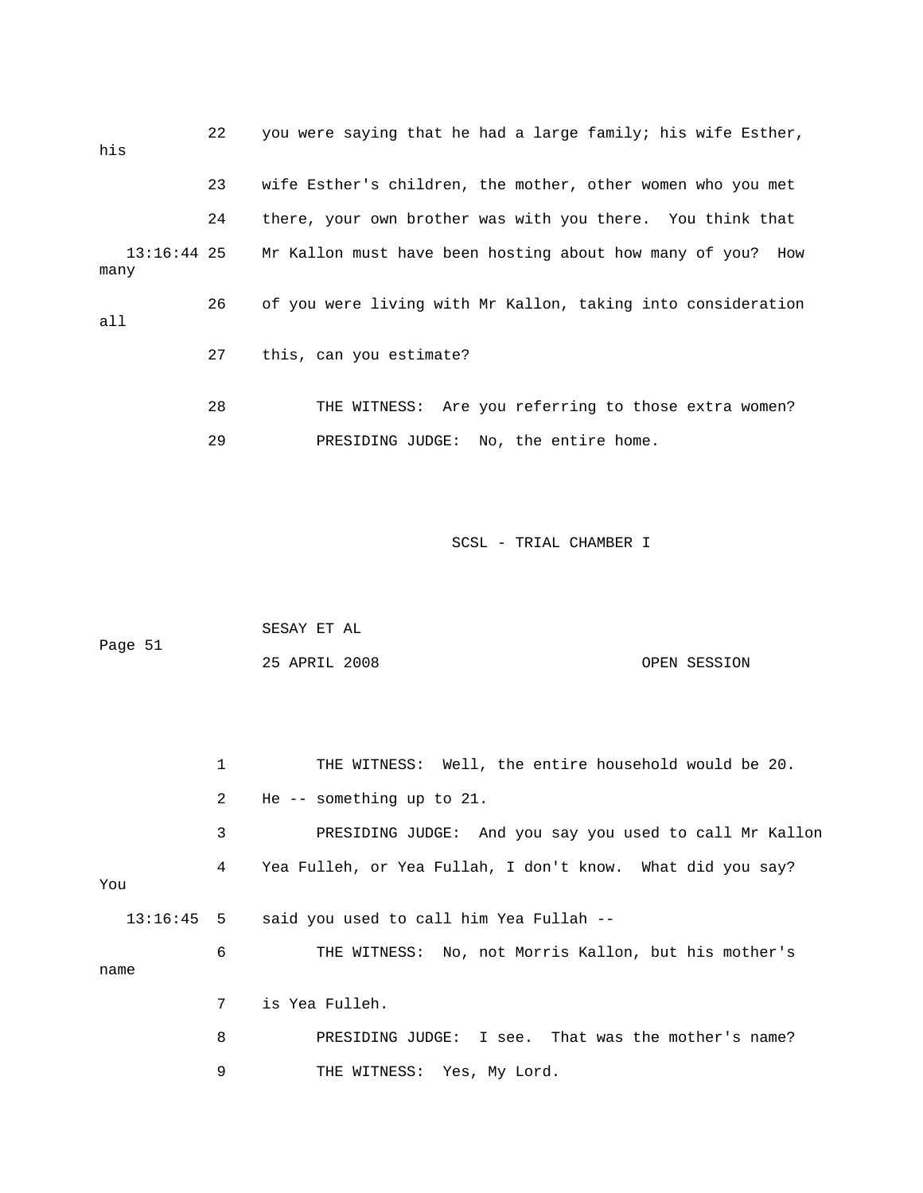22 you were saying that he had a large family; his wife Esther, his

23 wife Esther's children, the mother, other women who you met

24 there, your own brother was with you there. You think that

13:16:44 25 Mr Kallon must have been hosting about how many of you? How many

26 of you were living with Mr Kallon, taking into consideration all

27 this, can you estimate?

28 THE WITNESS: Are you referring to those extra women?

29 PRESIDING JUDGE: No, the entire home.

1 THE WITNESS: Well, the entire household would be 20.

2 He -- something up to 21.

3 PRESIDING JUDGE: And you say you used to call Mr Kallon

4 Yea Fulleh, or Yea Fullah, I don't know. What did you say? You

13:16:45 5 said you used to call him Yea Fullah --

6 THE WITNESS: No, not Morris Kallon, but his mother's name

7 is Yea Fulleh.

8 PRESIDING JUDGE: I see. That was the mother's name?

9 THE WITNESS: Yes, My Lord.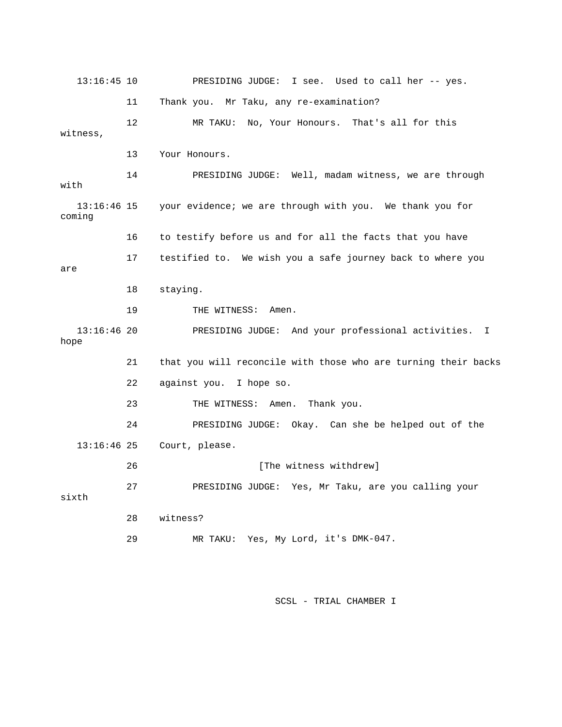13:16:45 10 PRESIDING JUDGE: I see. Used to call her -- yes.

11 Thank you. Mr Taku, any re-examination?

12 MR TAKU: No, Your Honours. That's all for this witness,

13 Your Honours.

14 PRESIDING JUDGE: Well, madam witness, we are through with

13:16:46 15 your evidence; we are through with you. We thank you for coming

16 to testify before us and for all the facts that you have

17 testified to. We wish you a safe journey back to where you are

18 staying.

19 THE WITNESS: Amen.

13:16:46 20 PRESIDING JUDGE: And your professional activities. I hope

21 that you will reconcile with those who are turning their backs

22 against you. I hope so.

23 THE WITNESS: Amen. Thank you.

24 PRESIDING JUDGE: Okay. Can she be helped out of the

13:16:46 25 Court, please.

26 [The witness withdrew]

27 PRESIDING JUDGE: Yes, Mr Taku, are you calling your sixth

28 witness?

29 MR TAKU: Yes, My Lord, it's DMK-047.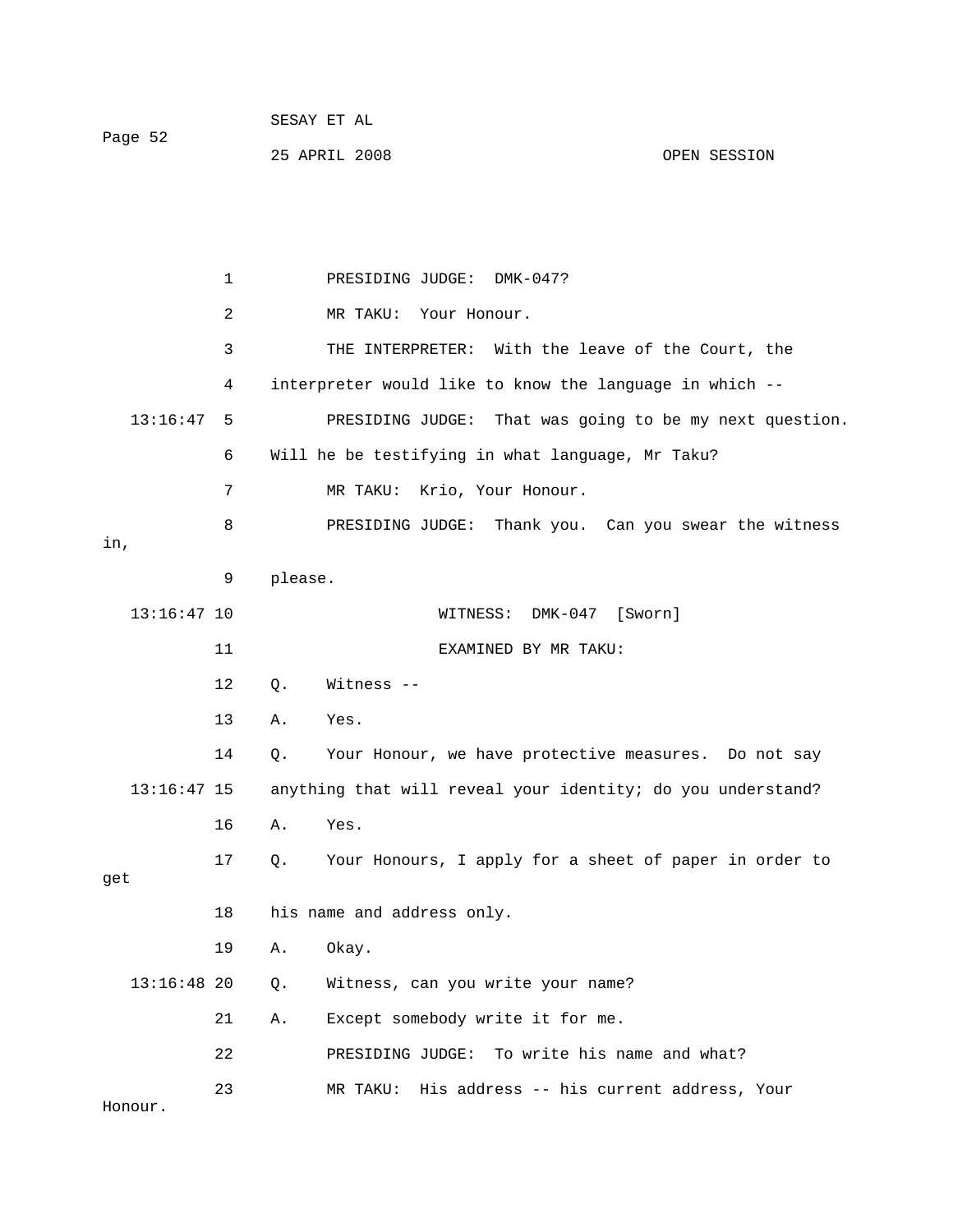1 PRESIDING JUDGE: DMK-047?

2 MR TAKU: Your Honour.

3 THE INTERPRETER: With the leave of the Court, the

4 interpreter would like to know the language in which --

13:16:47 5 PRESIDING JUDGE: That was going to be my next question.

6 Will he be testifying in what language, Mr Taku?

7 MR TAKU: Krio, Your Honour.

8 PRESIDING JUDGE: Thank you. Can you swear the witness in,

9 please.

13:16:47 10 WITNESS: DMK-047 [Sworn]

11 EXAMINED BY MR TAKU:

12 Q. Witness --

13 A. Yes.

14 Q. Your Honour, we have protective measures. Do not say

13:16:47 15 anything that will reveal your identity; do you understand?

16 A. Yes.

17 Q. Your Honours, I apply for a sheet of paper in order to get

18 his name and address only.

19 A. Okay.

13:16:48 20 Q. Witness, can you write your name?

21 A. Except somebody write it for me.

22 PRESIDING JUDGE: To write his name and what?

23 MR TAKU: His address -- his current address, Your Honour.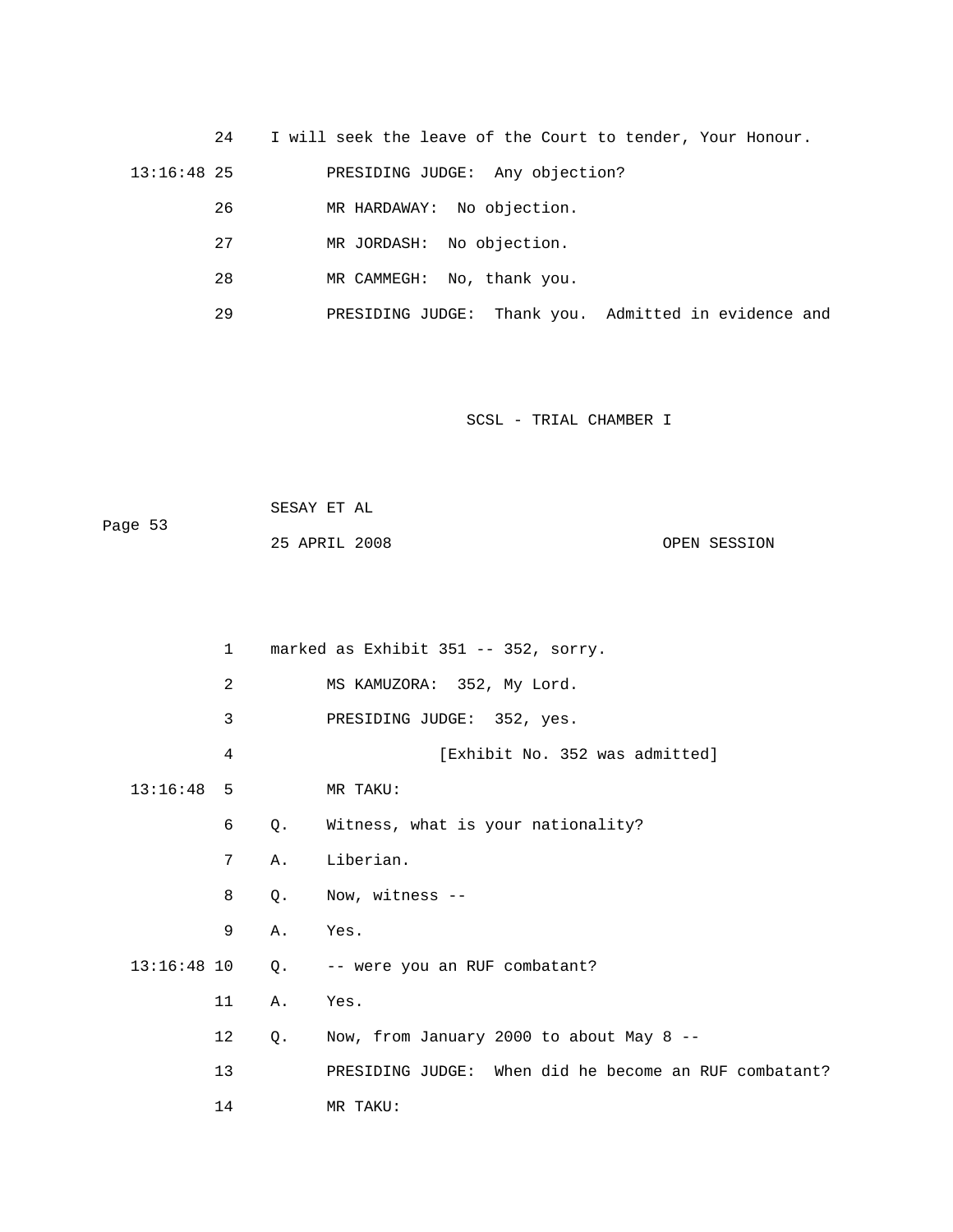24 I will seek the leave of the Court to tender, Your Honour.

13:16:48 25 PRESIDING JUDGE: Any objection?

26 MR HARDAWAY: No objection.

27 MR JORDASH: No objection.

28 MR CAMMEGH: No, thank you.

29 PRESIDING JUDGE: Thank you. Admitted in evidence and

1 marked as Exhibit 351 -- 352, sorry.

2 MS KAMUZORA: 352, My Lord.

3 PRESIDING JUDGE: 352, yes.

4 [Exhibit No. 352 was admitted]

13:16:48 5 MR TAKU:

6 Q. Witness, what is your nationality?

7 A. Liberian.

8 Q. Now, witness --

9 A. Yes.

13:16:48 10 Q. -- were you an RUF combatant?

11 A. Yes.

12 Q. Now, from January 2000 to about May 8 --

13 PRESIDING JUDGE: When did he become an RUF combatant?

14 MR TAKU: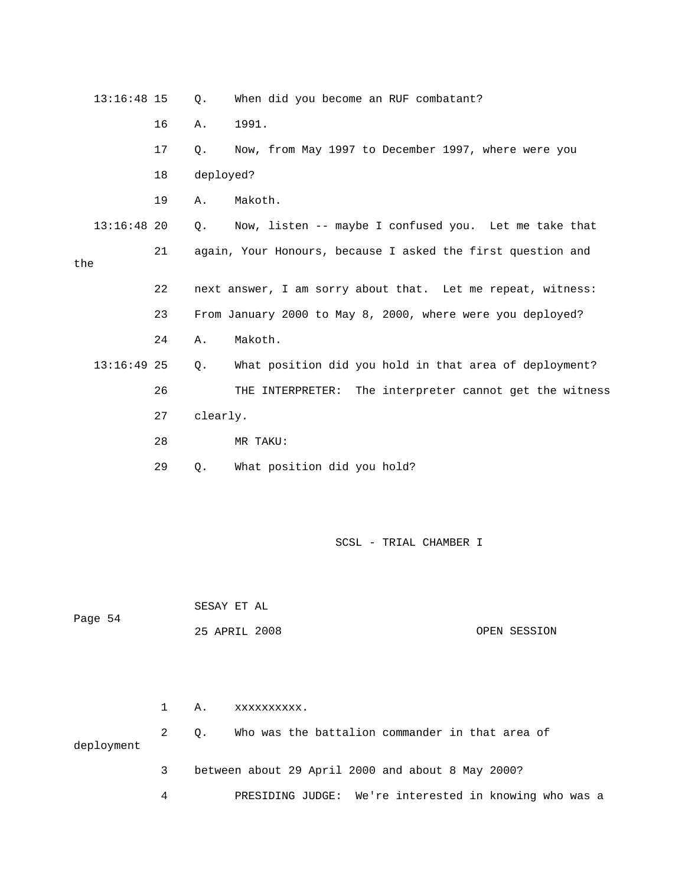13:16:48 15 Q. When did you become an RUF combatant?

16 A. 1991.

17 Q. Now, from May 1997 to December 1997, where were you

18 deployed?

19 A. Makoth.

13:16:48 20 Q. Now, listen -- maybe I confused you. Let me take that

21 again, Your Honours, because I asked the first question and the

22 next answer, I am sorry about that. Let me repeat, witness:

23 From January 2000 to May 8, 2000, where were you deployed?

24 A. Makoth.

13:16:49 25 Q. What position did you hold in that area of deployment?

26 THE INTERPRETER: The interpreter cannot get the witness

27 clearly.

28 MR TAKU:

29 Q. What position did you hold?

1 A. xxxxxxxxxx.

2 Q. Who was the battalion commander in that area of deployment

3 between about 29 April 2000 and about 8 May 2000?

4 PRESIDING JUDGE: We're interested in knowing who was a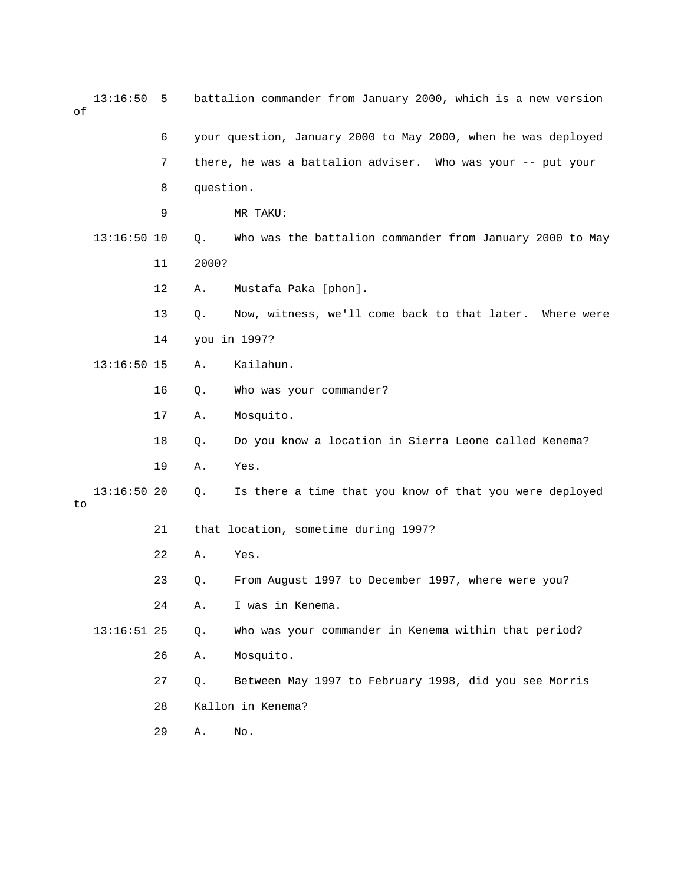13:16:50 5 battalion commander from January 2000, which is a new version of

6 your question, January 2000 to May 2000, when he was deployed

7 there, he was a battalion adviser. Who was your -- put your

8 question.

9 MR TAKU:

13:16:50 10 Q. Who was the battalion commander from January 2000 to May

11 2000?

12 A. Mustafa Paka [phon].

13 Q. Now, witness, we'll come back to that later. Where were

14 you in 1997?

13:16:50 15 A. Kailahun.

16 Q. Who was your commander?

17 A. Mosquito.

18 Q. Do you know a location in Sierra Leone called Kenema?

19 A. Yes.

13:16:50 20 Q. Is there a time that you know of that you were deployed to

21 that location, sometime during 1997?

22 A. Yes.

23 Q. From August 1997 to December 1997, where were you?

24 A. I was in Kenema.

13:16:51 25 Q. Who was your commander in Kenema within that period?

26 A. Mosquito.

27 Q. Between May 1997 to February 1998, did you see Morris

28 Kallon in Kenema?

29 A. No.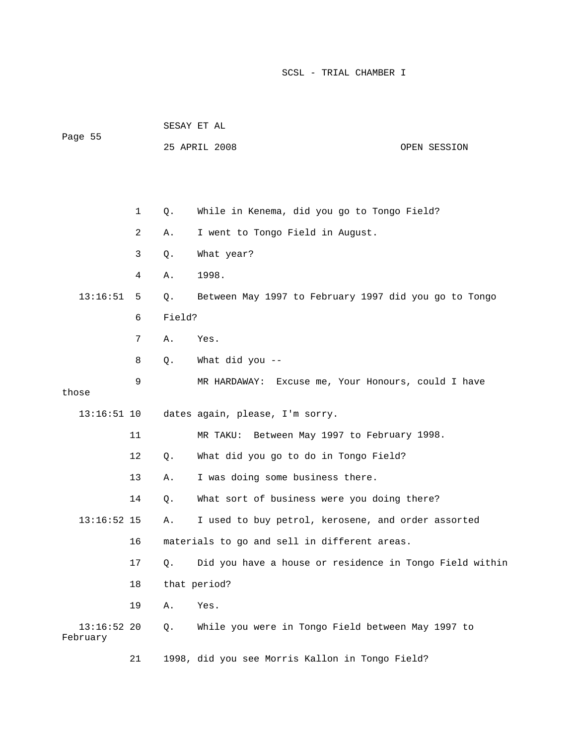1 Q. While in Kenema, did you go to Tongo Field?

2 A. I went to Tongo Field in August.

3 Q. What year?

4 A. 1998.

13:16:51 5 Q. Between May 1997 to February 1997 did you go to Tongo

6 Field?

7 A. Yes.

8 Q. What did you --

9 MR HARDAWAY: Excuse me, Your Honours, could I have those

13:16:51 10 dates again, please, I'm sorry.

11 MR TAKU: Between May 1997 to February 1998.

12 Q. What did you go to do in Tongo Field?

13 A. I was doing some business there.

14 Q. What sort of business were you doing there?

13:16:52 15 A. I used to buy petrol, kerosene, and order assorted

16 materials to go and sell in different areas.

17 Q. Did you have a house or residence in Tongo Field within

18 that period?

19 A. Yes.

13:16:52 20 Q. While you were in Tongo Field between May 1997 to February

21 1998, did you see Morris Kallon in Tongo Field?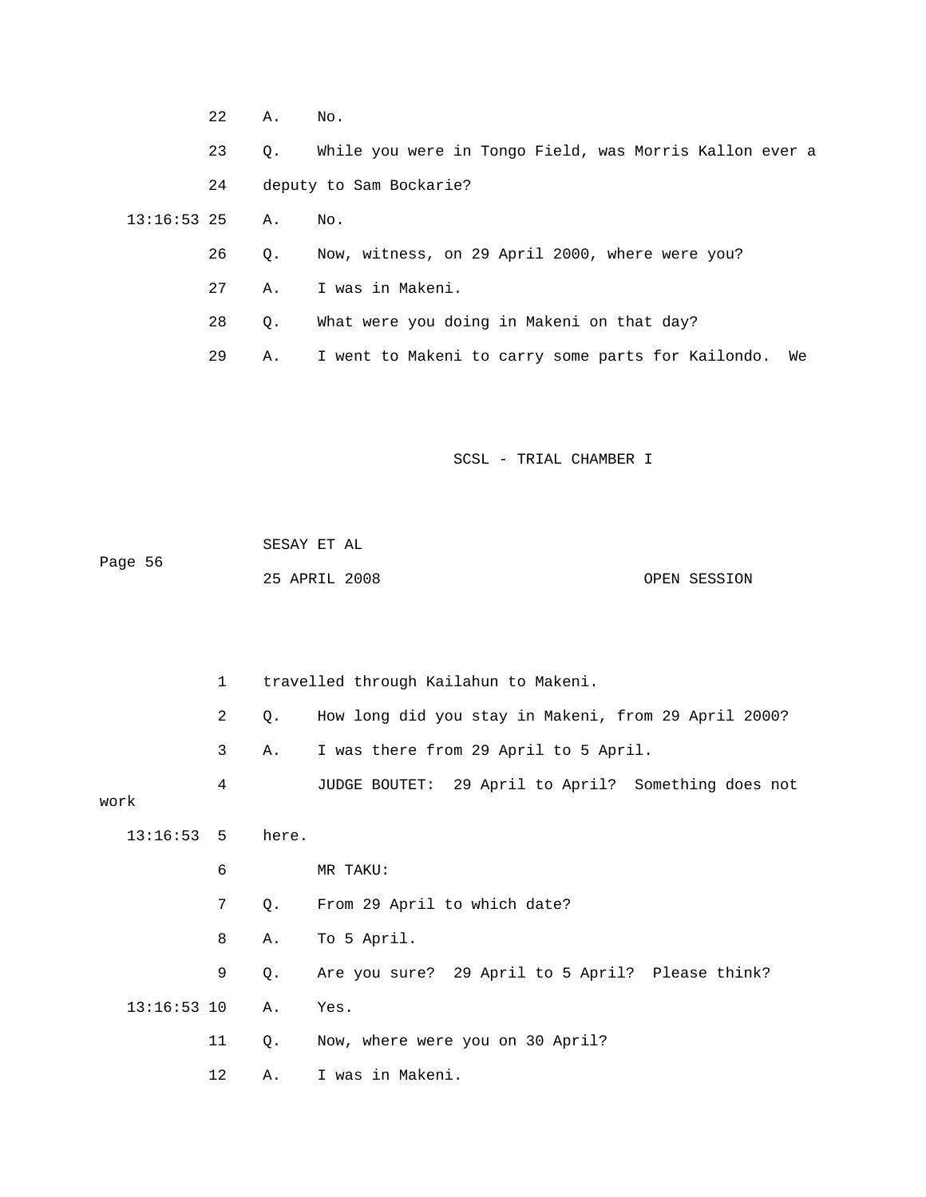22 A. No.

23 Q. While you were in Tongo Field, was Morris Kallon ever a

24 deputy to Sam Bockarie?

13:16:53 25 A. No.

26 Q. Now, witness, on 29 April 2000, where were you?

27 A. I was in Makeni.

28 Q. What were you doing in Makeni on that day?

29 A. I went to Makeni to carry some parts for Kailondo. We

1 travelled through Kailahun to Makeni.

2 Q. How long did you stay in Makeni, from 29 April 2000?

3 A. I was there from 29 April to 5 April.

4 JUDGE BOUTET: 29 April to April? Something does not work

13:16:53 5 here.

6 MR TAKU:

7 Q. From 29 April to which date?

8 A. To 5 April.

9 Q. Are you sure? 29 April to 5 April? Please think?

13:16:53 10 A. Yes.

11 Q. Now, where were you on 30 April?

12 A. I was in Makeni.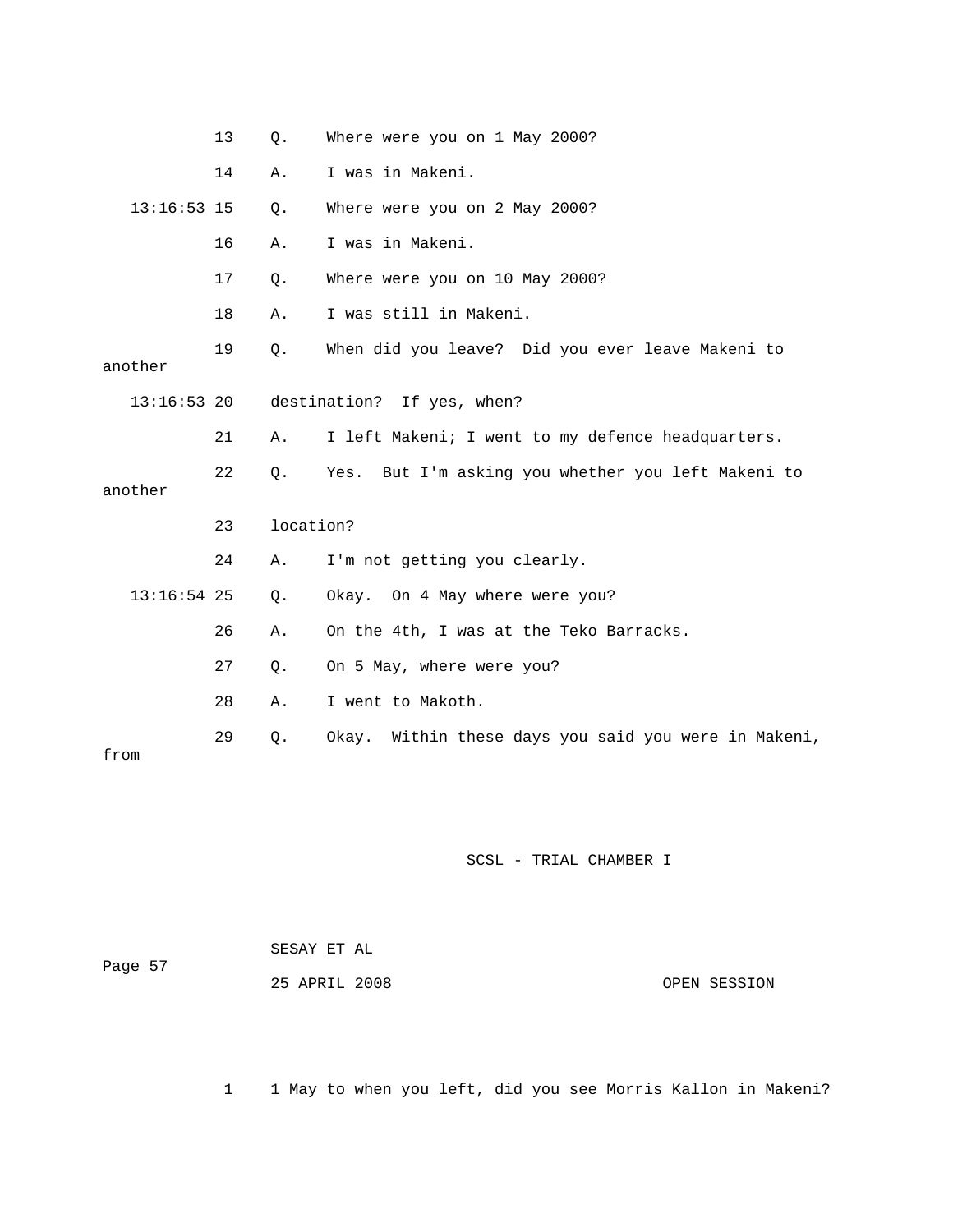13 Q. Where were you on 1 May 2000?

14 A. I was in Makeni.

13:16:53 15 Q. Where were you on 2 May 2000?

16 A. I was in Makeni.

17 Q. Where were you on 10 May 2000?

18 A. I was still in Makeni.

19 Q. When did you leave? Did you ever leave Makeni to another

13:16:53 20 destination? If yes, when?

21 A. I left Makeni; I went to my defence headquarters.

22 Q. Yes. But I'm asking you whether you left Makeni to another

23 location?

24 A. I'm not getting you clearly.

13:16:54 25 Q. Okay. On 4 May where were you?

26 A. On the 4th, I was at the Teko Barracks.

27 Q. On 5 May, where were you?

28 A. I went to Makoth.

29 Q. Okay. Within these days you said you were in Makeni, from

1 1 May to when you left, did you see Morris Kallon in Makeni?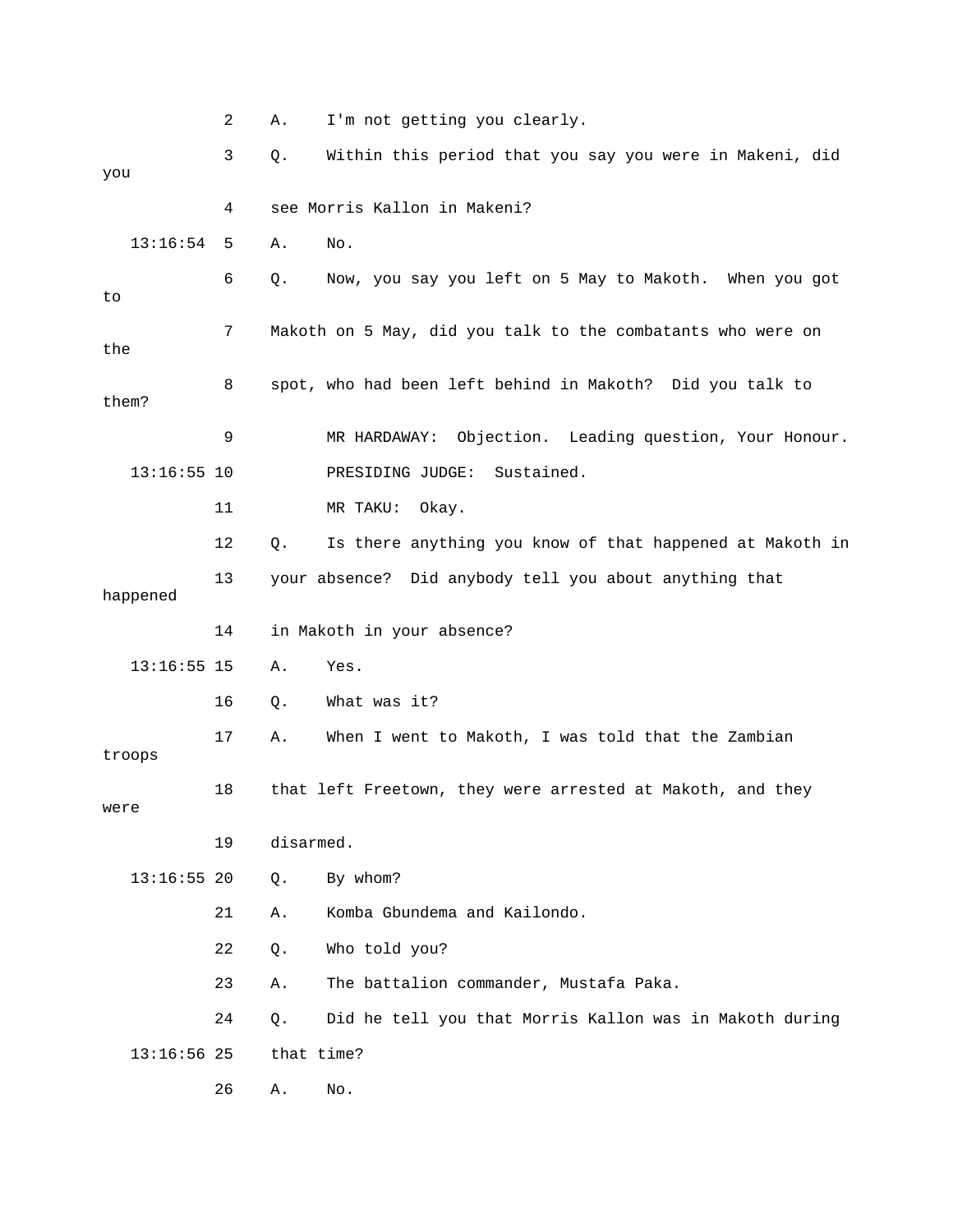A. I'm not getting you clearly.

Q. Within this period that you say you were in Makeni, did you see Morris Kallon in Makeni?

A. No.

Q. Now, you say you left on 5 May to Makoth. When you got to Makoth on 5 May, did you talk to the combatants who were on the spot, who had been left behind in Makoth? Did you talk to them?

MR HARDAWAY: Objection. Leading question, Your Honour.

PRESIDING JUDGE: Sustained.

MR TAKU: Okay.

Q. Is there anything you know of that happened at Makoth in your absence? Did anybody tell you about anything that happened in Makoth in your absence?

A. Yes.

Q. What was it?

A. When I went to Makoth, I was told that the Zambian troops that left Freetown, they were arrested at Makoth, and they were disarmed.

Q. By whom?

A. Komba Gbundema and Kailondo.

Q. Who told you?

A. The battalion commander, Mustafa Paka.

Q. Did he tell you that Morris Kallon was in Makoth during that time?

A. No.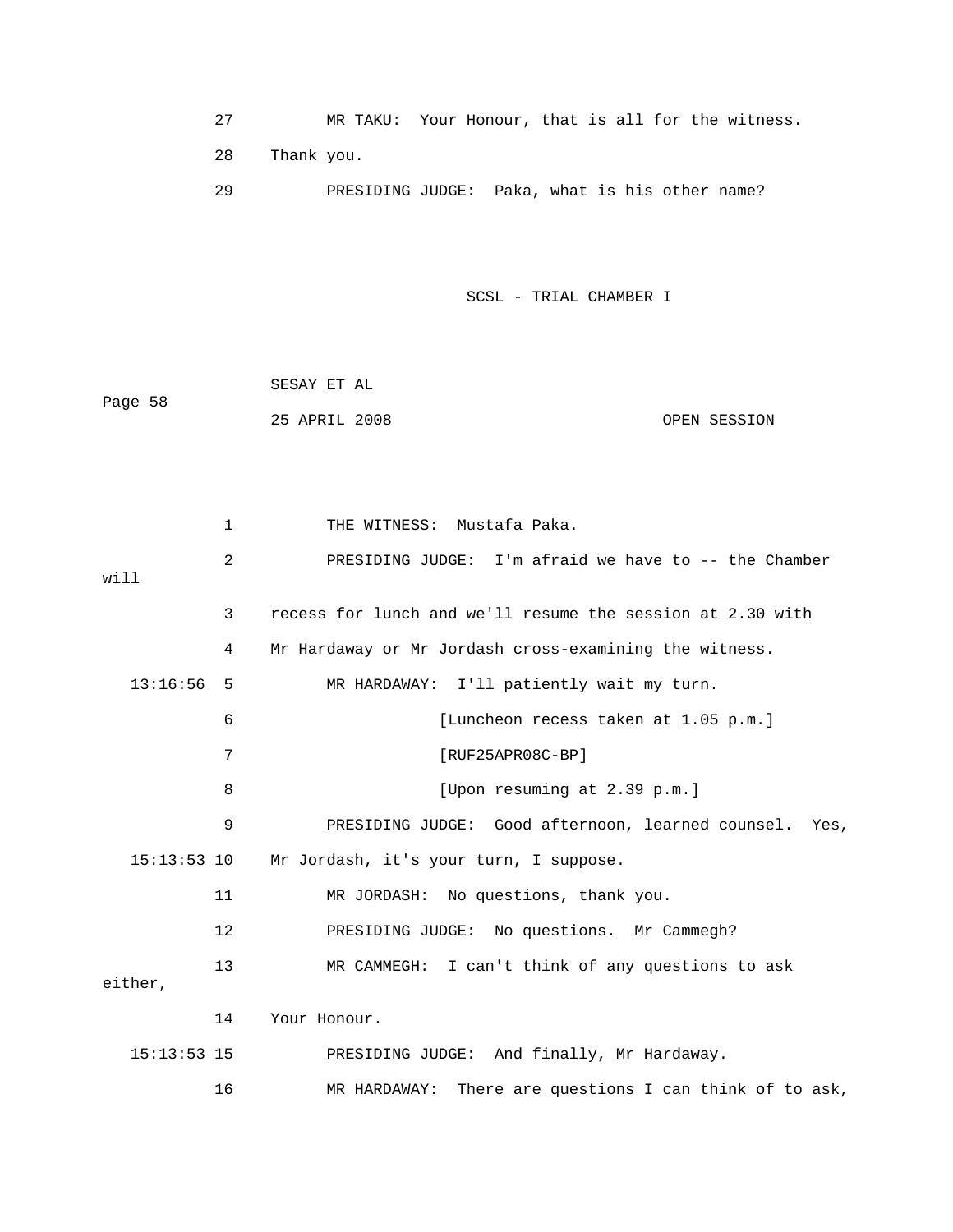27 MR TAKU: Your Honour, that is all for the witness.

28 Thank you.

29 PRESIDING JUDGE: Paka, what is his other name?

1 THE WITNESS: Mustafa Paka.

2 PRESIDING JUDGE: I'm afraid we have to -- the Chamber will

3 recess for lunch and we'll resume the session at 2.30 with

4 Mr Hardaway or Mr Jordash cross-examining the witness.

13:16:56 5 MR HARDAWAY: I'll patiently wait my turn.

6 [Luncheon recess taken at 1.05 p.m.]

7 [RUF25APR08C-BP]

8 [Upon resuming at 2.39 p.m.]

9 PRESIDING JUDGE: Good afternoon, learned counsel. Yes,

15:13:53 10 Mr Jordash, it's your turn, I suppose.

11 MR JORDASH: No questions, thank you.

12 PRESIDING JUDGE: No questions. Mr Cammegh?

13 MR CAMMEGH: I can't think of any questions to ask either,

14 Your Honour.

15:13:53 15 PRESIDING JUDGE: And finally, Mr Hardaway.

16 MR HARDAWAY: There are questions I can think of to ask,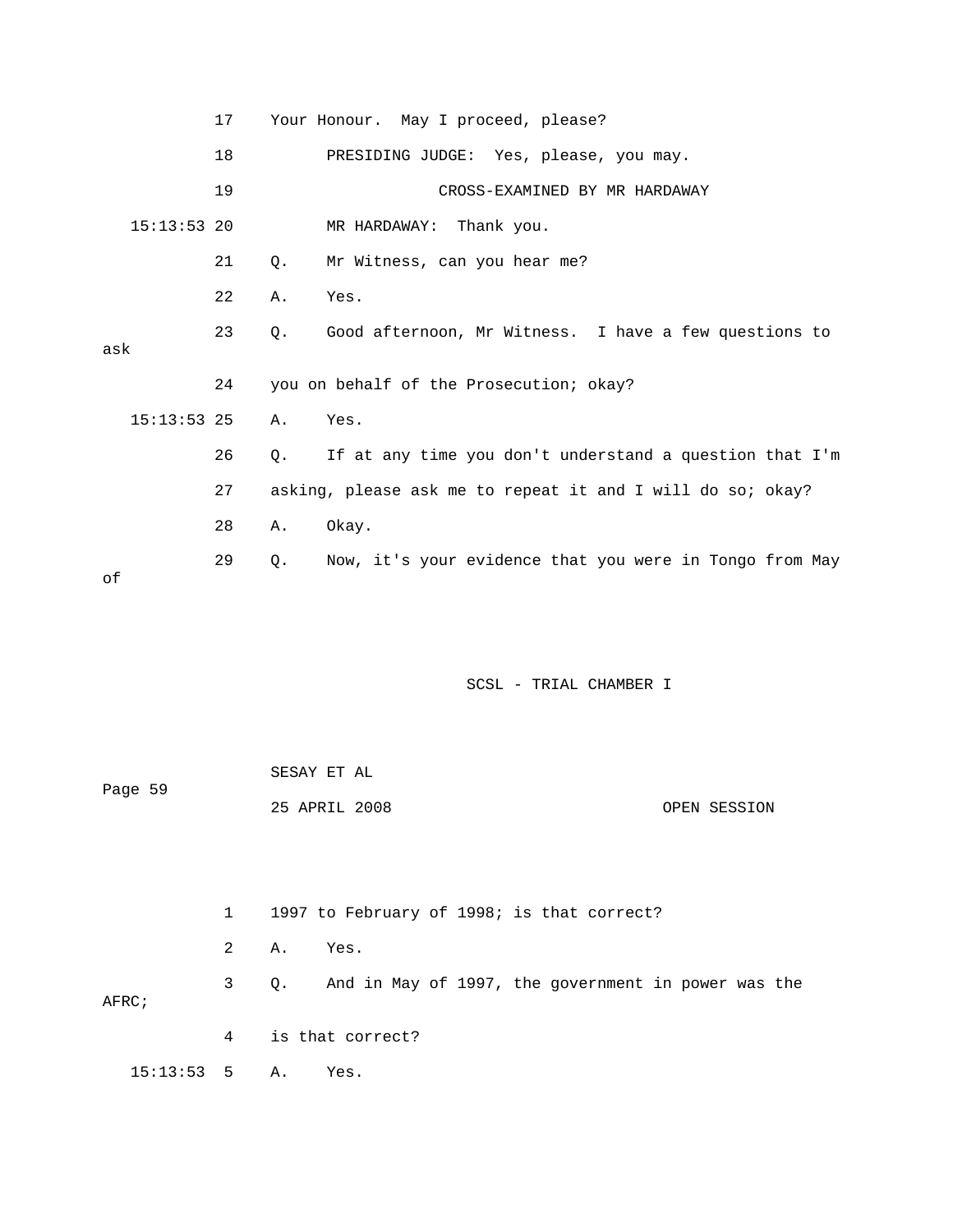17 Your Honour. May I proceed, please?

18 PRESIDING JUDGE: Yes, please, you may.

19 CROSS-EXAMINED BY MR HARDAWAY

15:13:53 20 MR HARDAWAY: Thank you.

21 Q. Mr Witness, can you hear me?

22 A. Yes.

23 Q. Good afternoon, Mr Witness. I have a few questions to ask

24 you on behalf of the Prosecution; okay?

15:13:53 25 A. Yes.

26 Q. If at any time you don't understand a question that I'm

27 asking, please ask me to repeat it and I will do so; okay?

28 A. Okay.

29 Q. Now, it's your evidence that you were in Tongo from May of

1 1997 to February of 1998; is that correct?

2 A. Yes.

3 Q. And in May of 1997, the government in power was the AFRC;

4 is that correct?

15:13:53 5 A. Yes.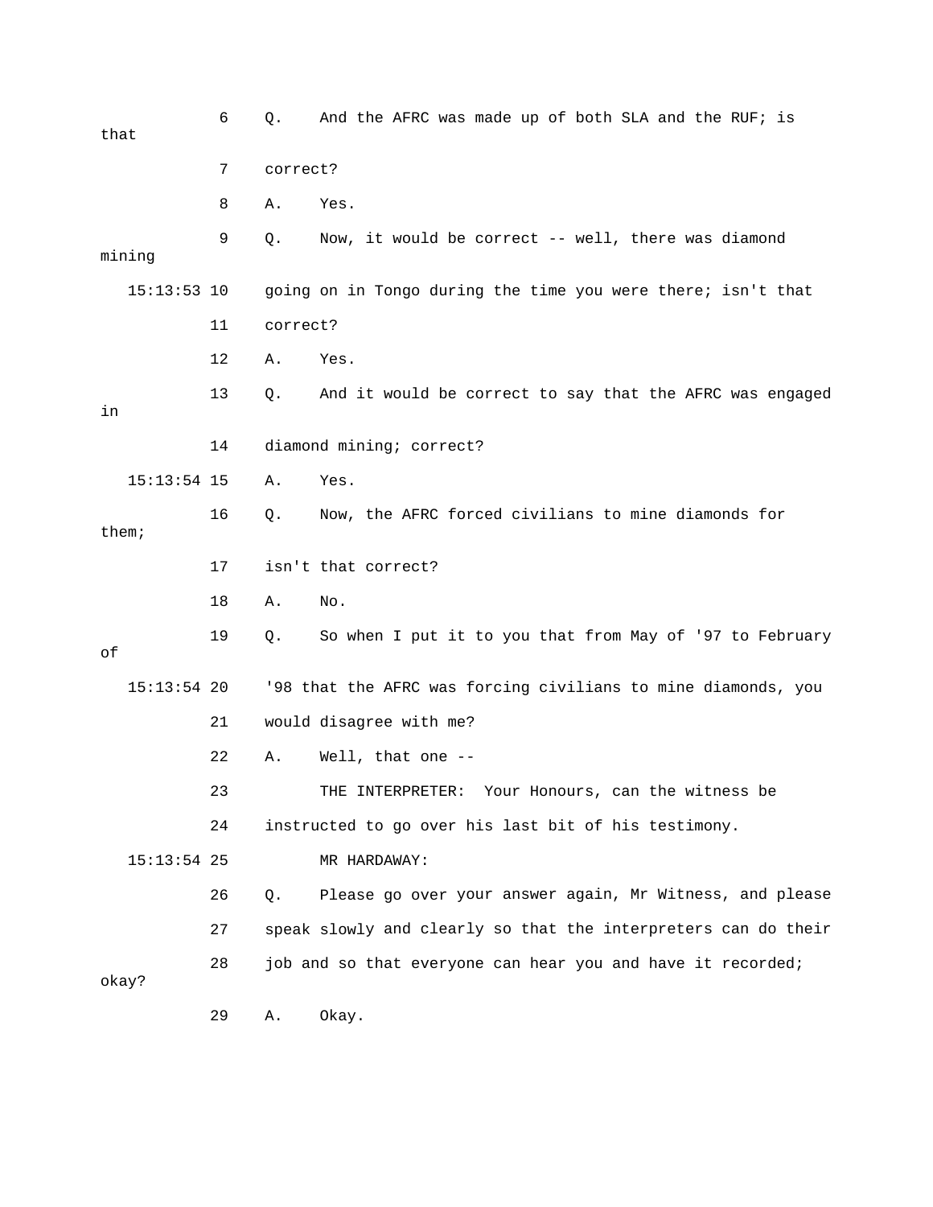6 Q. And the AFRC was made up of both SLA and the RUF; is that

7 correct?

8 A. Yes.

9 Q. Now, it would be correct -- well, there was diamond mining

15:13:53 10 going on in Tongo during the time you were there; isn't that

11 correct?

12 A. Yes.

13 Q. And it would be correct to say that the AFRC was engaged in

14 diamond mining; correct?

15:13:54 15 A. Yes.

16 Q. Now, the AFRC forced civilians to mine diamonds for them;

17 isn't that correct?

18 A. No.

19 Q. So when I put it to you that from May of '97 to February of

15:13:54 20 '98 that the AFRC was forcing civilians to mine diamonds, you

21 would disagree with me?

22 A. Well, that one --

23 THE INTERPRETER: Your Honours, can the witness be

24 instructed to go over his last bit of his testimony.

15:13:54 25 MR HARDAWAY:

26 Q. Please go over your answer again, Mr Witness, and please

27 speak slowly and clearly so that the interpreters can do their

28 job and so that everyone can hear you and have it recorded; okay?

29 A. Okay.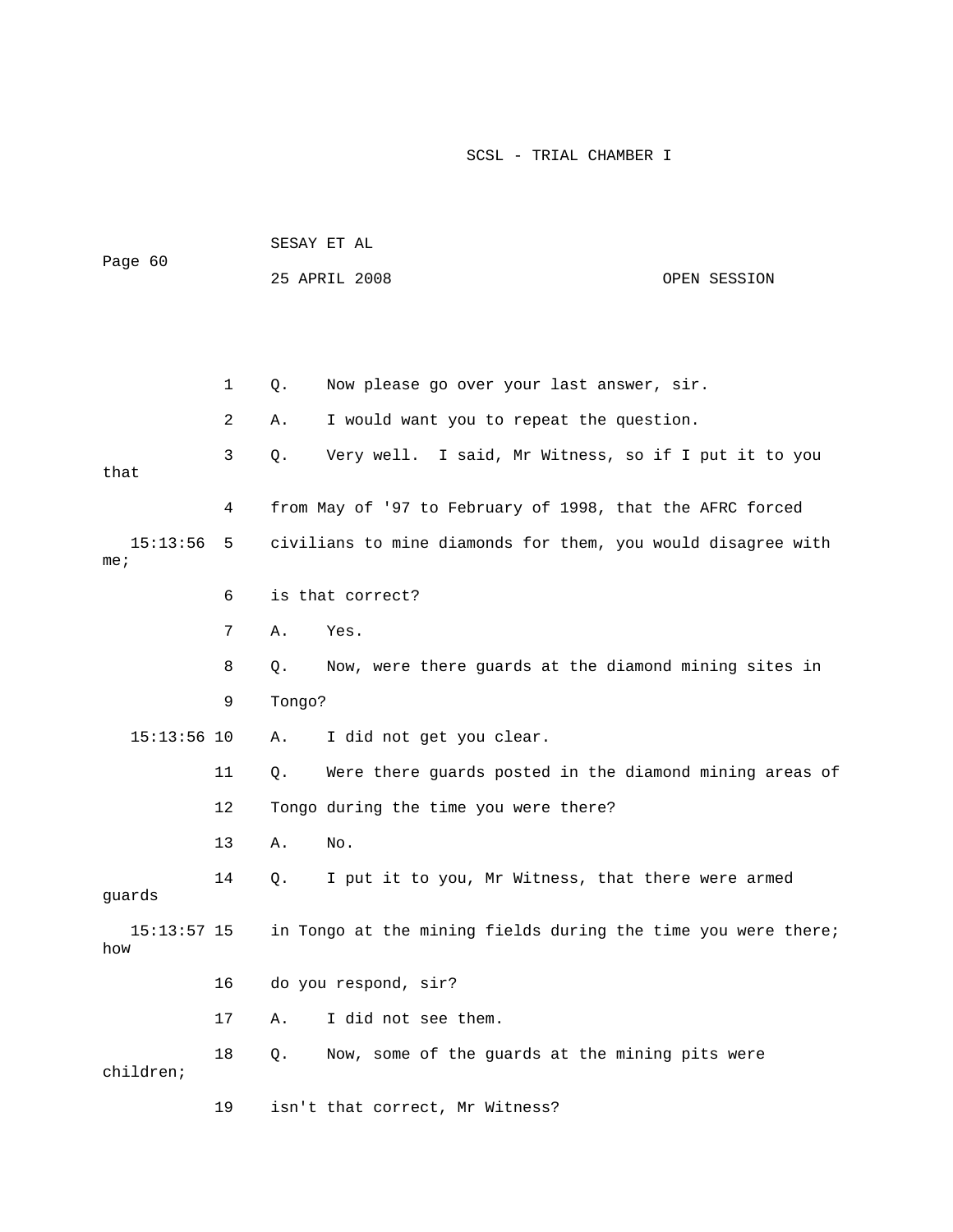1 Q. Now please go over your last answer, sir.

2 A. I would want you to repeat the question.

3 Q. Very well. I said, Mr Witness, so if I put it to you that

4 from May of '97 to February of 1998, that the AFRC forced

15:13:56 5 civilians to mine diamonds for them, you would disagree with me;

6 is that correct?

7 A. Yes.

8 Q. Now, were there guards at the diamond mining sites in

9 Tongo?

15:13:56 10 A. I did not get you clear.

11 Q. Were there guards posted in the diamond mining areas of

12 Tongo during the time you were there?

13 A. No.

14 Q. I put it to you, Mr Witness, that there were armed guards

15:13:57 15 in Tongo at the mining fields during the time you were there; how

16 do you respond, sir?

17 A. I did not see them.

18 Q. Now, some of the guards at the mining pits were children;

19 isn't that correct, Mr Witness?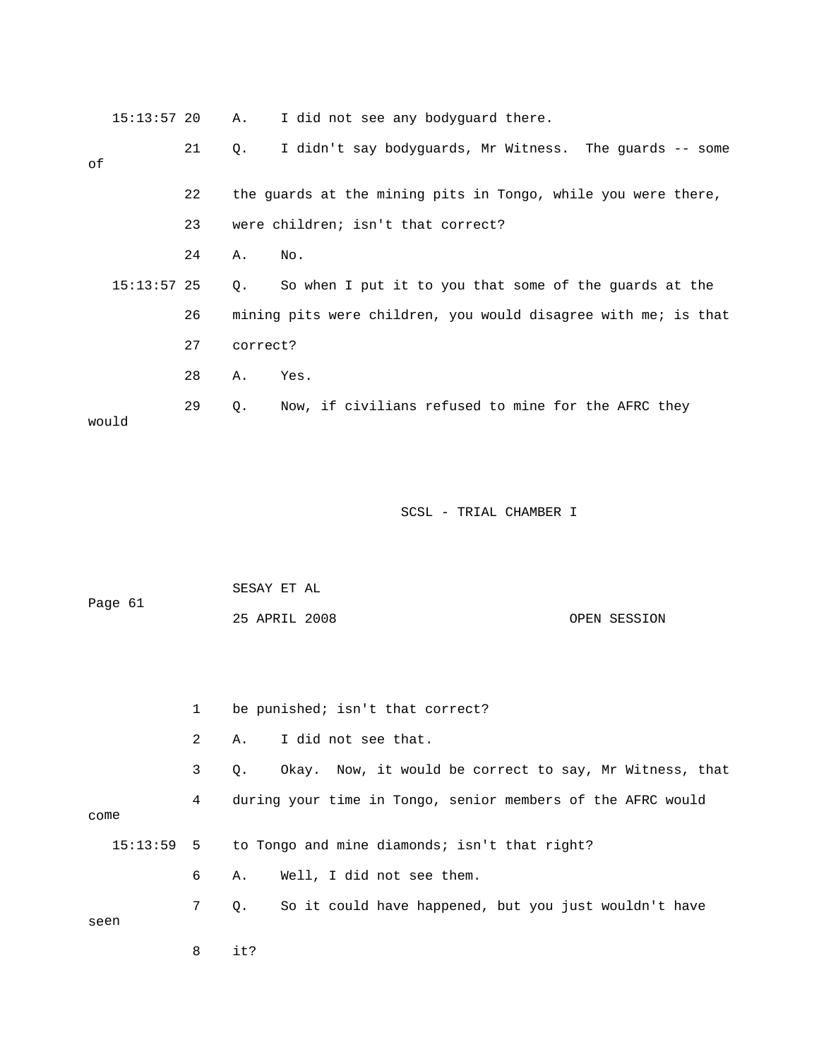15:13:57 20 A. I did not see any bodyguard there.

21 Q. I didn't say bodyguards, Mr Witness. The guards -- some of

22 the guards at the mining pits in Tongo, while you were there,

23 were children; isn't that correct?

24 A. No.

15:13:57 25 Q. So when I put it to you that some of the guards at the

26 mining pits were children, you would disagree with me; is that

27 correct?

28 A. Yes.

29 Q. Now, if civilians refused to mine for the AFRC they would

1 be punished; isn't that correct?

2 A. I did not see that.

3 Q. Okay. Now, it would be correct to say, Mr Witness, that

4 during your time in Tongo, senior members of the AFRC would come

15:13:59 5 to Tongo and mine diamonds; isn't that right?

6 A. Well, I did not see them.

7 Q. So it could have happened, but you just wouldn't have seen

8 it?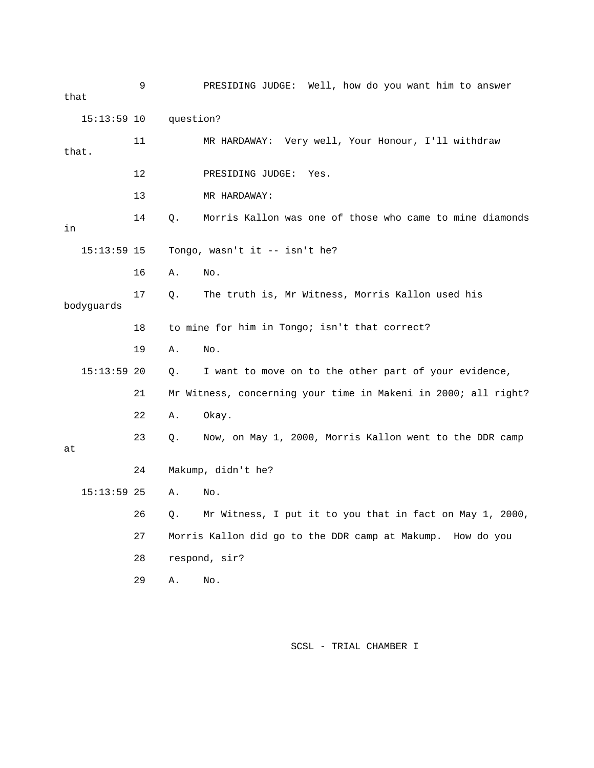9 PRESIDING JUDGE: Well, how do you want him to answer that

15:13:59 10 question?

11 MR HARDAWAY: Very well, Your Honour, I'll withdraw that.

12 PRESIDING JUDGE: Yes.

13 MR HARDAWAY:

14 Q. Morris Kallon was one of those who came to mine diamonds in

15:13:59 15 Tongo, wasn't it -- isn't he?

16 A. No.

17 Q. The truth is, Mr Witness, Morris Kallon used his bodyguards

18 to mine for him in Tongo; isn't that correct?

19 A. No.

15:13:59 20 Q. I want to move on to the other part of your evidence,

21 Mr Witness, concerning your time in Makeni in 2000; all right?

22 A. Okay.

23 Q. Now, on May 1, 2000, Morris Kallon went to the DDR camp at

24 Makump, didn't he?

15:13:59 25 A. No.

26 Q. Mr Witness, I put it to you that in fact on May 1, 2000,

27 Morris Kallon did go to the DDR camp at Makump. How do you

28 respond, sir?

29 A. No.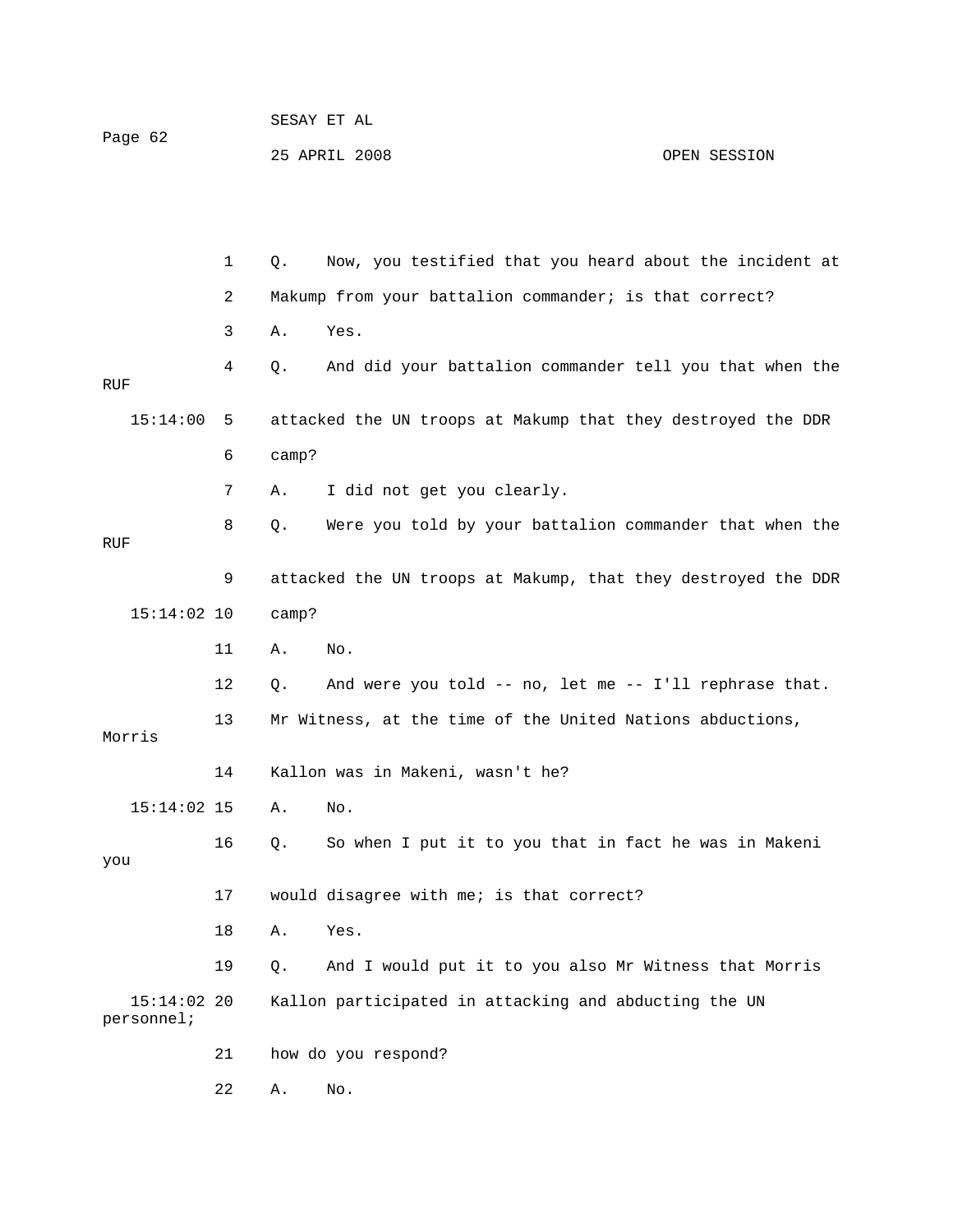1 Q. Now, you testified that you heard about the incident at

2 Makump from your battalion commander; is that correct?

3 A. Yes.

4 Q. And did your battalion commander tell you that when the RUF

15:14:00 5 attacked the UN troops at Makump that they destroyed the DDR

6 camp?

7 A. I did not get you clearly.

8 Q. Were you told by your battalion commander that when the RUF

9 attacked the UN troops at Makump, that they destroyed the DDR

15:14:02 10 camp?

11 A. No.

12 Q. And were you told -- no, let me -- I'll rephrase that.

13 Mr Witness, at the time of the United Nations abductions, Morris

14 Kallon was in Makeni, wasn't he?

15:14:02 15 A. No.

16 Q. So when I put it to you that in fact he was in Makeni you

17 would disagree with me; is that correct?

18 A. Yes.

19 Q. And I would put it to you also Mr Witness that Morris

15:14:02 20 Kallon participated in attacking and abducting the UN personnel;

21 how do you respond?

22 A. No.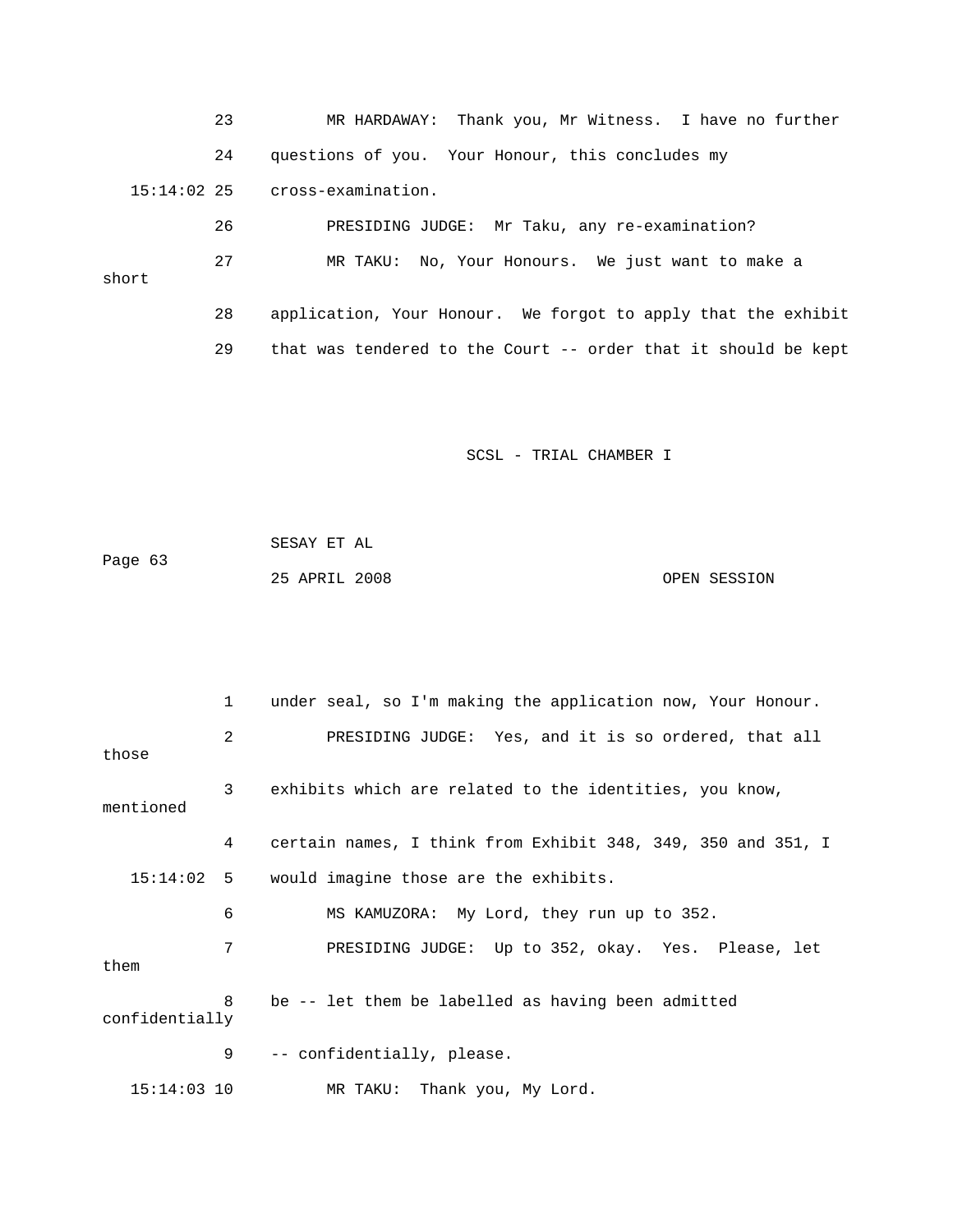23 MR HARDAWAY: Thank you, Mr Witness. I have no further

24 questions of you. Your Honour, this concludes my

15:14:02 25 cross-examination.

26 PRESIDING JUDGE: Mr Taku, any re-examination?

27 MR TAKU: No, Your Honours. We just want to make a short

28 application, Your Honour. We forgot to apply that the exhibit

29 that was tendered to the Court -- order that it should be kept

1 under seal, so I'm making the application now, Your Honour.

2 PRESIDING JUDGE: Yes, and it is so ordered, that all those

3 exhibits which are related to the identities, you know, mentioned

4 certain names, I think from Exhibit 348, 349, 350 and 351, I

15:14:02 5 would imagine those are the exhibits.

6 MS KAMUZORA: My Lord, they run up to 352.

7 PRESIDING JUDGE: Up to 352, okay. Yes. Please, let them

8 be -- let them be labelled as having been admitted confidentially

9 -- confidentially, please.

15:14:03 10 MR TAKU: Thank you, My Lord.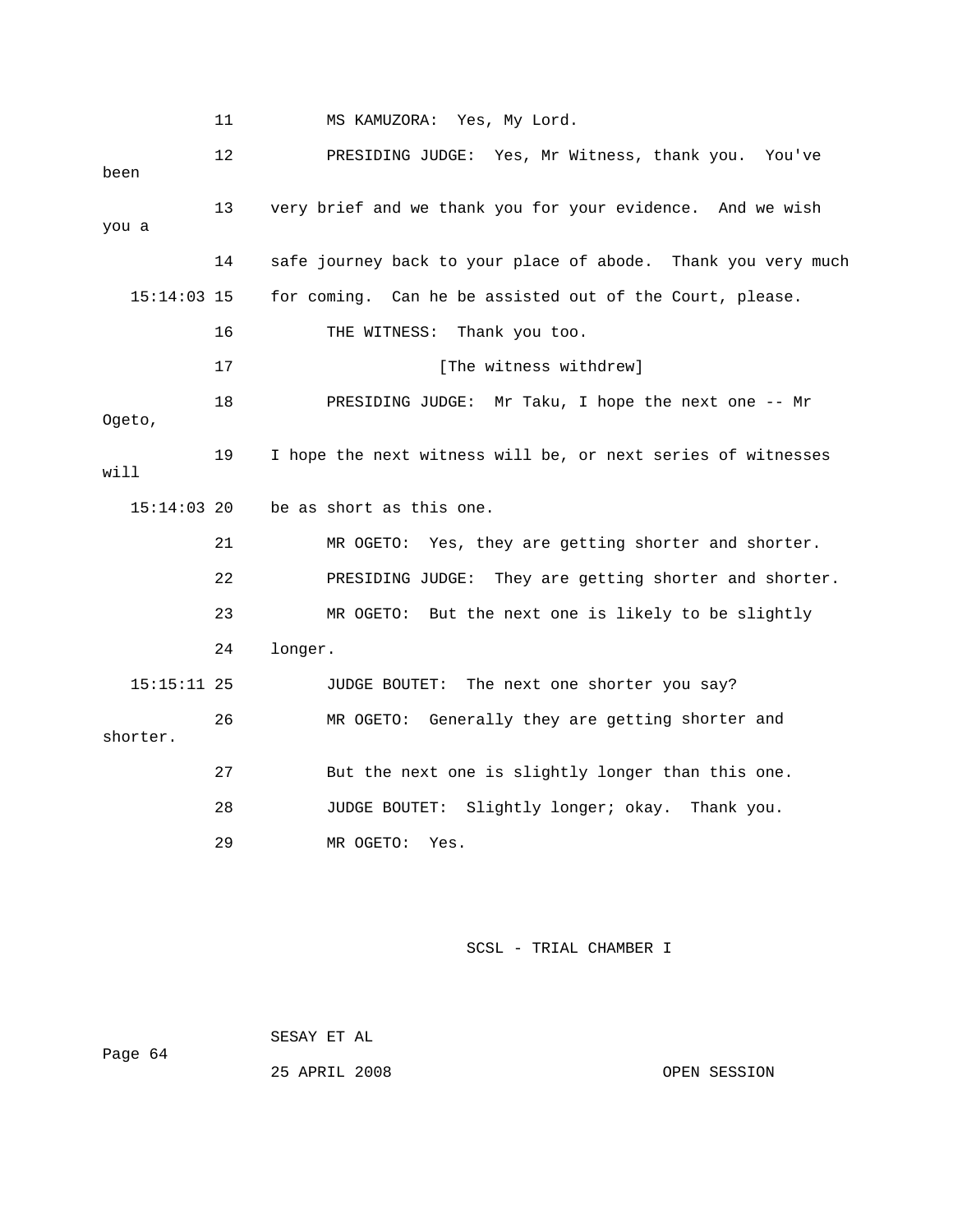11 MS KAMUZORA: Yes, My Lord.

12 PRESIDING JUDGE: Yes, Mr Witness, thank you. You've been

13 very brief and we thank you for your evidence. And we wish you a

14 safe journey back to your place of abode. Thank you very much

15:14:03 15 for coming. Can he be assisted out of the Court, please.

16 THE WITNESS: Thank you too.

17 [The witness withdrew]

18 PRESIDING JUDGE: Mr Taku, I hope the next one -- Mr Ogeto,

19 I hope the next witness will be, or next series of witnesses will

15:14:03 20 be as short as this one.

21 MR OGETO: Yes, they are getting shorter and shorter.

22 PRESIDING JUDGE: They are getting shorter and shorter.

23 MR OGETO: But the next one is likely to be slightly

24 longer.

15:15:11 25 JUDGE BOUTET: The next one shorter you say?

26 MR OGETO: Generally they are getting shorter and shorter.

27 But the next one is slightly longer than this one.

28 JUDGE BOUTET: Slightly longer; okay. Thank you.

29 MR OGETO: Yes.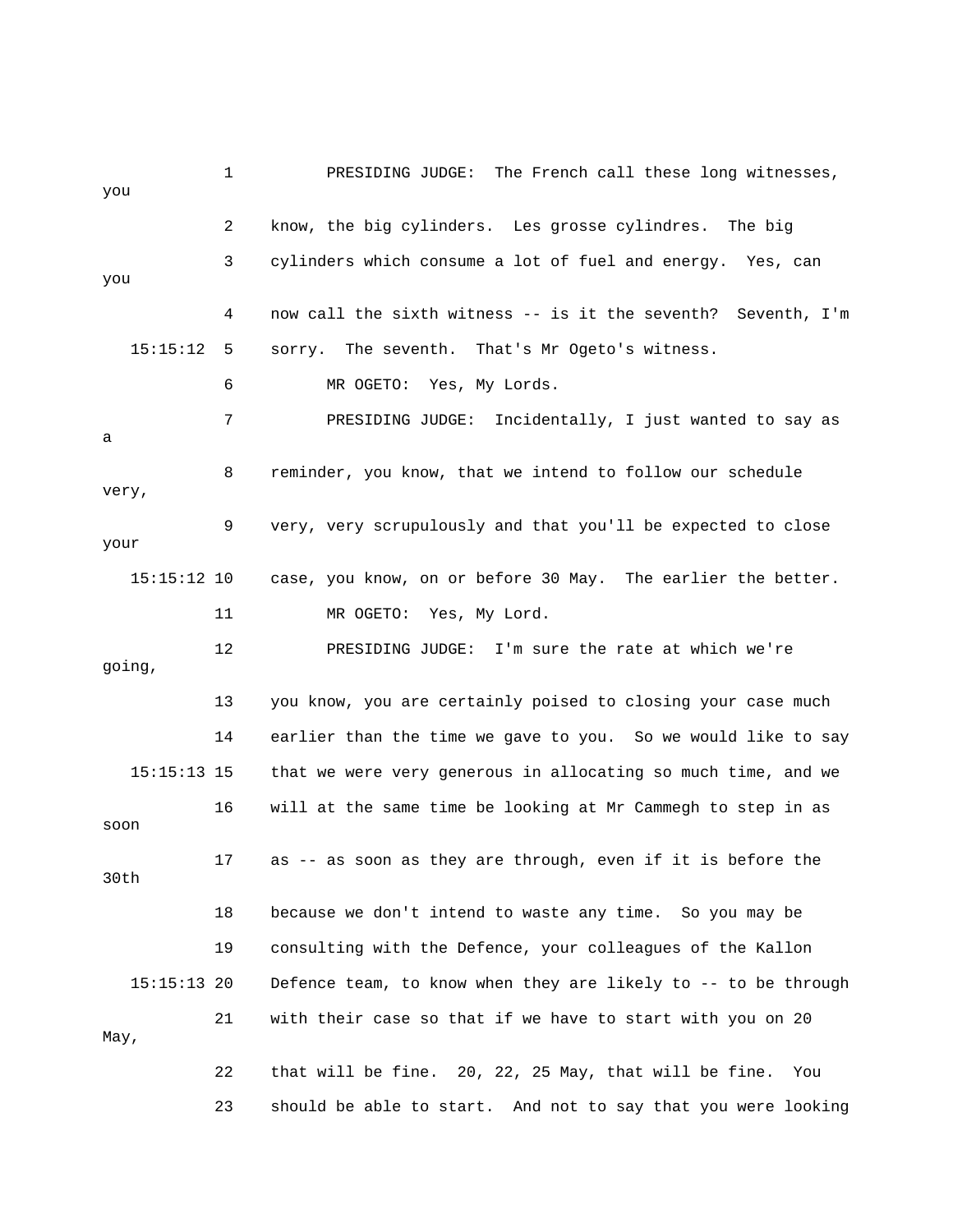1 PRESIDING JUDGE: The French call these long witnesses, you

2 know, the big cylinders. Les grosse cylindres. The big

3 cylinders which consume a lot of fuel and energy. Yes, can you

4 now call the sixth witness -- is it the seventh? Seventh, I'm

15:15:12 5 sorry. The seventh. That's Mr Ogeto's witness.

6 MR OGETO: Yes, My Lords.

7 PRESIDING JUDGE: Incidentally, I just wanted to say as a

8 reminder, you know, that we intend to follow our schedule very,

9 very, very scrupulously and that you'll be expected to close your

15:15:12 10 case, you know, on or before 30 May. The earlier the better.

11 MR OGETO: Yes, My Lord.

12 PRESIDING JUDGE: I'm sure the rate at which we're going,

13 you know, you are certainly poised to closing your case much

14 earlier than the time we gave to you. So we would like to say

15:15:13 15 that we were very generous in allocating so much time, and we

16 will at the same time be looking at Mr Cammegh to step in as soon

17 as -- as soon as they are through, even if it is before the 30th

18 because we don't intend to waste any time. So you may be

19 consulting with the Defence, your colleagues of the Kallon

15:15:13 20 Defence team, to know when they are likely to -- to be through

21 with their case so that if we have to start with you on 20 May,

22 that will be fine. 20, 22, 25 May, that will be fine. You

23 should be able to start. And not to say that you were looking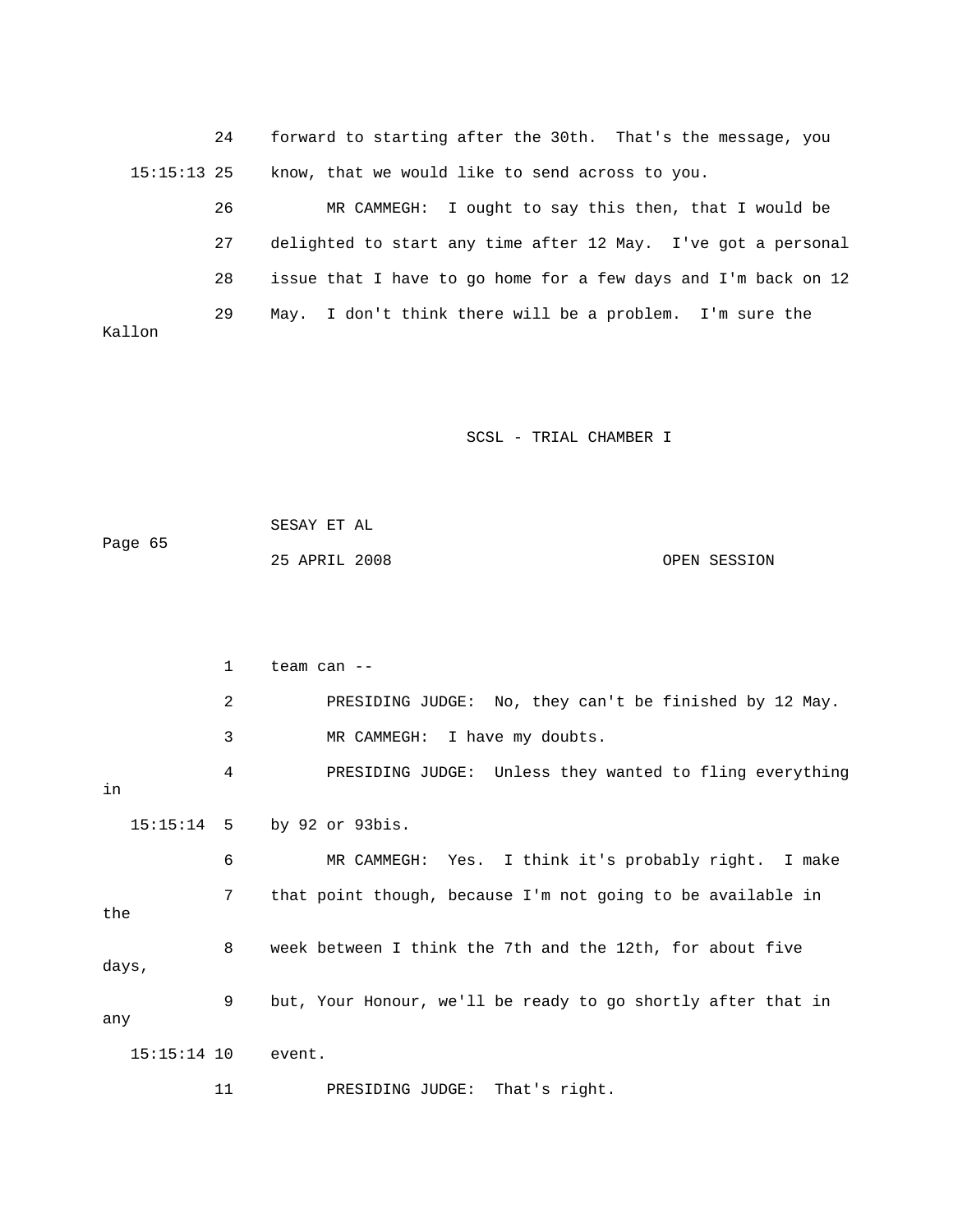24 forward to starting after the 30th. That's the message, you

15:15:13 25 know, that we would like to send across to you.

26 MR CAMMEGH: I ought to say this then, that I would be

27 delighted to start any time after 12 May. I've got a personal

28 issue that I have to go home for a few days and I'm back on 12

29 May. I don't think there will be a problem. I'm sure the Kallon

1 team can --

2 PRESIDING JUDGE: No, they can't be finished by 12 May.

3 MR CAMMEGH: I have my doubts.

4 PRESIDING JUDGE: Unless they wanted to fling everything in

15:15:14 5 by 92 or 93bis.

6 MR CAMMEGH: Yes. I think it's probably right. I make

7 that point though, because I'm not going to be available in the

8 week between I think the 7th and the 12th, for about five days,

9 but, Your Honour, we'll be ready to go shortly after that in any

15:15:14 10 event.

11 PRESIDING JUDGE: That's right.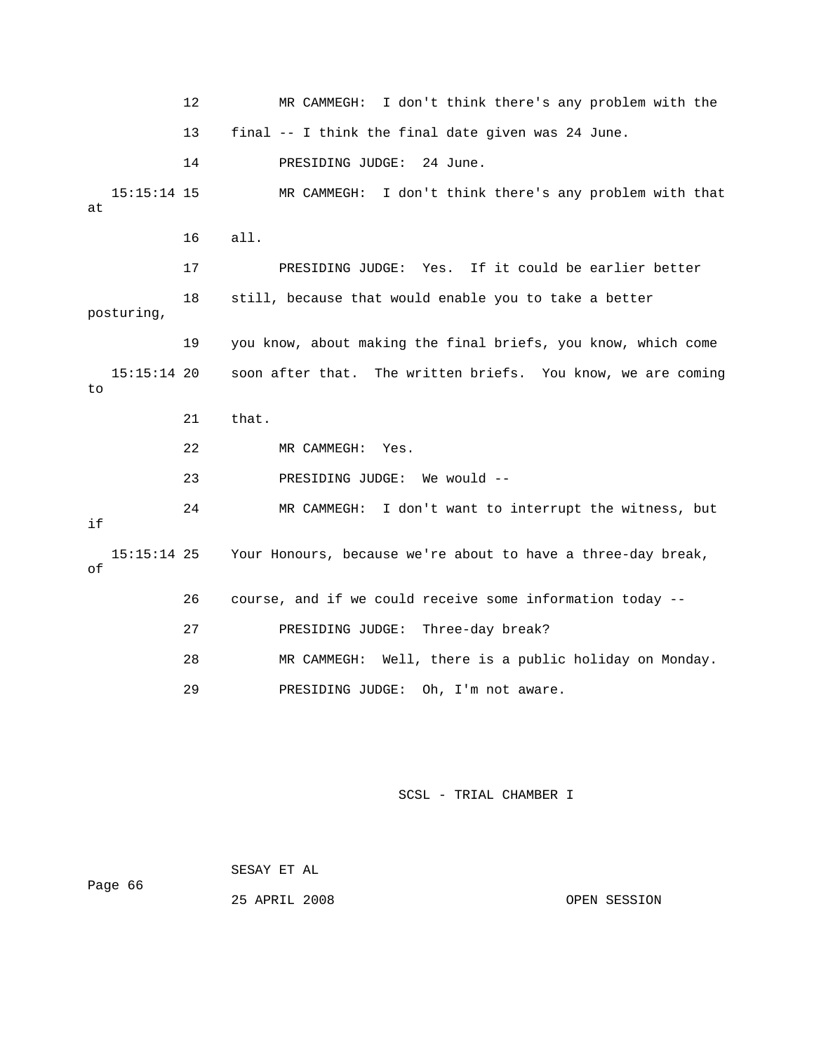12 MR CAMMEGH: I don't think there's any problem with the

13 final -- I think the final date given was 24 June.

14 PRESIDING JUDGE: 24 June.

15:15:14 15 MR CAMMEGH: I don't think there's any problem with that at

16 all.

17 PRESIDING JUDGE: Yes. If it could be earlier better

18 still, because that would enable you to take a better posturing,

19 you know, about making the final briefs, you know, which come

15:15:14 20 soon after that. The written briefs. You know, we are coming to

21 that.

22 MR CAMMEGH: Yes.

23 PRESIDING JUDGE: We would --

24 MR CAMMEGH: I don't want to interrupt the witness, but if

15:15:14 25 Your Honours, because we're about to have a three-day break, of

26 course, and if we could receive some information today --

27 PRESIDING JUDGE: Three-day break?

28 MR CAMMEGH: Well, there is a public holiday on Monday.

29 PRESIDING JUDGE: Oh, I'm not aware.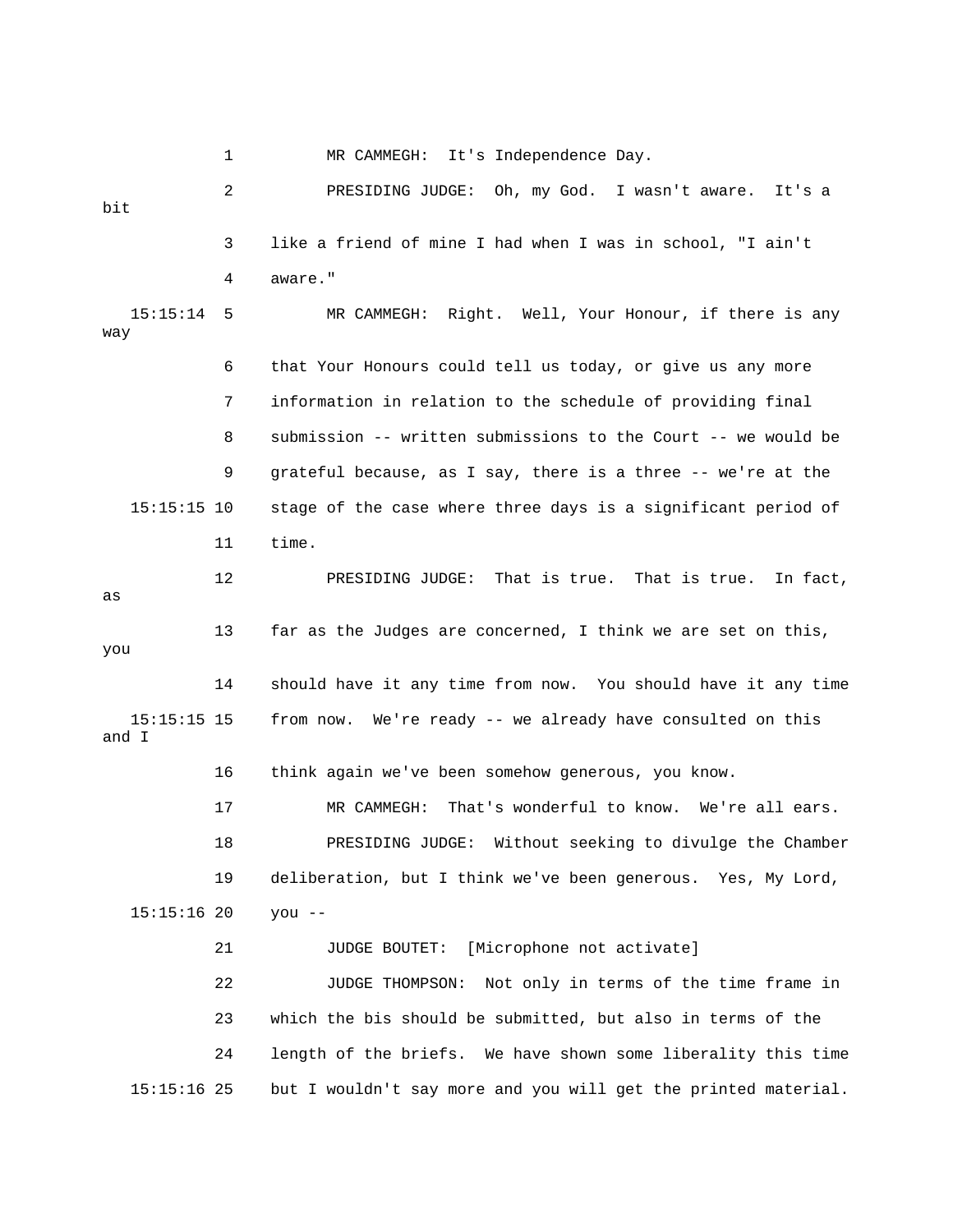1 MR CAMMEGH: It's Independence Day.

2 PRESIDING JUDGE: Oh, my God. I wasn't aware. It's a bit

3 like a friend of mine I had when I was in school, "I ain't

4 aware."

15:15:14 5 MR CAMMEGH: Right. Well, Your Honour, if there is any way

6 that Your Honours could tell us today, or give us any more

7 information in relation to the schedule of providing final

8 submission -- written submissions to the Court -- we would be

9 grateful because, as I say, there is a three -- we're at the

15:15:15 10 stage of the case where three days is a significant period of

11 time.

12 PRESIDING JUDGE: That is true. That is true. In fact, as

13 far as the Judges are concerned, I think we are set on this, you

14 should have it any time from now. You should have it any time

15:15:15 15 from now. We're ready -- we already have consulted on this and I

16 think again we've been somehow generous, you know.

17 MR CAMMEGH: That's wonderful to know. We're all ears.

18 PRESIDING JUDGE: Without seeking to divulge the Chamber

19 deliberation, but I think we've been generous. Yes, My Lord,

15:15:16 20 you --

21 JUDGE BOUTET: [Microphone not activate]

22 JUDGE THOMPSON: Not only in terms of the time frame in

23 which the bis should be submitted, but also in terms of the

24 length of the briefs. We have shown some liberality this time

15:15:16 25 but I wouldn't say more and you will get the printed material.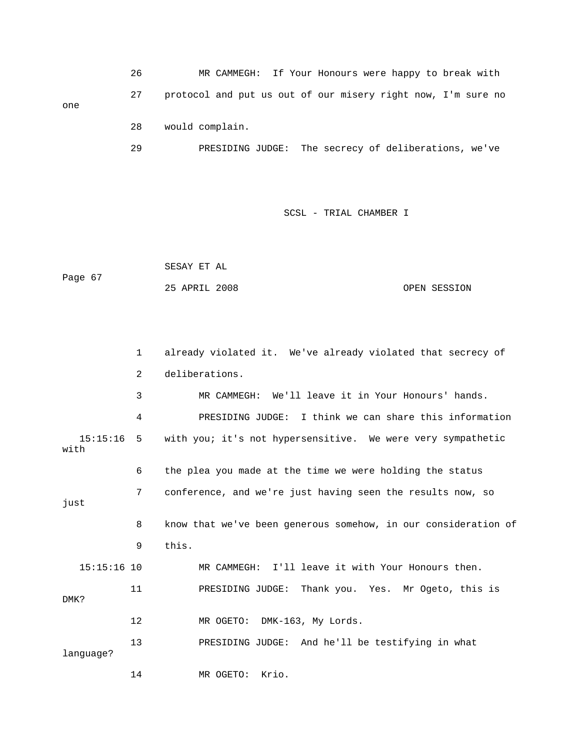26 MR CAMMEGH: If Your Honours were happy to break with

27 protocol and put us out of our misery right now, I'm sure no one

28 would complain.

29 PRESIDING JUDGE: The secrecy of deliberations, we've

1 already violated it. We've already violated that secrecy of

2 deliberations.

3 MR CAMMEGH: We'll leave it in Your Honours' hands.

4 PRESIDING JUDGE: I think we can share this information

15:15:16 5 with you; it's not hypersensitive. We were very sympathetic with

6 the plea you made at the time we were holding the status

7 conference, and we're just having seen the results now, so just

8 know that we've been generous somehow, in our consideration of

9 this.

15:15:16 10 MR CAMMEGH: I'll leave it with Your Honours then.

11 PRESIDING JUDGE: Thank you. Yes. Mr Ogeto, this is DMK?

12 MR OGETO: DMK-163, My Lords.

13 PRESIDING JUDGE: And he'll be testifying in what language?

14 MR OGETO: Krio.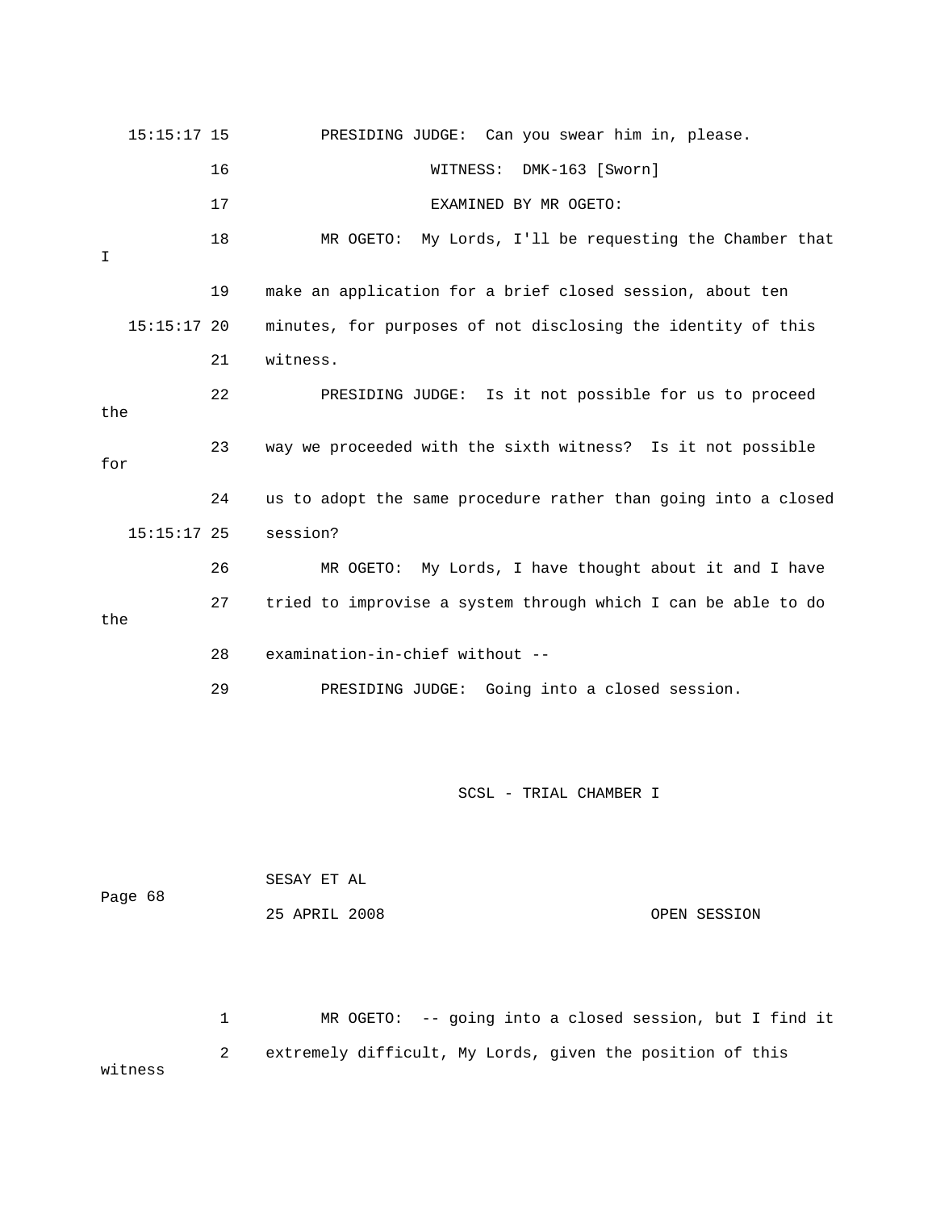15:15:17 15 PRESIDING JUDGE: Can you swear him in, please.

16 WITNESS: DMK-163 [Sworn]

17 EXAMINED BY MR OGETO:

18 MR OGETO: My Lords, I'll be requesting the Chamber that I

19 make an application for a brief closed session, about ten

15:15:17 20 minutes, for purposes of not disclosing the identity of this

21 witness.

22 PRESIDING JUDGE: Is it not possible for us to proceed the

23 way we proceeded with the sixth witness? Is it not possible for

24 us to adopt the same procedure rather than going into a closed

15:15:17 25 session?

26 MR OGETO: My Lords, I have thought about it and I have

27 tried to improvise a system through which I can be able to do the

28 examination-in-chief without --

29 PRESIDING JUDGE: Going into a closed session.

SCSL - TRIAL CHAMBER I

SESAY ET AL

25 APRIL 2008 OPEN SESSION

1 MR OGETO: -- going into a closed session, but I find it

2 extremely difficult, My Lords, given the position of this witness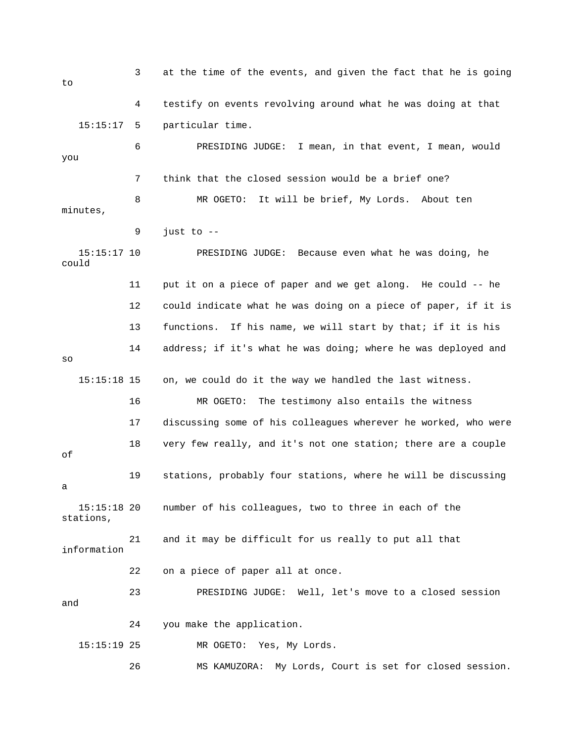at the time of the events, and given the fact that he is going to testify on events revolving around what he was doing at that particular time.

PRESIDING JUDGE: I mean, in that event, I mean, would you think that the closed session would be a brief one?

MR OGETO: It will be brief, My Lords. About ten minutes, just to --

PRESIDING JUDGE: Because even what he was doing, he could put it on a piece of paper and we get along. He could -- he could indicate what he was doing on a piece of paper, if it is functions. If his name, we will start by that; if it is his address; if it's what he was doing; where he was deployed and so on, we could do it the way we handled the last witness.

MR OGETO: The testimony also entails the witness discussing some of his colleagues wherever he worked, who were very few really, and it's not one station; there are a couple of stations, probably four stations, where he will be discussing a number of his colleagues, two to three in each of the stations, and it may be difficult for us really to put all that information on a piece of paper all at once.

PRESIDING JUDGE: Well, let's move to a closed session and you make the application.

MR OGETO: Yes, My Lords.

MS KAMUZORA: My Lords, Court is set for closed session.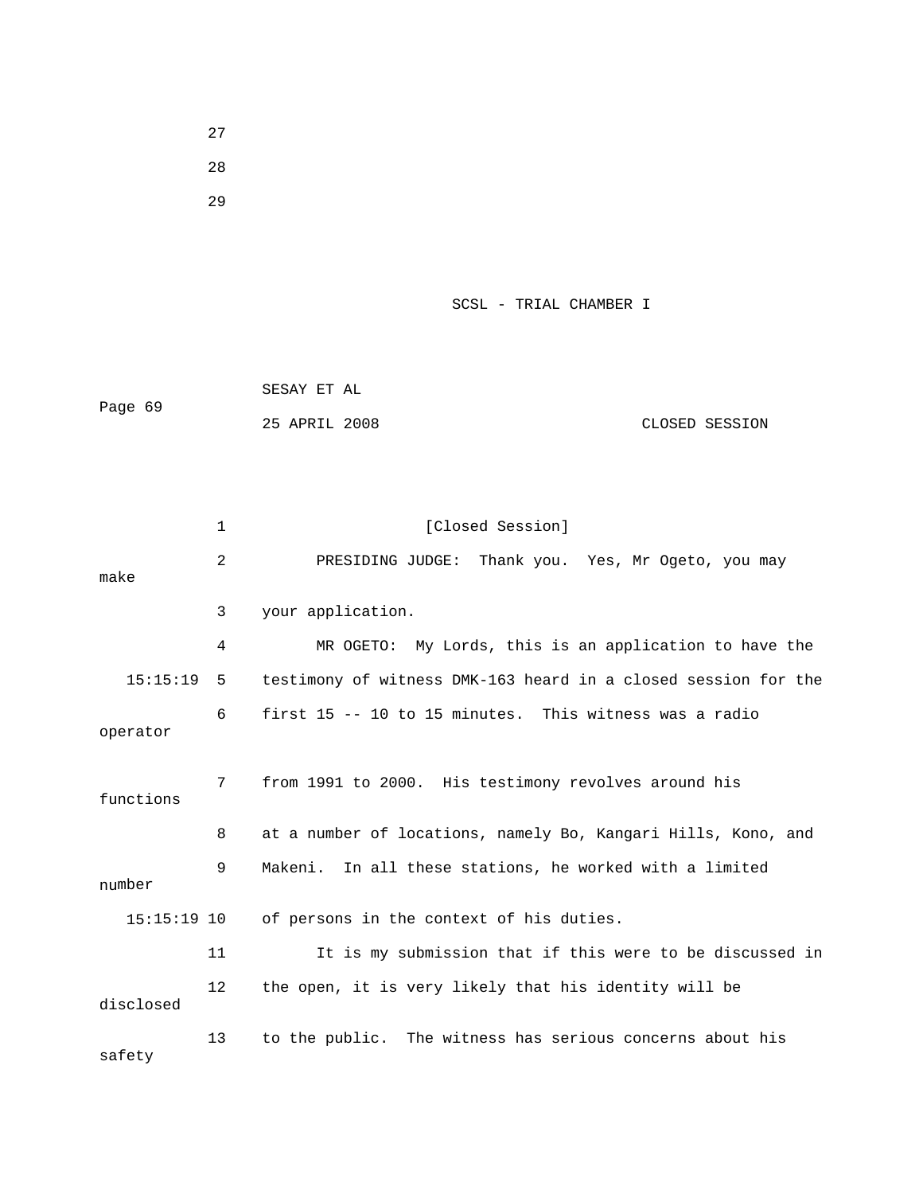[Closed Session]

PRESIDING JUDGE: Thank you. Yes, Mr Ogeto, you may make your application.

MR OGETO: My Lords, this is an application to have the testimony of witness DMK-163 heard in a closed session for the first 15 -- 10 to 15 minutes. This witness was a radio operator from 1991 to 2000. His testimony revolves around his functions at a number of locations, namely Bo, Kangari Hills, Kono, and Makeni. In all these stations, he worked with a limited number of persons in the context of his duties.

It is my submission that if this were to be discussed in the open, it is very likely that his identity will be disclosed to the public. The witness has serious concerns about his safety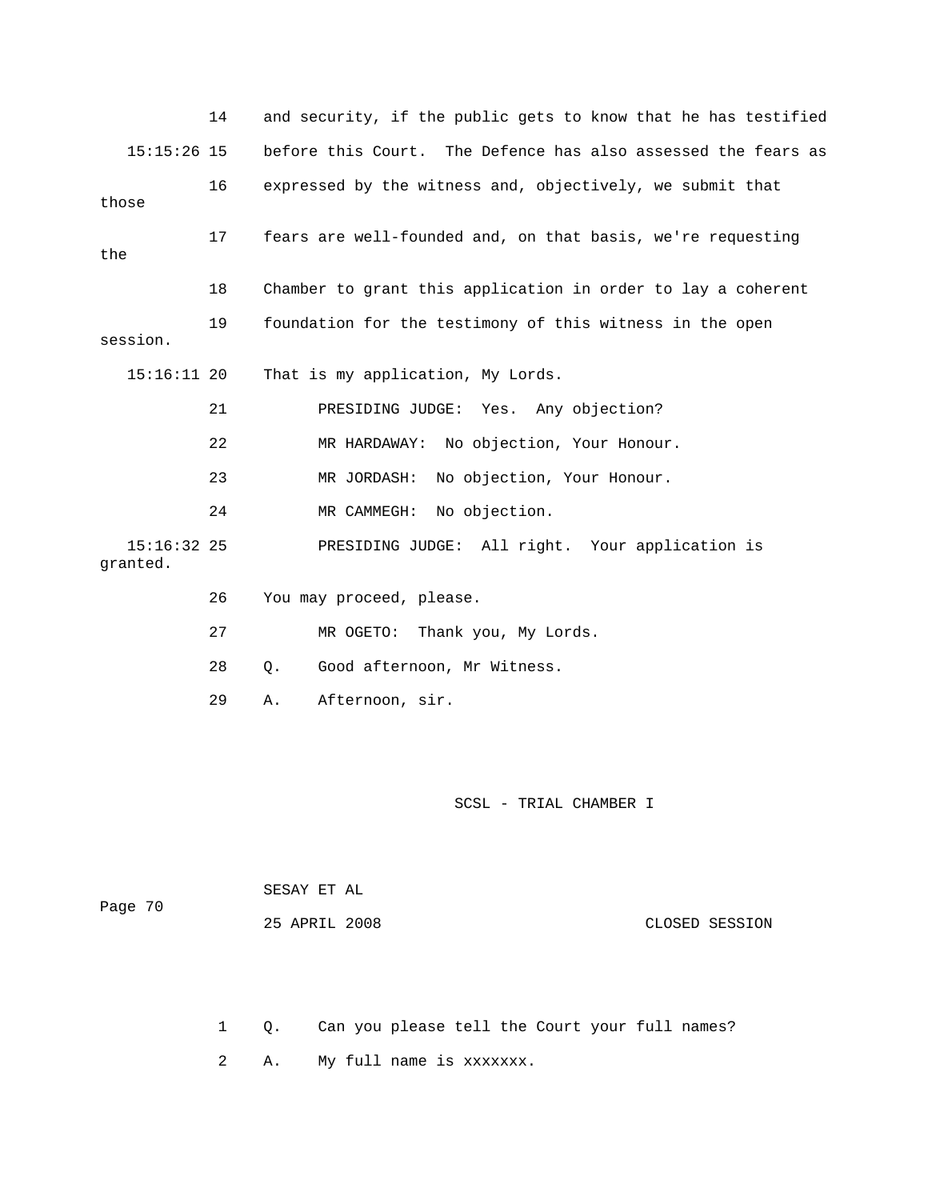14 and security, if the public gets to know that he has testified

15:15:26 15 before this Court. The Defence has also assessed the fears as

16 expressed by the witness and, objectively, we submit that those

17 fears are well-founded and, on that basis, we're requesting the

18 Chamber to grant this application in order to lay a coherent

19 foundation for the testimony of this witness in the open session.

15:16:11 20 That is my application, My Lords.

21 PRESIDING JUDGE: Yes. Any objection?

22 MR HARDAWAY: No objection, Your Honour.

23 MR JORDASH: No objection, Your Honour.

24 MR CAMMEGH: No objection.

15:16:32 25 PRESIDING JUDGE: All right. Your application is granted.

26 You may proceed, please.

27 MR OGETO: Thank you, My Lords.

28 Q. Good afternoon, Mr Witness.

29 A. Afternoon, sir.

SCSL - TRIAL CHAMBER I

SESAY ET AL

25 APRIL 2008 CLOSED SESSION

1 Q. Can you please tell the Court your full names?

2 A. My full name is xxxxxxx.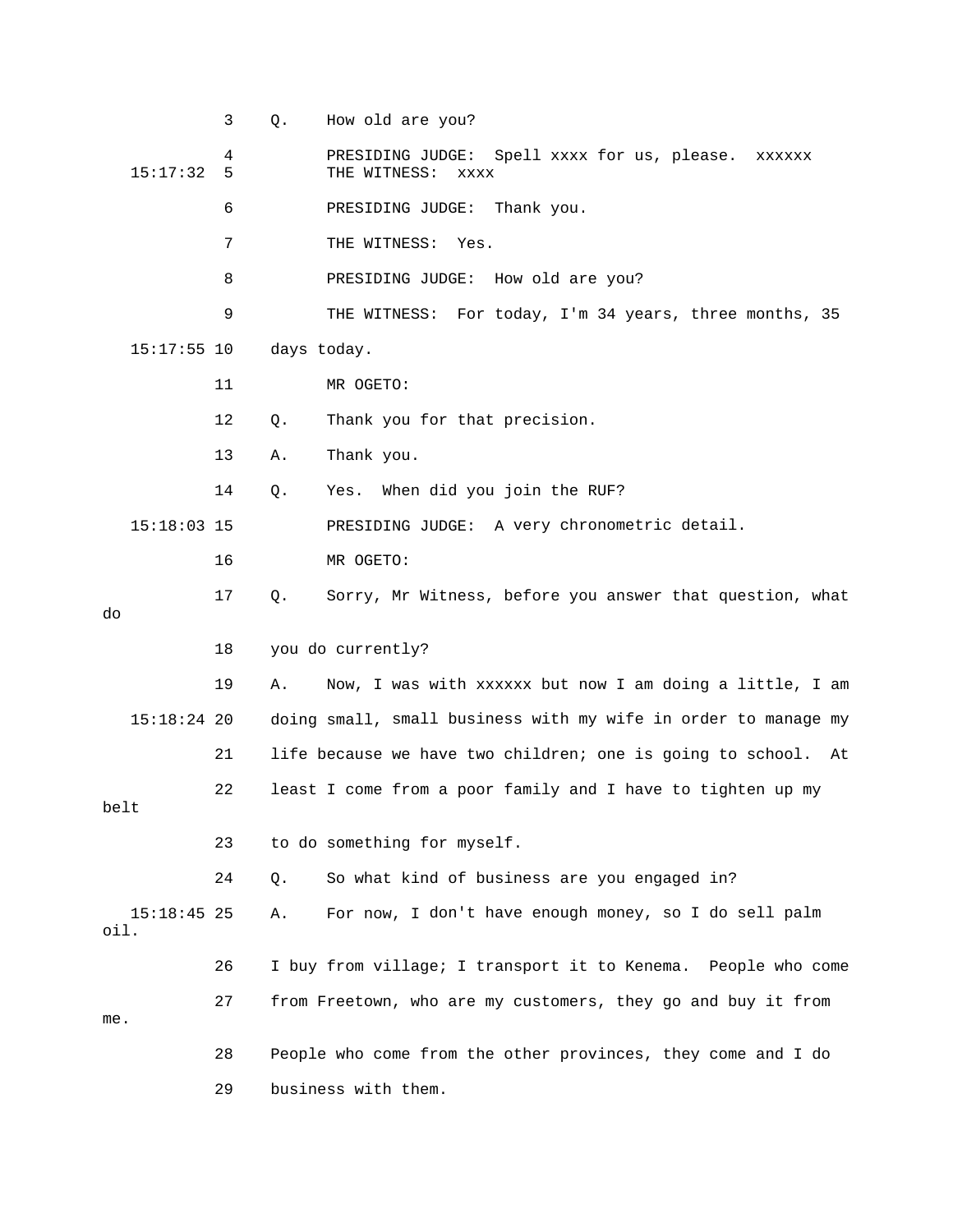3 Q. How old are you?

4 PRESIDING JUDGE: Spell xxxx for us, please. xxxxxx

15:17:32 5 THE WITNESS: xxxx

6 PRESIDING JUDGE: Thank you.

7 THE WITNESS: Yes.

8 PRESIDING JUDGE: How old are you?

9 THE WITNESS: For today, I'm 34 years, three months, 35

15:17:55 10 days today.

11 MR OGETO:

12 Q. Thank you for that precision.

13 A. Thank you.

14 Q. Yes. When did you join the RUF?

15:18:03 15 PRESIDING JUDGE: A very chronometric detail.

16 MR OGETO:

17 Q. Sorry, Mr Witness, before you answer that question, what do

18 you do currently?

19 A. Now, I was with xxxxxx but now I am doing a little, I am

15:18:24 20 doing small, small business with my wife in order to manage my

21 life because we have two children; one is going to school. At

22 least I come from a poor family and I have to tighten up my belt

23 to do something for myself.

24 Q. So what kind of business are you engaged in?

15:18:45 25 A. For now, I don't have enough money, so I do sell palm oil.

26 I buy from village; I transport it to Kenema. People who come

27 from Freetown, who are my customers, they go and buy it from me.

28 People who come from the other provinces, they come and I do

29 business with them.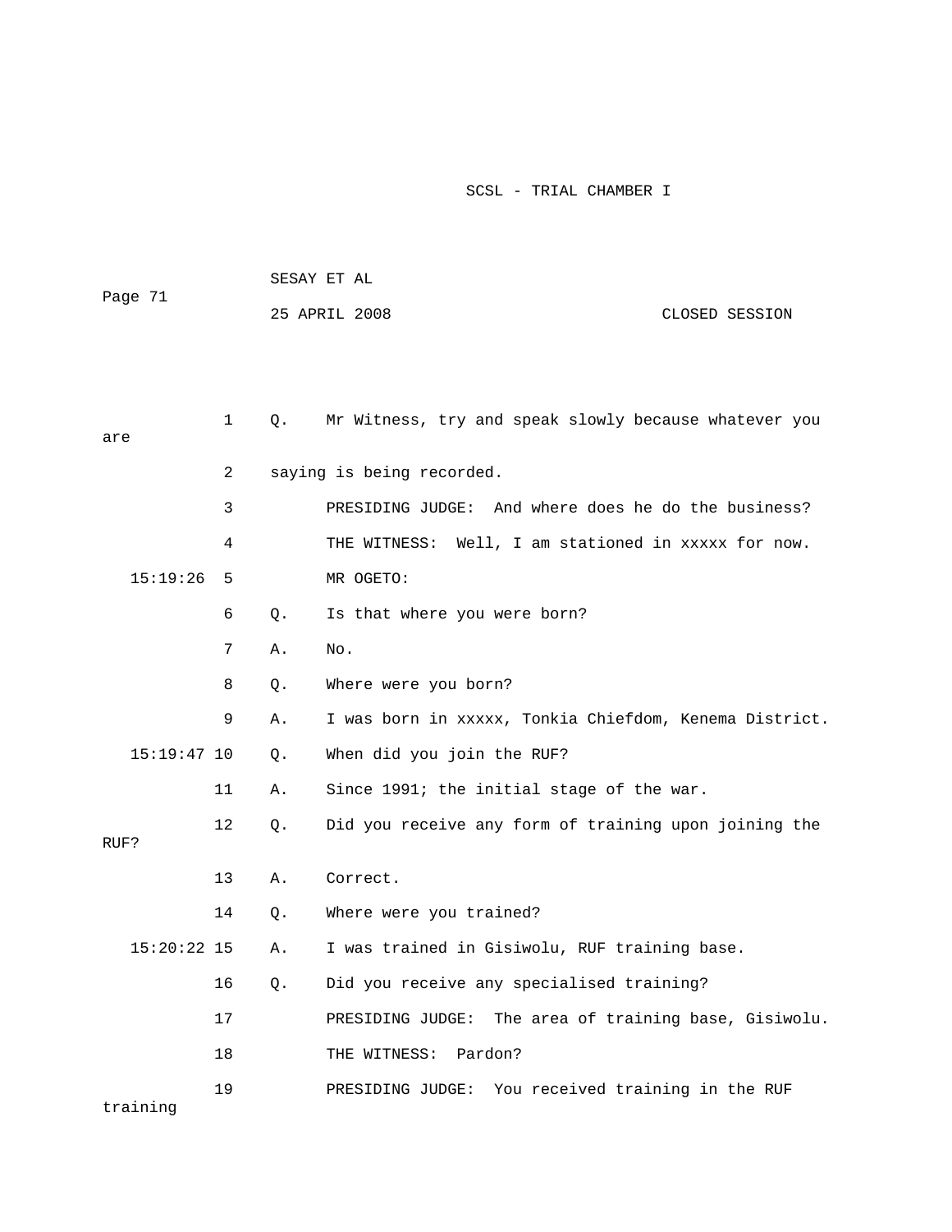1 Q. Mr Witness, try and speak slowly because whatever you are

2 saying is being recorded.

3 PRESIDING JUDGE: And where does he do the business?

4 THE WITNESS: Well, I am stationed in xxxxx for now.

15:19:26 5 MR OGETO:

6 Q. Is that where you were born?

7 A. No.

8 Q. Where were you born?

9 A. I was born in xxxxx, Tonkia Chiefdom, Kenema District.

15:19:47 10 Q. When did you join the RUF?

11 A. Since 1991; the initial stage of the war.

12 Q. Did you receive any form of training upon joining the RUF?

13 A. Correct.

14 Q. Where were you trained?

15:20:22 15 A. I was trained in Gisiwolu, RUF training base.

16 Q. Did you receive any specialised training?

17 PRESIDING JUDGE: The area of training base, Gisiwolu.

18 THE WITNESS: Pardon?

19 PRESIDING JUDGE: You received training in the RUF training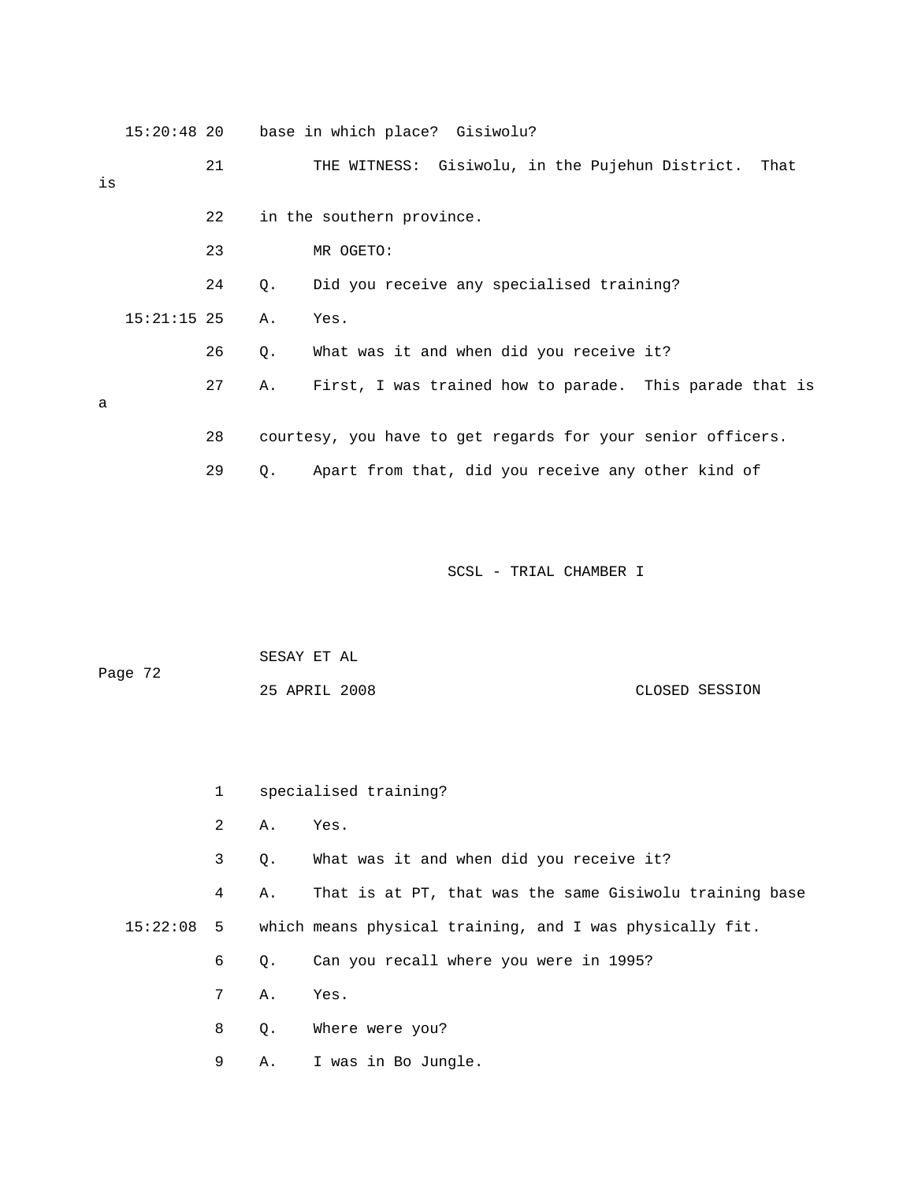15:20:48 20 base in which place? Gisiwolu?

21 THE WITNESS: Gisiwolu, in the Pujehun District. That is

22 in the southern province.

23 MR OGETO:

24 Q. Did you receive any specialised training?

15:21:15 25 A. Yes.

26 Q. What was it and when did you receive it?

27 A. First, I was trained how to parade. This parade that is a

28 courtesy, you have to get regards for your senior officers.

29 Q. Apart from that, did you receive any other kind of

1 specialised training?

2 A. Yes.

3 Q. What was it and when did you receive it?

4 A. That is at PT, that was the same Gisiwolu training base

15:22:08 5 which means physical training, and I was physically fit.

6 Q. Can you recall where you were in 1995?

7 A. Yes.

8 Q. Where were you?

9 A. I was in Bo Jungle.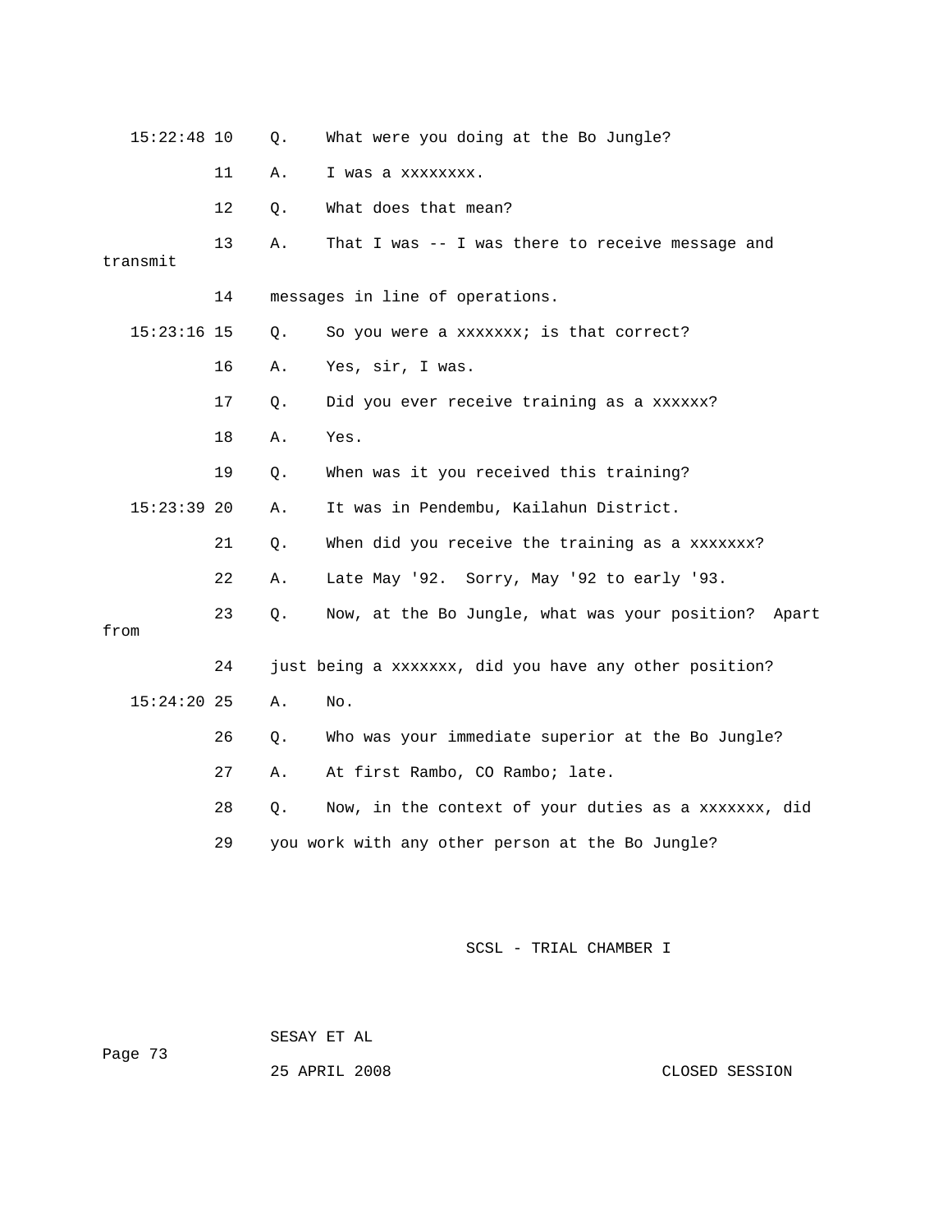15:22:48 10 Q. What were you doing at the Bo Jungle?

11 A. I was a xxxxxxxx.

12 Q. What does that mean?

13 A. That I was -- I was there to receive message and transmit

14 messages in line of operations.

15:23:16 15 Q. So you were a xxxxxxx; is that correct?

16 A. Yes, sir, I was.

17 Q. Did you ever receive training as a xxxxxx?

18 A. Yes.

19 Q. When was it you received this training?

15:23:39 20 A. It was in Pendembu, Kailahun District.

21 Q. When did you receive the training as a xxxxxxx?

22 A. Late May '92. Sorry, May '92 to early '93.

23 Q. Now, at the Bo Jungle, what was your position? Apart from

24 just being a xxxxxxx, did you have any other position?

15:24:20 25 A. No.

26 Q. Who was your immediate superior at the Bo Jungle?

27 A. At first Rambo, CO Rambo; late.

28 Q. Now, in the context of your duties as a xxxxxxx, did

29 you work with any other person at the Bo Jungle?

SCSL - TRIAL CHAMBER I

SESAY ET AL

25 APRIL 2008 CLOSED SESSION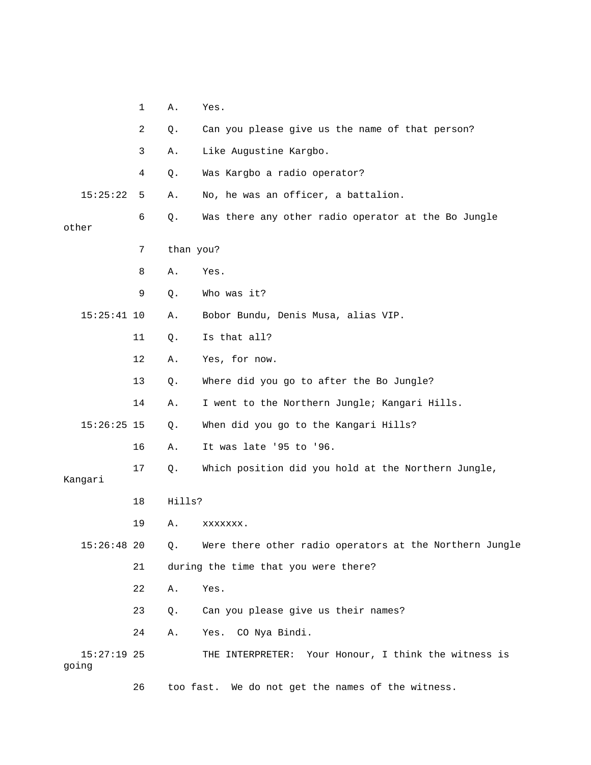1 A. Yes.

2 Q. Can you please give us the name of that person?

3 A. Like Augustine Kargbo.

4 Q. Was Kargbo a radio operator?

15:25:22 5 A. No, he was an officer, a battalion.

6 Q. Was there any other radio operator at the Bo Jungle other

7 than you?

8 A. Yes.

9 Q. Who was it?

15:25:41 10 A. Bobor Bundu, Denis Musa, alias VIP.

11 Q. Is that all?

12 A. Yes, for now.

13 Q. Where did you go to after the Bo Jungle?

14 A. I went to the Northern Jungle; Kangari Hills.

15:26:25 15 Q. When did you go to the Kangari Hills?

16 A. It was late '95 to '96.

17 Q. Which position did you hold at the Northern Jungle, Kangari

18 Hills?

19 A. xxxxxxx.

15:26:48 20 Q. Were there other radio operators at the Northern Jungle

21 during the time that you were there?

22 A. Yes.

23 Q. Can you please give us their names?

24 A. Yes. CO Nya Bindi.

15:27:19 25 THE INTERPRETER: Your Honour, I think the witness is going

26 too fast. We do not get the names of the witness.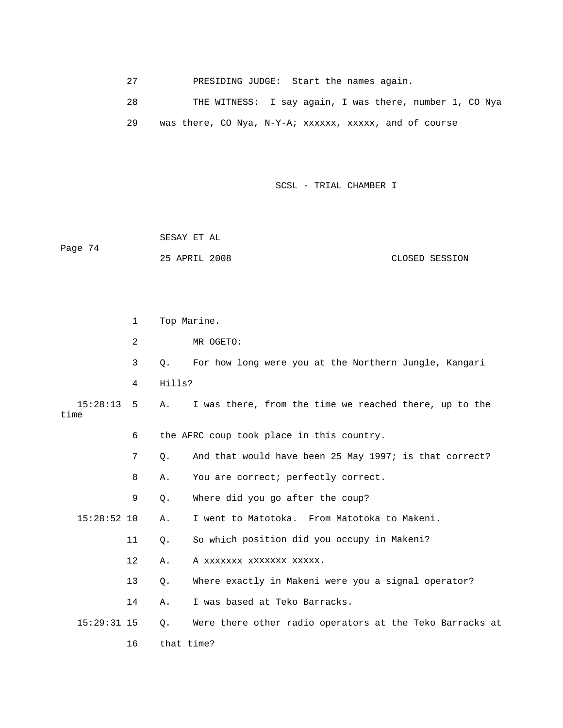27 PRESIDING JUDGE: Start the names again.

28 THE WITNESS: I say again, I was there, number 1, CO Nya

29 was there, CO Nya, N-Y-A; xxxxxx, xxxxx, and of course

1 Top Marine.

2 MR OGETO:

3 Q. For how long were you at the Northern Jungle, Kangari

4 Hills?

15:28:13 5 A. I was there, from the time we reached there, up to the time

6 the AFRC coup took place in this country.

7 Q. And that would have been 25 May 1997; is that correct?

8 A. You are correct; perfectly correct.

9 Q. Where did you go after the coup?

15:28:52 10 A. I went to Matotoka. From Matotoka to Makeni.

11 Q. So which position did you occupy in Makeni?

12 A. A xxxxxxx xxxxxxx xxxxx.

13 Q. Where exactly in Makeni were you a signal operator?

14 A. I was based at Teko Barracks.

15:29:31 15 Q. Were there other radio operators at the Teko Barracks at

16 that time?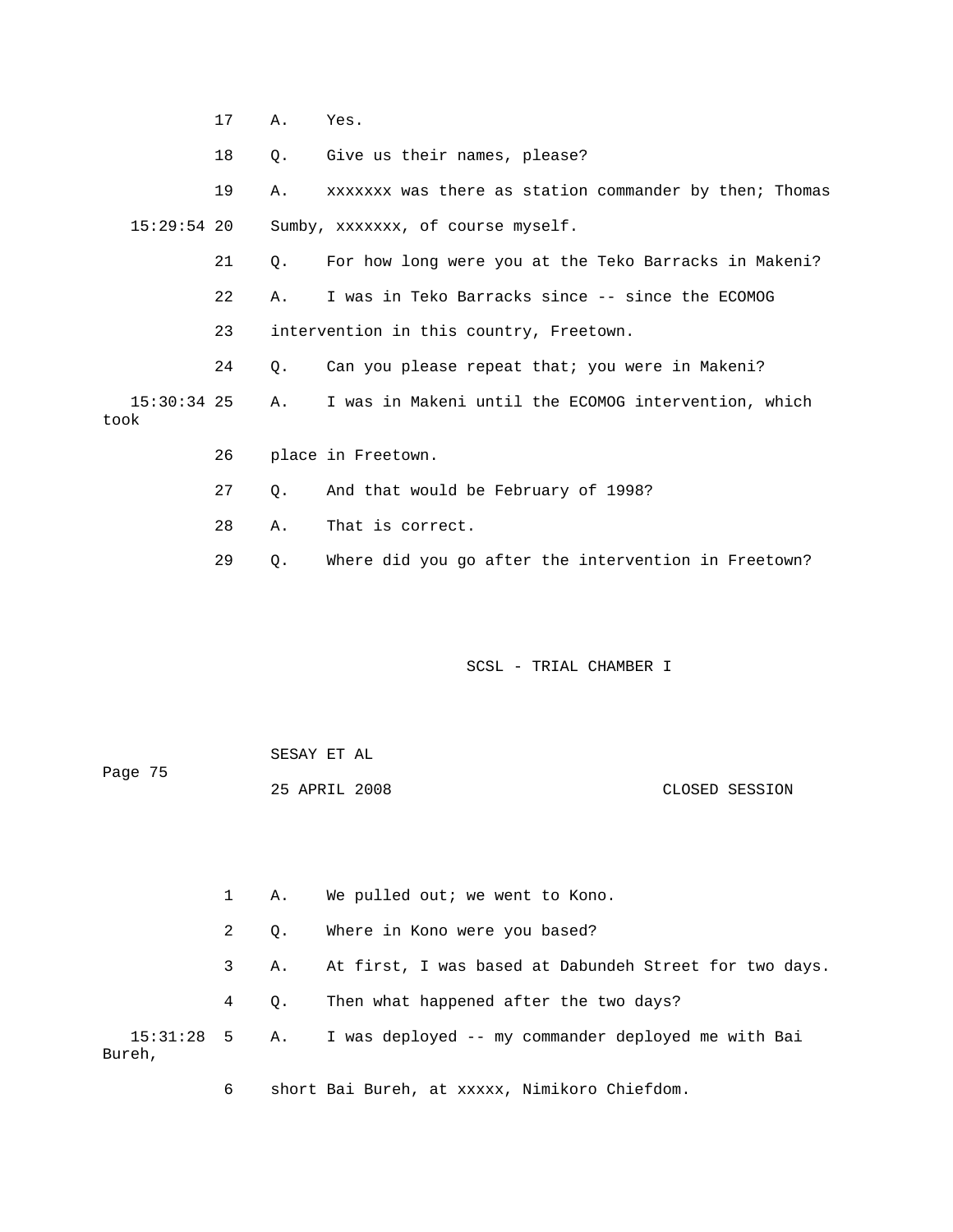17 A. Yes.

18 Q. Give us their names, please?

19 A. xxxxxxx was there as station commander by then; Thomas

15:29:54 20 Sumby, xxxxxxx, of course myself.

21 Q. For how long were you at the Teko Barracks in Makeni?

22 A. I was in Teko Barracks since -- since the ECOMOG

23 intervention in this country, Freetown.

24 Q. Can you please repeat that; you were in Makeni?

15:30:34 25 A. I was in Makeni until the ECOMOG intervention, which took

26 place in Freetown.

27 Q. And that would be February of 1998?

28 A. That is correct.

29 Q. Where did you go after the intervention in Freetown?

1 A. We pulled out; we went to Kono.

2 Q. Where in Kono were you based?

3 A. At first, I was based at Dabundeh Street for two days.

4 Q. Then what happened after the two days?

15:31:28 5 A. I was deployed -- my commander deployed me with Bai Bureh,

6 short Bai Bureh, at xxxxx, Nimikoro Chiefdom.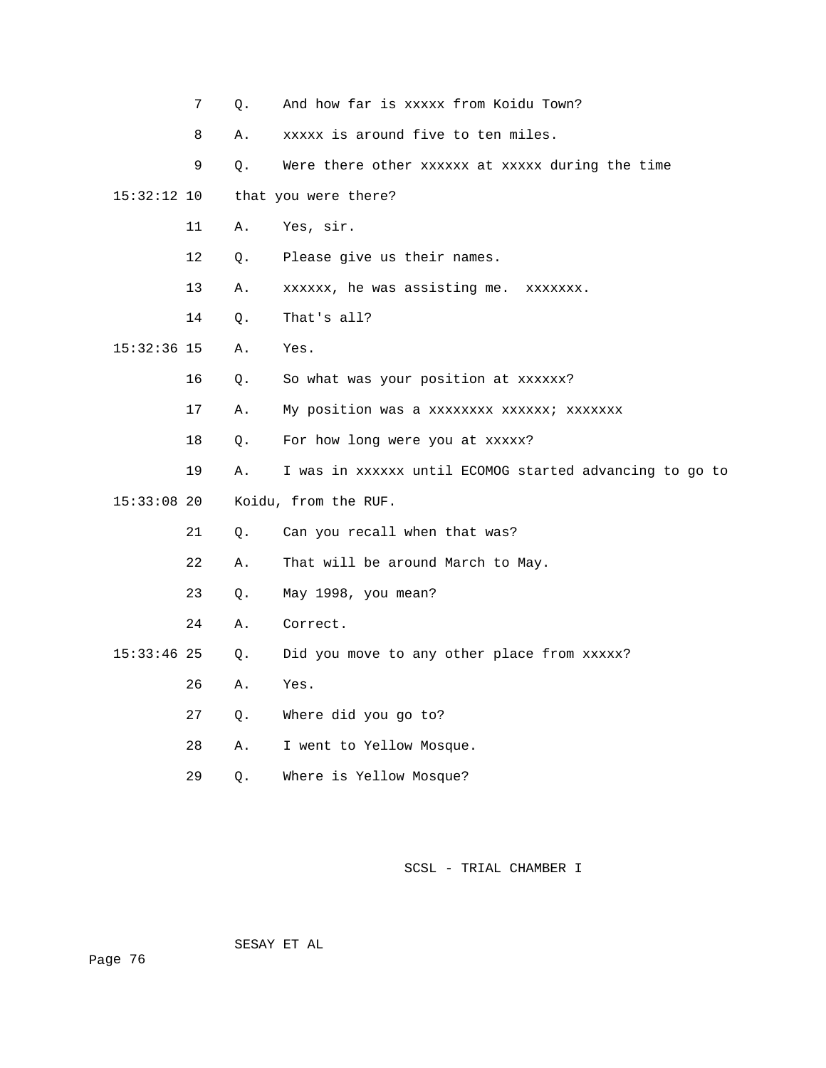7 Q. And how far is xxxxx from Koidu Town?

8 A. xxxxx is around five to ten miles.

9 Q. Were there other xxxxxx at xxxxx during the time

15:32:12 10 that you were there?

11 A. Yes, sir.

12 Q. Please give us their names.

13 A. xxxxxx, he was assisting me. xxxxxxx.

14 Q. That's all?

15:32:36 15 A. Yes.

16 Q. So what was your position at xxxxxx?

17 A. My position was a xxxxxxxx xxxxxx; xxxxxxx

18 Q. For how long were you at xxxxx?

19 A. I was in xxxxxx until ECOMOG started advancing to go to

15:33:08 20 Koidu, from the RUF.

21 Q. Can you recall when that was?

22 A. That will be around March to May.

23 Q. May 1998, you mean?

24 A. Correct.

15:33:46 25 Q. Did you move to any other place from xxxxx?

26 A. Yes.

27 Q. Where did you go to?

28 A. I went to Yellow Mosque.

29 Q. Where is Yellow Mosque?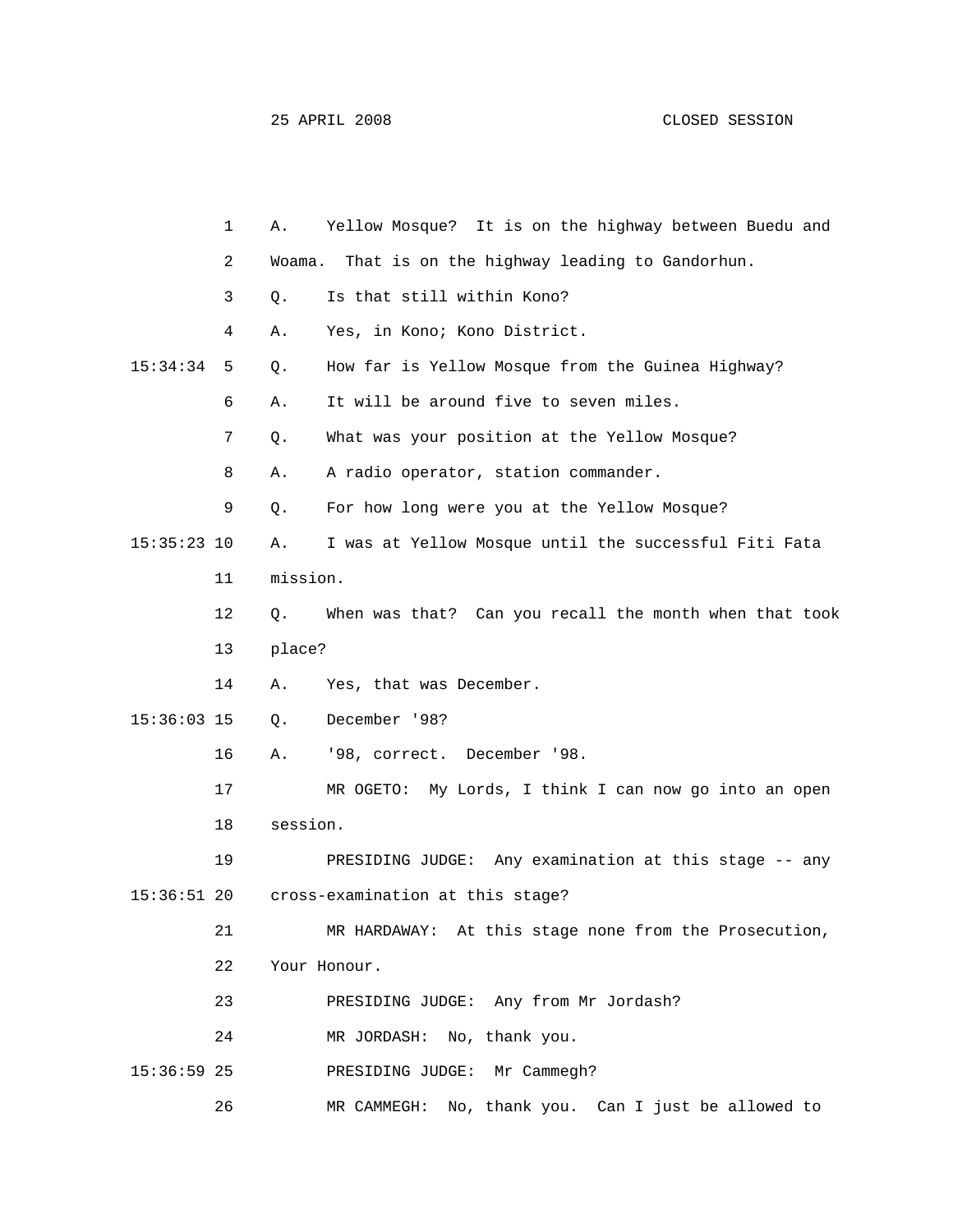A. Yellow Mosque? It is on the highway between Buedu and Woama. That is on the highway leading to Gandorhun.

Q. Is that still within Kono?

A. Yes, in Kono; Kono District.

Q. How far is Yellow Mosque from the Guinea Highway?

A. It will be around five to seven miles.

Q. What was your position at the Yellow Mosque?

A. A radio operator, station commander.

Q. For how long were you at the Yellow Mosque?

A. I was at Yellow Mosque until the successful Fiti Fata mission.

Q. When was that? Can you recall the month when that took place?

A. Yes, that was December.

Q. December '98?

A. '98, correct. December '98.

MR OGETO: My Lords, I think I can now go into an open session.

PRESIDING JUDGE: Any examination at this stage -- any cross-examination at this stage?

MR HARDAWAY: At this stage none from the Prosecution, Your Honour.

PRESIDING JUDGE: Any from Mr Jordash?

MR JORDASH: No, thank you.

PRESIDING JUDGE: Mr Cammegh?

MR CAMMEGH: No, thank you. Can I just be allowed to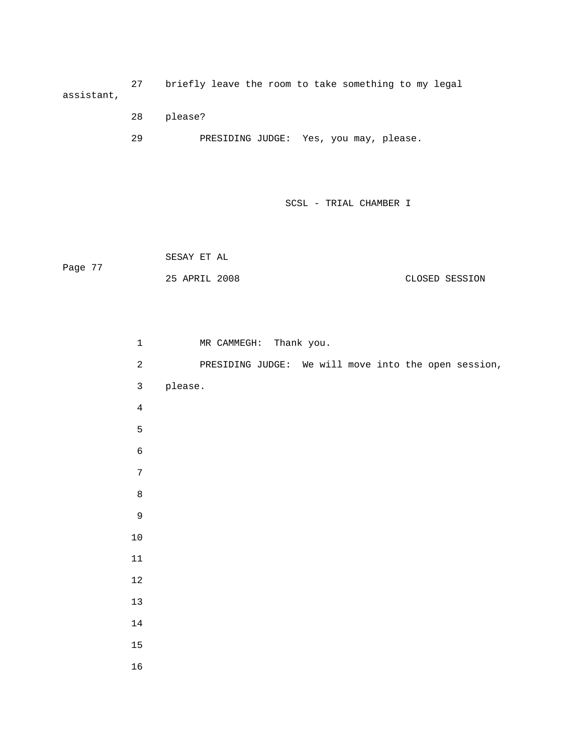27 briefly leave the room to take something to my legal assistant,

28 please?

29 PRESIDING JUDGE: Yes, you may, please.

1 MR CAMMEGH: Thank you.

2 PRESIDING JUDGE: We will move into the open session,

3 please.

4

5

6

7

8

9

10

11

12

13

14

15

16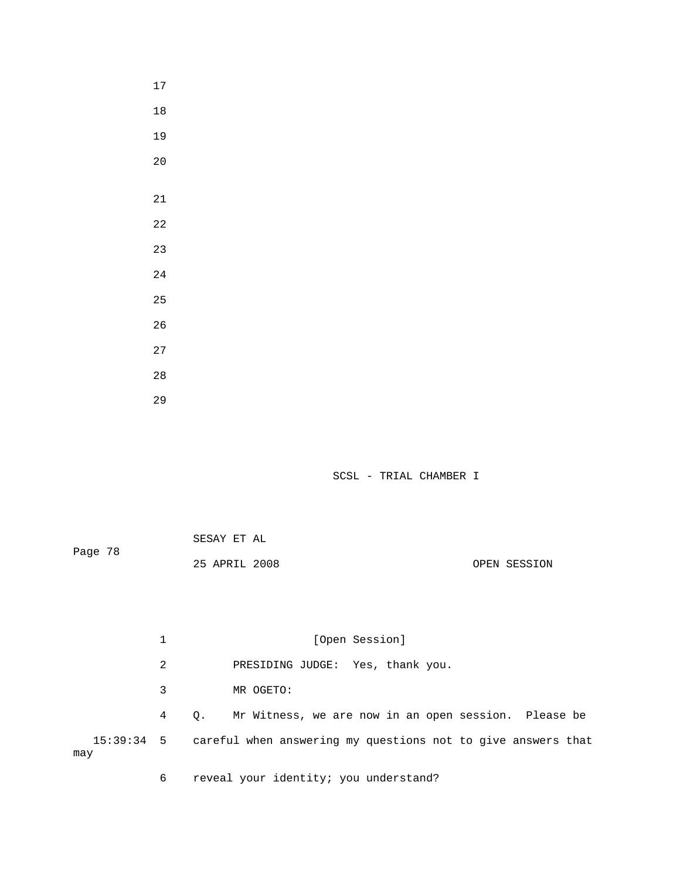[Open Session]

PRESIDING JUDGE: Yes, thank you.

MR OGETO:

Q. Mr Witness, we are now in an open session. Please be careful when answering my questions not to give answers that may reveal your identity; you understand?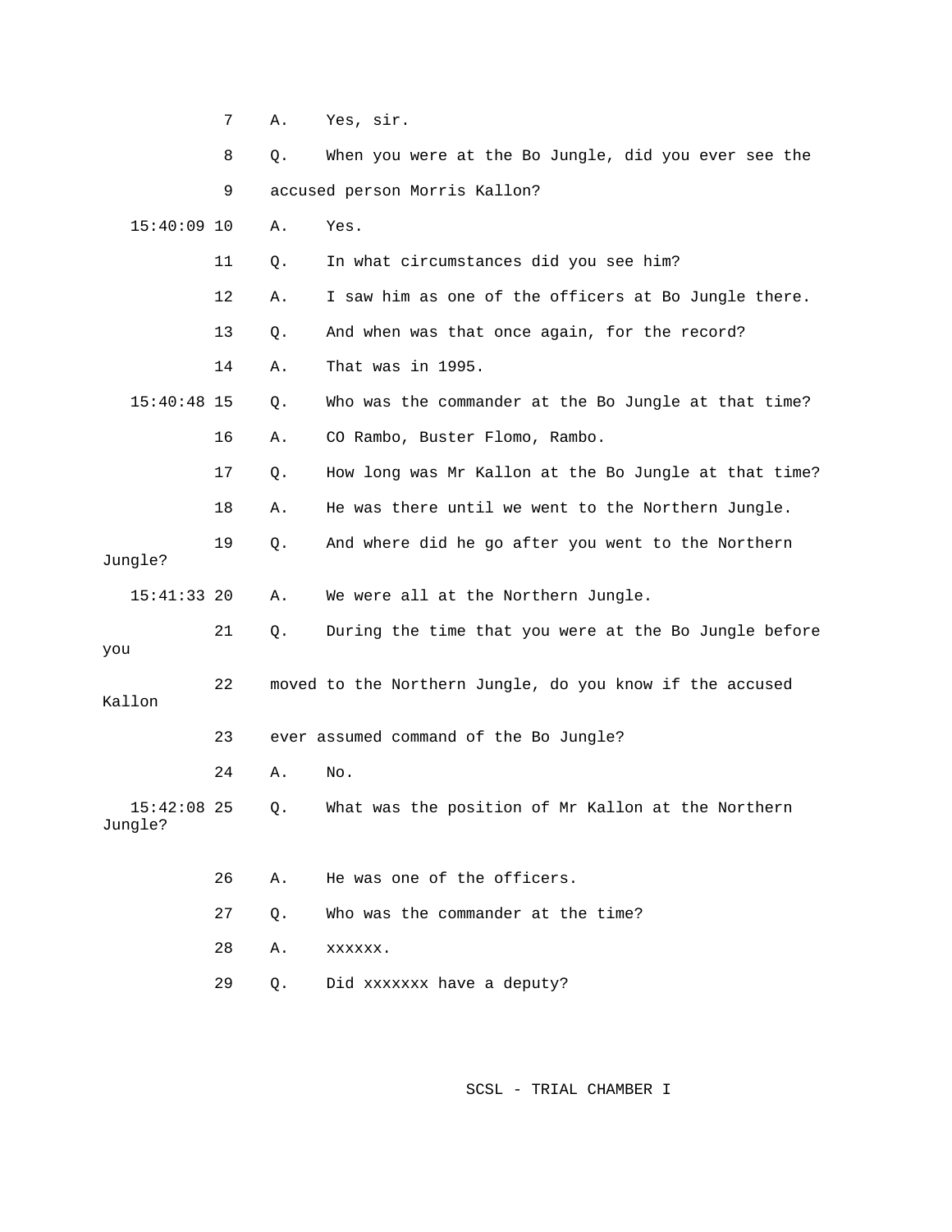7 A. Yes, sir.

8 Q. When you were at the Bo Jungle, did you ever see the

9 accused person Morris Kallon?

15:40:09 10 A. Yes.

11 Q. In what circumstances did you see him?

12 A. I saw him as one of the officers at Bo Jungle there.

13 Q. And when was that once again, for the record?

14 A. That was in 1995.

15:40:48 15 Q. Who was the commander at the Bo Jungle at that time?

16 A. CO Rambo, Buster Flomo, Rambo.

17 Q. How long was Mr Kallon at the Bo Jungle at that time?

18 A. He was there until we went to the Northern Jungle.

19 Q. And where did he go after you went to the Northern Jungle?

15:41:33 20 A. We were all at the Northern Jungle.

21 Q. During the time that you were at the Bo Jungle before you

22 moved to the Northern Jungle, do you know if the accused Kallon

23 ever assumed command of the Bo Jungle?

24 A. No.

15:42:08 25 Q. What was the position of Mr Kallon at the Northern Jungle?

26 A. He was one of the officers.

27 Q. Who was the commander at the time?

28 A. xxxxxx.

29 Q. Did xxxxxxx have a deputy?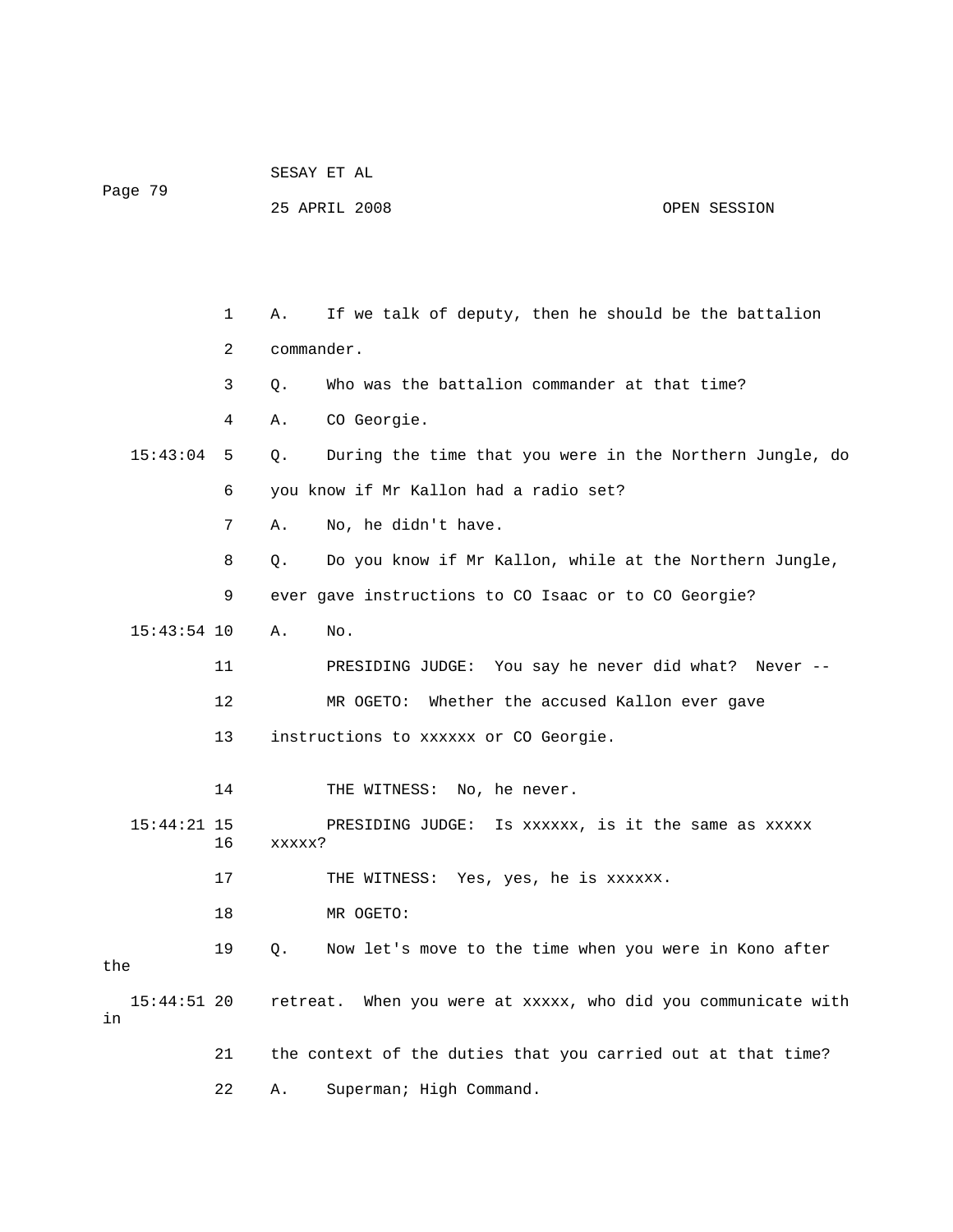A. If we talk of deputy, then he should be the battalion commander.

Q. Who was the battalion commander at that time?

A. CO Georgie.

Q. During the time that you were in the Northern Jungle, do you know if Mr Kallon had a radio set?

A. No, he didn't have.

Q. Do you know if Mr Kallon, while at the Northern Jungle, ever gave instructions to CO Isaac or to CO Georgie?

A. No.

PRESIDING JUDGE: You say he never did what? Never --

MR OGETO: Whether the accused Kallon ever gave instructions to xxxxxx or CO Georgie.

THE WITNESS: No, he never.

PRESIDING JUDGE: Is xxxxxx, is it the same as xxxxx xxxxx?

THE WITNESS: Yes, yes, he is xxxxxx.

MR OGETO:

Q. Now let's move to the time when you were in Kono after the retreat. When you were at xxxxx, who did you communicate with in the context of the duties that you carried out at that time?

A. Superman; High Command.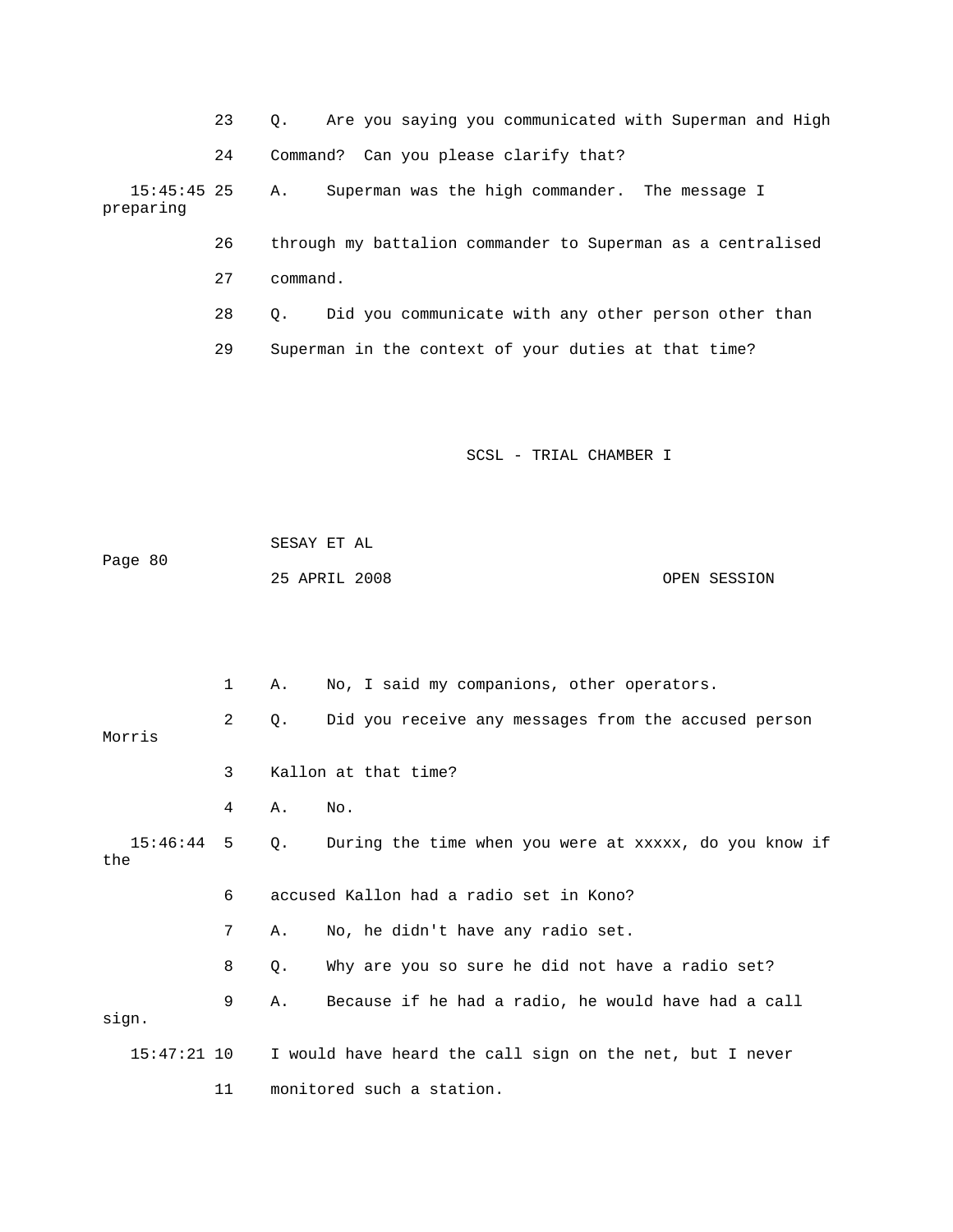23 Q. Are you saying you communicated with Superman and High

24 Command? Can you please clarify that?

15:45:45 25 A. Superman was the high commander. The message I preparing

26 through my battalion commander to Superman as a centralised

27 command.

28 Q. Did you communicate with any other person other than

29 Superman in the context of your duties at that time?

1 A. No, I said my companions, other operators.

2 Q. Did you receive any messages from the accused person Morris

3 Kallon at that time?

4 A. No.

15:46:44 5 Q. During the time when you were at xxxxx, do you know if the

6 accused Kallon had a radio set in Kono?

7 A. No, he didn't have any radio set.

8 Q. Why are you so sure he did not have a radio set?

9 A. Because if he had a radio, he would have had a call sign.

15:47:21 10 I would have heard the call sign on the net, but I never

11 monitored such a station.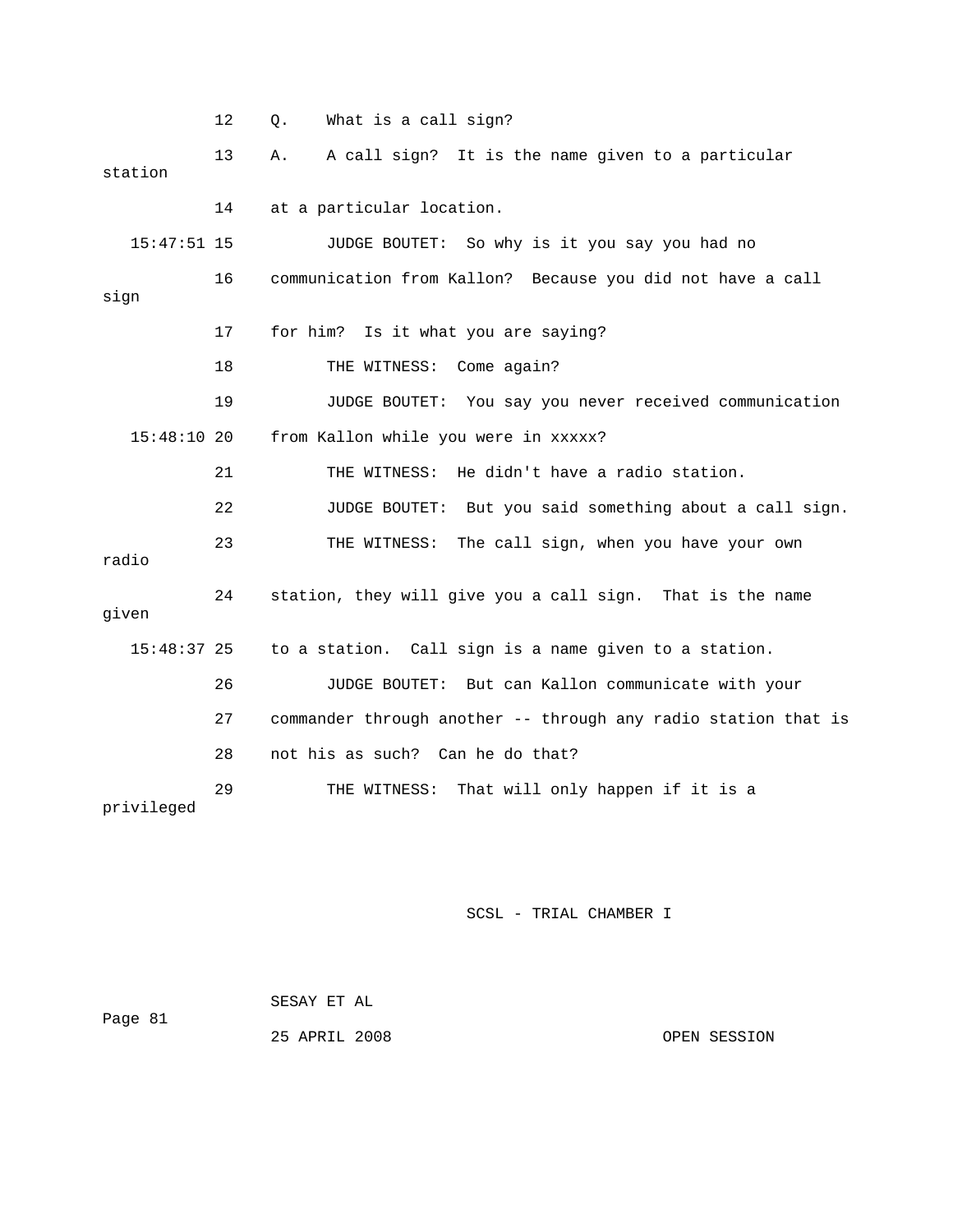12 Q. What is a call sign?

13 A. A call sign? It is the name given to a particular station

14 at a particular location.

15:47:51 15 JUDGE BOUTET: So why is it you say you had no

16 communication from Kallon? Because you did not have a call sign

17 for him? Is it what you are saying?

18 THE WITNESS: Come again?

19 JUDGE BOUTET: You say you never received communication

15:48:10 20 from Kallon while you were in xxxxx?

21 THE WITNESS: He didn't have a radio station.

22 JUDGE BOUTET: But you said something about a call sign.

23 THE WITNESS: The call sign, when you have your own radio

24 station, they will give you a call sign. That is the name given

15:48:37 25 to a station. Call sign is a name given to a station.

26 JUDGE BOUTET: But can Kallon communicate with your

27 commander through another -- through any radio station that is

28 not his as such? Can he do that?

29 THE WITNESS: That will only happen if it is a privileged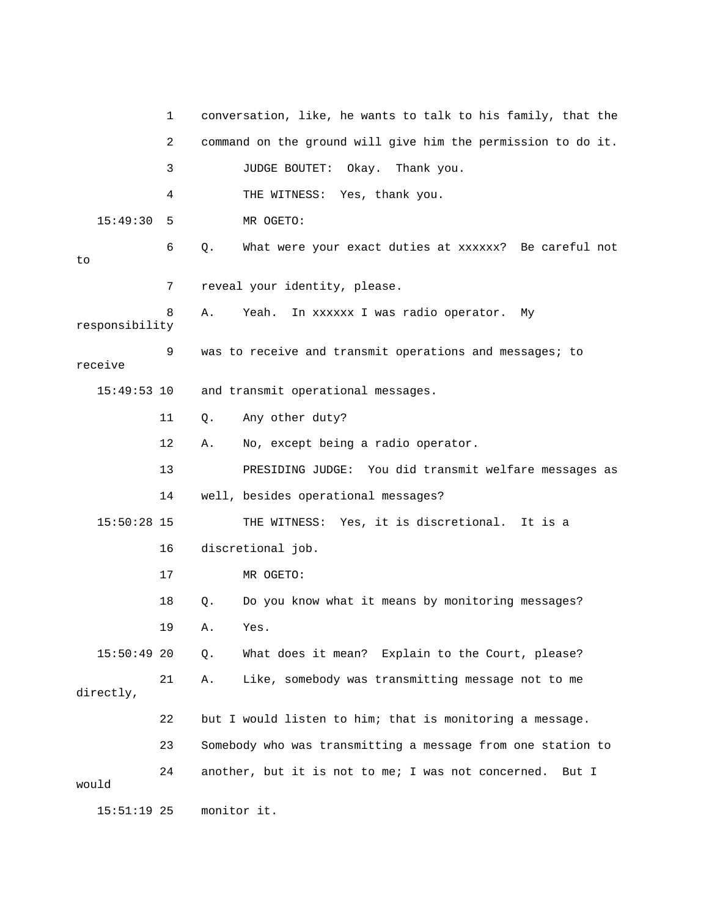1 conversation, like, he wants to talk to his family, that the

2 command on the ground will give him the permission to do it.

3 JUDGE BOUTET: Okay. Thank you.

4 THE WITNESS: Yes, thank you.

15:49:30 5 MR OGETO:

6 Q. What were your exact duties at xxxxxx? Be careful not to

7 reveal your identity, please.

8 A. Yeah. In xxxxxx I was radio operator. My responsibility

9 was to receive and transmit operations and messages; to receive

15:49:53 10 and transmit operational messages.

11 Q. Any other duty?

12 A. No, except being a radio operator.

13 PRESIDING JUDGE: You did transmit welfare messages as

14 well, besides operational messages?

15:50:28 15 THE WITNESS: Yes, it is discretional. It is a

16 discretional job.

17 MR OGETO:

18 Q. Do you know what it means by monitoring messages?

19 A. Yes.

15:50:49 20 Q. What does it mean? Explain to the Court, please?

21 A. Like, somebody was transmitting message not to me directly,

22 but I would listen to him; that is monitoring a message.

23 Somebody who was transmitting a message from one station to

24 another, but it is not to me; I was not concerned. But I would

15:51:19 25 monitor it.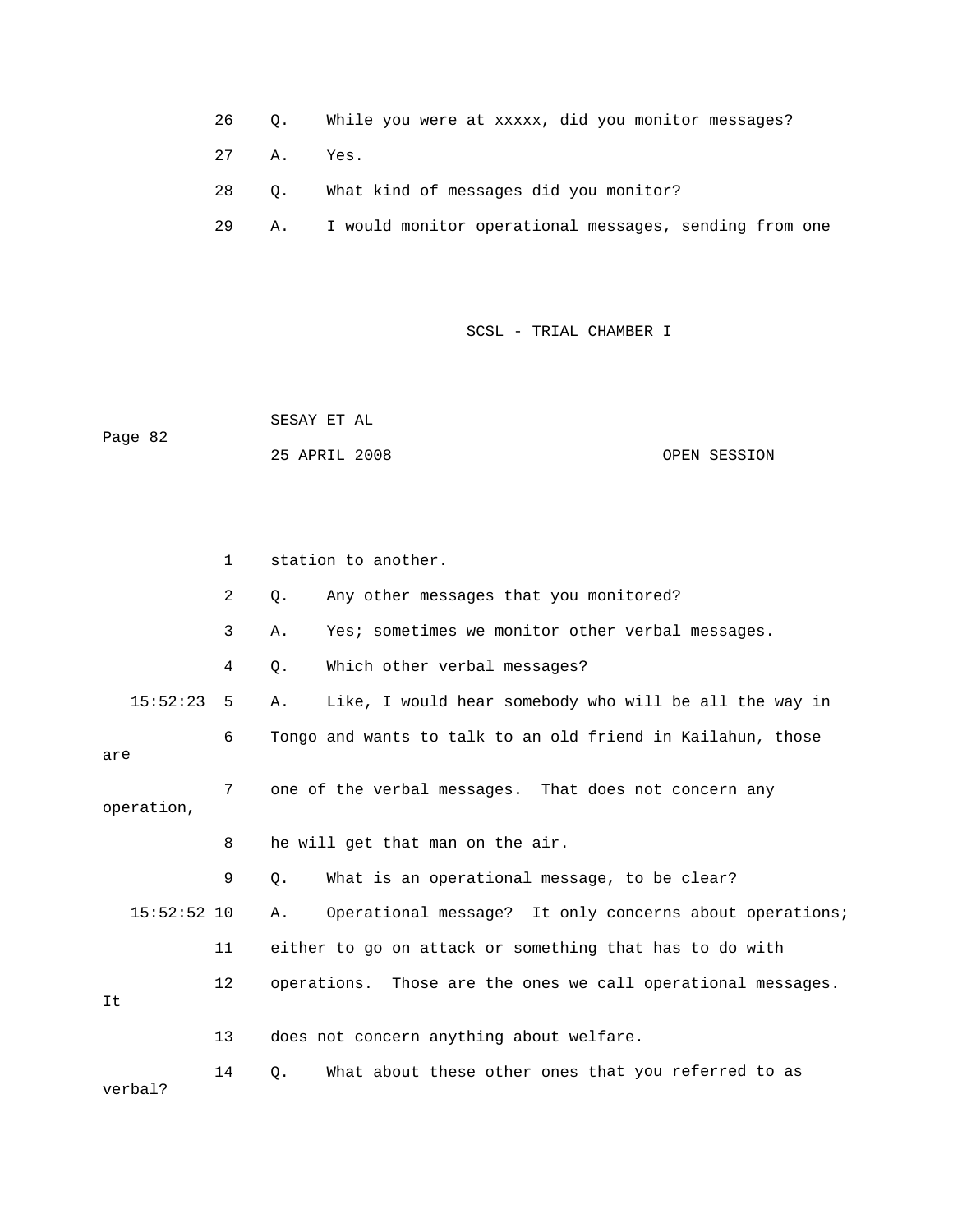26 Q. While you were at xxxxx, did you monitor messages?

27 A. Yes.

28 Q. What kind of messages did you monitor?

29 A. I would monitor operational messages, sending from one

1 station to another.

2 Q. Any other messages that you monitored?

3 A. Yes; sometimes we monitor other verbal messages.

4 Q. Which other verbal messages?

15:52:23 5 A. Like, I would hear somebody who will be all the way in

6 Tongo and wants to talk to an old friend in Kailahun, those are

7 one of the verbal messages. That does not concern any operation,

8 he will get that man on the air.

9 Q. What is an operational message, to be clear?

15:52:52 10 A. Operational message? It only concerns about operations;

11 either to go on attack or something that has to do with

12 operations. Those are the ones we call operational messages. It

13 does not concern anything about welfare.

14 Q. What about these other ones that you referred to as verbal?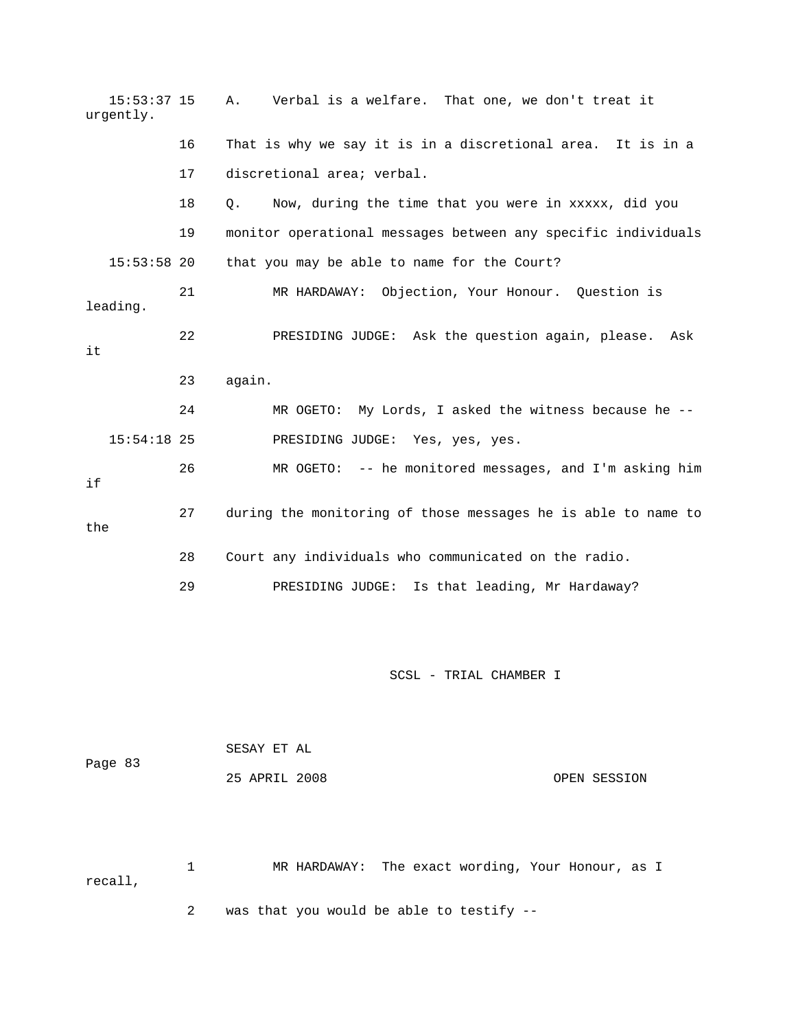15:53:37 15 A. Verbal is a welfare. That one, we don't treat it urgently.

16 That is why we say it is in a discretional area. It is in a

17 discretional area; verbal.

18 Q. Now, during the time that you were in xxxxx, did you

19 monitor operational messages between any specific individuals

15:53:58 20 that you may be able to name for the Court?

21 MR HARDAWAY: Objection, Your Honour. Question is leading.

22 PRESIDING JUDGE: Ask the question again, please. Ask it

23 again.

24 MR OGETO: My Lords, I asked the witness because he --

15:54:18 25 PRESIDING JUDGE: Yes, yes, yes.

26 MR OGETO: -- he monitored messages, and I'm asking him if

27 during the monitoring of those messages he is able to name to the

28 Court any individuals who communicated on the radio.

29 PRESIDING JUDGE: Is that leading, Mr Hardaway?

1 MR HARDAWAY: The exact wording, Your Honour, as I recall,

2 was that you would be able to testify --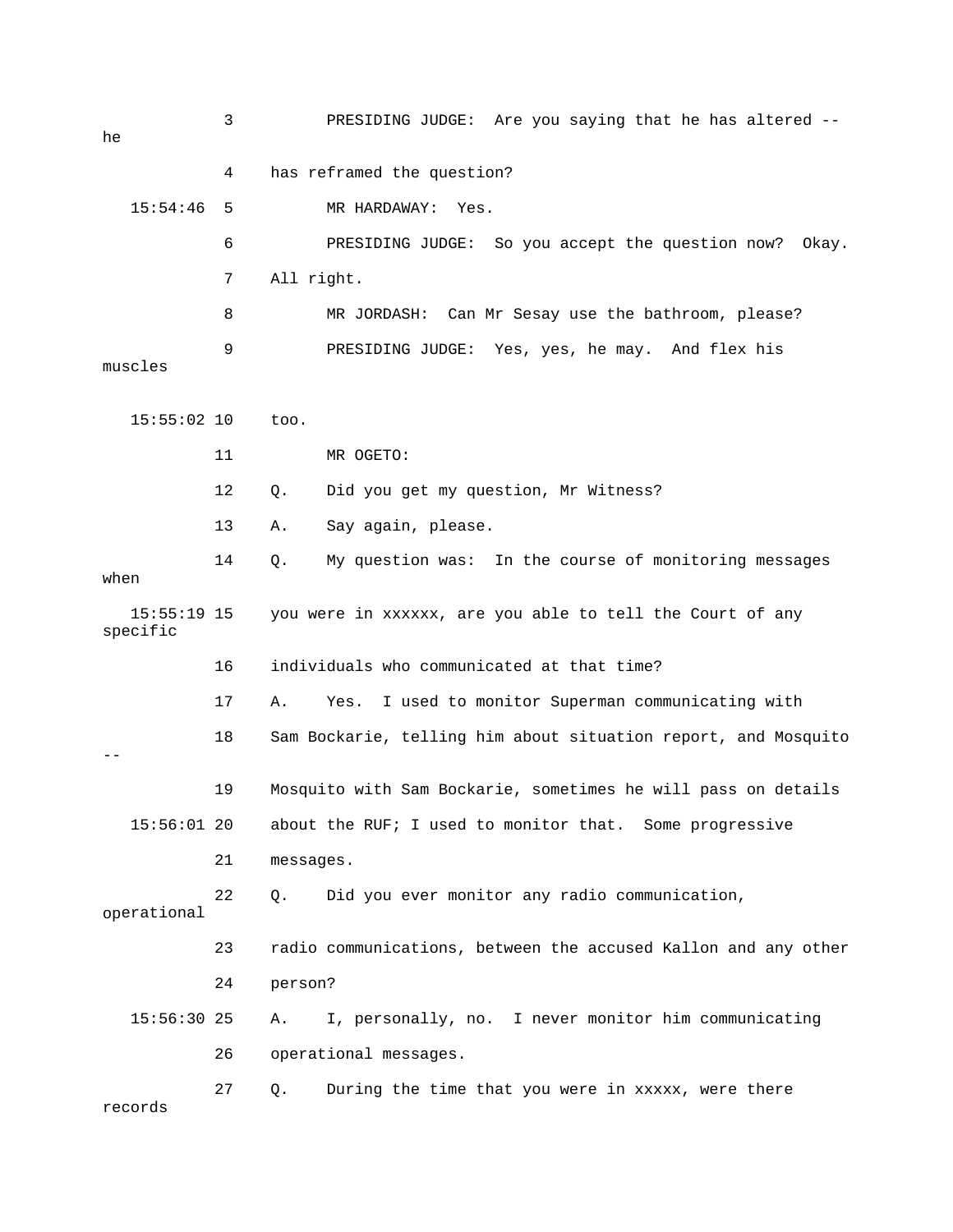3 PRESIDING JUDGE: Are you saying that he has altered -- he

4 has reframed the question?

15:54:46 5 MR HARDAWAY: Yes.

6 PRESIDING JUDGE: So you accept the question now? Okay.

7 All right.

8 MR JORDASH: Can Mr Sesay use the bathroom, please?

9 PRESIDING JUDGE: Yes, yes, he may. And flex his muscles

15:55:02 10 too.

11 MR OGETO:

12 Q. Did you get my question, Mr Witness?

13 A. Say again, please.

14 Q. My question was: In the course of monitoring messages when

15:55:19 15 you were in xxxxxx, are you able to tell the Court of any specific

16 individuals who communicated at that time?

17 A. Yes. I used to monitor Superman communicating with

18 Sam Bockarie, telling him about situation report, and Mosquito --

19 Mosquito with Sam Bockarie, sometimes he will pass on details

15:56:01 20 about the RUF; I used to monitor that. Some progressive

21 messages.

22 Q. Did you ever monitor any radio communication, operational

23 radio communications, between the accused Kallon and any other

24 person?

15:56:30 25 A. I, personally, no. I never monitor him communicating

26 operational messages.

27 Q. During the time that you were in xxxxx, were there records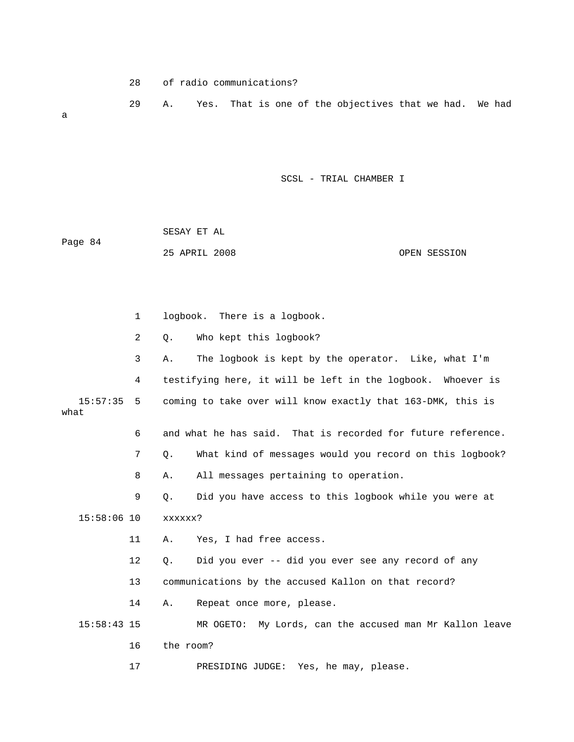28 of radio communications?

29 A. Yes. That is one of the objectives that we had. We had a

1 logbook. There is a logbook.

2 Q. Who kept this logbook?

3 A. The logbook is kept by the operator. Like, what I'm

4 testifying here, it will be left in the logbook. Whoever is

15:57:35 5 coming to take over will know exactly that 163-DMK, this is what

6 and what he has said. That is recorded for future reference.

7 Q. What kind of messages would you record on this logbook?

8 A. All messages pertaining to operation.

9 Q. Did you have access to this logbook while you were at

15:58:06 10 xxxxxx?

11 A. Yes, I had free access.

12 Q. Did you ever -- did you ever see any record of any

13 communications by the accused Kallon on that record?

14 A. Repeat once more, please.

15:58:43 15 MR OGETO: My Lords, can the accused man Mr Kallon leave

16 the room?

17 PRESIDING JUDGE: Yes, he may, please.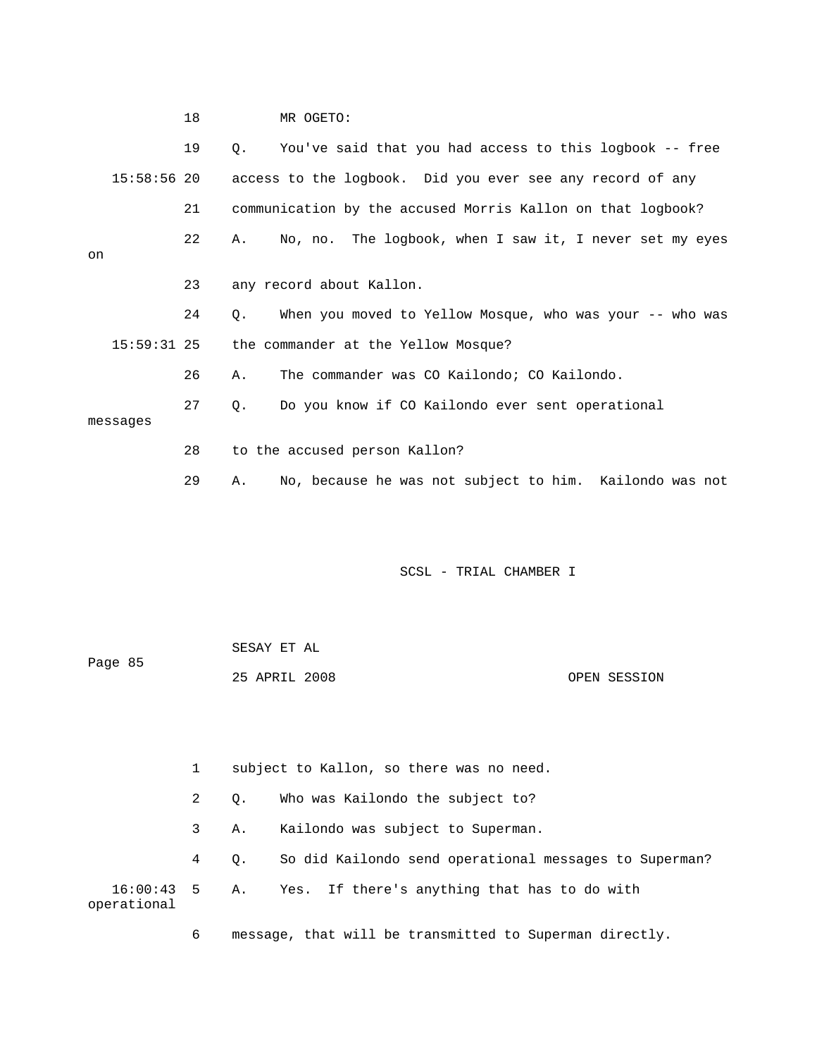18 MR OGETO:

19 Q. You've said that you had access to this logbook -- free

15:58:56 20 access to the logbook. Did you ever see any record of any

21 communication by the accused Morris Kallon on that logbook?

22 A. No, no. The logbook, when I saw it, I never set my eyes on

23 any record about Kallon.

24 Q. When you moved to Yellow Mosque, who was your -- who was

15:59:31 25 the commander at the Yellow Mosque?

26 A. The commander was CO Kailondo; CO Kailondo.

27 Q. Do you know if CO Kailondo ever sent operational messages

28 to the accused person Kallon?

29 A. No, because he was not subject to him. Kailondo was not

1 subject to Kallon, so there was no need.

2 Q. Who was Kailondo the subject to?

3 A. Kailondo was subject to Superman.

4 Q. So did Kailondo send operational messages to Superman?

16:00:43 5 A. Yes. If there's anything that has to do with operational

6 message, that will be transmitted to Superman directly.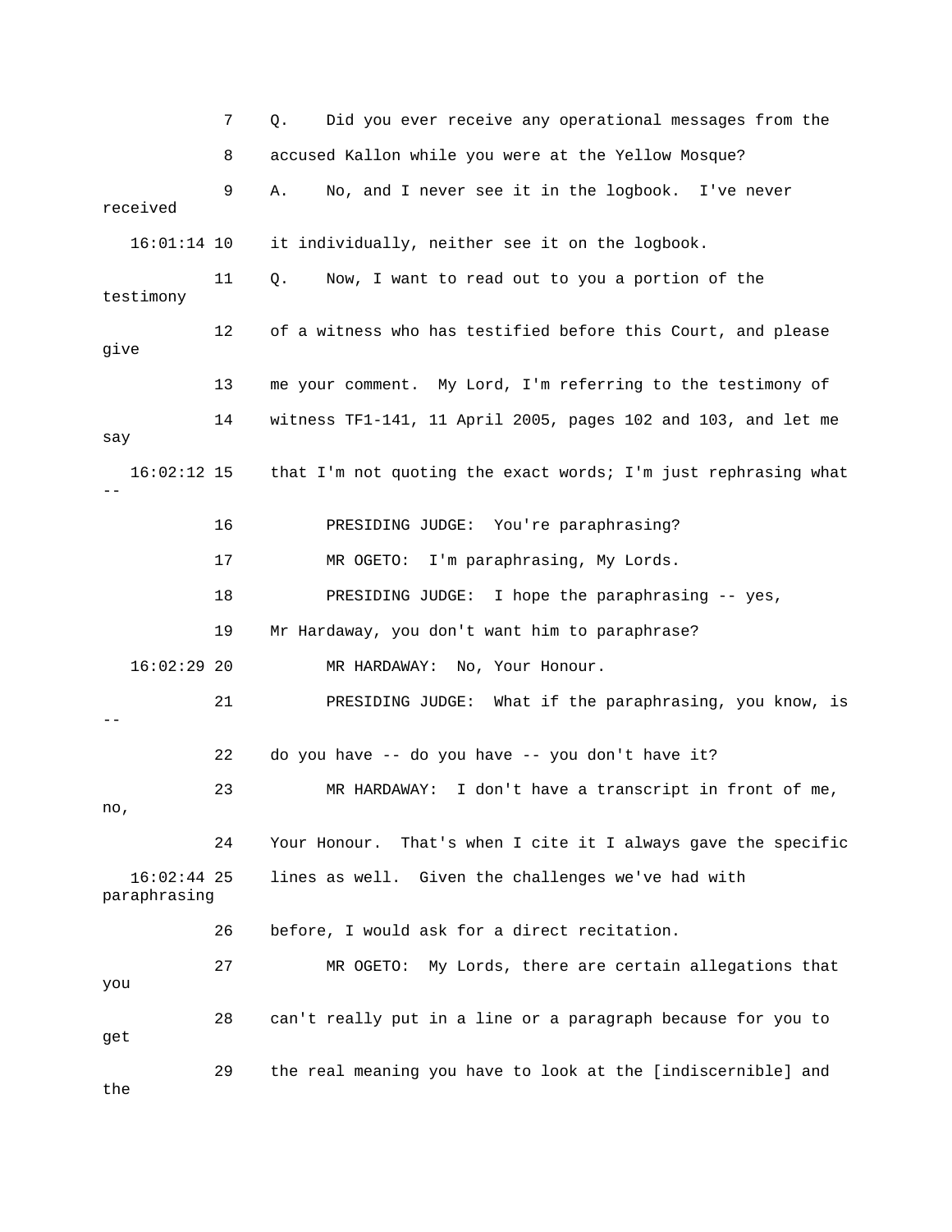7 Q. Did you ever receive any operational messages from the

8 accused Kallon while you were at the Yellow Mosque?

9 A. No, and I never see it in the logbook. I've never received

16:01:14 10 it individually, neither see it on the logbook.

11 Q. Now, I want to read out to you a portion of the testimony

12 of a witness who has testified before this Court, and please give

13 me your comment. My Lord, I'm referring to the testimony of

14 witness TF1-141, 11 April 2005, pages 102 and 103, and let me say

16:02:12 15 that I'm not quoting the exact words; I'm just rephrasing what --

16 PRESIDING JUDGE: You're paraphrasing?

17 MR OGETO: I'm paraphrasing, My Lords.

18 PRESIDING JUDGE: I hope the paraphrasing -- yes,

19 Mr Hardaway, you don't want him to paraphrase?

16:02:29 20 MR HARDAWAY: No, Your Honour.

21 PRESIDING JUDGE: What if the paraphrasing, you know, is --

22 do you have -- do you have -- you don't have it?

23 MR HARDAWAY: I don't have a transcript in front of me, no,

24 Your Honour. That's when I cite it I always gave the specific

16:02:44 25 lines as well. Given the challenges we've had with paraphrasing

26 before, I would ask for a direct recitation.

27 MR OGETO: My Lords, there are certain allegations that you

28 can't really put in a line or a paragraph because for you to get

29 the real meaning you have to look at the [indiscernible] and the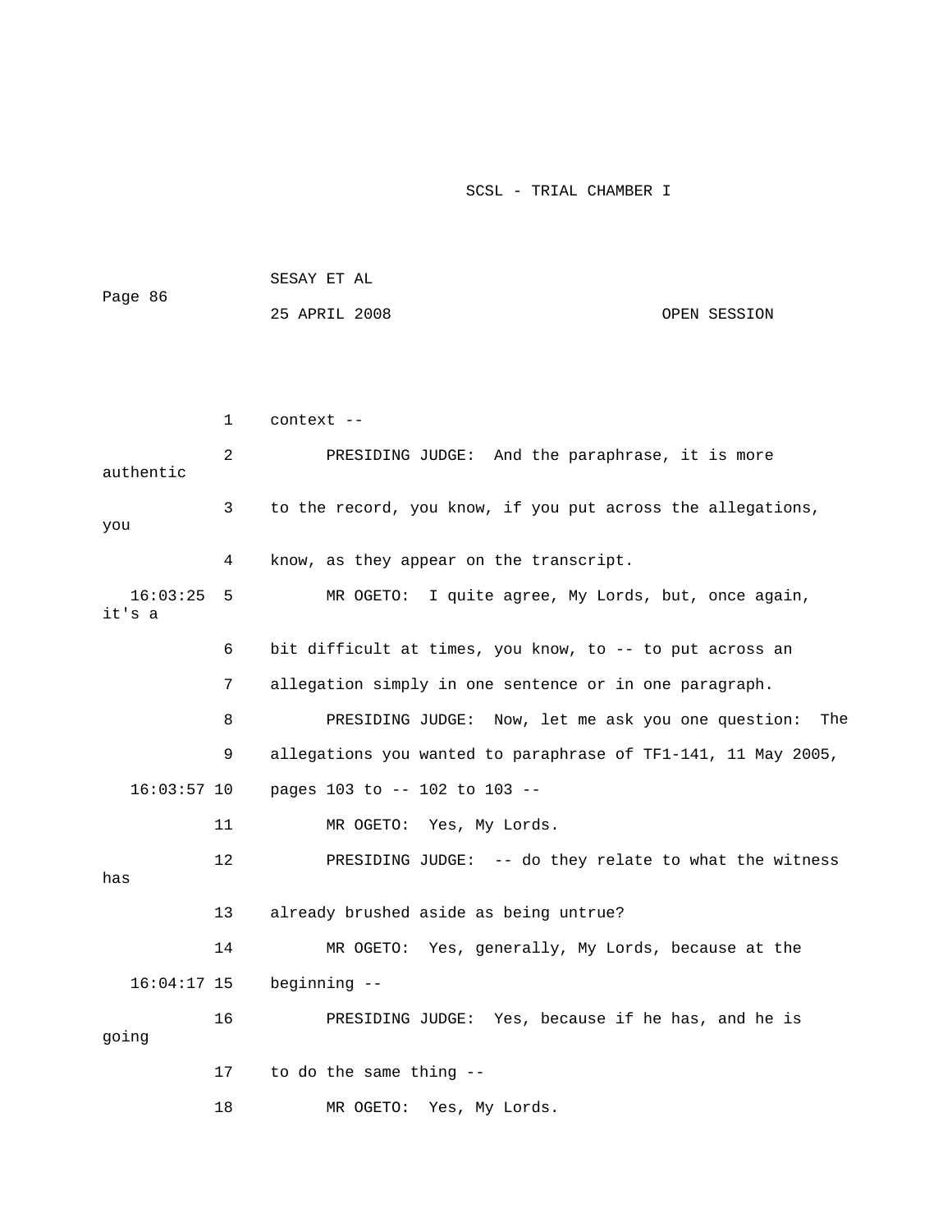1 context --

2 PRESIDING JUDGE: And the paraphrase, it is more authentic

3 to the record, you know, if you put across the allegations, you

4 know, as they appear on the transcript.

16:03:25 5 MR OGETO: I quite agree, My Lords, but, once again, it's a

6 bit difficult at times, you know, to -- to put across an

7 allegation simply in one sentence or in one paragraph.

8 PRESIDING JUDGE: Now, let me ask you one question: The

9 allegations you wanted to paraphrase of TF1-141, 11 May 2005,

16:03:57 10 pages 103 to -- 102 to 103 --

11 MR OGETO: Yes, My Lords.

12 PRESIDING JUDGE: -- do they relate to what the witness has

13 already brushed aside as being untrue?

14 MR OGETO: Yes, generally, My Lords, because at the

16:04:17 15 beginning --

16 PRESIDING JUDGE: Yes, because if he has, and he is going

17 to do the same thing --

18 MR OGETO: Yes, My Lords.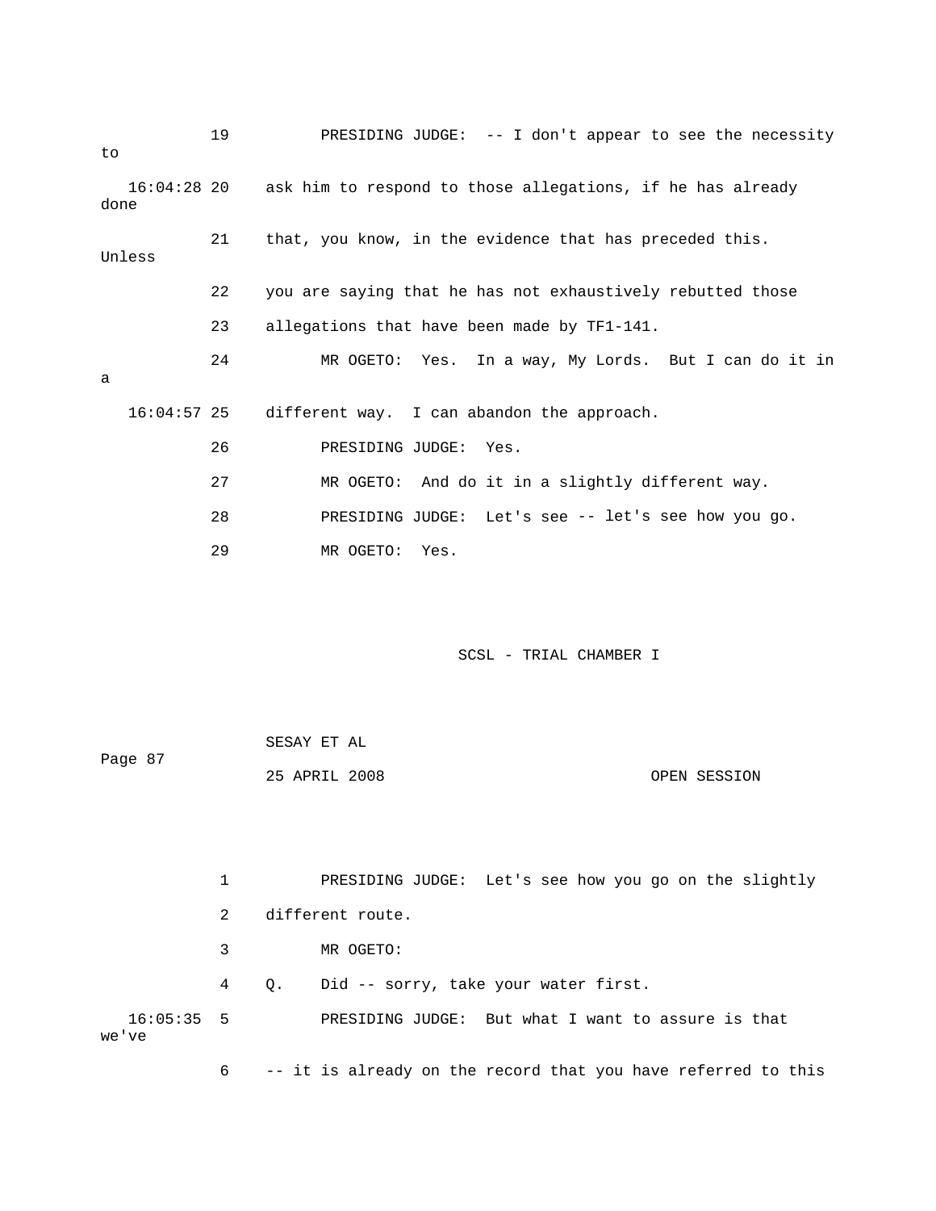19 PRESIDING JUDGE: -- I don't appear to see the necessity to

16:04:28 20 ask him to respond to those allegations, if he has already done

21 that, you know, in the evidence that has preceded this. Unless

22 you are saying that he has not exhaustively rebutted those

23 allegations that have been made by TF1-141.

24 MR OGETO: Yes. In a way, My Lords. But I can do it in a

16:04:57 25 different way. I can abandon the approach.

26 PRESIDING JUDGE: Yes.

27 MR OGETO: And do it in a slightly different way.

28 PRESIDING JUDGE: Let's see -- let's see how you go.

29 MR OGETO: Yes.

1 PRESIDING JUDGE: Let's see how you go on the slightly

2 different route.

3 MR OGETO:

4 Q. Did -- sorry, take your water first.

16:05:35 5 PRESIDING JUDGE: But what I want to assure is that we've

6 -- it is already on the record that you have referred to this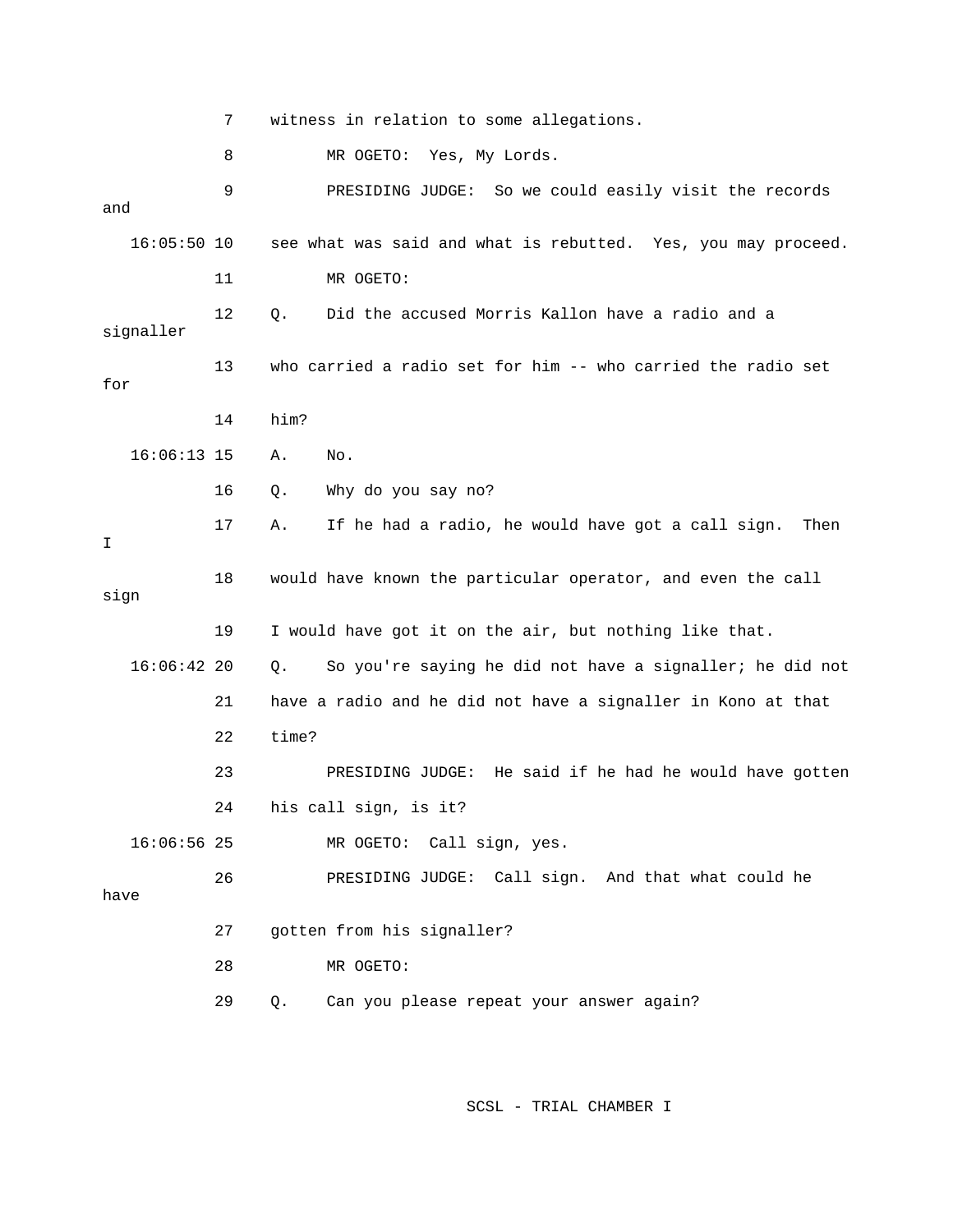7 witness in relation to some allegations.

8 MR OGETO: Yes, My Lords.

9 PRESIDING JUDGE: So we could easily visit the records and

16:05:50 10 see what was said and what is rebutted. Yes, you may proceed.

11 MR OGETO:

12 Q. Did the accused Morris Kallon have a radio and a signaller

13 who carried a radio set for him -- who carried the radio set for

14 him?

16:06:13 15 A. No.

16 Q. Why do you say no?

17 A. If he had a radio, he would have got a call sign. Then I

18 would have known the particular operator, and even the call sign

19 I would have got it on the air, but nothing like that.

16:06:42 20 Q. So you're saying he did not have a signaller; he did not

21 have a radio and he did not have a signaller in Kono at that

22 time?

23 PRESIDING JUDGE: He said if he had he would have gotten

24 his call sign, is it?

16:06:56 25 MR OGETO: Call sign, yes.

26 PRESIDING JUDGE: Call sign. And that what could he have

27 gotten from his signaller?

28 MR OGETO:

29 Q. Can you please repeat your answer again?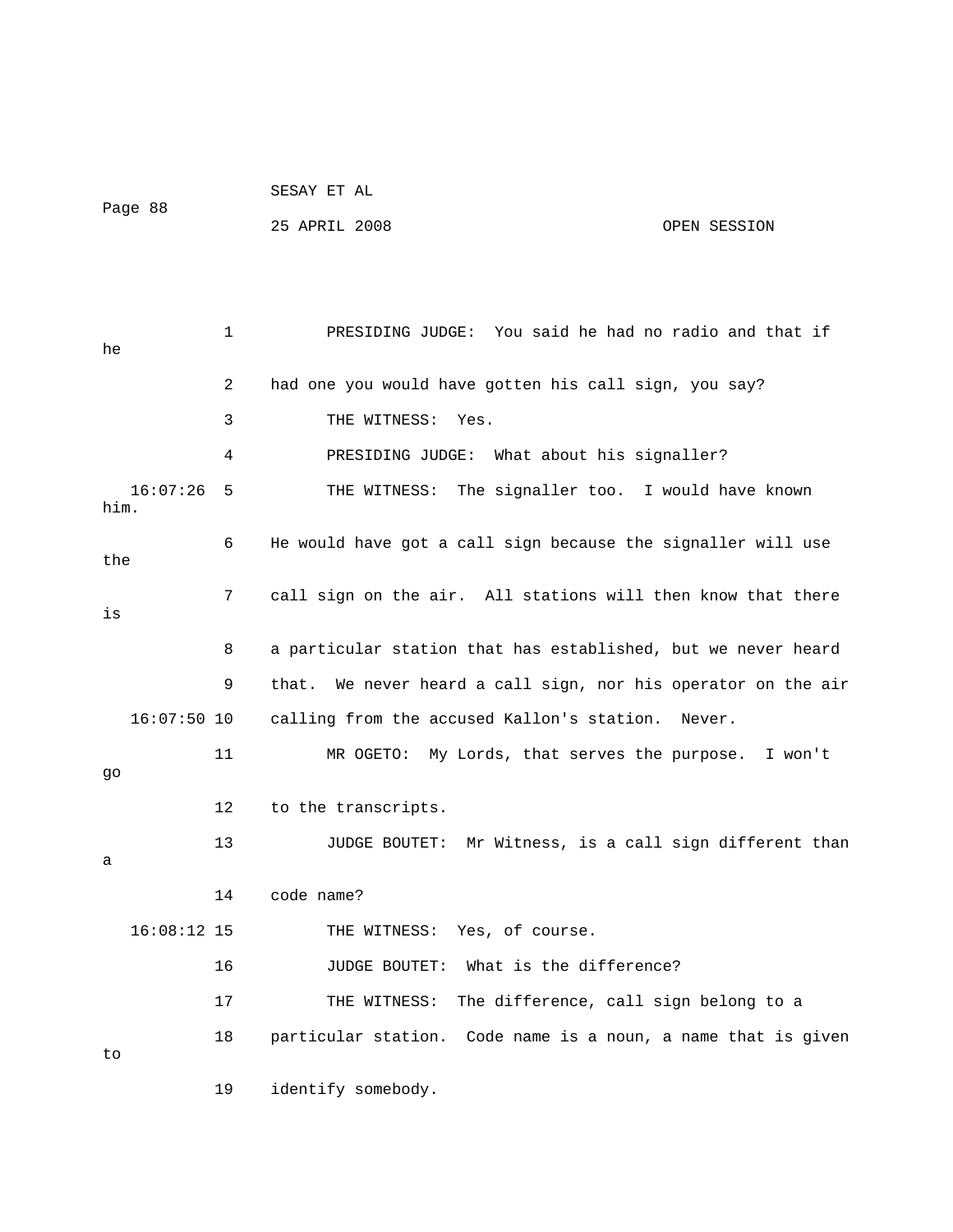PRESIDING JUDGE: You said he had no radio and that if he had one you would have gotten his call sign, you say?

THE WITNESS: Yes.

PRESIDING JUDGE: What about his signaller?

THE WITNESS: The signaller too. I would have known him. He would have got a call sign because the signaller will use the call sign on the air. All stations will then know that there is a particular station that has established, but we never heard that. We never heard a call sign, nor his operator on the air calling from the accused Kallon's station. Never.

MR OGETO: My Lords, that serves the purpose. I won't go to the transcripts.

JUDGE BOUTET: Mr Witness, is a call sign different than a code name?

THE WITNESS: Yes, of course.

JUDGE BOUTET: What is the difference?

THE WITNESS: The difference, call sign belong to a particular station. Code name is a noun, a name that is given to identify somebody.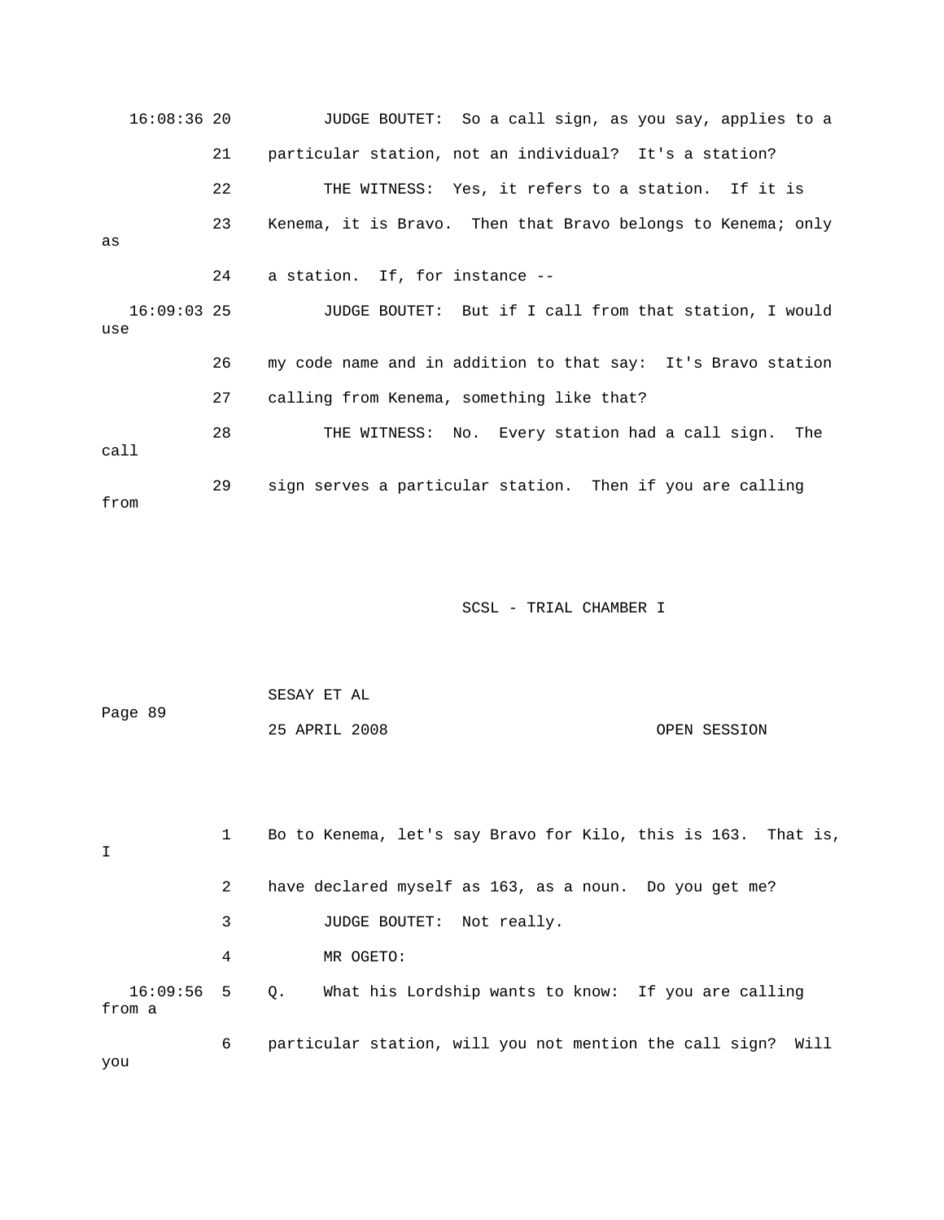16:08:36 20 JUDGE BOUTET: So a call sign, as you say, applies to a

21 particular station, not an individual? It's a station?

22 THE WITNESS: Yes, it refers to a station. If it is

23 Kenema, it is Bravo. Then that Bravo belongs to Kenema; only as

24 a station. If, for instance --

16:09:03 25 JUDGE BOUTET: But if I call from that station, I would use

26 my code name and in addition to that say: It's Bravo station

27 calling from Kenema, something like that?

28 THE WITNESS: No. Every station had a call sign. The call

29 sign serves a particular station. Then if you are calling from

1 Bo to Kenema, let's say Bravo for Kilo, this is 163. That is, I

2 have declared myself as 163, as a noun. Do you get me?

3 JUDGE BOUTET: Not really.

4 MR OGETO:

16:09:56 5 Q. What his Lordship wants to know: If you are calling from a

6 particular station, will you not mention the call sign? Will you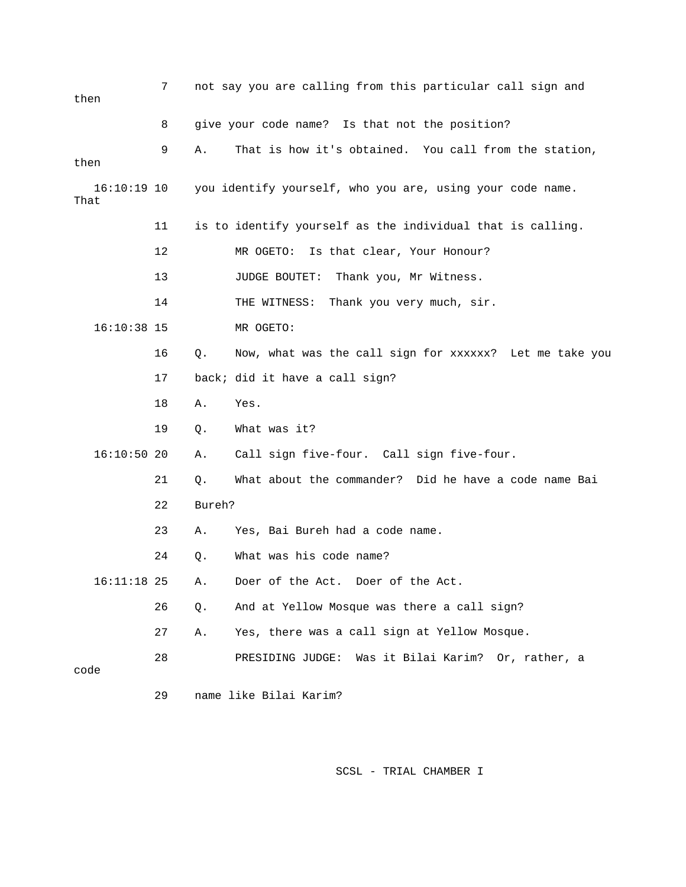7 not say you are calling from this particular call sign and then

8 give your code name? Is that not the position?

9 A. That is how it's obtained. You call from the station, then

16:10:19 10 you identify yourself, who you are, using your code name. That

11 is to identify yourself as the individual that is calling.

12 MR OGETO: Is that clear, Your Honour?

13 JUDGE BOUTET: Thank you, Mr Witness.

14 THE WITNESS: Thank you very much, sir.

16:10:38 15 MR OGETO:

16 Q. Now, what was the call sign for xxxxxx? Let me take you

17 back; did it have a call sign?

18 A. Yes.

19 Q. What was it?

16:10:50 20 A. Call sign five-four. Call sign five-four.

21 Q. What about the commander? Did he have a code name Bai

22 Bureh?

23 A. Yes, Bai Bureh had a code name.

24 Q. What was his code name?

16:11:18 25 A. Doer of the Act. Doer of the Act.

26 Q. And at Yellow Mosque was there a call sign?

27 A. Yes, there was a call sign at Yellow Mosque.

28 PRESIDING JUDGE: Was it Bilai Karim? Or, rather, a code

29 name like Bilai Karim?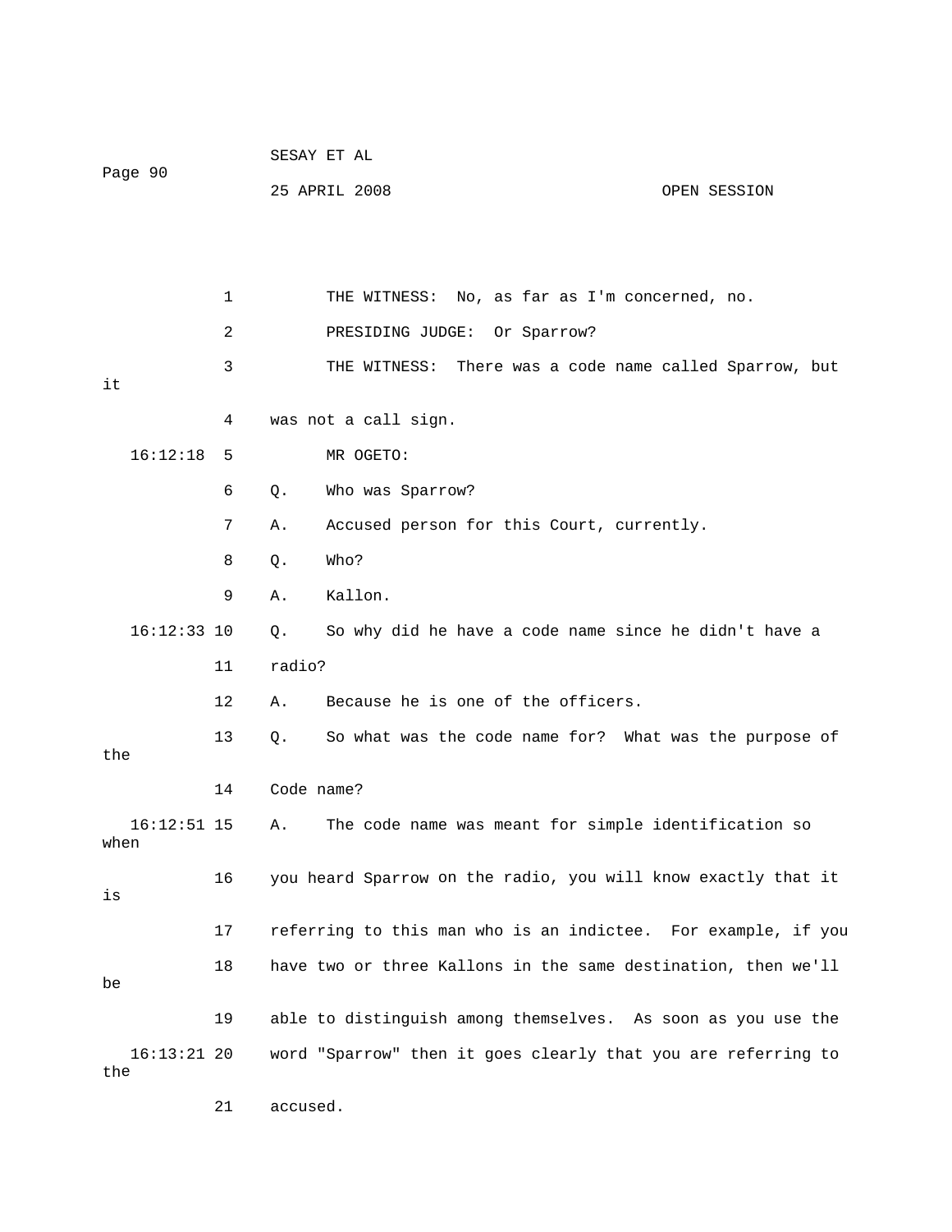THE WITNESS: No, as far as I'm concerned, no.

PRESIDING JUDGE: Or Sparrow?

THE WITNESS: There was a code name called Sparrow, but it was not a call sign.

MR OGETO:

Q. Who was Sparrow?

A. Accused person for this Court, currently.

Q. Who?

A. Kallon.

Q. So why did he have a code name since he didn't have a radio?

A. Because he is one of the officers.

Q. So what was the code name for? What was the purpose of the Code name?

A. The code name was meant for simple identification so when you heard Sparrow on the radio, you will know exactly that it is referring to this man who is an indictee. For example, if you have two or three Kallons in the same destination, then we'll be able to distinguish among themselves. As soon as you use the word "Sparrow" then it goes clearly that you are referring to the accused.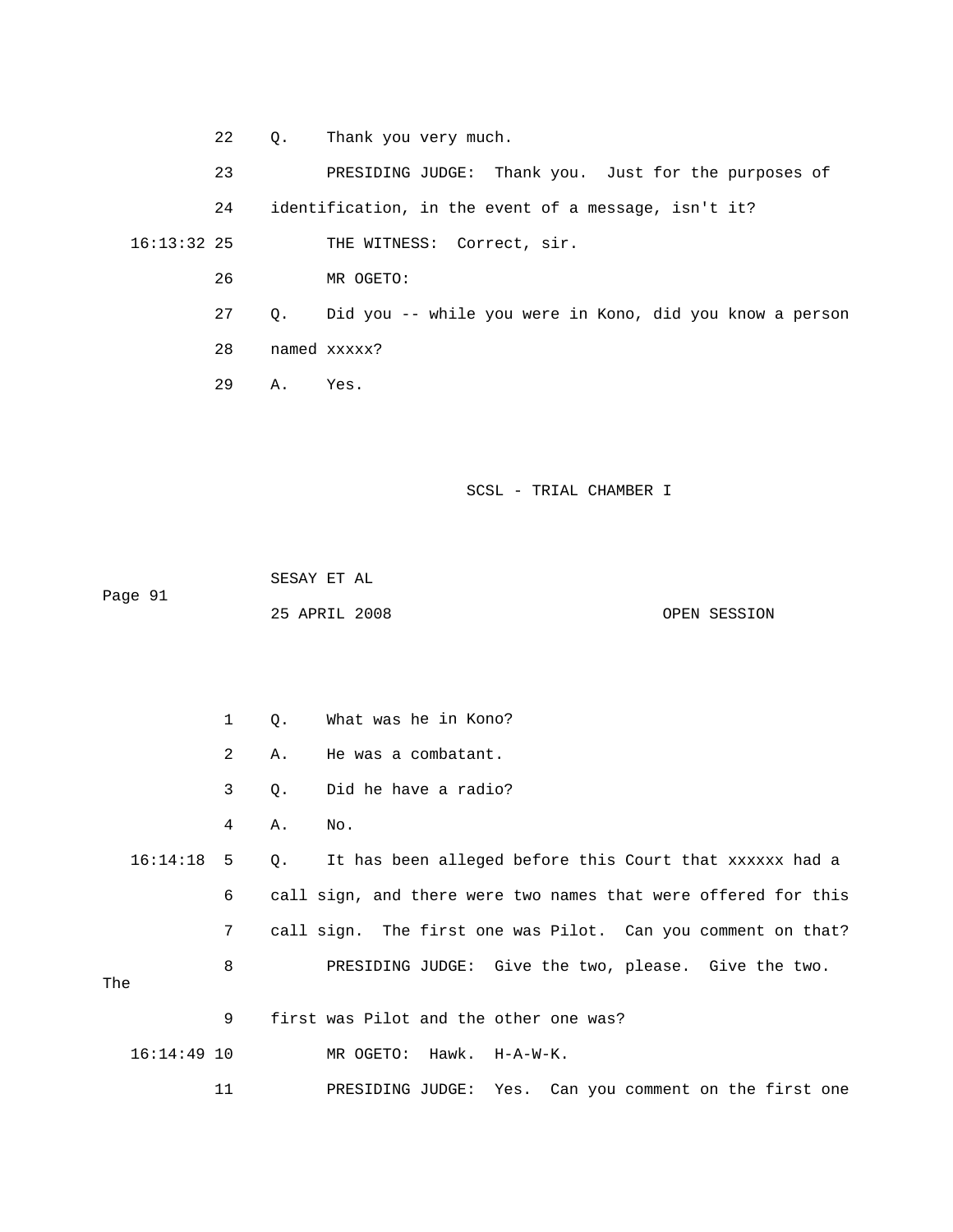22 Q. Thank you very much.

23 PRESIDING JUDGE: Thank you. Just for the purposes of

24 identification, in the event of a message, isn't it?

16:13:32 25 THE WITNESS: Correct, sir.

26 MR OGETO:

27 Q. Did you -- while you were in Kono, did you know a person

28 named xxxxx?

29 A. Yes.

SCSL - TRIAL CHAMBER I

SESAY ET AL

Page 91

25 APRIL 2008 OPEN SESSION

1 Q. What was he in Kono?

2 A. He was a combatant.

3 Q. Did he have a radio?

4 A. No.

16:14:18 5 Q. It has been alleged before this Court that xxxxxx had a

6 call sign, and there were two names that were offered for this

7 call sign. The first one was Pilot. Can you comment on that?

8 PRESIDING JUDGE: Give the two, please. Give the two. The

9 first was Pilot and the other one was?

16:14:49 10 MR OGETO: Hawk. H-A-W-K.

11 PRESIDING JUDGE: Yes. Can you comment on the first one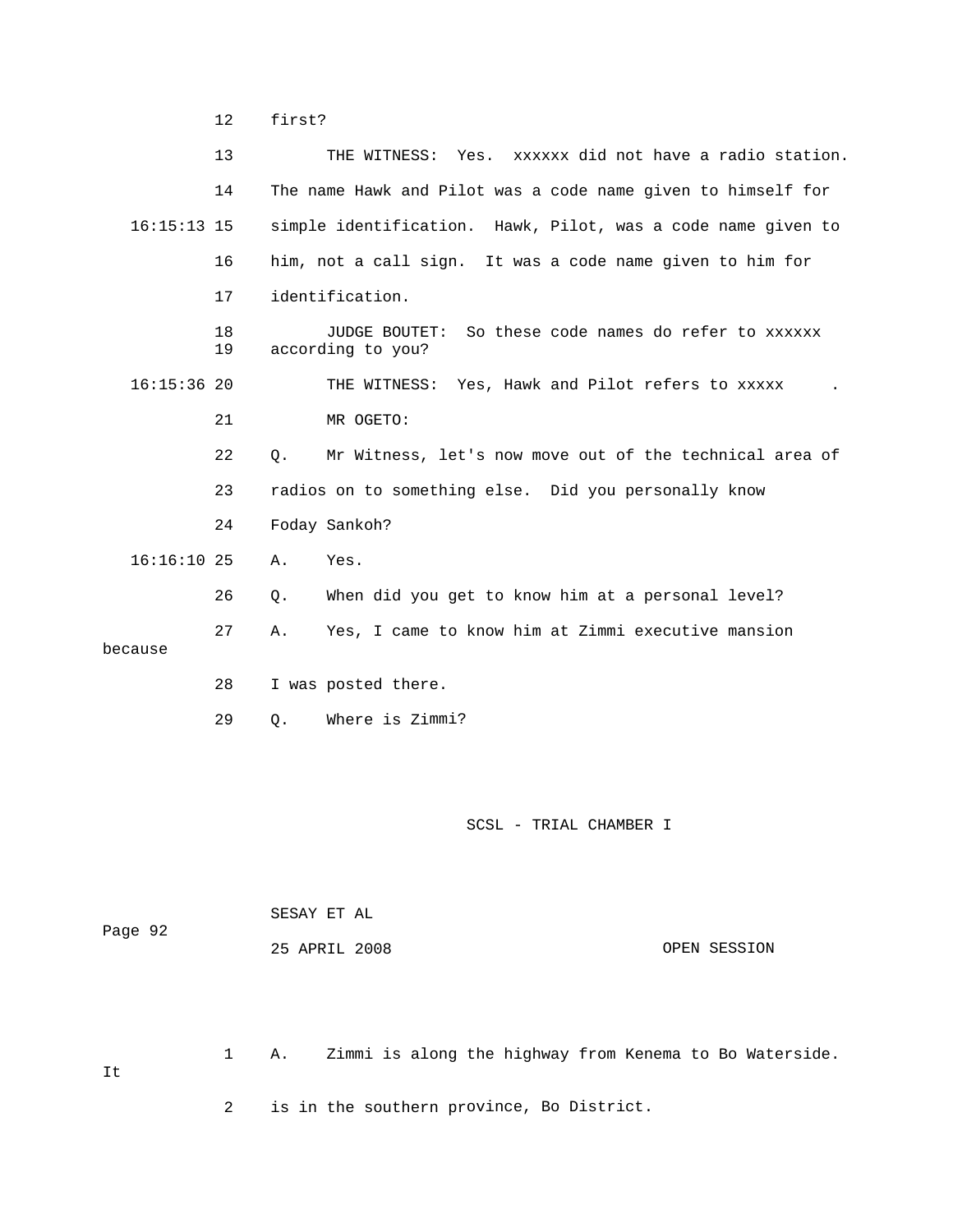12 first?

13 THE WITNESS: Yes. xxxxxx did not have a radio station.

14 The name Hawk and Pilot was a code name given to himself for

16:15:13 15 simple identification. Hawk, Pilot, was a code name given to

16 him, not a call sign. It was a code name given to him for

17 identification.

18 JUDGE BOUTET: So these code names do refer to xxxxxx

19 according to you?

16:15:36 20 THE WITNESS: Yes, Hawk and Pilot refers to xxxxx .

21 MR OGETO:

22 Q. Mr Witness, let's now move out of the technical area of

23 radios on to something else. Did you personally know

24 Foday Sankoh?

16:16:10 25 A. Yes.

26 Q. When did you get to know him at a personal level?

27 A. Yes, I came to know him at Zimmi executive mansion because

28 I was posted there.

29 Q. Where is Zimmi?

1 A. Zimmi is along the highway from Kenema to Bo Waterside. It

2 is in the southern province, Bo District.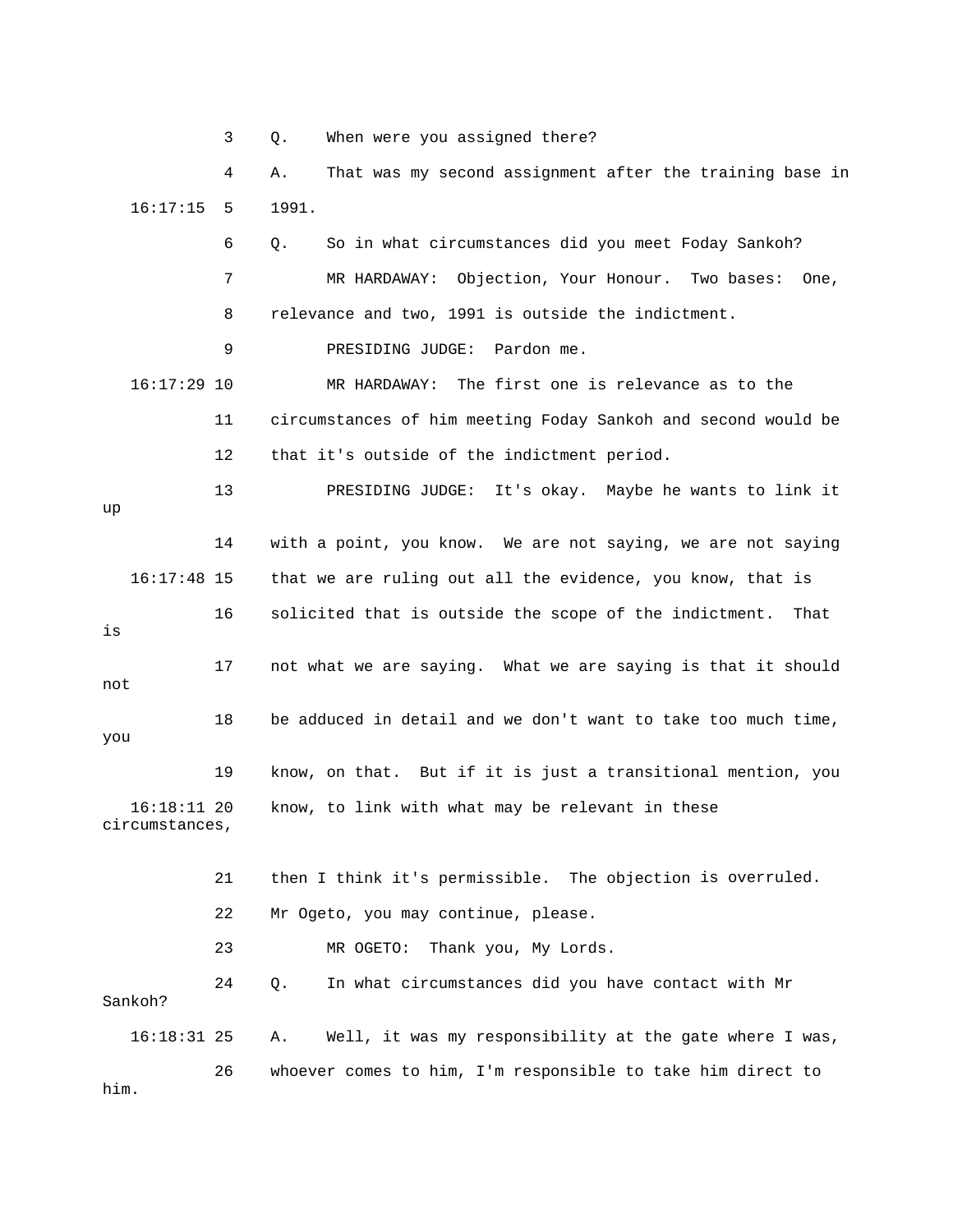3 Q. When were you assigned there?

4 A. That was my second assignment after the training base in

16:17:15 5 1991.

6 Q. So in what circumstances did you meet Foday Sankoh?

7 MR HARDAWAY: Objection, Your Honour. Two bases: One,

8 relevance and two, 1991 is outside the indictment.

9 PRESIDING JUDGE: Pardon me.

16:17:29 10 MR HARDAWAY: The first one is relevance as to the

11 circumstances of him meeting Foday Sankoh and second would be

12 that it's outside of the indictment period.

13 PRESIDING JUDGE: It's okay. Maybe he wants to link it up

14 with a point, you know. We are not saying, we are not saying

16:17:48 15 that we are ruling out all the evidence, you know, that is

16 solicited that is outside the scope of the indictment. That is

17 not what we are saying. What we are saying is that it should not

18 be adduced in detail and we don't want to take too much time, you

19 know, on that. But if it is just a transitional mention, you

16:18:11 20 know, to link with what may be relevant in these circumstances,

21 then I think it's permissible. The objection is overruled.

22 Mr Ogeto, you may continue, please.

23 MR OGETO: Thank you, My Lords.

24 Q. In what circumstances did you have contact with Mr Sankoh?

16:18:31 25 A. Well, it was my responsibility at the gate where I was,

26 whoever comes to him, I'm responsible to take him direct to him.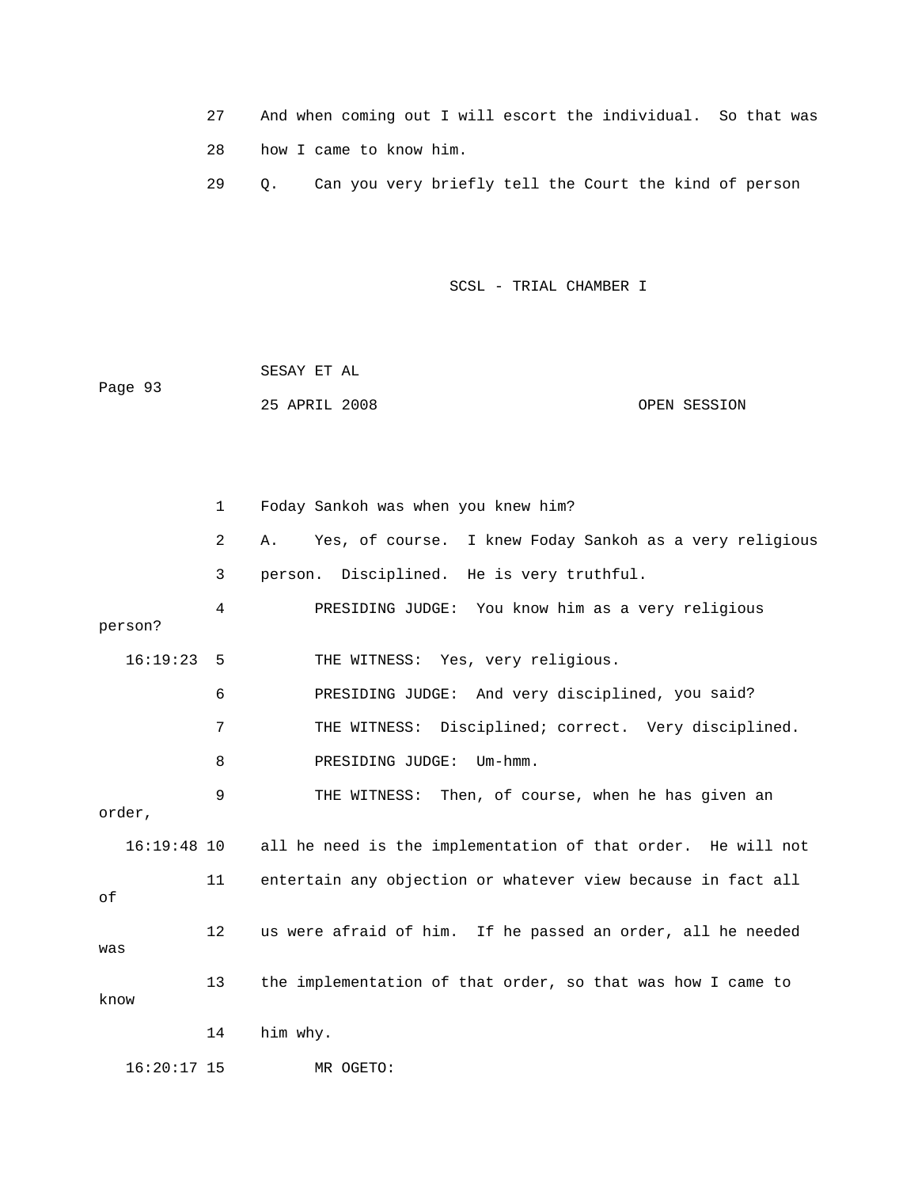27 And when coming out I will escort the individual. So that was

28 how I came to know him.

29 Q. Can you very briefly tell the Court the kind of person

1 Foday Sankoh was when you knew him?

2 A. Yes, of course. I knew Foday Sankoh as a very religious

3 person. Disciplined. He is very truthful.

4 PRESIDING JUDGE: You know him as a very religious person?

16:19:23 5 THE WITNESS: Yes, very religious.

6 PRESIDING JUDGE: And very disciplined, you said?

7 THE WITNESS: Disciplined; correct. Very disciplined.

8 PRESIDING JUDGE: Um-hmm.

9 THE WITNESS: Then, of course, when he has given an order,

16:19:48 10 all he need is the implementation of that order. He will not

11 entertain any objection or whatever view because in fact all of

12 us were afraid of him. If he passed an order, all he needed was

13 the implementation of that order, so that was how I came to know

14 him why.

16:20:17 15 MR OGETO: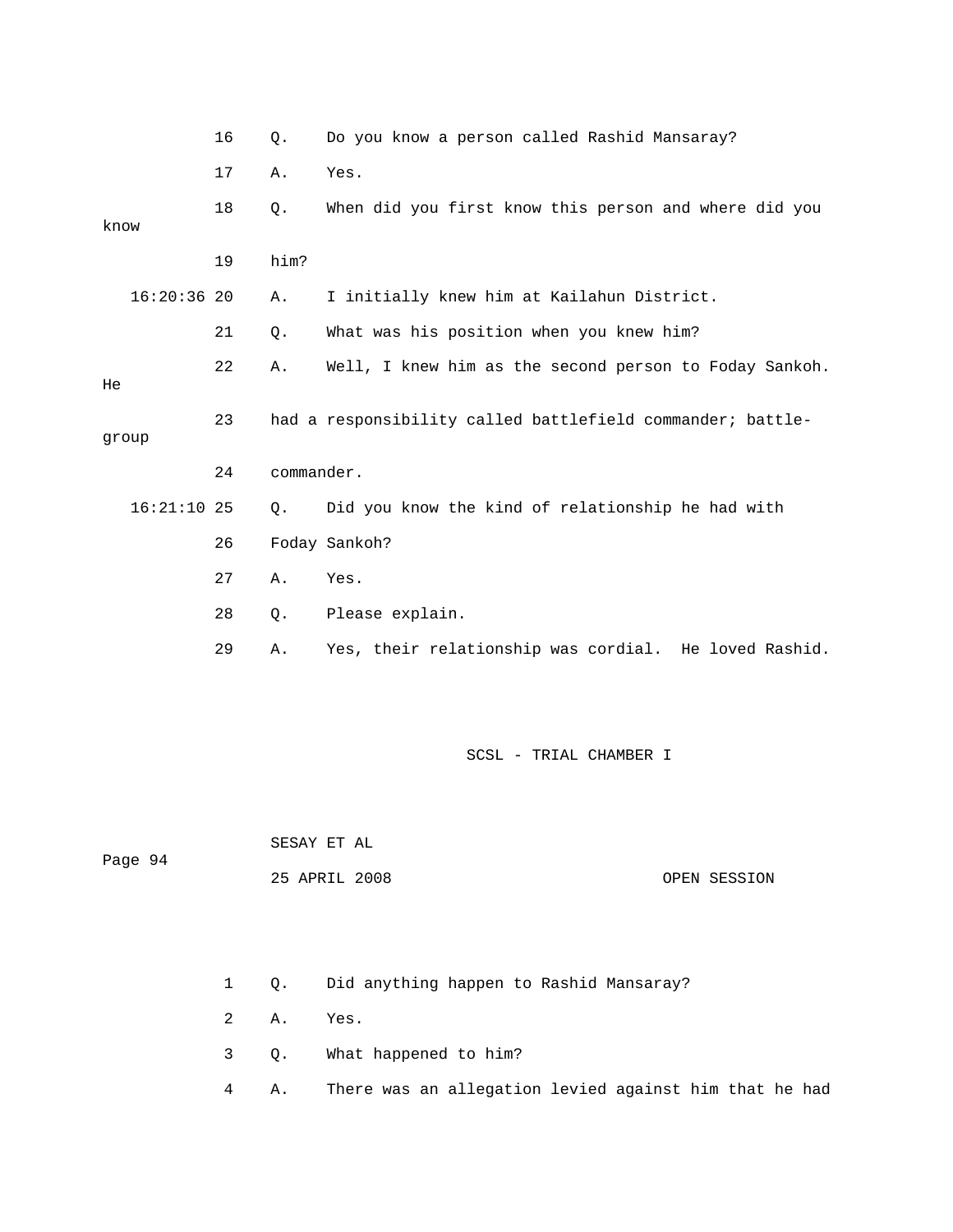16 Q. Do you know a person called Rashid Mansaray?

17 A. Yes.

18 Q. When did you first know this person and where did you know

19 him?

16:20:36 20 A. I initially knew him at Kailahun District.

21 Q. What was his position when you knew him?

22 A. Well, I knew him as the second person to Foday Sankoh. He

23 had a responsibility called battlefield commander; battle-group

24 commander.

16:21:10 25 Q. Did you know the kind of relationship he had with

26 Foday Sankoh?

27 A. Yes.

28 Q. Please explain.

29 A. Yes, their relationship was cordial. He loved Rashid.

SCSL - TRIAL CHAMBER I

SESAY ET AL

25 APRIL 2008 OPEN SESSION

1 Q. Did anything happen to Rashid Mansaray?

2 A. Yes.

3 Q. What happened to him?

4 A. There was an allegation levied against him that he had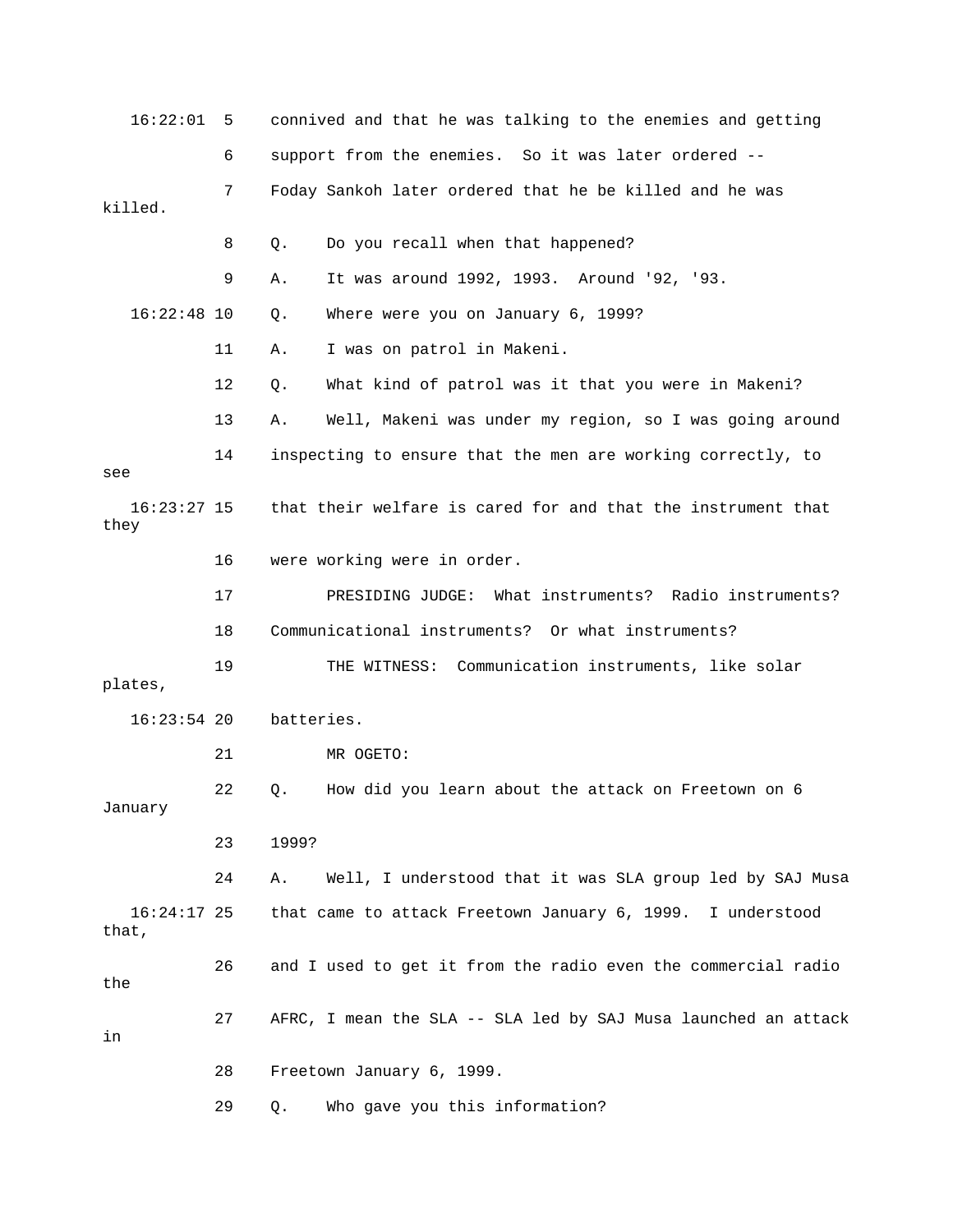16:22:01 5 connived and that he was talking to the enemies and getting

6 support from the enemies. So it was later ordered --

7 Foday Sankoh later ordered that he be killed and he was killed.

8 Q. Do you recall when that happened?

9 A. It was around 1992, 1993. Around '92, '93.

16:22:48 10 Q. Where were you on January 6, 1999?

11 A. I was on patrol in Makeni.

12 Q. What kind of patrol was it that you were in Makeni?

13 A. Well, Makeni was under my region, so I was going around

14 inspecting to ensure that the men are working correctly, to see

16:23:27 15 that their welfare is cared for and that the instrument that they

16 were working were in order.

17 PRESIDING JUDGE: What instruments? Radio instruments?

18 Communicational instruments? Or what instruments?

19 THE WITNESS: Communication instruments, like solar plates,

16:23:54 20 batteries.

21 MR OGETO:

22 Q. How did you learn about the attack on Freetown on 6 January

23 1999?

24 A. Well, I understood that it was SLA group led by SAJ Musa

16:24:17 25 that came to attack Freetown January 6, 1999. I understood that,

26 and I used to get it from the radio even the commercial radio the

27 AFRC, I mean the SLA -- SLA led by SAJ Musa launched an attack in

28 Freetown January 6, 1999.

29 Q. Who gave you this information?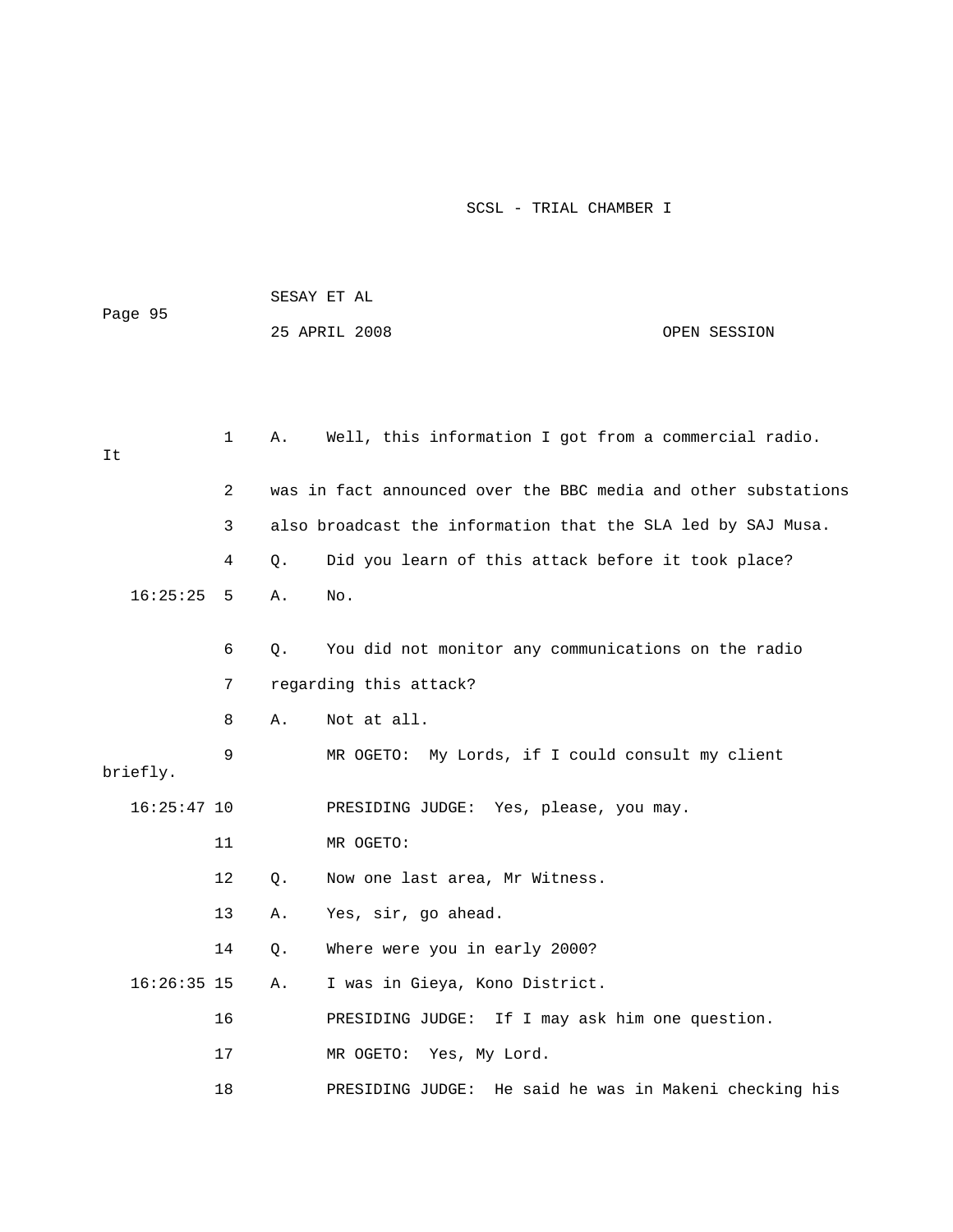1 A. Well, this information I got from a commercial radio. It

2 was in fact announced over the BBC media and other substations

3 also broadcast the information that the SLA led by SAJ Musa.

4 Q. Did you learn of this attack before it took place?

16:25:25 5 A. No.

6 Q. You did not monitor any communications on the radio

7 regarding this attack?

8 A. Not at all.

9 MR OGETO: My Lords, if I could consult my client briefly.

16:25:47 10 PRESIDING JUDGE: Yes, please, you may.

11 MR OGETO:

12 Q. Now one last area, Mr Witness.

13 A. Yes, sir, go ahead.

14 Q. Where were you in early 2000?

16:26:35 15 A. I was in Gieya, Kono District.

16 PRESIDING JUDGE: If I may ask him one question.

17 MR OGETO: Yes, My Lord.

18 PRESIDING JUDGE: He said he was in Makeni checking his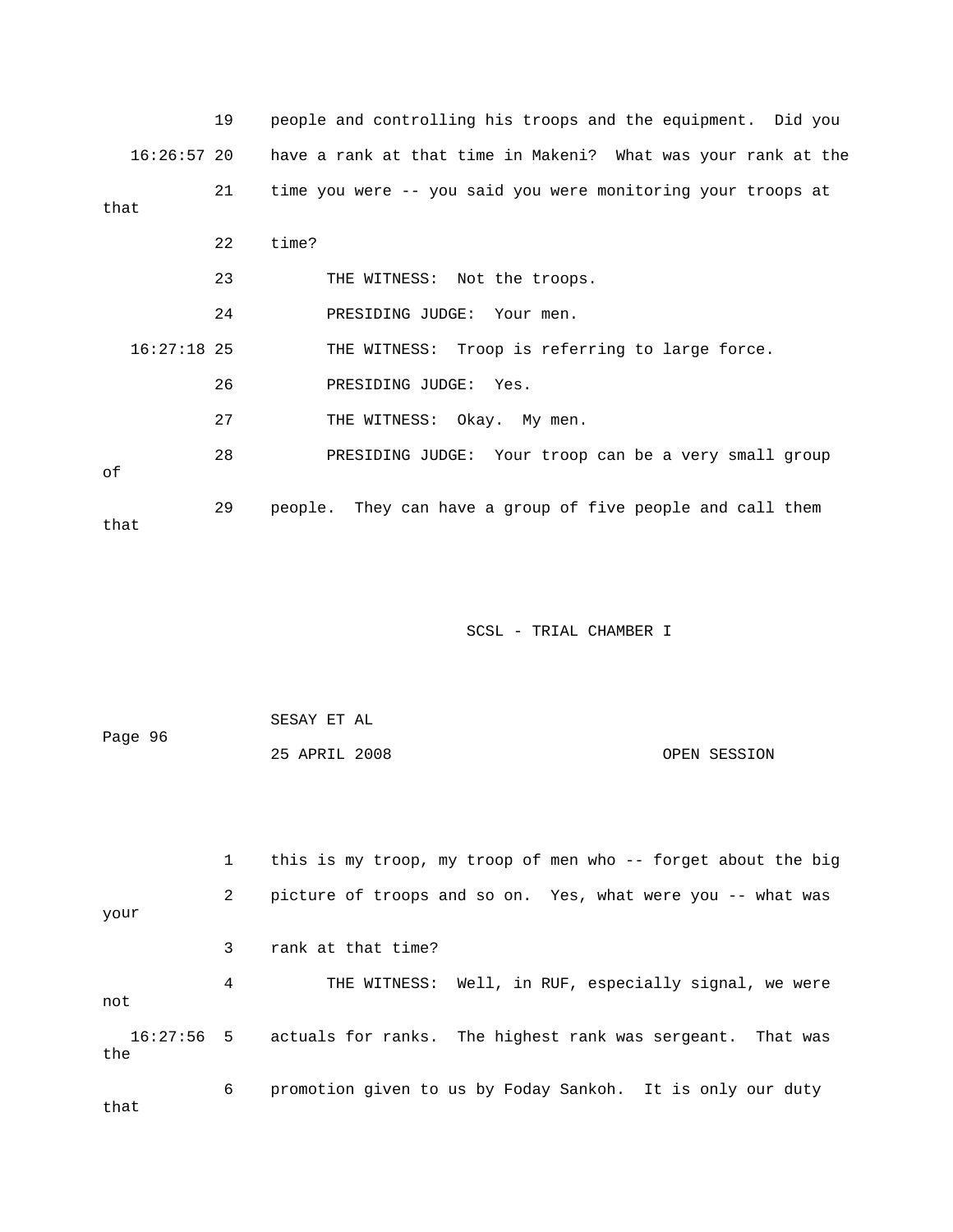19 people and controlling his troops and the equipment. Did you

16:26:57 20 have a rank at that time in Makeni? What was your rank at the

21 time you were -- you said you were monitoring your troops at that

22 time?

23 THE WITNESS: Not the troops.

24 PRESIDING JUDGE: Your men.

16:27:18 25 THE WITNESS: Troop is referring to large force.

26 PRESIDING JUDGE: Yes.

27 THE WITNESS: Okay. My men.

28 PRESIDING JUDGE: Your troop can be a very small group of

29 people. They can have a group of five people and call them that

1 this is my troop, my troop of men who -- forget about the big

2 picture of troops and so on. Yes, what were you -- what was your

3 rank at that time?

4 THE WITNESS: Well, in RUF, especially signal, we were not

16:27:56 5 actuals for ranks. The highest rank was sergeant. That was the

6 promotion given to us by Foday Sankoh. It is only our duty that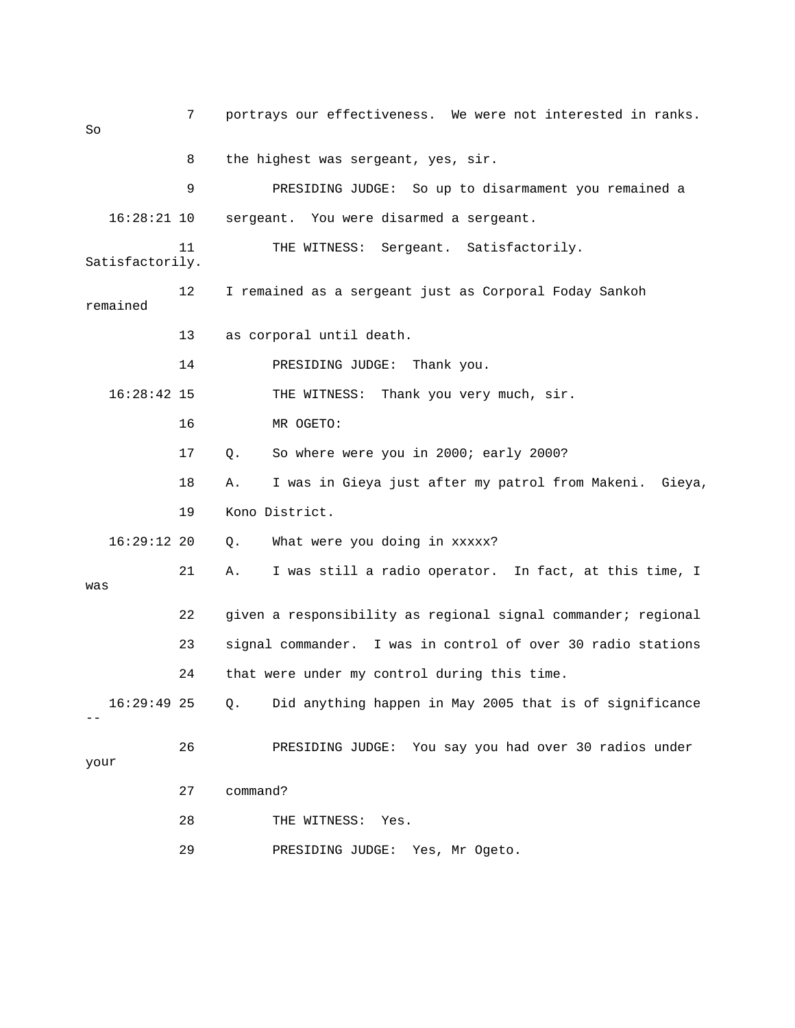7 portrays our effectiveness. We were not interested in ranks. So

8 the highest was sergeant, yes, sir.

9 PRESIDING JUDGE: So up to disarmament you remained a

16:28:21 10 sergeant. You were disarmed a sergeant.

11 THE WITNESS: Sergeant. Satisfactorily. Satisfactorily.

12 I remained as a sergeant just as Corporal Foday Sankoh remained

13 as corporal until death.

14 PRESIDING JUDGE: Thank you.

16:28:42 15 THE WITNESS: Thank you very much, sir.

16 MR OGETO:

17 Q. So where were you in 2000; early 2000?

18 A. I was in Gieya just after my patrol from Makeni. Gieya,

19 Kono District.

16:29:12 20 Q. What were you doing in xxxxx?

21 A. I was still a radio operator. In fact, at this time, I was

22 given a responsibility as regional signal commander; regional

23 signal commander. I was in control of over 30 radio stations

24 that were under my control during this time.

16:29:49 25 Q. Did anything happen in May 2005 that is of significance --

26 PRESIDING JUDGE: You say you had over 30 radios under your

27 command?

28 THE WITNESS: Yes.

29 PRESIDING JUDGE: Yes, Mr Ogeto.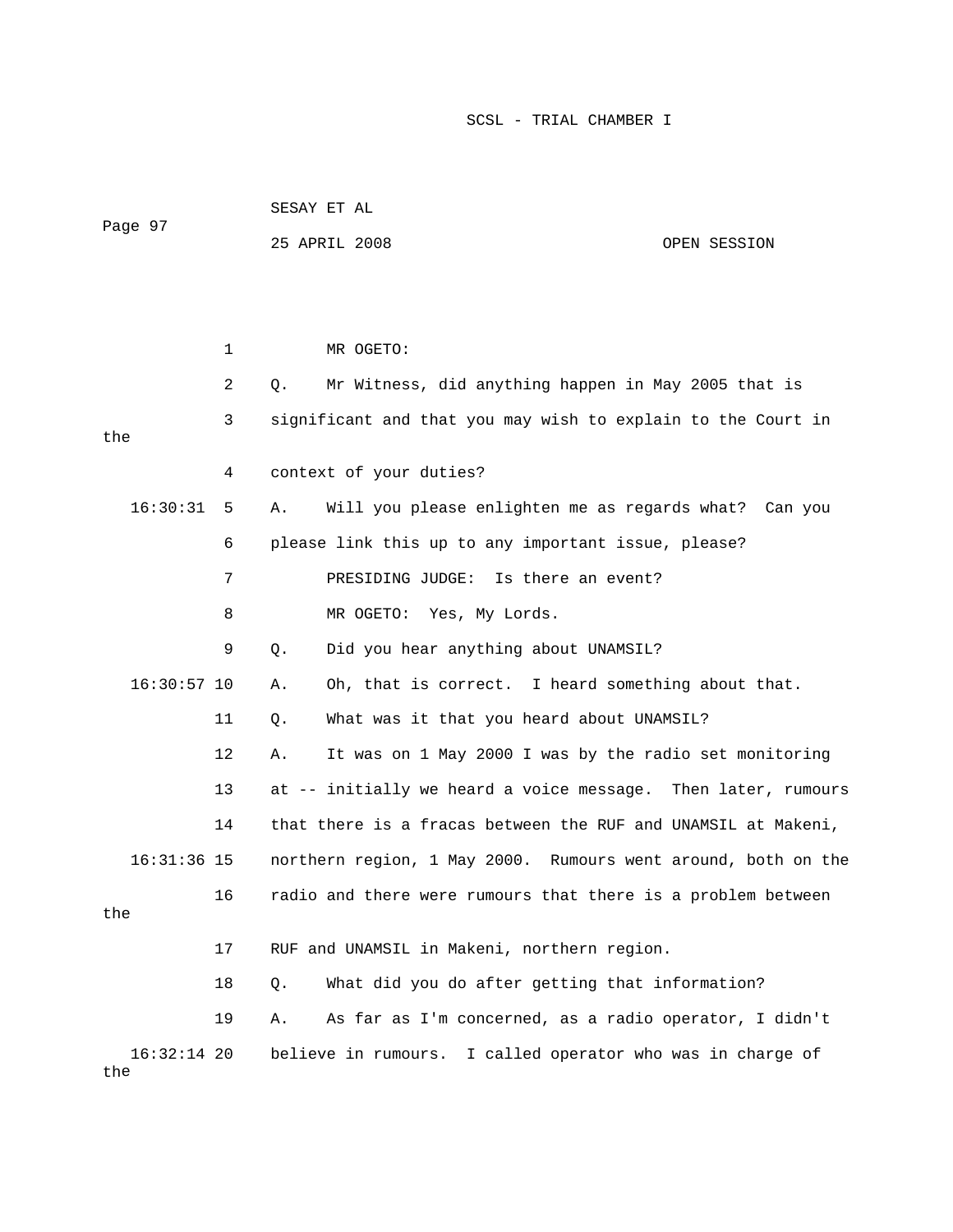MR OGETO:

Q. Mr Witness, did anything happen in May 2005 that is significant and that you may wish to explain to the Court in the context of your duties?

A. Will you please enlighten me as regards what? Can you please link this up to any important issue, please?

PRESIDING JUDGE: Is there an event?

MR OGETO: Yes, My Lords.

Q. Did you hear anything about UNAMSIL?

A. Oh, that is correct. I heard something about that.

Q. What was it that you heard about UNAMSIL?

A. It was on 1 May 2000 I was by the radio set monitoring at -- initially we heard a voice message. Then later, rumours that there is a fracas between the RUF and UNAMSIL at Makeni, northern region, 1 May 2000. Rumours went around, both on the radio and there were rumours that there is a problem between the RUF and UNAMSIL in Makeni, northern region.

Q. What did you do after getting that information?

A. As far as I'm concerned, as a radio operator, I didn't believe in rumours. I called operator who was in charge of the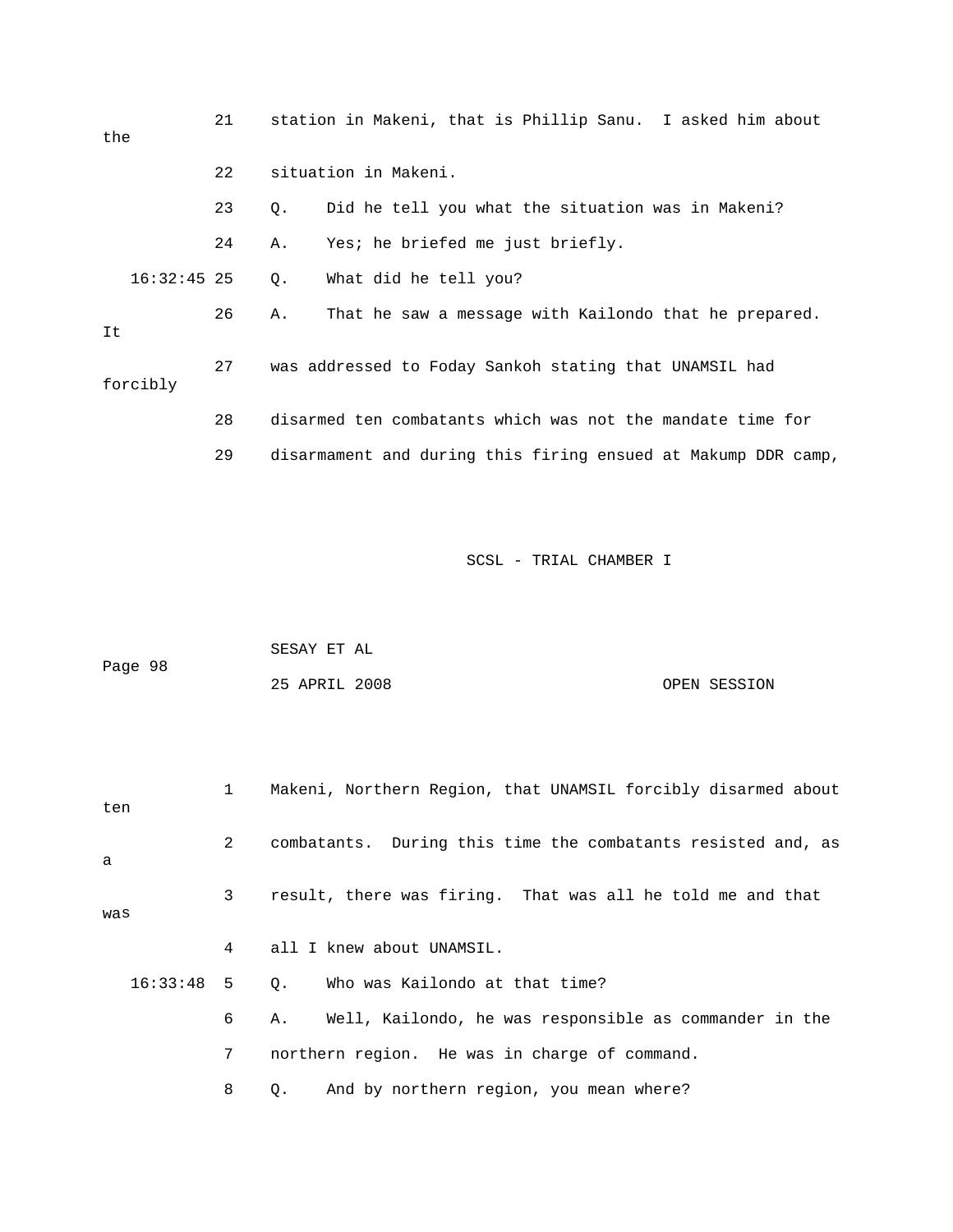21 station in Makeni, that is Phillip Sanu. I asked him about the

22 situation in Makeni.

23 Q. Did he tell you what the situation was in Makeni?

24 A. Yes; he briefed me just briefly.

16:32:45 25 Q. What did he tell you?

26 A. That he saw a message with Kailondo that he prepared. It

27 was addressed to Foday Sankoh stating that UNAMSIL had forcibly

28 disarmed ten combatants which was not the mandate time for

29 disarmament and during this firing ensued at Makump DDR camp,

1 Makeni, Northern Region, that UNAMSIL forcibly disarmed about ten

2 combatants. During this time the combatants resisted and, as a

3 result, there was firing. That was all he told me and that was

4 all I knew about UNAMSIL.

16:33:48 5 Q. Who was Kailondo at that time?

6 A. Well, Kailondo, he was responsible as commander in the

7 northern region. He was in charge of command.

8 Q. And by northern region, you mean where?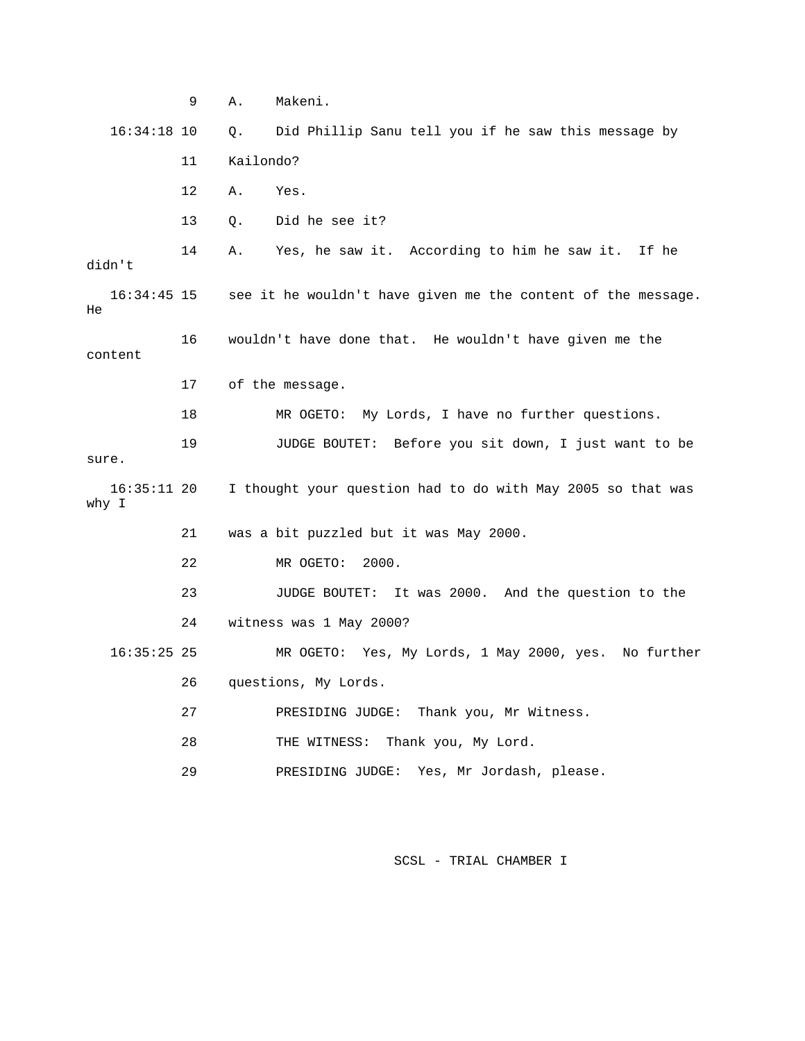9 A. Makeni.

16:34:18 10 Q. Did Phillip Sanu tell you if he saw this message by

11 Kailondo?

12 A. Yes.

13 Q. Did he see it?

14 A. Yes, he saw it. According to him he saw it. If he didn't

16:34:45 15 see it he wouldn't have given me the content of the message. He

16 wouldn't have done that. He wouldn't have given me the content

17 of the message.

18 MR OGETO: My Lords, I have no further questions.

19 JUDGE BOUTET: Before you sit down, I just want to be sure.

16:35:11 20 I thought your question had to do with May 2005 so that was why I

21 was a bit puzzled but it was May 2000.

22 MR OGETO: 2000.

23 JUDGE BOUTET: It was 2000. And the question to the

24 witness was 1 May 2000?

16:35:25 25 MR OGETO: Yes, My Lords, 1 May 2000, yes. No further

26 questions, My Lords.

27 PRESIDING JUDGE: Thank you, Mr Witness.

28 THE WITNESS: Thank you, My Lord.

29 PRESIDING JUDGE: Yes, Mr Jordash, please.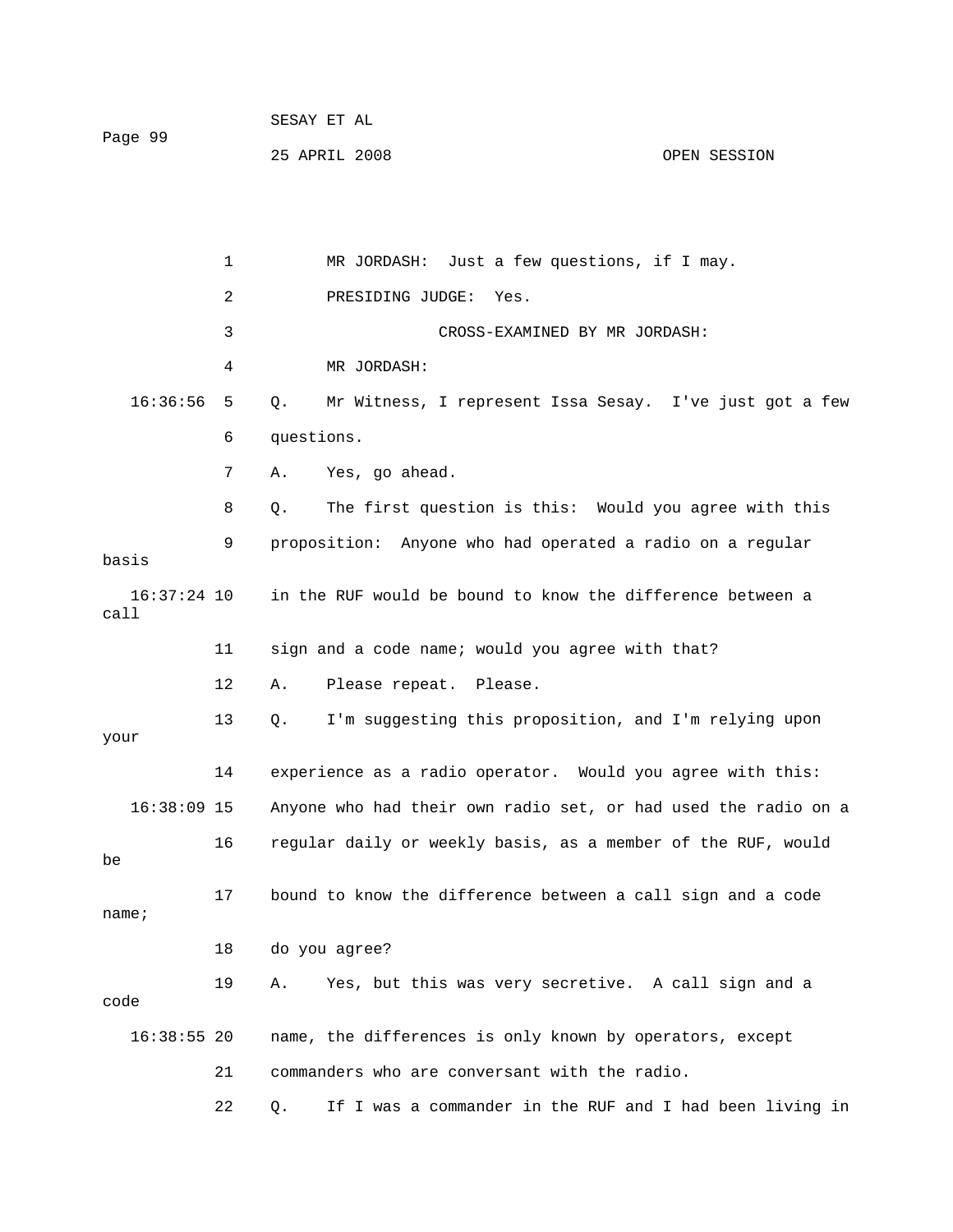MR JORDASH: Just a few questions, if I may.

PRESIDING JUDGE: Yes.

CROSS-EXAMINED BY MR JORDASH:

MR JORDASH:

Q. Mr Witness, I represent Issa Sesay. I've just got a few questions.

A. Yes, go ahead.

Q. The first question is this: Would you agree with this proposition: Anyone who had operated a radio on a regular basis in the RUF would be bound to know the difference between a call sign and a code name; would you agree with that?

A. Please repeat. Please.

Q. I'm suggesting this proposition, and I'm relying upon your experience as a radio operator. Would you agree with this: Anyone who had their own radio set, or had used the radio on a regular daily or weekly basis, as a member of the RUF, would be bound to know the difference between a call sign and a code name; do you agree?

A. Yes, but this was very secretive. A call sign and a code name, the differences is only known by operators, except commanders who are conversant with the radio.

Q. If I was a commander in the RUF and I had been living in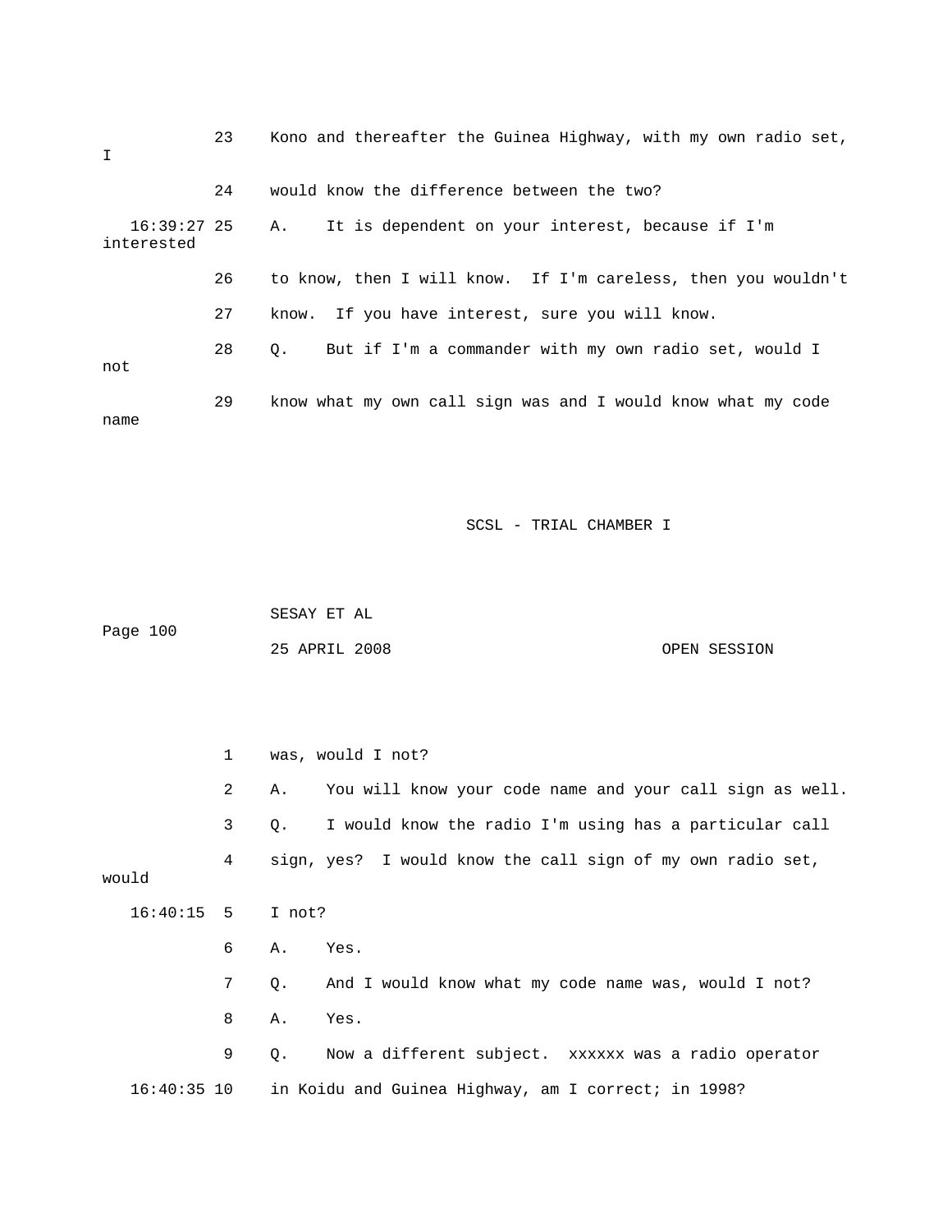23 Kono and thereafter the Guinea Highway, with my own radio set, I

24 would know the difference between the two?

16:39:27 25 A. It is dependent on your interest, because if I'm interested

26 to know, then I will know. If I'm careless, then you wouldn't

27 know. If you have interest, sure you will know.

28 Q. But if I'm a commander with my own radio set, would I not

29 know what my own call sign was and I would know what my code name

1 was, would I not?

2 A. You will know your code name and your call sign as well.

3 Q. I would know the radio I'm using has a particular call

4 sign, yes? I would know the call sign of my own radio set, would

16:40:15 5 I not?

6 A. Yes.

7 Q. And I would know what my code name was, would I not?

8 A. Yes.

9 Q. Now a different subject. xxxxxx was a radio operator

16:40:35 10 in Koidu and Guinea Highway, am I correct; in 1998?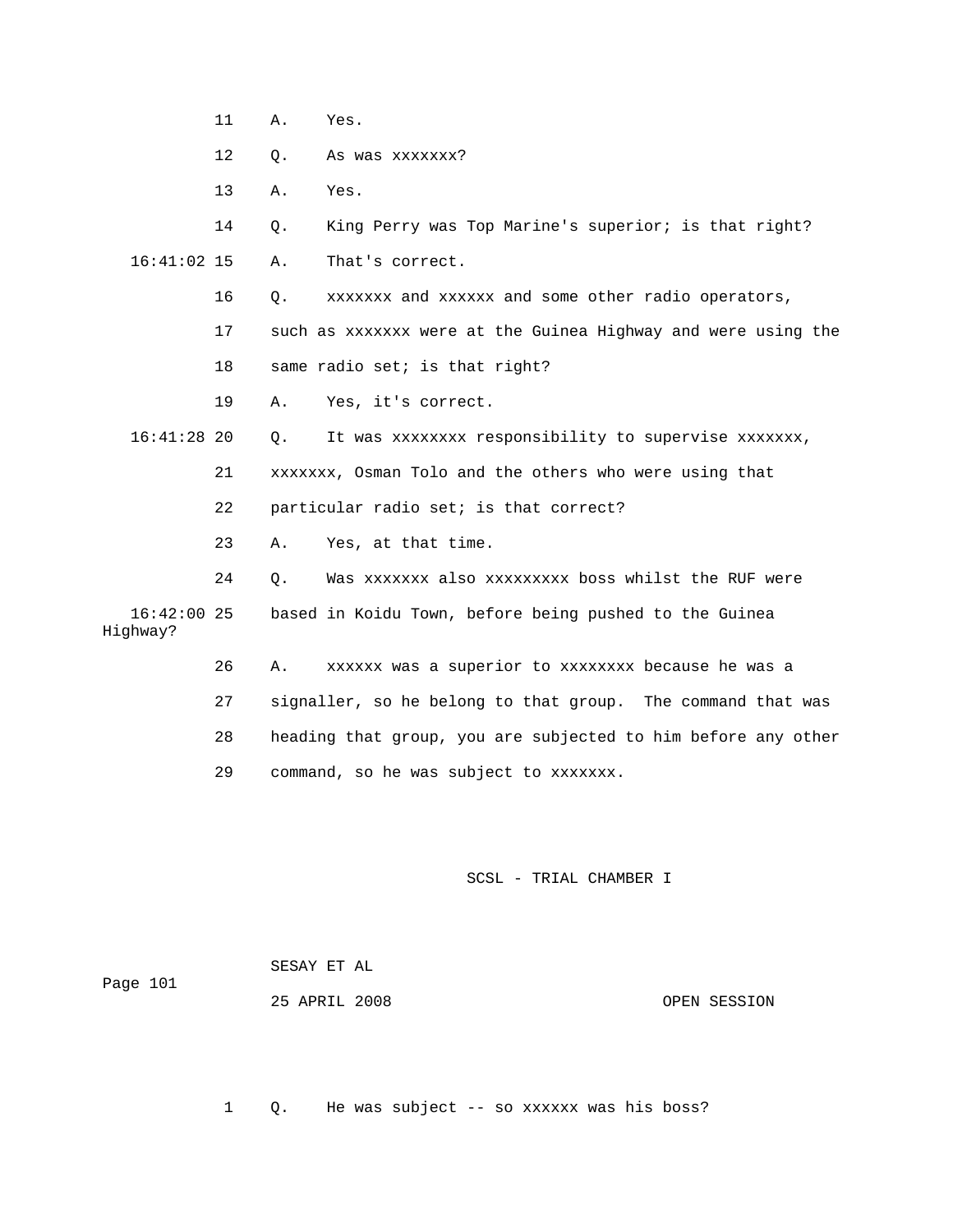11 A. Yes.

12 Q. As was xxxxxxx?

13 A. Yes.

14 Q. King Perry was Top Marine's superior; is that right?

16:41:02 15 A. That's correct.

16 Q. xxxxxxx and xxxxxx and some other radio operators,

17 such as xxxxxxx were at the Guinea Highway and were using the

18 same radio set; is that right?

19 A. Yes, it's correct.

16:41:28 20 Q. It was xxxxxxxx responsibility to supervise xxxxxxx,

21 xxxxxxx, Osman Tolo and the others who were using that

22 particular radio set; is that correct?

23 A. Yes, at that time.

24 Q. Was xxxxxxx also xxxxxxxxx boss whilst the RUF were

16:42:00 25 based in Koidu Town, before being pushed to the Guinea Highway?

26 A. xxxxxx was a superior to xxxxxxxx because he was a

27 signaller, so he belong to that group. The command that was

28 heading that group, you are subjected to him before any other

29 command, so he was subject to xxxxxxx.

SCSL - TRIAL CHAMBER I

SESAY ET AL

25 APRIL 2008 OPEN SESSION

1 Q. He was subject -- so xxxxxx was his boss?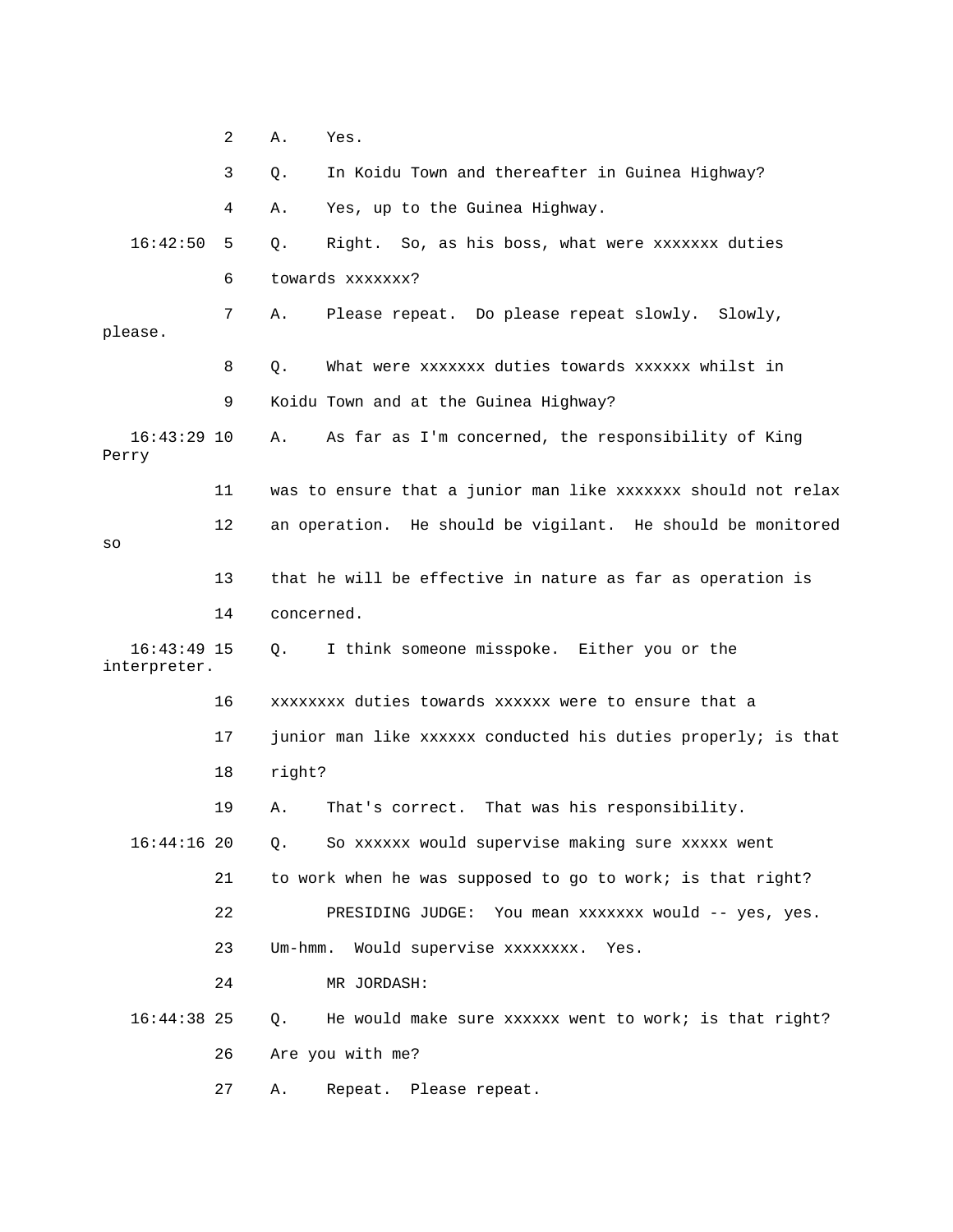2 A. Yes.

3 Q. In Koidu Town and thereafter in Guinea Highway?

4 A. Yes, up to the Guinea Highway.

16:42:50 5 Q. Right. So, as his boss, what were xxxxxxx duties

6 towards xxxxxxx?

7 A. Please repeat. Do please repeat slowly. Slowly, please.

8 Q. What were xxxxxxx duties towards xxxxxx whilst in

9 Koidu Town and at the Guinea Highway?

16:43:29 10 A. As far as I'm concerned, the responsibility of King Perry

11 was to ensure that a junior man like xxxxxxx should not relax

12 an operation. He should be vigilant. He should be monitored so

13 that he will be effective in nature as far as operation is

14 concerned.

16:43:49 15 Q. I think someone misspoke. Either you or the interpreter.

16 xxxxxxxx duties towards xxxxxx were to ensure that a

17 junior man like xxxxxx conducted his duties properly; is that

18 right?

19 A. That's correct. That was his responsibility.

16:44:16 20 Q. So xxxxxx would supervise making sure xxxxx went

21 to work when he was supposed to go to work; is that right?

22 PRESIDING JUDGE: You mean xxxxxxx would -- yes, yes.

23 Um-hmm. Would supervise xxxxxxxx. Yes.

24 MR JORDASH:

16:44:38 25 Q. He would make sure xxxxxx went to work; is that right?

26 Are you with me?

27 A. Repeat. Please repeat.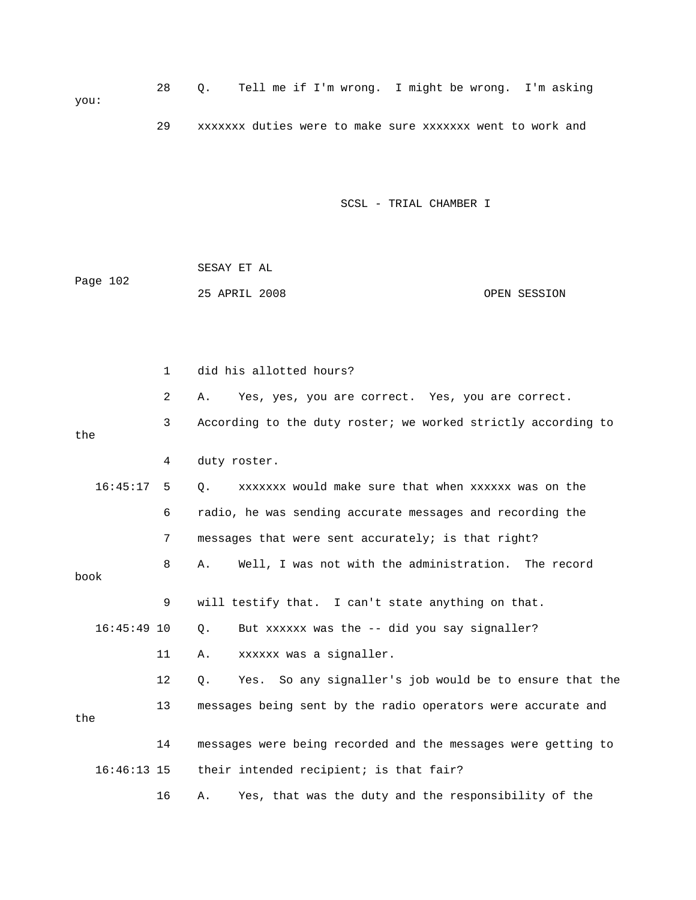28 Q. Tell me if I'm wrong. I might be wrong. I'm asking you:

29 xxxxxxx duties were to make sure xxxxxxx went to work and

1 did his allotted hours?

2 A. Yes, yes, you are correct. Yes, you are correct.

3 According to the duty roster; we worked strictly according to the

4 duty roster.

16:45:17 5 Q. xxxxxxx would make sure that when xxxxxx was on the

6 radio, he was sending accurate messages and recording the

7 messages that were sent accurately; is that right?

8 A. Well, I was not with the administration. The record book

9 will testify that. I can't state anything on that.

16:45:49 10 Q. But xxxxxx was the -- did you say signaller?

11 A. xxxxxx was a signaller.

12 Q. Yes. So any signaller's job would be to ensure that the

13 messages being sent by the radio operators were accurate and the

14 messages were being recorded and the messages were getting to

16:46:13 15 their intended recipient; is that fair?

16 A. Yes, that was the duty and the responsibility of the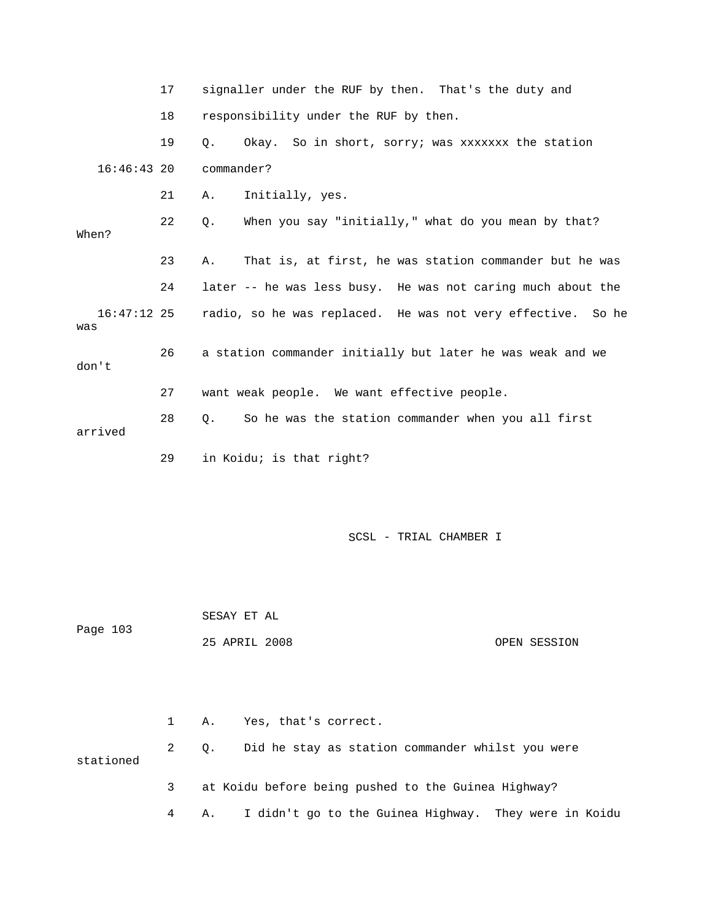17 signaller under the RUF by then. That's the duty and

18 responsibility under the RUF by then.

19 Q. Okay. So in short, sorry; was xxxxxxx the station

16:46:43 20 commander?

21 A. Initially, yes.

22 Q. When you say "initially," what do you mean by that? When?

23 A. That is, at first, he was station commander but he was

24 later -- he was less busy. He was not caring much about the

16:47:12 25 radio, so he was replaced. He was not very effective. So he was

26 a station commander initially but later he was weak and we don't

27 want weak people. We want effective people.

28 Q. So he was the station commander when you all first arrived

29 in Koidu; is that right?

1 A. Yes, that's correct.

2 Q. Did he stay as station commander whilst you were stationed

3 at Koidu before being pushed to the Guinea Highway?

4 A. I didn't go to the Guinea Highway. They were in Koidu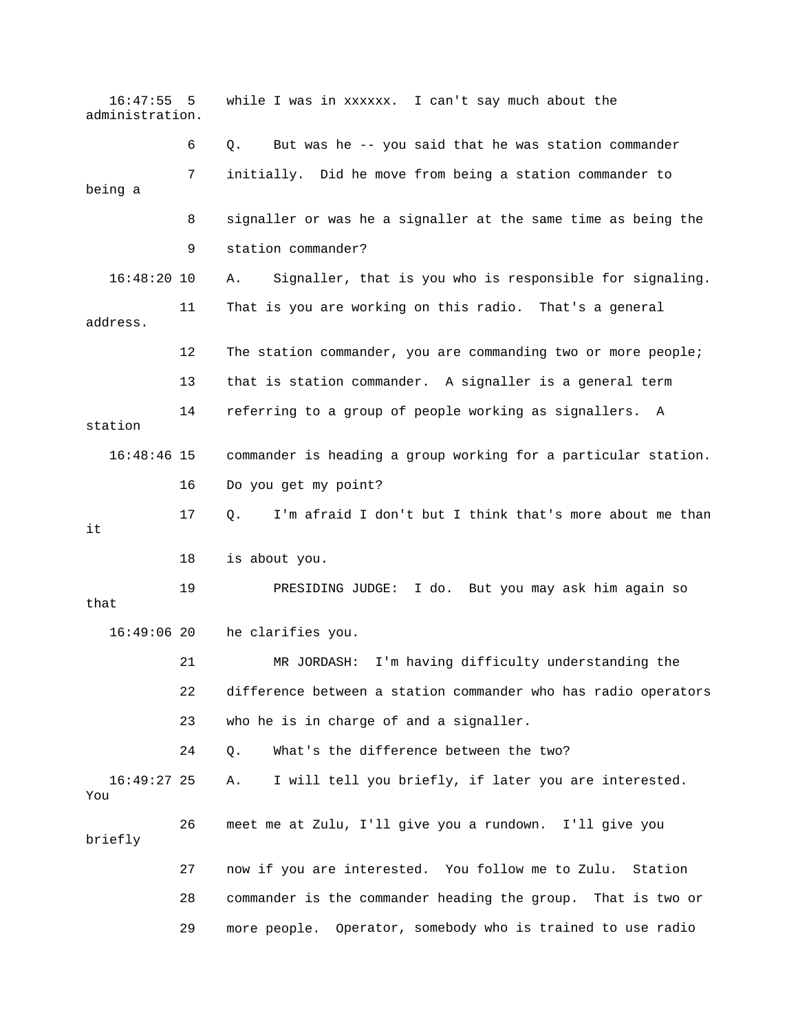16:47:55 5 while I was in xxxxxx. I can't say much about the administration.

6 Q. But was he -- you said that he was station commander

7 initially. Did he move from being a station commander to being a

8 signaller or was he a signaller at the same time as being the

9 station commander?

16:48:20 10 A. Signaller, that is you who is responsible for signaling.

11 That is you are working on this radio. That's a general address.

12 The station commander, you are commanding two or more people;

13 that is station commander. A signaller is a general term

14 referring to a group of people working as signallers. A station

16:48:46 15 commander is heading a group working for a particular station.

16 Do you get my point?

17 Q. I'm afraid I don't but I think that's more about me than it

18 is about you.

19 PRESIDING JUDGE: I do. But you may ask him again so that

16:49:06 20 he clarifies you.

21 MR JORDASH: I'm having difficulty understanding the

22 difference between a station commander who has radio operators

23 who he is in charge of and a signaller.

24 Q. What's the difference between the two?

16:49:27 25 A. I will tell you briefly, if later you are interested. You

26 meet me at Zulu, I'll give you a rundown. I'll give you briefly

27 now if you are interested. You follow me to Zulu. Station

28 commander is the commander heading the group. That is two or

29 more people. Operator, somebody who is trained to use radio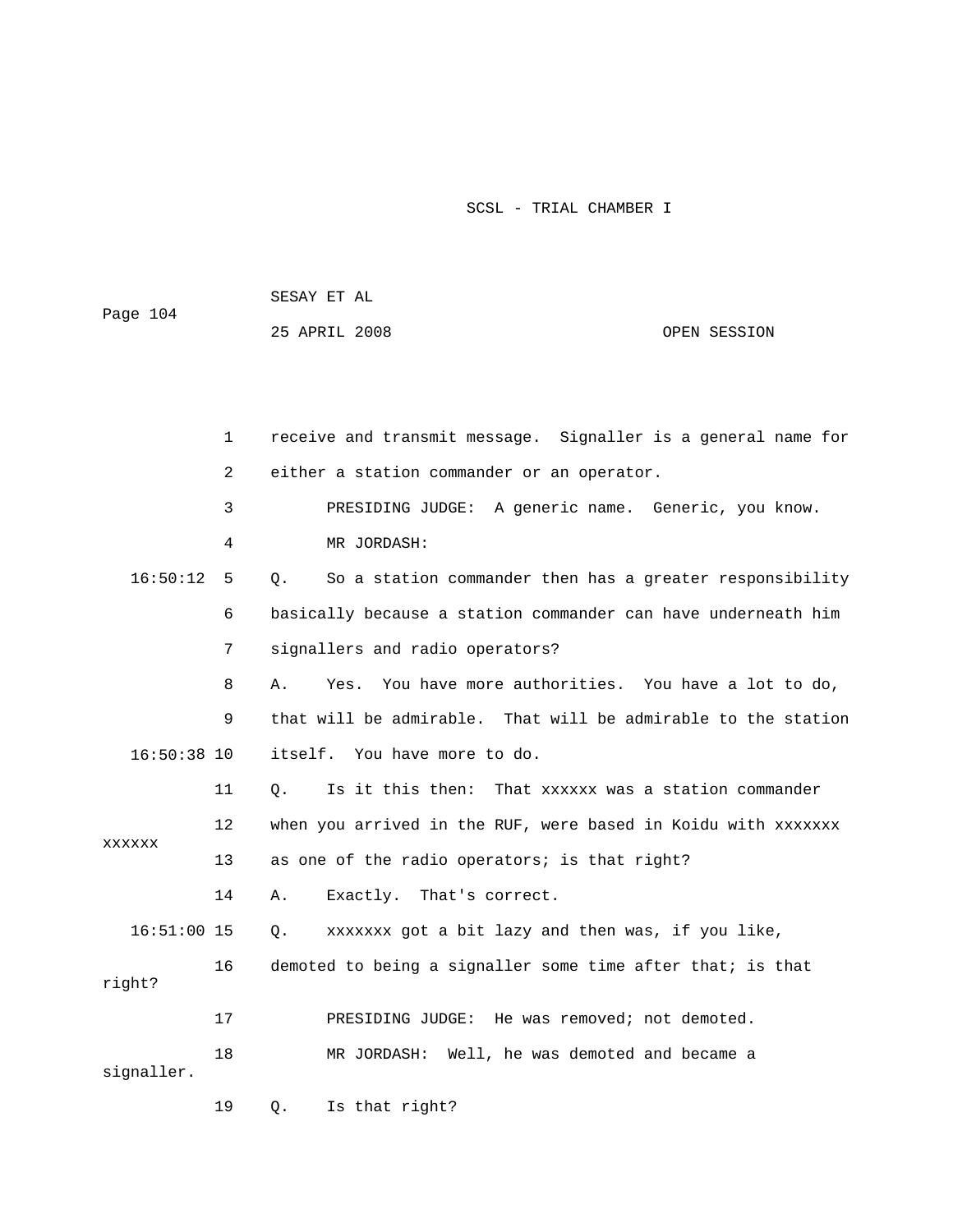1 receive and transmit message. Signaller is a general name for

2 either a station commander or an operator.

3 PRESIDING JUDGE: A generic name. Generic, you know.

4 MR JORDASH:

16:50:12 5 Q. So a station commander then has a greater responsibility

6 basically because a station commander can have underneath him

7 signallers and radio operators?

8 A. Yes. You have more authorities. You have a lot to do,

9 that will be admirable. That will be admirable to the station

16:50:38 10 itself. You have more to do.

11 Q. Is it this then: That xxxxxx was a station commander

12 when you arrived in the RUF, were based in Koidu with xxxxxxx xxxxxx

13 as one of the radio operators; is that right?

14 A. Exactly. That's correct.

16:51:00 15 Q. xxxxxxx got a bit lazy and then was, if you like,

16 demoted to being a signaller some time after that; is that right?

17 PRESIDING JUDGE: He was removed; not demoted.

18 MR JORDASH: Well, he was demoted and became a signaller.

19 Q. Is that right?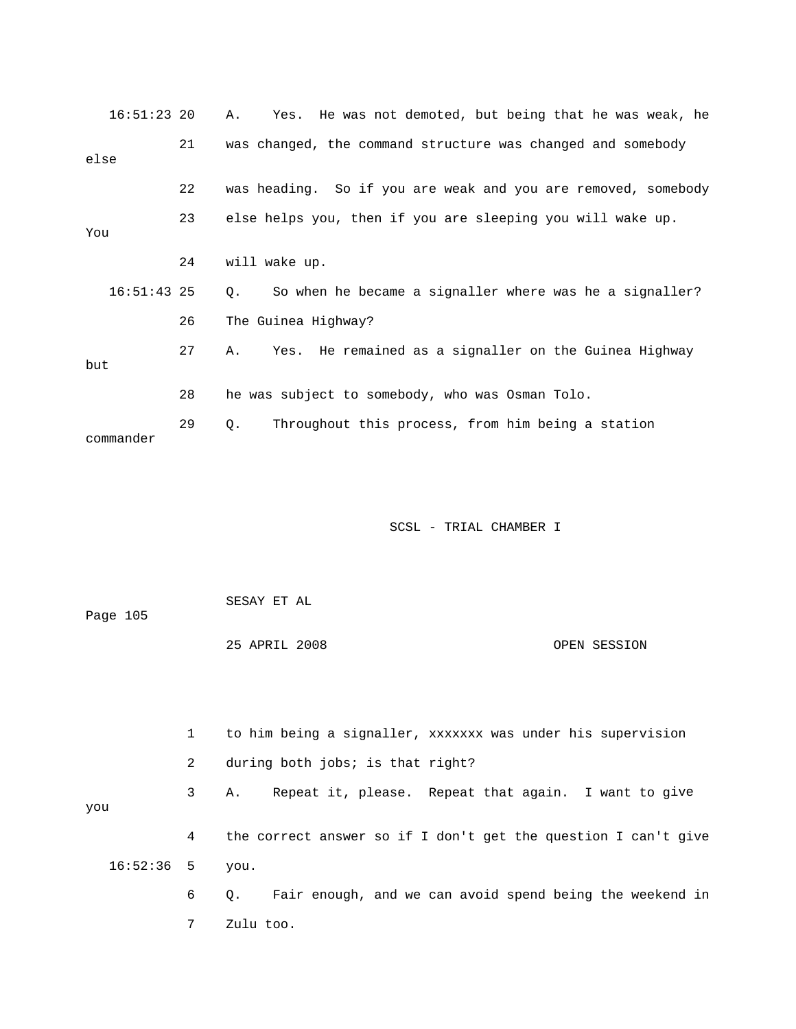16:51:23 20 A. Yes. He was not demoted, but being that he was weak, he

21 was changed, the command structure was changed and somebody else

22 was heading. So if you are weak and you are removed, somebody

23 else helps you, then if you are sleeping you will wake up. You

24 will wake up.

16:51:43 25 Q. So when he became a signaller where was he a signaller?

26 The Guinea Highway?

27 A. Yes. He remained as a signaller on the Guinea Highway but

28 he was subject to somebody, who was Osman Tolo.

29 Q. Throughout this process, from him being a station commander

1 to him being a signaller, xxxxxxx was under his supervision

2 during both jobs; is that right?

3 A. Repeat it, please. Repeat that again. I want to give you

4 the correct answer so if I don't get the question I can't give

16:52:36 5 you.

6 Q. Fair enough, and we can avoid spend being the weekend in

7 Zulu too.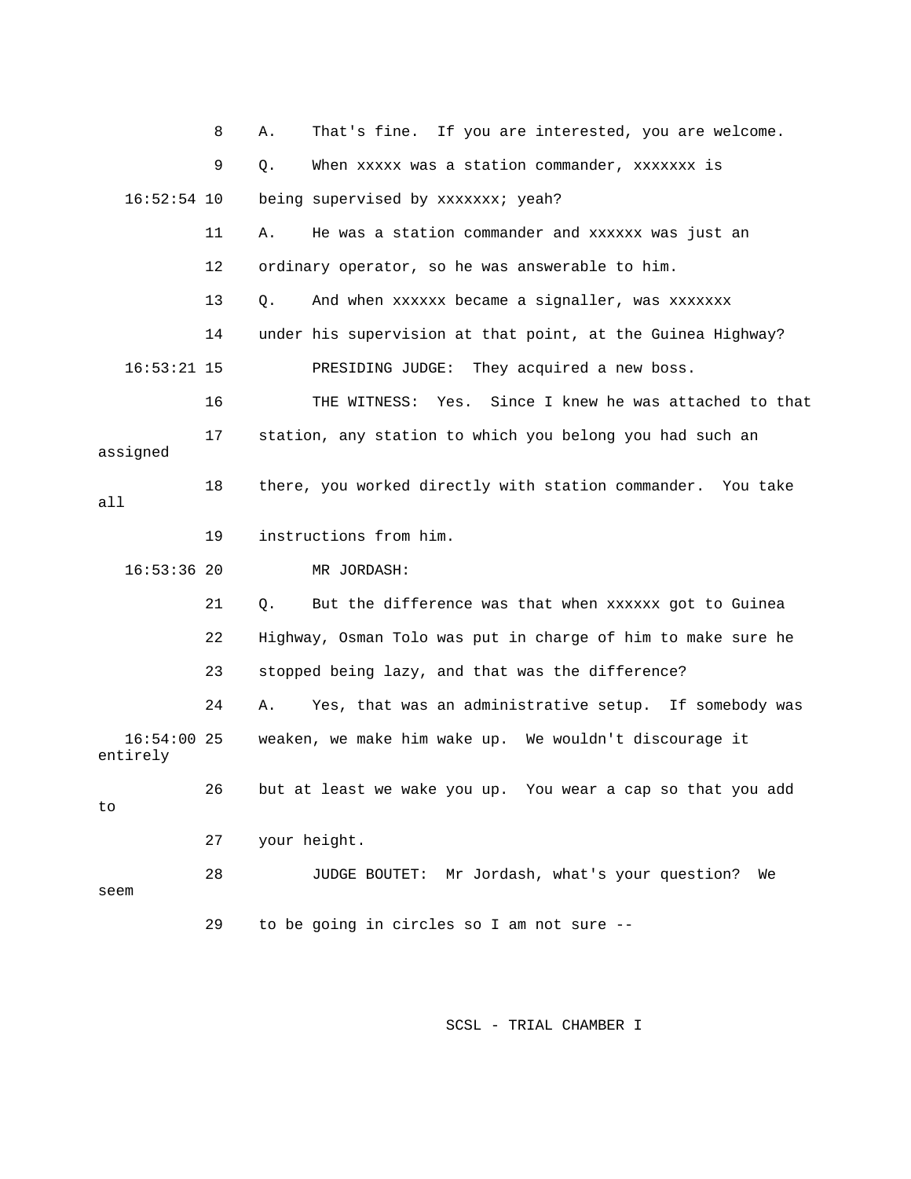8 A. That's fine. If you are interested, you are welcome.

9 Q. When xxxxx was a station commander, xxxxxxx is

16:52:54 10 being supervised by xxxxxxx; yeah?

11 A. He was a station commander and xxxxxx was just an

12 ordinary operator, so he was answerable to him.

13 Q. And when xxxxxx became a signaller, was xxxxxxx

14 under his supervision at that point, at the Guinea Highway?

16:53:21 15 PRESIDING JUDGE: They acquired a new boss.

16 THE WITNESS: Yes. Since I knew he was attached to that

17 station, any station to which you belong you had such an assigned

18 there, you worked directly with station commander. You take all

19 instructions from him.

16:53:36 20 MR JORDASH:

21 Q. But the difference was that when xxxxxx got to Guinea

22 Highway, Osman Tolo was put in charge of him to make sure he

23 stopped being lazy, and that was the difference?

24 A. Yes, that was an administrative setup. If somebody was

16:54:00 25 weaken, we make him wake up. We wouldn't discourage it entirely

26 but at least we wake you up. You wear a cap so that you add to

27 your height.

28 JUDGE BOUTET: Mr Jordash, what's your question? We seem

29 to be going in circles so I am not sure --

SCSL - TRIAL CHAMBER I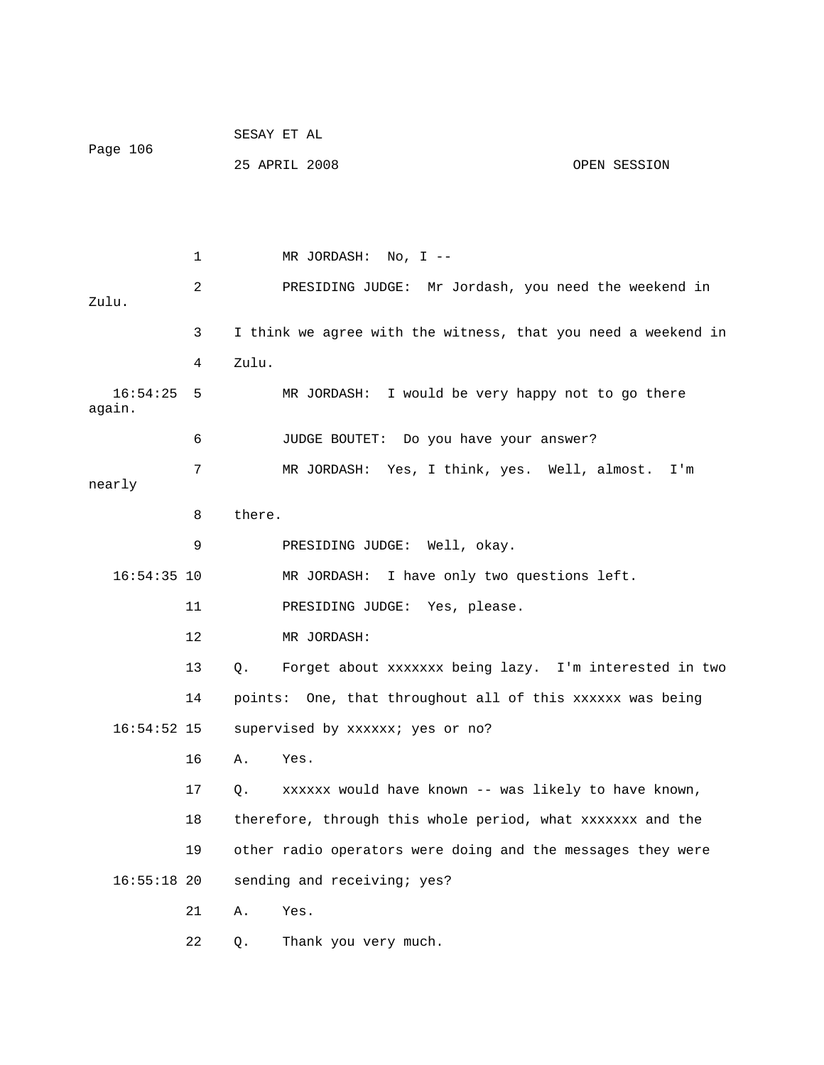1 MR JORDASH: No, I --

2 PRESIDING JUDGE: Mr Jordash, you need the weekend in Zulu.

3 I think we agree with the witness, that you need a weekend in

4 Zulu.

16:54:25 5 MR JORDASH: I would be very happy not to go there again.

6 JUDGE BOUTET: Do you have your answer?

7 MR JORDASH: Yes, I think, yes. Well, almost. I'm nearly

8 there.

9 PRESIDING JUDGE: Well, okay.

16:54:35 10 MR JORDASH: I have only two questions left.

11 PRESIDING JUDGE: Yes, please.

12 MR JORDASH:

13 Q. Forget about xxxxxxx being lazy. I'm interested in two

14 points: One, that throughout all of this xxxxxx was being

16:54:52 15 supervised by xxxxxx; yes or no?

16 A. Yes.

17 Q. xxxxxx would have known -- was likely to have known,

18 therefore, through this whole period, what xxxxxxx and the

19 other radio operators were doing and the messages they were

16:55:18 20 sending and receiving; yes?

21 A. Yes.

22 Q. Thank you very much.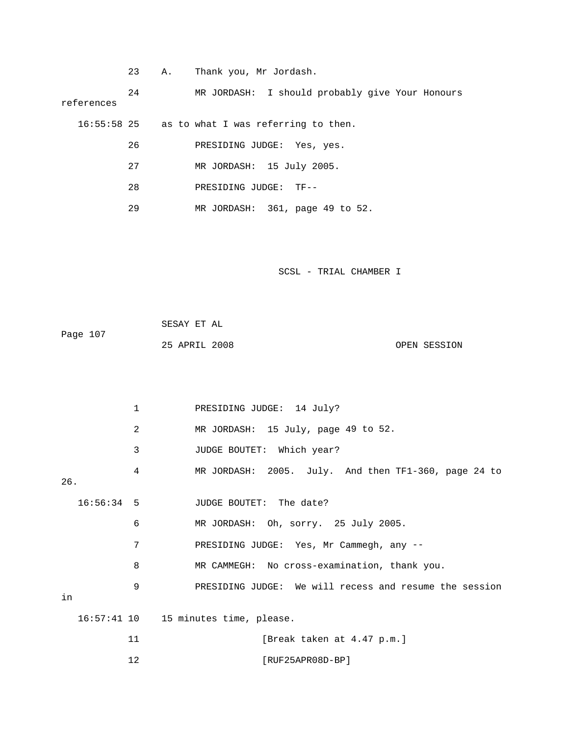23 A. Thank you, Mr Jordash.

24 MR JORDASH: I should probably give Your Honours references

16:55:58 25 as to what I was referring to then.

26 PRESIDING JUDGE: Yes, yes.

27 MR JORDASH: 15 July 2005.

28 PRESIDING JUDGE: TF--

29 MR JORDASH: 361, page 49 to 52.

SCSL - TRIAL CHAMBER I

SESAY ET AL

Page 107

25 APRIL 2008 OPEN SESSION

1 PRESIDING JUDGE: 14 July?

2 MR JORDASH: 15 July, page 49 to 52.

3 JUDGE BOUTET: Which year?

4 MR JORDASH: 2005. July. And then TF1-360, page 24 to 26.

16:56:34 5 JUDGE BOUTET: The date?

6 MR JORDASH: Oh, sorry. 25 July 2005.

7 PRESIDING JUDGE: Yes, Mr Cammegh, any --

8 MR CAMMEGH: No cross-examination, thank you.

9 PRESIDING JUDGE: We will recess and resume the session in

16:57:41 10 15 minutes time, please.

11 [Break taken at 4.47 p.m.]

12 [RUF25APR08D-BP]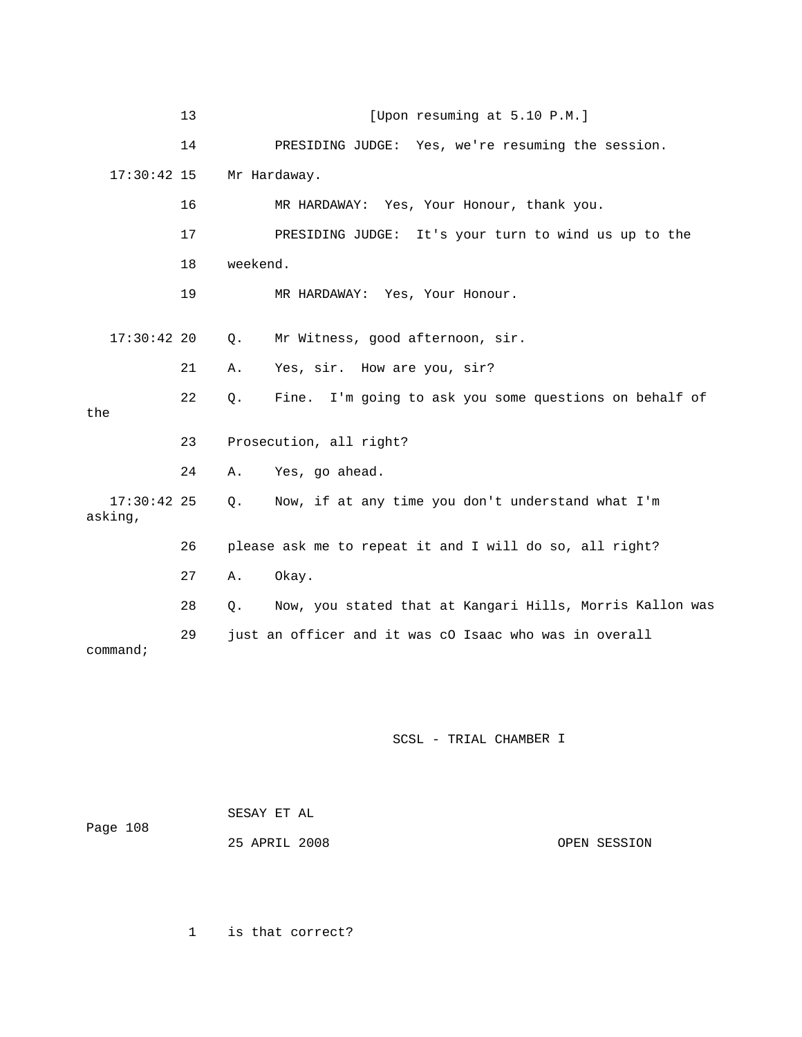13                    [Upon resuming at 5.10 P.M.]

14          PRESIDING JUDGE:  Yes, we're resuming the session.

17:30:42 15    Mr Hardaway.

16          MR HARDAWAY:  Yes, Your Honour, thank you.

17          PRESIDING JUDGE:  It's your turn to wind us up to the

18    weekend.

19          MR HARDAWAY:  Yes, Your Honour.

17:30:42 20    Q.    Mr Witness, good afternoon, sir.

21    A.    Yes, sir.  How are you, sir?

22    Q.    Fine.  I'm going to ask you some questions on behalf of the

23    Prosecution, all right?

24    A.    Yes, go ahead.

17:30:42 25    Q.    Now, if at any time you don't understand what I'm asking,

26    please ask me to repeat it and I will do so, all right?

27    A.    Okay.

28    Q.    Now, you stated that at Kangari Hills, Morris Kallon was

29    just an officer and it was cO Isaac who was in overall command;

1    is that correct?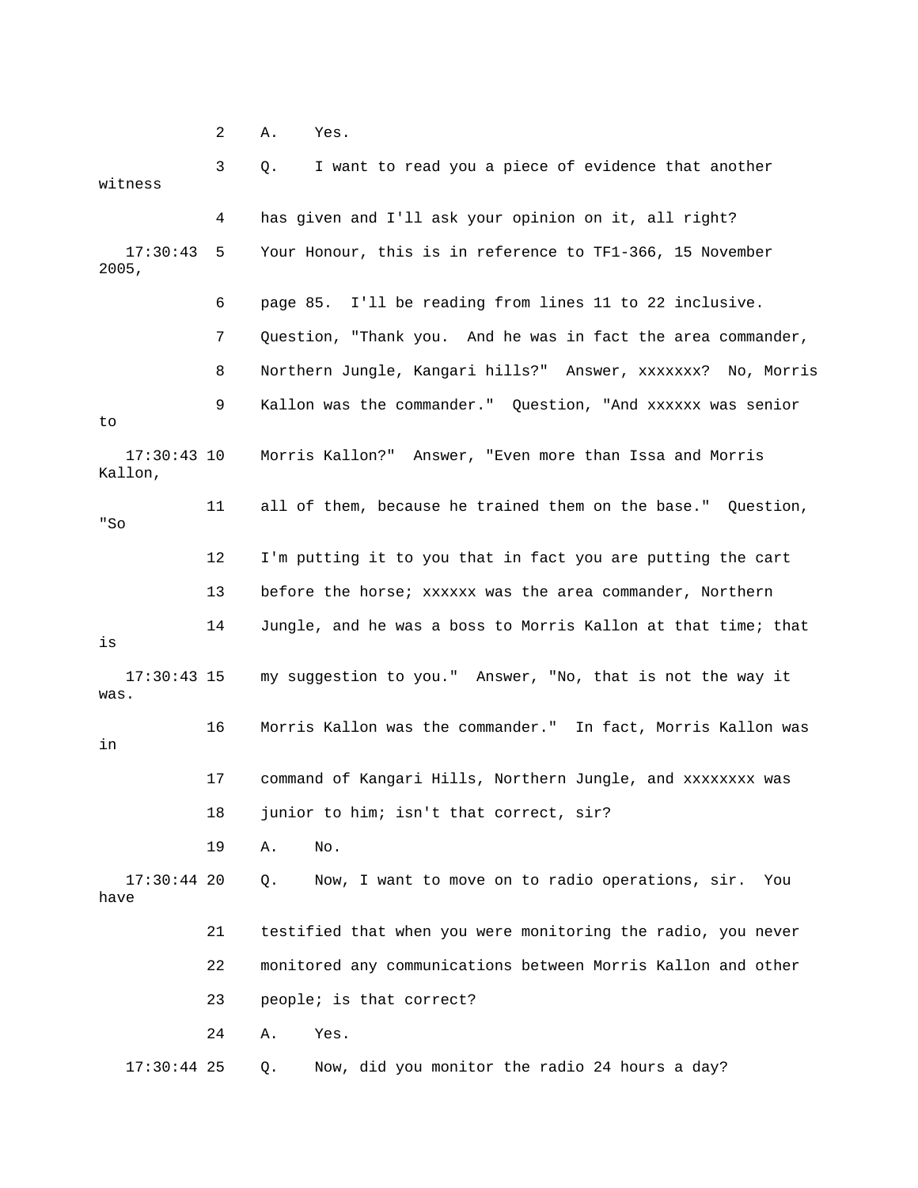2 A. Yes.

3 Q. I want to read you a piece of evidence that another witness

4 has given and I'll ask your opinion on it, all right?

17:30:43 5 Your Honour, this is in reference to TF1-366, 15 November 2005,

6 page 85. I'll be reading from lines 11 to 22 inclusive.

7 Question, "Thank you. And he was in fact the area commander,

8 Northern Jungle, Kangari hills?" Answer, xxxxxxx? No, Morris

9 Kallon was the commander." Question, "And xxxxxx was senior to

17:30:43 10 Morris Kallon?" Answer, "Even more than Issa and Morris Kallon,

11 all of them, because he trained them on the base." Question, "So

12 I'm putting it to you that in fact you are putting the cart

13 before the horse; xxxxxx was the area commander, Northern

14 Jungle, and he was a boss to Morris Kallon at that time; that is

17:30:43 15 my suggestion to you." Answer, "No, that is not the way it was.

16 Morris Kallon was the commander." In fact, Morris Kallon was in

17 command of Kangari Hills, Northern Jungle, and xxxxxxxx was

18 junior to him; isn't that correct, sir?

19 A. No.

17:30:44 20 Q. Now, I want to move on to radio operations, sir. You have

21 testified that when you were monitoring the radio, you never

22 monitored any communications between Morris Kallon and other

23 people; is that correct?

24 A. Yes.

17:30:44 25 Q. Now, did you monitor the radio 24 hours a day?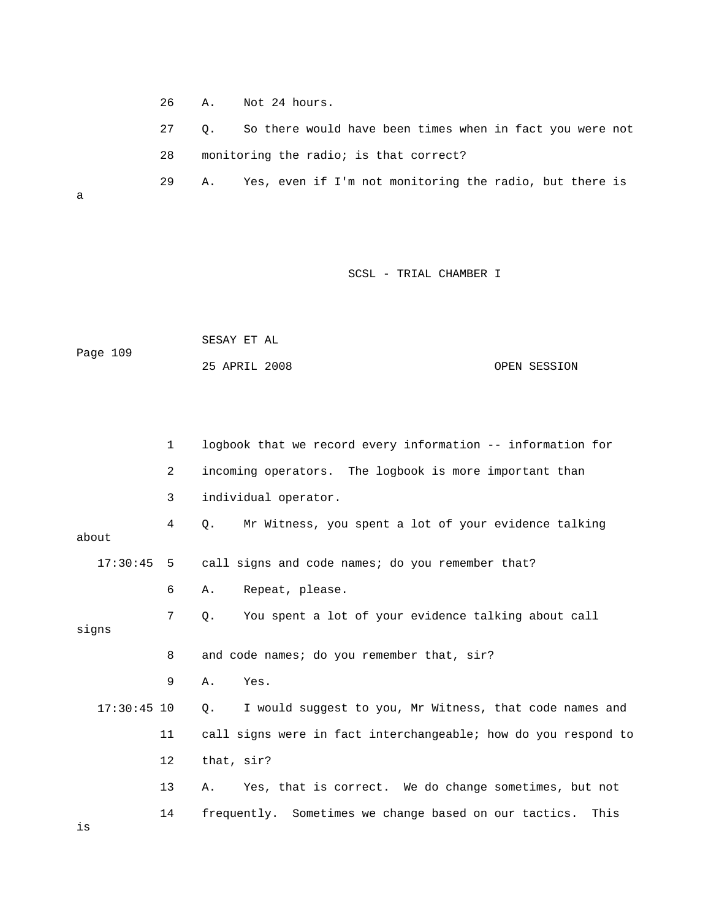26 A. Not 24 hours.

27 Q. So there would have been times when in fact you were not

28 monitoring the radio; is that correct?

29 A. Yes, even if I'm not monitoring the radio, but there is a

1 logbook that we record every information -- information for

2 incoming operators. The logbook is more important than

3 individual operator.

4 Q. Mr Witness, you spent a lot of your evidence talking about

17:30:45 5 call signs and code names; do you remember that?

6 A. Repeat, please.

7 Q. You spent a lot of your evidence talking about call signs

8 and code names; do you remember that, sir?

9 A. Yes.

17:30:45 10 Q. I would suggest to you, Mr Witness, that code names and

11 call signs were in fact interchangeable; how do you respond to

12 that, sir?

13 A. Yes, that is correct. We do change sometimes, but not

14 frequently. Sometimes we change based on our tactics. This is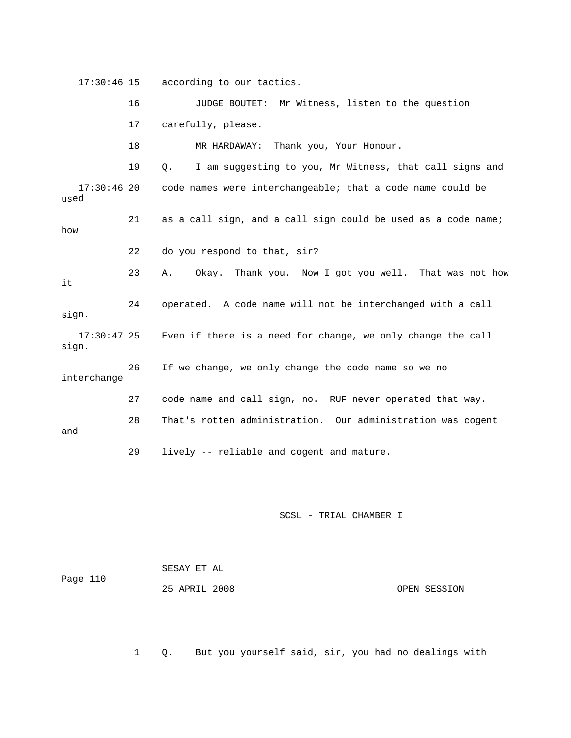17:30:46 15 according to our tactics.

16 JUDGE BOUTET: Mr Witness, listen to the question

17 carefully, please.

18 MR HARDAWAY: Thank you, Your Honour.

19 Q. I am suggesting to you, Mr Witness, that call signs and

17:30:46 20 code names were interchangeable; that a code name could be used

21 as a call sign, and a call sign could be used as a code name; how

22 do you respond to that, sir?

23 A. Okay. Thank you. Now I got you well. That was not how it

24 operated. A code name will not be interchanged with a call sign.

17:30:47 25 Even if there is a need for change, we only change the call sign.

26 If we change, we only change the code name so we no interchange

27 code name and call sign, no. RUF never operated that way.

28 That's rotten administration. Our administration was cogent and

29 lively -- reliable and cogent and mature.

1 Q. But you yourself said, sir, you had no dealings with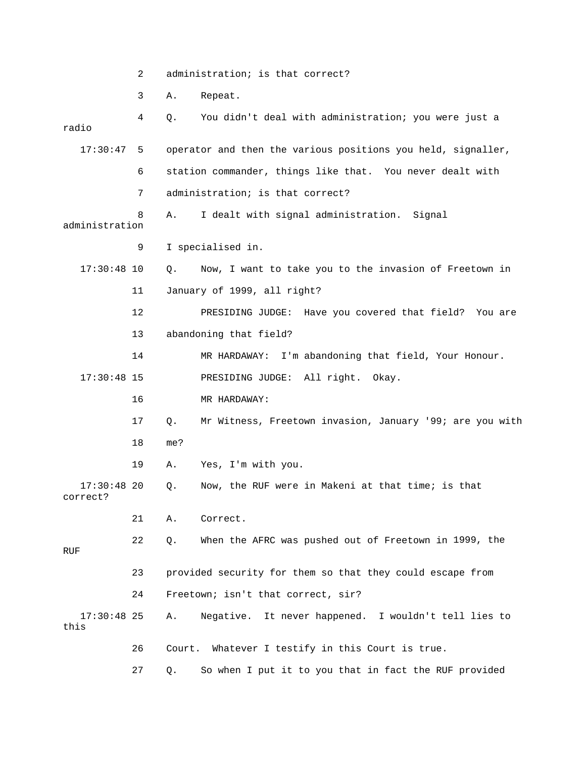2 administration; is that correct?

3 A. Repeat.

4 Q. You didn't deal with administration; you were just a radio

17:30:47 5 operator and then the various positions you held, signaller,

6 station commander, things like that. You never dealt with

7 administration; is that correct?

8 A. I dealt with signal administration. Signal administration

9 I specialised in.

17:30:48 10 Q. Now, I want to take you to the invasion of Freetown in

11 January of 1999, all right?

12 PRESIDING JUDGE: Have you covered that field? You are

13 abandoning that field?

14 MR HARDAWAY: I'm abandoning that field, Your Honour.

17:30:48 15 PRESIDING JUDGE: All right. Okay.

16 MR HARDAWAY:

17 Q. Mr Witness, Freetown invasion, January '99; are you with

18 me?

19 A. Yes, I'm with you.

17:30:48 20 Q. Now, the RUF were in Makeni at that time; is that correct?

21 A. Correct.

22 Q. When the AFRC was pushed out of Freetown in 1999, the RUF

23 provided security for them so that they could escape from

24 Freetown; isn't that correct, sir?

17:30:48 25 A. Negative. It never happened. I wouldn't tell lies to this

26 Court. Whatever I testify in this Court is true.

27 Q. So when I put it to you that in fact the RUF provided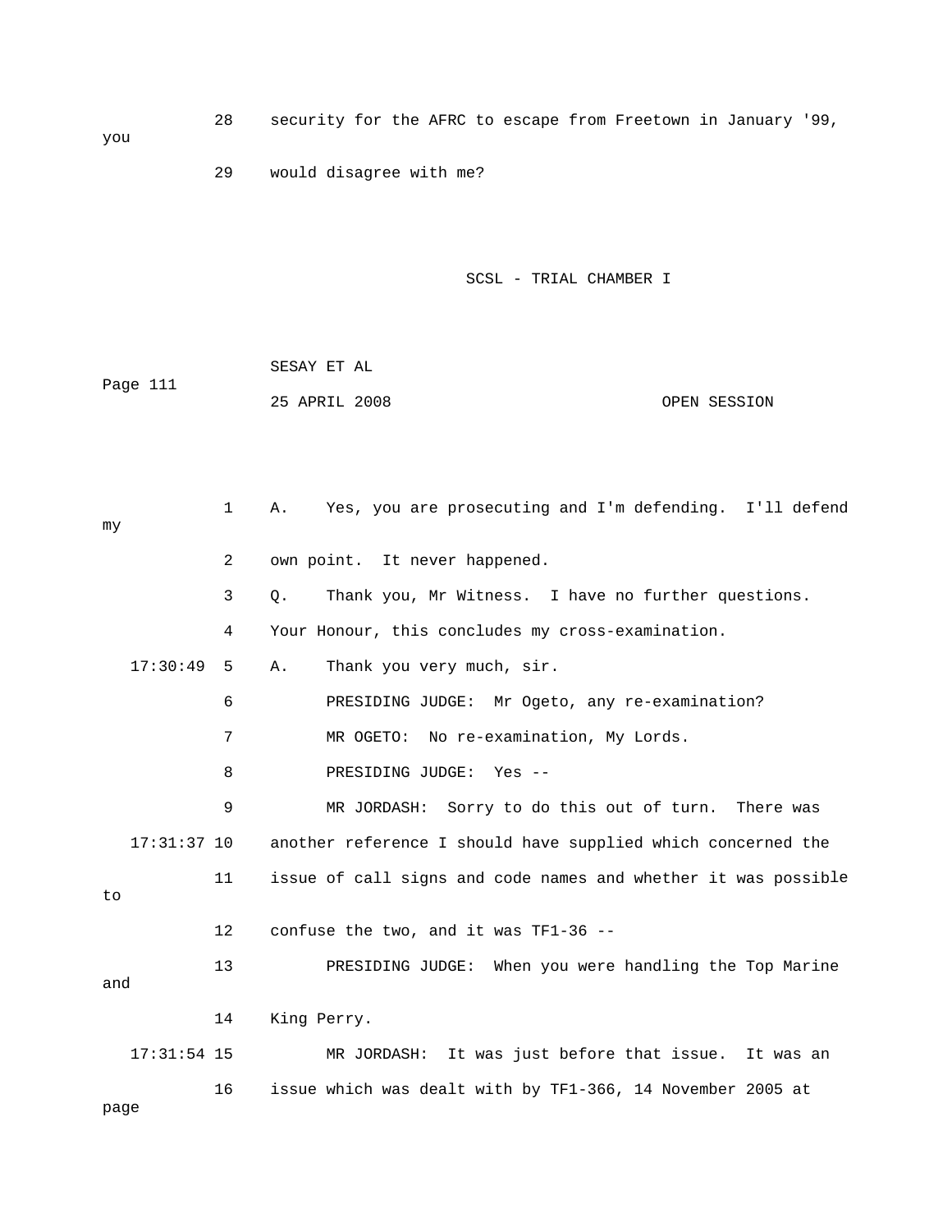28 security for the AFRC to escape from Freetown in January '99, you

29 would disagree with me?

SCSL - TRIAL CHAMBER I

SESAY ET AL

Page 111

25 APRIL 2008 OPEN SESSION

1 A. Yes, you are prosecuting and I'm defending. I'll defend my

2 own point. It never happened.

3 Q. Thank you, Mr Witness. I have no further questions.

4 Your Honour, this concludes my cross-examination.

17:30:49 5 A. Thank you very much, sir.

6 PRESIDING JUDGE: Mr Ogeto, any re-examination?

7 MR OGETO: No re-examination, My Lords.

8 PRESIDING JUDGE: Yes --

9 MR JORDASH: Sorry to do this out of turn. There was

17:31:37 10 another reference I should have supplied which concerned the

11 issue of call signs and code names and whether it was possible to

12 confuse the two, and it was TF1-36 --

13 PRESIDING JUDGE: When you were handling the Top Marine and

14 King Perry.

17:31:54 15 MR JORDASH: It was just before that issue. It was an

16 issue which was dealt with by TF1-366, 14 November 2005 at page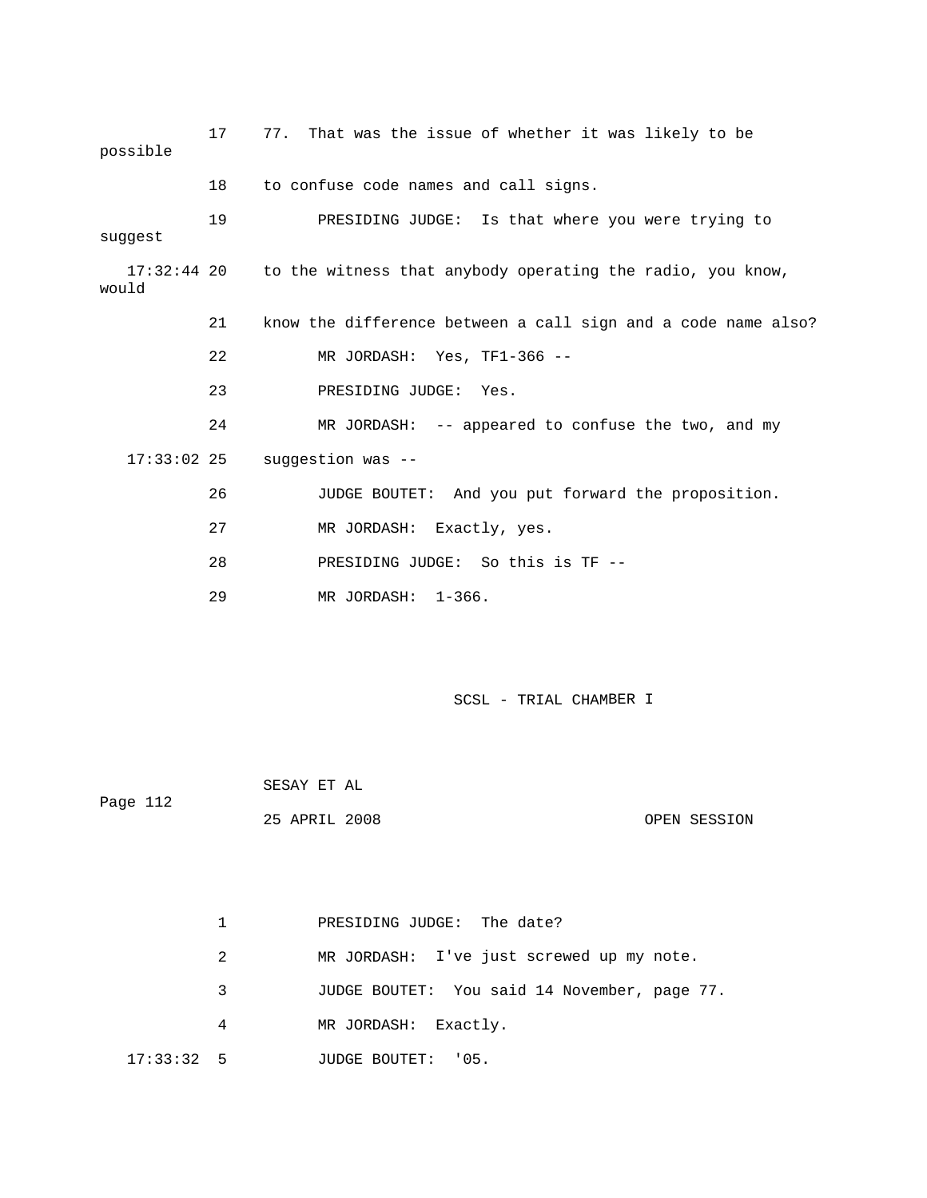17 77. That was the issue of whether it was likely to be possible

18 to confuse code names and call signs.

19 PRESIDING JUDGE: Is that where you were trying to suggest

17:32:44 20 to the witness that anybody operating the radio, you know, would

21 know the difference between a call sign and a code name also?

22 MR JORDASH: Yes, TF1-366 --

23 PRESIDING JUDGE: Yes.

24 MR JORDASH: -- appeared to confuse the two, and my

17:33:02 25 suggestion was --

26 JUDGE BOUTET: And you put forward the proposition.

27 MR JORDASH: Exactly, yes.

28 PRESIDING JUDGE: So this is TF --

29 MR JORDASH: 1-366.

1 PRESIDING JUDGE: The date?

2 MR JORDASH: I've just screwed up my note.

3 JUDGE BOUTET: You said 14 November, page 77.

4 MR JORDASH: Exactly.

17:33:32 5 JUDGE BOUTET: '05.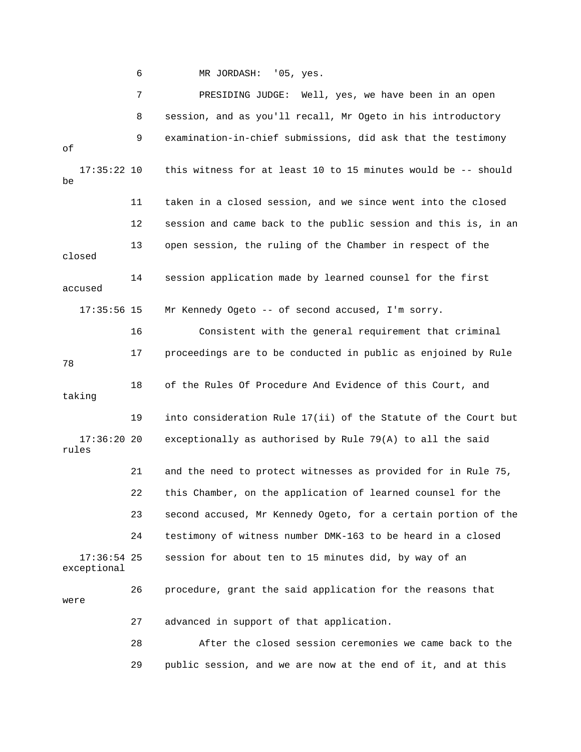6 MR JORDASH: '05, yes.

7 PRESIDING JUDGE: Well, yes, we have been in an open

8 session, and as you'll recall, Mr Ogeto in his introductory

9 examination-in-chief submissions, did ask that the testimony of

17:35:22 10 this witness for at least 10 to 15 minutes would be -- should be

11 taken in a closed session, and we since went into the closed

12 session and came back to the public session and this is, in an

13 open session, the ruling of the Chamber in respect of the closed

14 session application made by learned counsel for the first accused

17:35:56 15 Mr Kennedy Ogeto -- of second accused, I'm sorry.

16 Consistent with the general requirement that criminal

17 proceedings are to be conducted in public as enjoined by Rule 78

18 of the Rules Of Procedure And Evidence of this Court, and taking

19 into consideration Rule 17(ii) of the Statute of the Court but

17:36:20 20 exceptionally as authorised by Rule 79(A) to all the said rules

21 and the need to protect witnesses as provided for in Rule 75,

22 this Chamber, on the application of learned counsel for the

23 second accused, Mr Kennedy Ogeto, for a certain portion of the

24 testimony of witness number DMK-163 to be heard in a closed

17:36:54 25 session for about ten to 15 minutes did, by way of an exceptional

26 procedure, grant the said application for the reasons that were

27 advanced in support of that application.

28 After the closed session ceremonies we came back to the

29 public session, and we are now at the end of it, and at this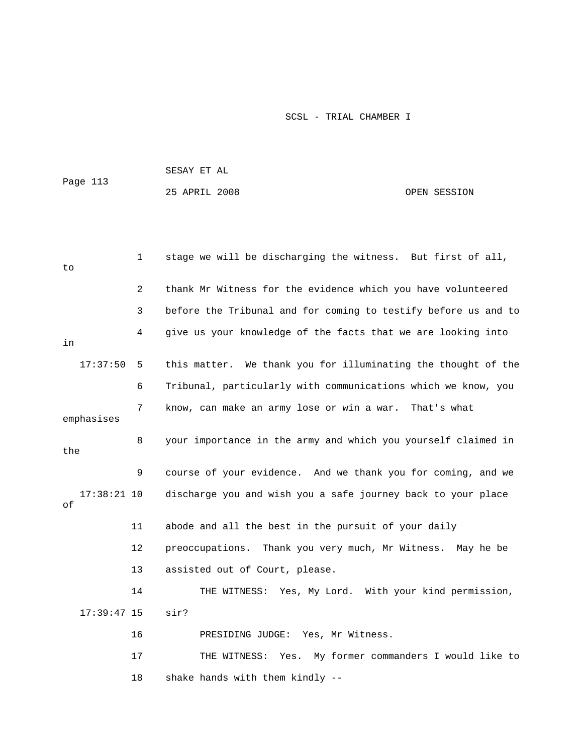stage we will be discharging the witness. But first of all, to thank Mr Witness for the evidence which you have volunteered before the Tribunal and for coming to testify before us and to give us your knowledge of the facts that we are looking into in this matter. We thank you for illuminating the thought of the Tribunal, particularly with communications which we know, you know, can make an army lose or win a war. That's what emphasises your importance in the army and which you yourself claimed in the course of your evidence. And we thank you for coming, and we discharge you and wish you a safe journey back to your place of abode and all the best in the pursuit of your daily preoccupations. Thank you very much, Mr Witness. May he be assisted out of Court, please.

THE WITNESS: Yes, My Lord. With your kind permission, sir?

PRESIDING JUDGE: Yes, Mr Witness.

THE WITNESS: Yes. My former commanders I would like to shake hands with them kindly --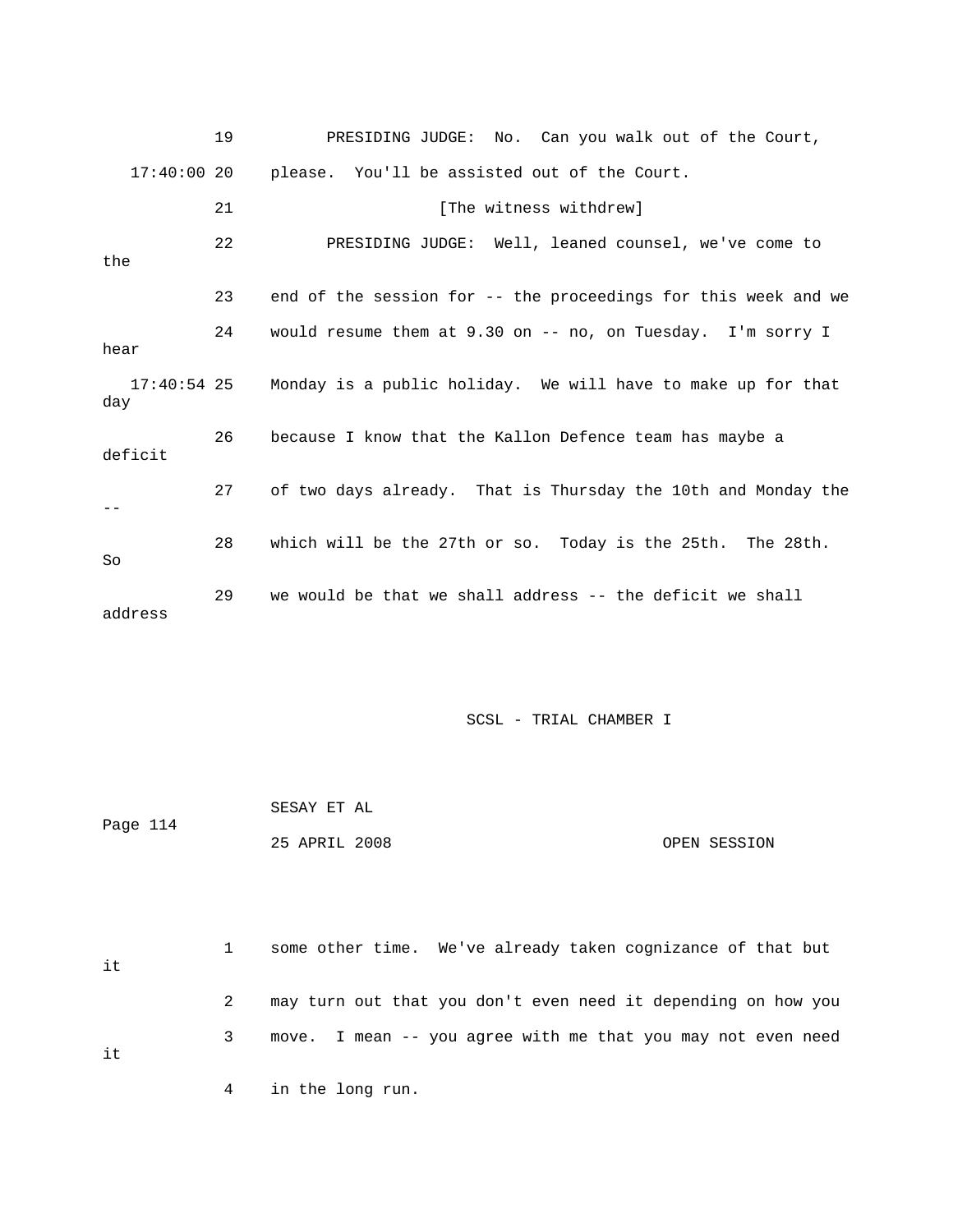19 PRESIDING JUDGE: No. Can you walk out of the Court,

17:40:00 20 please. You'll be assisted out of the Court.

21 [The witness withdrew]

22 PRESIDING JUDGE: Well, leaned counsel, we've come to the

23 end of the session for -- the proceedings for this week and we

24 would resume them at 9.30 on -- no, on Tuesday. I'm sorry I hear

17:40:54 25 Monday is a public holiday. We will have to make up for that day

26 because I know that the Kallon Defence team has maybe a deficit

27 of two days already. That is Thursday the 10th and Monday the --

28 which will be the 27th or so. Today is the 25th. The 28th. So

29 we would be that we shall address -- the deficit we shall address

1 some other time. We've already taken cognizance of that but it

2 may turn out that you don't even need it depending on how you

3 move. I mean -- you agree with me that you may not even need it

4 in the long run.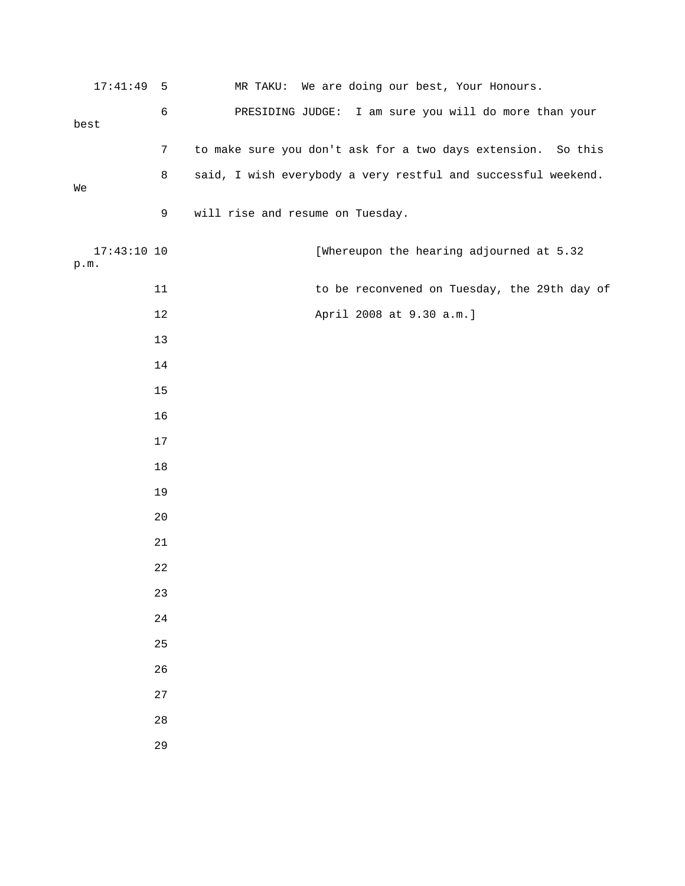17:41:49 5 MR TAKU: We are doing our best, Your Honours.

6 PRESIDING JUDGE: I am sure you will do more than your best

7 to make sure you don't ask for a two days extension. So this

8 said, I wish everybody a very restful and successful weekend. We

9 will rise and resume on Tuesday.

17:43:10 10 [Whereupon the hearing adjourned at 5.32 p.m.

11 to be reconvened on Tuesday, the 29th day of

12 April 2008 at 9.30 a.m.]

13

14

15

16

17

18

19

20

21

22

23

24

25

26

27

28

29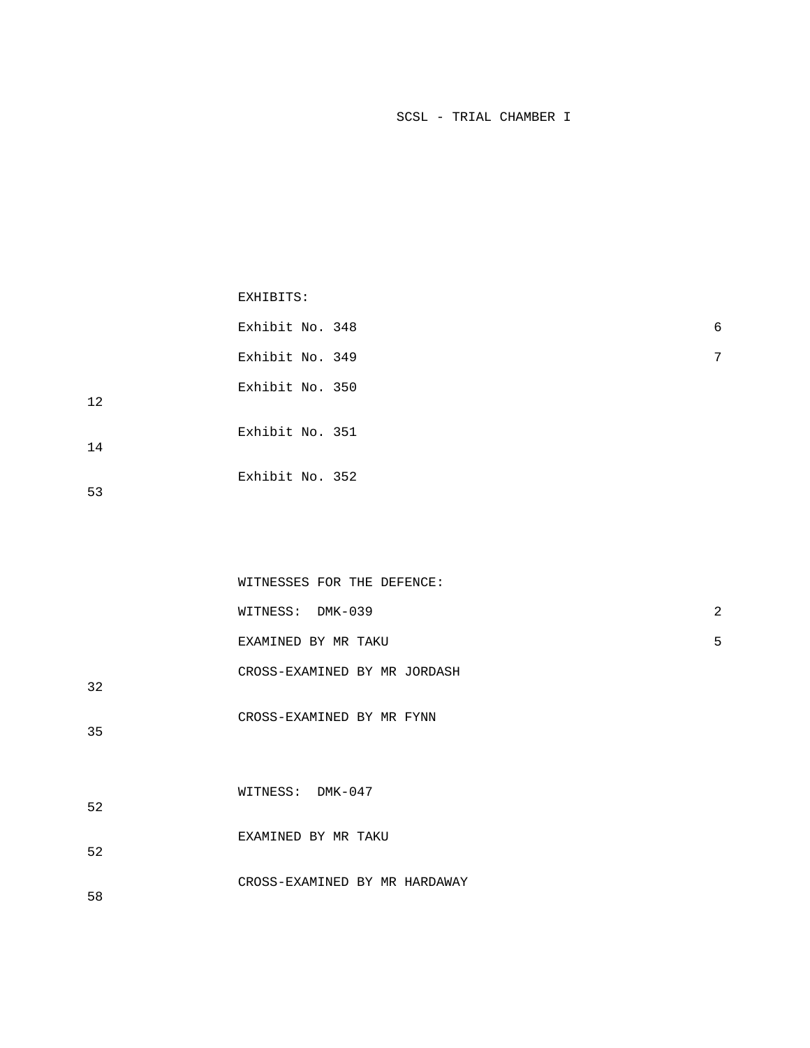SCSL - TRIAL CHAMBER I

EXHIBITS:

| | |
|---|---|
| Exhibit No. 348 | 6 |
| Exhibit No. 349 | 7 |
| Exhibit No. 350 | 12 |
| Exhibit No. 351 | 14 |
| Exhibit No. 352 | 53 |

WITNESSES FOR THE DEFENCE:

| | |
|---|---|
| WITNESS: DMK-039 | 2 |
| EXAMINED BY MR TAKU | 5 |
| CROSS-EXAMINED BY MR JORDASH | 32 |
| CROSS-EXAMINED BY MR FYNN | 35 |
| WITNESS: DMK-047 | 52 |
| EXAMINED BY MR TAKU | 52 |
| CROSS-EXAMINED BY MR HARDAWAY | 58 |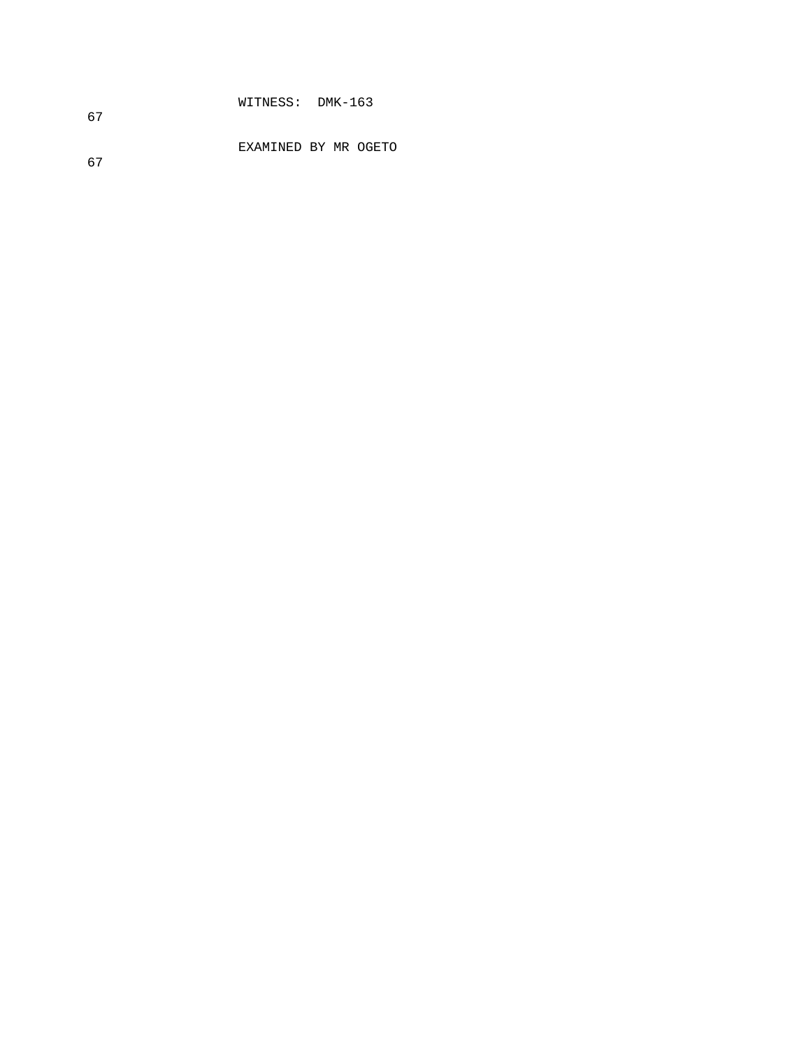WITNESS: DMK-163

67

EXAMINED BY MR OGETO

67